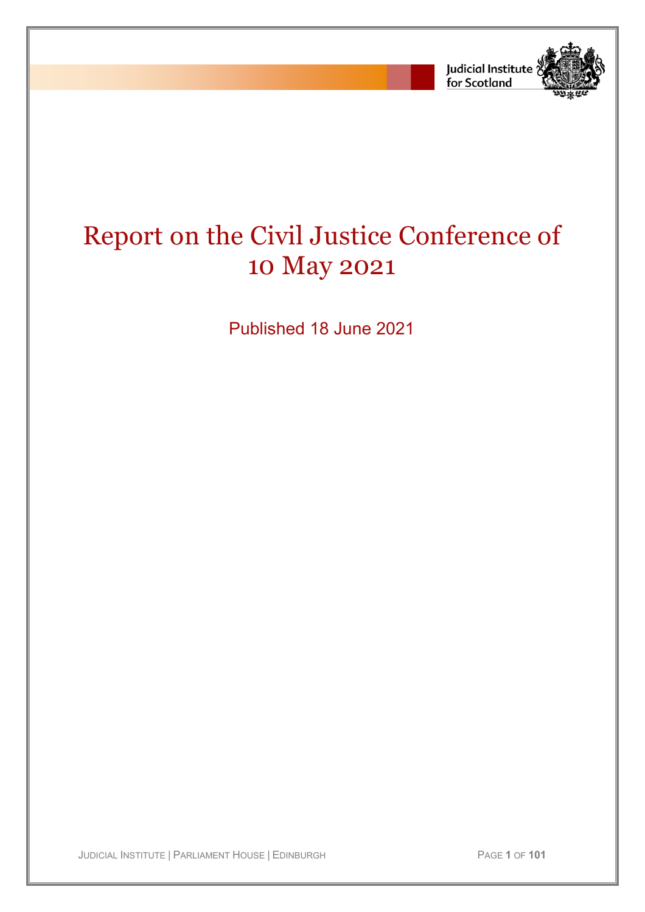Judicial Institute for Scotland

# Report on the Civil Justice Conference of 10 May 2021

Published 18 June 2021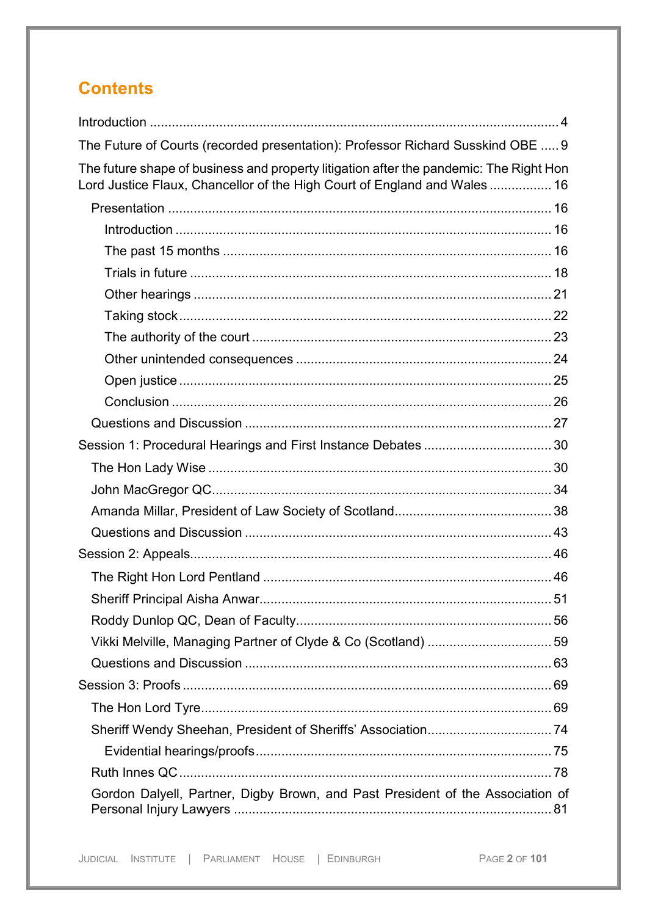# Contents

Introduction ..................................................................................................... 4

The Future of Courts (recorded presentation): Professor Richard Susskind OBE ..... 9

The future shape of business and property litigation after the pandemic: The Right Hon Lord Justice Flaux, Chancellor of the High Court of England and Wales ................. 16

- Presentation ..................................................................................................... 16
  - Introduction ..................................................................................................... 16
  - The past 15 months ......................................................................................... 16
  - Trials in future ................................................................................................. 18
  - Other hearings ................................................................................................. 21
  - Taking stock ..................................................................................................... 22
  - The authority of the court ................................................................................. 23
  - Other unintended consequences ..................................................................... 24
  - Open justice ..................................................................................................... 25
  - Conclusion ....................................................................................................... 26
- Questions and Discussion ................................................................................... 27

Session 1: Procedural Hearings and First Instance Debates ................................... 30

- The Hon Lady Wise ............................................................................................ 30
- John MacGregor QC ........................................................................................... 34
- Amanda Millar, President of Law Society of Scotland .......................................... 38
- Questions and Discussion ................................................................................... 43

Session 2: Appeals ..................................................................................................... 46

- The Right Hon Lord Pentland .............................................................................. 46
- Sheriff Principal Aisha Anwar ............................................................................... 51
- Roddy Dunlop QC, Dean of Faculty ..................................................................... 56
- Vikki Melville, Managing Partner of Clyde & Co (Scotland) .................................. 59
- Questions and Discussion ................................................................................... 63

Session 3: Proofs ....................................................................................................... 69

- The Hon Lord Tyre ............................................................................................... 69
- Sheriff Wendy Sheehan, President of Sheriffs' Association ................................. 74
  - Evidential hearings/proofs ................................................................................. 75
- Ruth Innes QC ...................................................................................................... 78
- Gordon Dalyell, Partner, Digby Brown, and Past President of the Association of Personal Injury Lawyers ...................................................................................... 81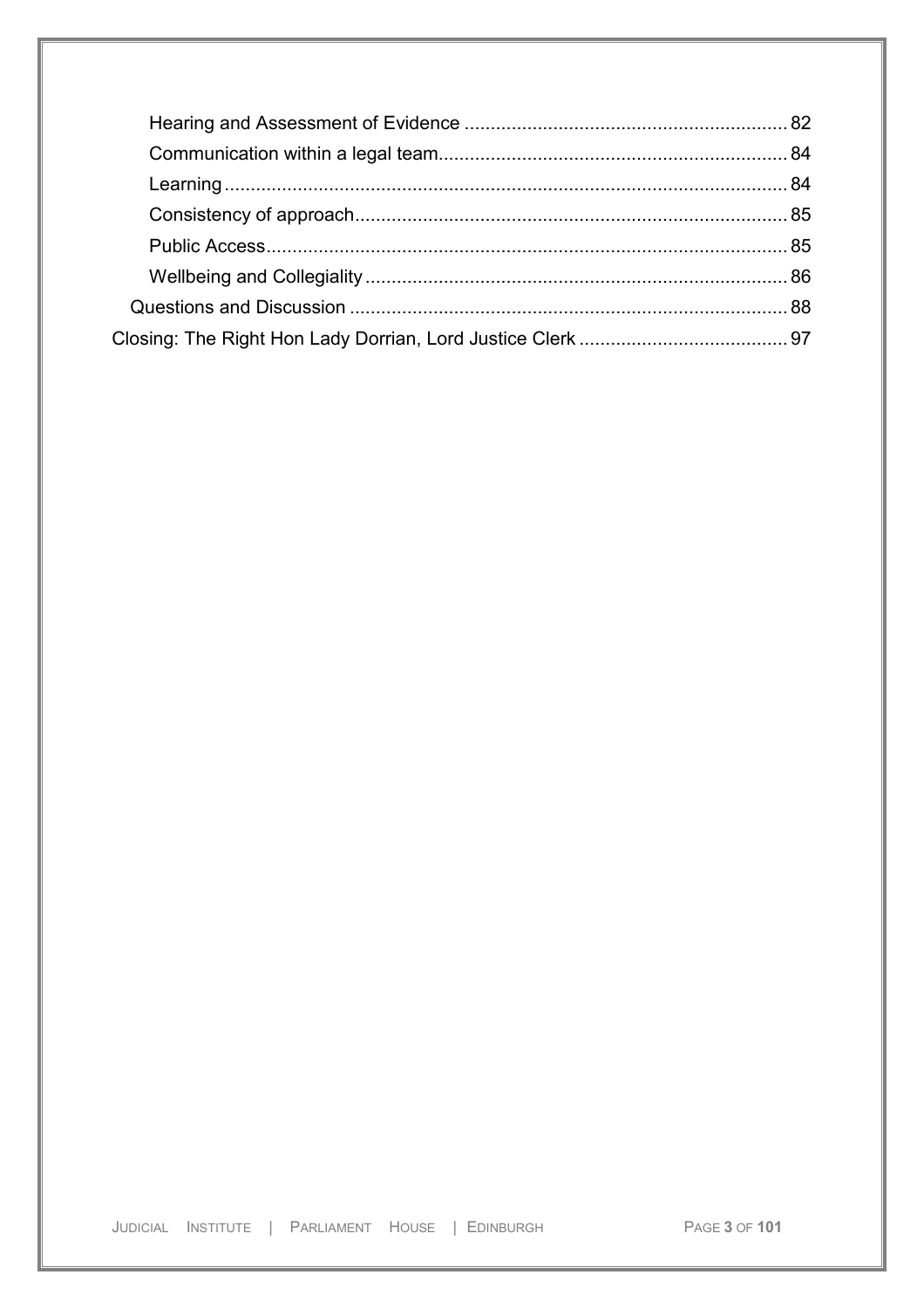- Hearing and Assessment of Evidence ............................................................. 82
- Communication within a legal team.................................................................. 84
- Learning .......................................................................................................... 84
- Consistency of approach.................................................................................. 85
- Public Access................................................................................................... 85
- Wellbeing and Collegiality ................................................................................ 86

Questions and Discussion ................................................................................... 88

Closing: The Right Hon Lady Dorrian, Lord Justice Clerk ....................................... 97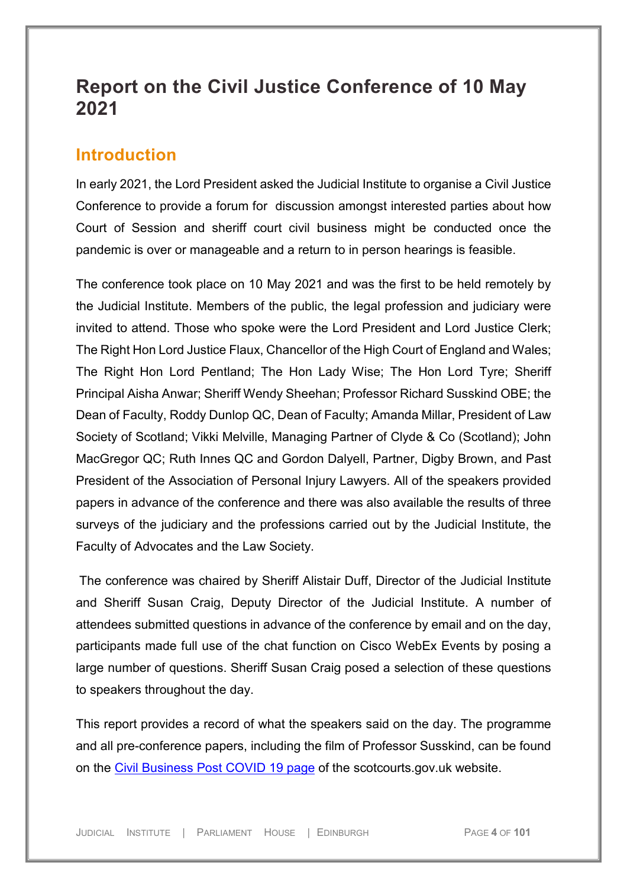# Report on the Civil Justice Conference of 10 May 2021

## Introduction

In early 2021, the Lord President asked the Judicial Institute to organise a Civil Justice Conference to provide a forum for discussion amongst interested parties about how Court of Session and sheriff court civil business might be conducted once the pandemic is over or manageable and a return to in person hearings is feasible.

The conference took place on 10 May 2021 and was the first to be held remotely by the Judicial Institute. Members of the public, the legal profession and judiciary were invited to attend. Those who spoke were the Lord President and Lord Justice Clerk; The Right Hon Lord Justice Flaux, Chancellor of the High Court of England and Wales; The Right Hon Lord Pentland; The Hon Lady Wise; The Hon Lord Tyre; Sheriff Principal Aisha Anwar; Sheriff Wendy Sheehan; Professor Richard Susskind OBE; the Dean of Faculty, Roddy Dunlop QC, Dean of Faculty; Amanda Millar, President of Law Society of Scotland; Vikki Melville, Managing Partner of Clyde & Co (Scotland); John MacGregor QC; Ruth Innes QC and Gordon Dalyell, Partner, Digby Brown, and Past President of the Association of Personal Injury Lawyers. All of the speakers provided papers in advance of the conference and there was also available the results of three surveys of the judiciary and the professions carried out by the Judicial Institute, the Faculty of Advocates and the Law Society.

The conference was chaired by Sheriff Alistair Duff, Director of the Judicial Institute and Sheriff Susan Craig, Deputy Director of the Judicial Institute. A number of attendees submitted questions in advance of the conference by email and on the day, participants made full use of the chat function on Cisco WebEx Events by posing a large number of questions. Sheriff Susan Craig posed a selection of these questions to speakers throughout the day.

This report provides a record of what the speakers said on the day. The programme and all pre-conference papers, including the film of Professor Susskind, can be found on the [Civil Business Post COVID 19 page](#) of the scotcourts.gov.uk website.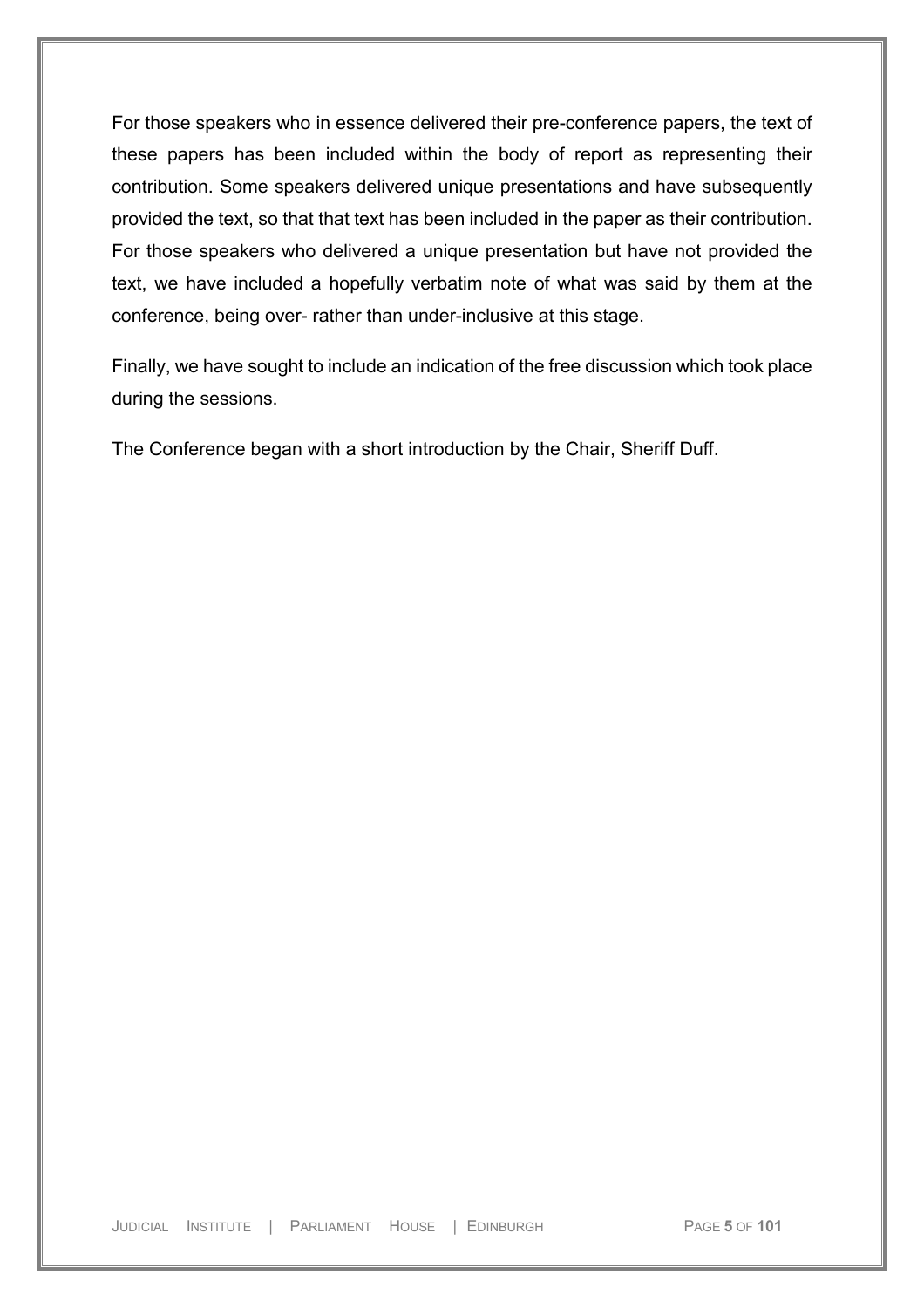For those speakers who in essence delivered their pre-conference papers, the text of these papers has been included within the body of report as representing their contribution. Some speakers delivered unique presentations and have subsequently provided the text, so that that text has been included in the paper as their contribution. For those speakers who delivered a unique presentation but have not provided the text, we have included a hopefully verbatim note of what was said by them at the conference, being over- rather than under-inclusive at this stage.

Finally, we have sought to include an indication of the free discussion which took place during the sessions.

The Conference began with a short introduction by the Chair, Sheriff Duff.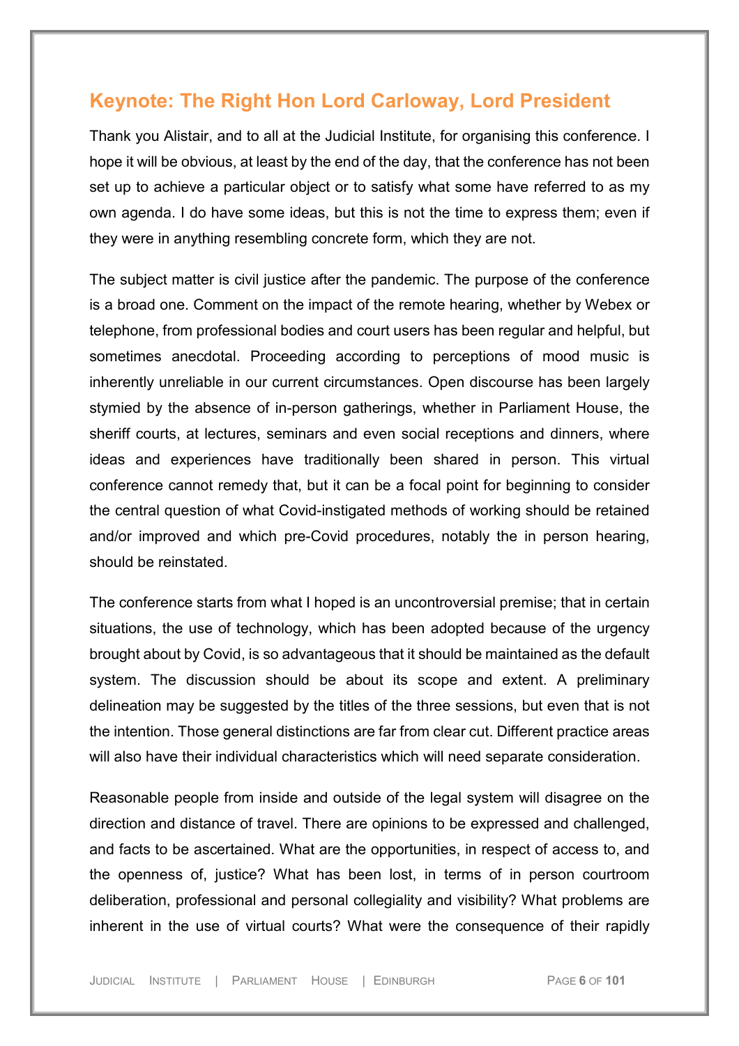## Keynote: The Right Hon Lord Carloway, Lord President

Thank you Alistair, and to all at the Judicial Institute, for organising this conference. I hope it will be obvious, at least by the end of the day, that the conference has not been set up to achieve a particular object or to satisfy what some have referred to as my own agenda. I do have some ideas, but this is not the time to express them; even if they were in anything resembling concrete form, which they are not.

The subject matter is civil justice after the pandemic. The purpose of the conference is a broad one. Comment on the impact of the remote hearing, whether by Webex or telephone, from professional bodies and court users has been regular and helpful, but sometimes anecdotal. Proceeding according to perceptions of mood music is inherently unreliable in our current circumstances. Open discourse has been largely stymied by the absence of in-person gatherings, whether in Parliament House, the sheriff courts, at lectures, seminars and even social receptions and dinners, where ideas and experiences have traditionally been shared in person. This virtual conference cannot remedy that, but it can be a focal point for beginning to consider the central question of what Covid-instigated methods of working should be retained and/or improved and which pre-Covid procedures, notably the in person hearing, should be reinstated.

The conference starts from what I hoped is an uncontroversial premise; that in certain situations, the use of technology, which has been adopted because of the urgency brought about by Covid, is so advantageous that it should be maintained as the default system. The discussion should be about its scope and extent. A preliminary delineation may be suggested by the titles of the three sessions, but even that is not the intention. Those general distinctions are far from clear cut. Different practice areas will also have their individual characteristics which will need separate consideration.

Reasonable people from inside and outside of the legal system will disagree on the direction and distance of travel. There are opinions to be expressed and challenged, and facts to be ascertained. What are the opportunities, in respect of access to, and the openness of, justice? What has been lost, in terms of in person courtroom deliberation, professional and personal collegiality and visibility? What problems are inherent in the use of virtual courts? What were the consequence of their rapidly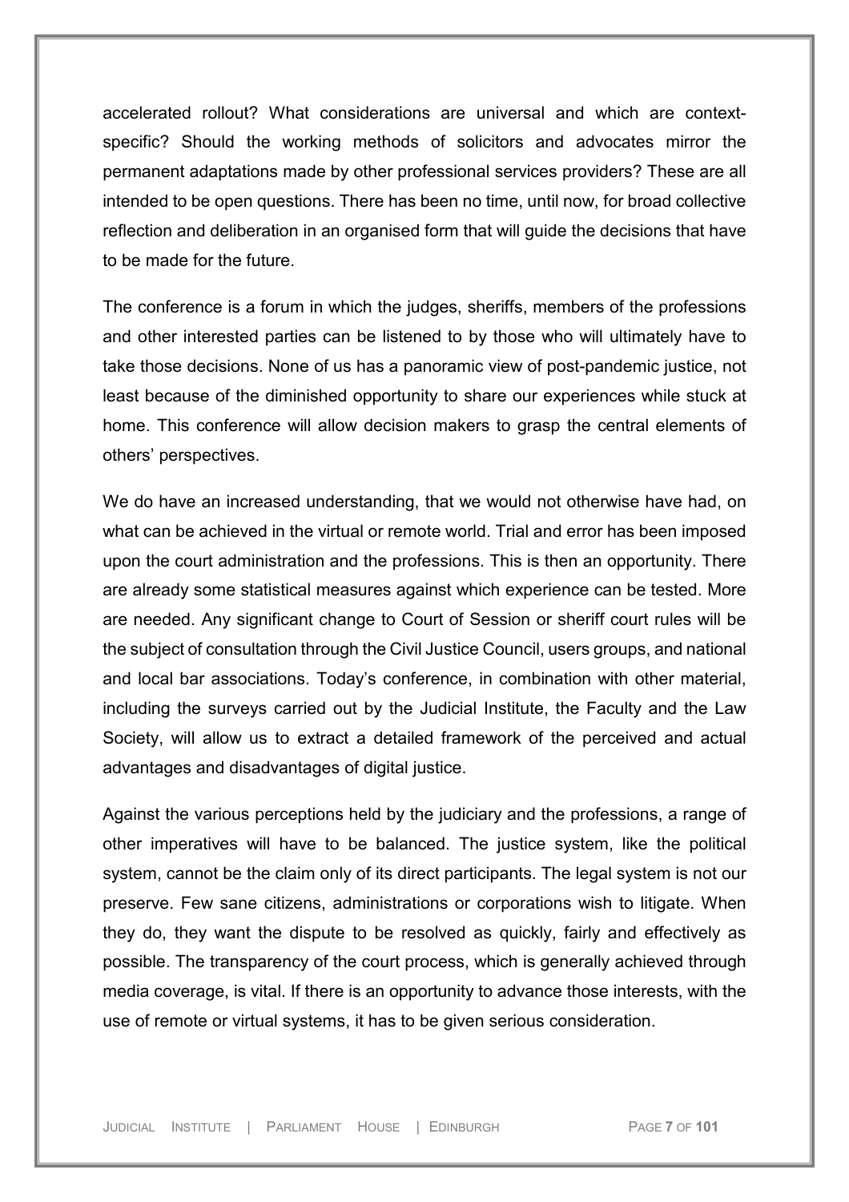accelerated rollout? What considerations are universal and which are context-specific? Should the working methods of solicitors and advocates mirror the permanent adaptations made by other professional services providers? These are all intended to be open questions. There has been no time, until now, for broad collective reflection and deliberation in an organised form that will guide the decisions that have to be made for the future.

The conference is a forum in which the judges, sheriffs, members of the professions and other interested parties can be listened to by those who will ultimately have to take those decisions. None of us has a panoramic view of post-pandemic justice, not least because of the diminished opportunity to share our experiences while stuck at home. This conference will allow decision makers to grasp the central elements of others' perspectives.

We do have an increased understanding, that we would not otherwise have had, on what can be achieved in the virtual or remote world. Trial and error has been imposed upon the court administration and the professions. This is then an opportunity. There are already some statistical measures against which experience can be tested. More are needed. Any significant change to Court of Session or sheriff court rules will be the subject of consultation through the Civil Justice Council, users groups, and national and local bar associations. Today's conference, in combination with other material, including the surveys carried out by the Judicial Institute, the Faculty and the Law Society, will allow us to extract a detailed framework of the perceived and actual advantages and disadvantages of digital justice.

Against the various perceptions held by the judiciary and the professions, a range of other imperatives will have to be balanced. The justice system, like the political system, cannot be the claim only of its direct participants. The legal system is not our preserve. Few sane citizens, administrations or corporations wish to litigate. When they do, they want the dispute to be resolved as quickly, fairly and effectively as possible. The transparency of the court process, which is generally achieved through media coverage, is vital. If there is an opportunity to advance those interests, with the use of remote or virtual systems, it has to be given serious consideration.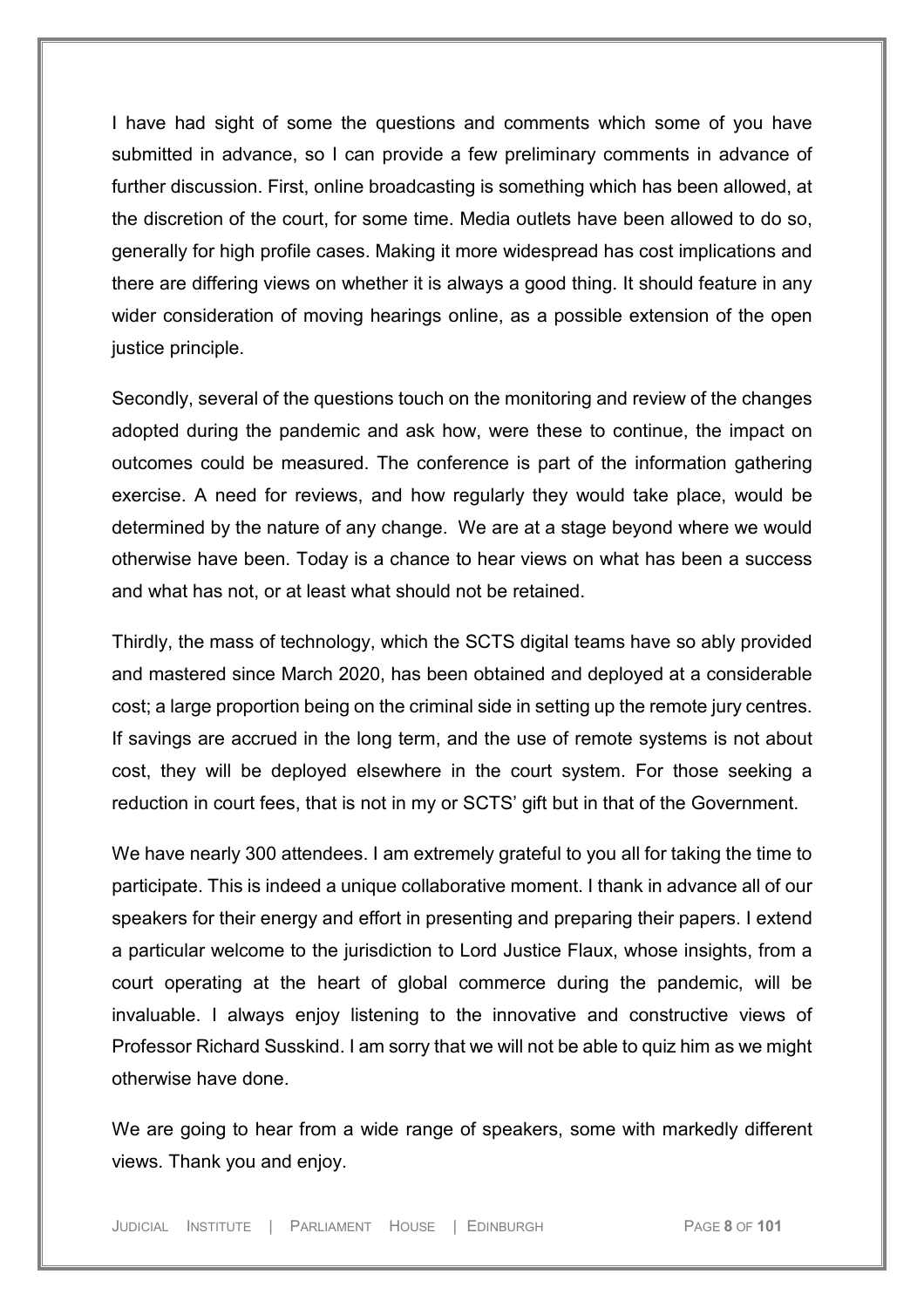I have had sight of some the questions and comments which some of you have submitted in advance, so I can provide a few preliminary comments in advance of further discussion. First, online broadcasting is something which has been allowed, at the discretion of the court, for some time. Media outlets have been allowed to do so, generally for high profile cases. Making it more widespread has cost implications and there are differing views on whether it is always a good thing. It should feature in any wider consideration of moving hearings online, as a possible extension of the open justice principle.

Secondly, several of the questions touch on the monitoring and review of the changes adopted during the pandemic and ask how, were these to continue, the impact on outcomes could be measured. The conference is part of the information gathering exercise. A need for reviews, and how regularly they would take place, would be determined by the nature of any change. We are at a stage beyond where we would otherwise have been. Today is a chance to hear views on what has been a success and what has not, or at least what should not be retained.

Thirdly, the mass of technology, which the SCTS digital teams have so ably provided and mastered since March 2020, has been obtained and deployed at a considerable cost; a large proportion being on the criminal side in setting up the remote jury centres. If savings are accrued in the long term, and the use of remote systems is not about cost, they will be deployed elsewhere in the court system. For those seeking a reduction in court fees, that is not in my or SCTS' gift but in that of the Government.

We have nearly 300 attendees. I am extremely grateful to you all for taking the time to participate. This is indeed a unique collaborative moment. I thank in advance all of our speakers for their energy and effort in presenting and preparing their papers. I extend a particular welcome to the jurisdiction to Lord Justice Flaux, whose insights, from a court operating at the heart of global commerce during the pandemic, will be invaluable. I always enjoy listening to the innovative and constructive views of Professor Richard Susskind. I am sorry that we will not be able to quiz him as we might otherwise have done.

We are going to hear from a wide range of speakers, some with markedly different views. Thank you and enjoy.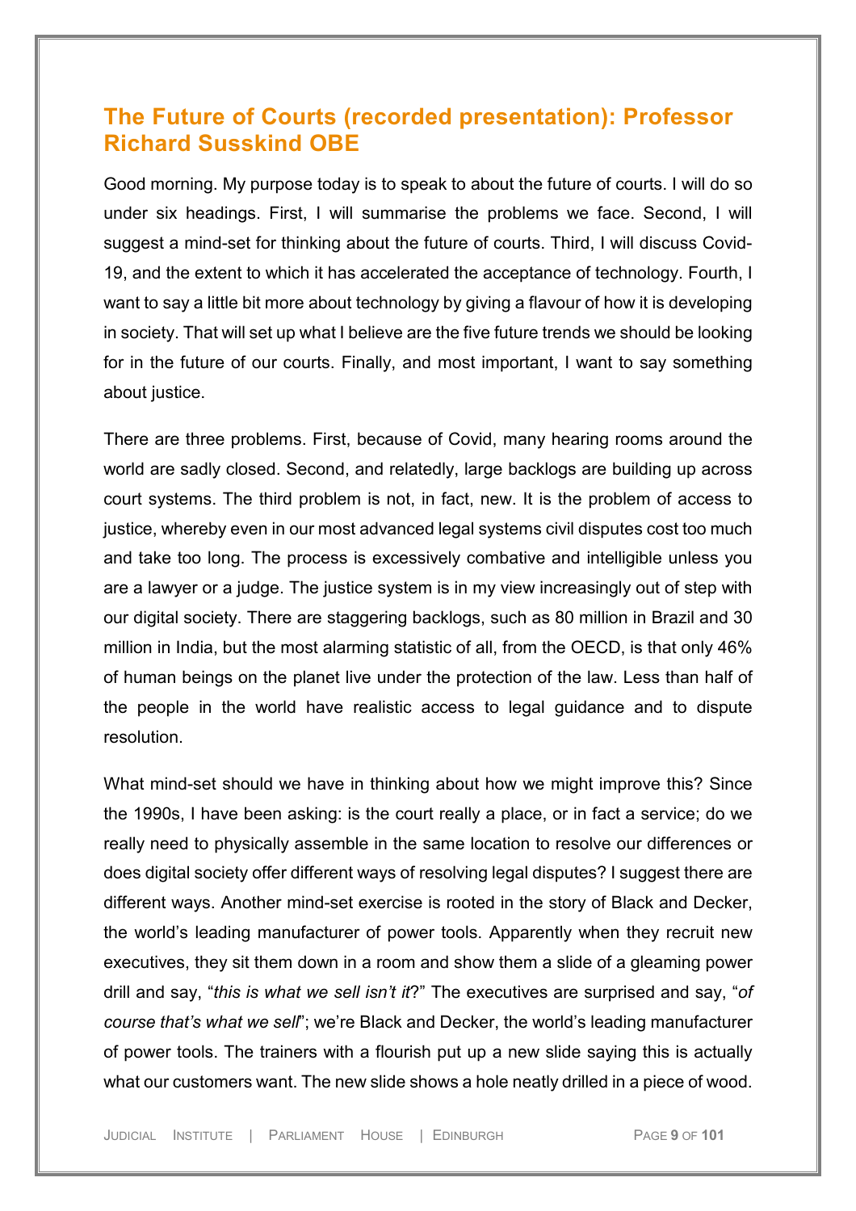## The Future of Courts (recorded presentation): Professor Richard Susskind OBE

Good morning. My purpose today is to speak to about the future of courts. I will do so under six headings. First, I will summarise the problems we face. Second, I will suggest a mind-set for thinking about the future of courts. Third, I will discuss Covid-19, and the extent to which it has accelerated the acceptance of technology. Fourth, I want to say a little bit more about technology by giving a flavour of how it is developing in society. That will set up what I believe are the five future trends we should be looking for in the future of our courts. Finally, and most important, I want to say something about justice.

There are three problems. First, because of Covid, many hearing rooms around the world are sadly closed. Second, and relatedly, large backlogs are building up across court systems. The third problem is not, in fact, new. It is the problem of access to justice, whereby even in our most advanced legal systems civil disputes cost too much and take too long. The process is excessively combative and intelligible unless you are a lawyer or a judge. The justice system is in my view increasingly out of step with our digital society. There are staggering backlogs, such as 80 million in Brazil and 30 million in India, but the most alarming statistic of all, from the OECD, is that only 46% of human beings on the planet live under the protection of the law. Less than half of the people in the world have realistic access to legal guidance and to dispute resolution.

What mind-set should we have in thinking about how we might improve this? Since the 1990s, I have been asking: is the court really a place, or in fact a service; do we really need to physically assemble in the same location to resolve our differences or does digital society offer different ways of resolving legal disputes? I suggest there are different ways. Another mind-set exercise is rooted in the story of Black and Decker, the world's leading manufacturer of power tools. Apparently when they recruit new executives, they sit them down in a room and show them a slide of a gleaming power drill and say, "*this is what we sell isn't it*?" The executives are surprised and say, "*of course that's what we sell*"; we're Black and Decker, the world's leading manufacturer of power tools. The trainers with a flourish put up a new slide saying this is actually what our customers want. The new slide shows a hole neatly drilled in a piece of wood.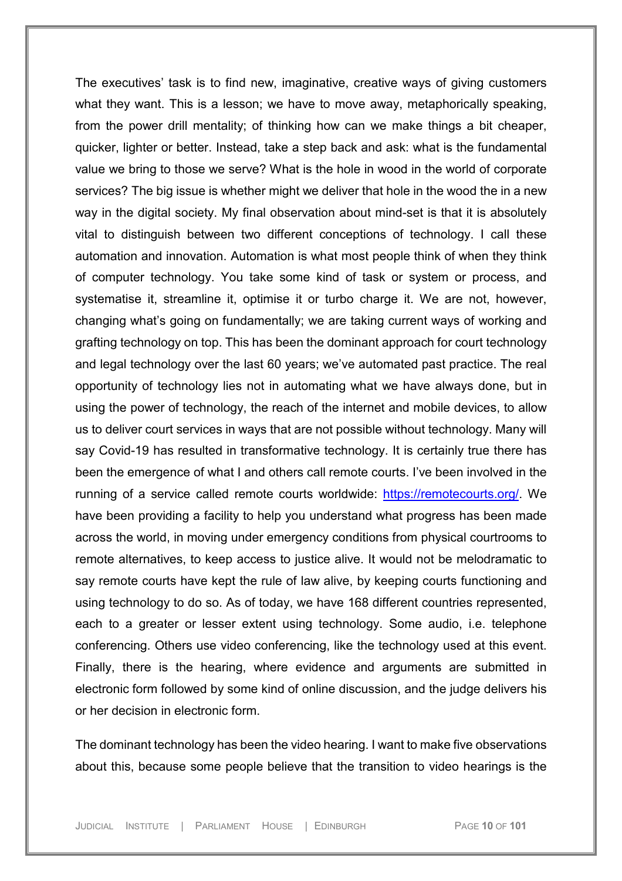The executives' task is to find new, imaginative, creative ways of giving customers what they want. This is a lesson; we have to move away, metaphorically speaking, from the power drill mentality; of thinking how can we make things a bit cheaper, quicker, lighter or better. Instead, take a step back and ask: what is the fundamental value we bring to those we serve? What is the hole in wood in the world of corporate services? The big issue is whether might we deliver that hole in the wood the in a new way in the digital society. My final observation about mind-set is that it is absolutely vital to distinguish between two different conceptions of technology. I call these automation and innovation. Automation is what most people think of when they think of computer technology. You take some kind of task or system or process, and systematise it, streamline it, optimise it or turbo charge it. We are not, however, changing what's going on fundamentally; we are taking current ways of working and grafting technology on top. This has been the dominant approach for court technology and legal technology over the last 60 years; we've automated past practice. The real opportunity of technology lies not in automating what we have always done, but in using the power of technology, the reach of the internet and mobile devices, to allow us to deliver court services in ways that are not possible without technology. Many will say Covid-19 has resulted in transformative technology. It is certainly true there has been the emergence of what I and others call remote courts. I've been involved in the running of a service called remote courts worldwide: [https://remotecourts.org/](https://remotecourts.org/). We have been providing a facility to help you understand what progress has been made across the world, in moving under emergency conditions from physical courtrooms to remote alternatives, to keep access to justice alive. It would not be melodramatic to say remote courts have kept the rule of law alive, by keeping courts functioning and using technology to do so. As of today, we have 168 different countries represented, each to a greater or lesser extent using technology. Some audio, i.e. telephone conferencing. Others use video conferencing, like the technology used at this event. Finally, there is the hearing, where evidence and arguments are submitted in electronic form followed by some kind of online discussion, and the judge delivers his or her decision in electronic form.

The dominant technology has been the video hearing. I want to make five observations about this, because some people believe that the transition to video hearings is the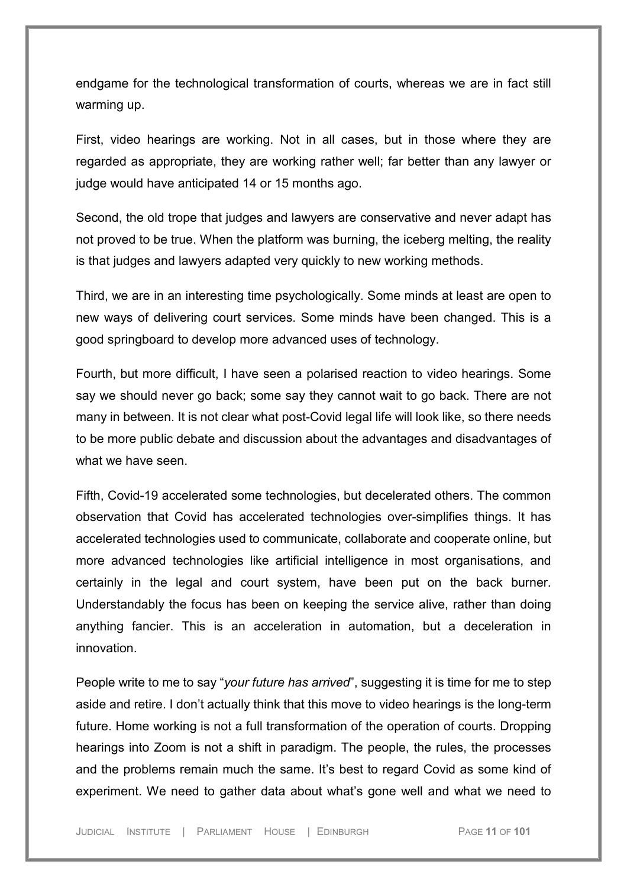endgame for the technological transformation of courts, whereas we are in fact still warming up.

First, video hearings are working. Not in all cases, but in those where they are regarded as appropriate, they are working rather well; far better than any lawyer or judge would have anticipated 14 or 15 months ago.

Second, the old trope that judges and lawyers are conservative and never adapt has not proved to be true. When the platform was burning, the iceberg melting, the reality is that judges and lawyers adapted very quickly to new working methods.

Third, we are in an interesting time psychologically. Some minds at least are open to new ways of delivering court services. Some minds have been changed. This is a good springboard to develop more advanced uses of technology.

Fourth, but more difficult, I have seen a polarised reaction to video hearings. Some say we should never go back; some say they cannot wait to go back. There are not many in between. It is not clear what post-Covid legal life will look like, so there needs to be more public debate and discussion about the advantages and disadvantages of what we have seen.

Fifth, Covid-19 accelerated some technologies, but decelerated others. The common observation that Covid has accelerated technologies over-simplifies things. It has accelerated technologies used to communicate, collaborate and cooperate online, but more advanced technologies like artificial intelligence in most organisations, and certainly in the legal and court system, have been put on the back burner. Understandably the focus has been on keeping the service alive, rather than doing anything fancier. This is an acceleration in automation, but a deceleration in innovation.

People write to me to say "*your future has arrived*", suggesting it is time for me to step aside and retire. I don't actually think that this move to video hearings is the long-term future. Home working is not a full transformation of the operation of courts. Dropping hearings into Zoom is not a shift in paradigm. The people, the rules, the processes and the problems remain much the same. It's best to regard Covid as some kind of experiment. We need to gather data about what's gone well and what we need to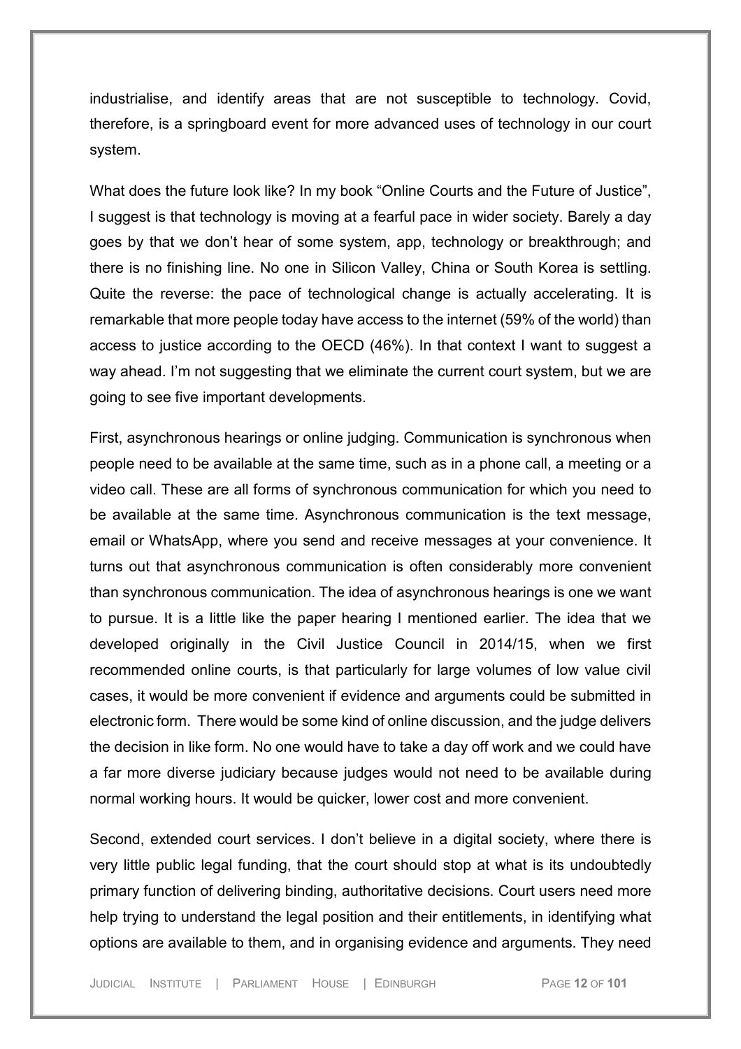industrialise, and identify areas that are not susceptible to technology. Covid, therefore, is a springboard event for more advanced uses of technology in our court system.

What does the future look like? In my book "Online Courts and the Future of Justice", I suggest is that technology is moving at a fearful pace in wider society. Barely a day goes by that we don't hear of some system, app, technology or breakthrough; and there is no finishing line. No one in Silicon Valley, China or South Korea is settling. Quite the reverse: the pace of technological change is actually accelerating. It is remarkable that more people today have access to the internet (59% of the world) than access to justice according to the OECD (46%). In that context I want to suggest a way ahead. I'm not suggesting that we eliminate the current court system, but we are going to see five important developments.

First, asynchronous hearings or online judging. Communication is synchronous when people need to be available at the same time, such as in a phone call, a meeting or a video call. These are all forms of synchronous communication for which you need to be available at the same time. Asynchronous communication is the text message, email or WhatsApp, where you send and receive messages at your convenience. It turns out that asynchronous communication is often considerably more convenient than synchronous communication. The idea of asynchronous hearings is one we want to pursue. It is a little like the paper hearing I mentioned earlier. The idea that we developed originally in the Civil Justice Council in 2014/15, when we first recommended online courts, is that particularly for large volumes of low value civil cases, it would be more convenient if evidence and arguments could be submitted in electronic form. There would be some kind of online discussion, and the judge delivers the decision in like form. No one would have to take a day off work and we could have a far more diverse judiciary because judges would not need to be available during normal working hours. It would be quicker, lower cost and more convenient.

Second, extended court services. I don't believe in a digital society, where there is very little public legal funding, that the court should stop at what is its undoubtedly primary function of delivering binding, authoritative decisions. Court users need more help trying to understand the legal position and their entitlements, in identifying what options are available to them, and in organising evidence and arguments. They need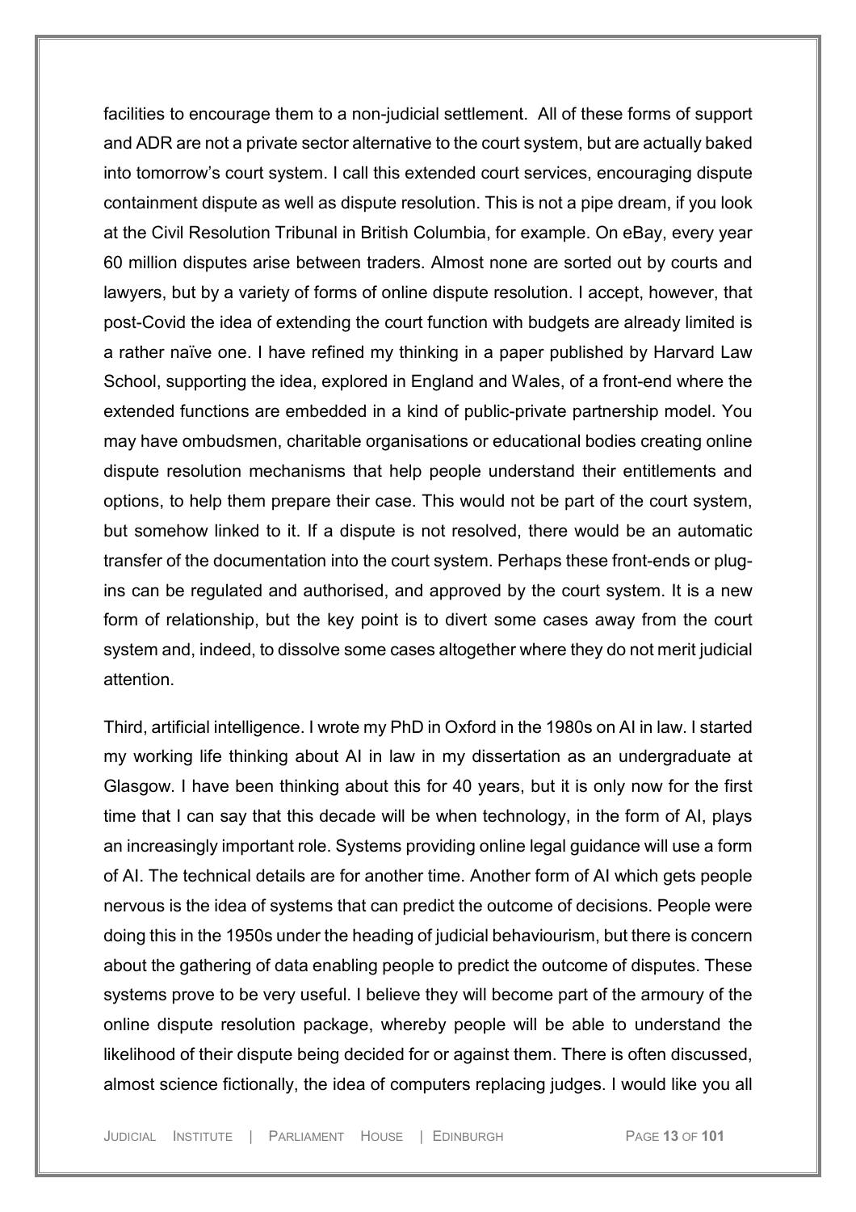facilities to encourage them to a non-judicial settlement. All of these forms of support and ADR are not a private sector alternative to the court system, but are actually baked into tomorrow's court system. I call this extended court services, encouraging dispute containment dispute as well as dispute resolution. This is not a pipe dream, if you look at the Civil Resolution Tribunal in British Columbia, for example. On eBay, every year 60 million disputes arise between traders. Almost none are sorted out by courts and lawyers, but by a variety of forms of online dispute resolution. I accept, however, that post-Covid the idea of extending the court function with budgets are already limited is a rather naïve one. I have refined my thinking in a paper published by Harvard Law School, supporting the idea, explored in England and Wales, of a front-end where the extended functions are embedded in a kind of public-private partnership model. You may have ombudsmen, charitable organisations or educational bodies creating online dispute resolution mechanisms that help people understand their entitlements and options, to help them prepare their case. This would not be part of the court system, but somehow linked to it. If a dispute is not resolved, there would be an automatic transfer of the documentation into the court system. Perhaps these front-ends or plug-ins can be regulated and authorised, and approved by the court system. It is a new form of relationship, but the key point is to divert some cases away from the court system and, indeed, to dissolve some cases altogether where they do not merit judicial attention.

Third, artificial intelligence. I wrote my PhD in Oxford in the 1980s on AI in law. I started my working life thinking about AI in law in my dissertation as an undergraduate at Glasgow. I have been thinking about this for 40 years, but it is only now for the first time that I can say that this decade will be when technology, in the form of AI, plays an increasingly important role. Systems providing online legal guidance will use a form of AI. The technical details are for another time. Another form of AI which gets people nervous is the idea of systems that can predict the outcome of decisions. People were doing this in the 1950s under the heading of judicial behaviourism, but there is concern about the gathering of data enabling people to predict the outcome of disputes. These systems prove to be very useful. I believe they will become part of the armoury of the online dispute resolution package, whereby people will be able to understand the likelihood of their dispute being decided for or against them. There is often discussed, almost science fictionally, the idea of computers replacing judges. I would like you all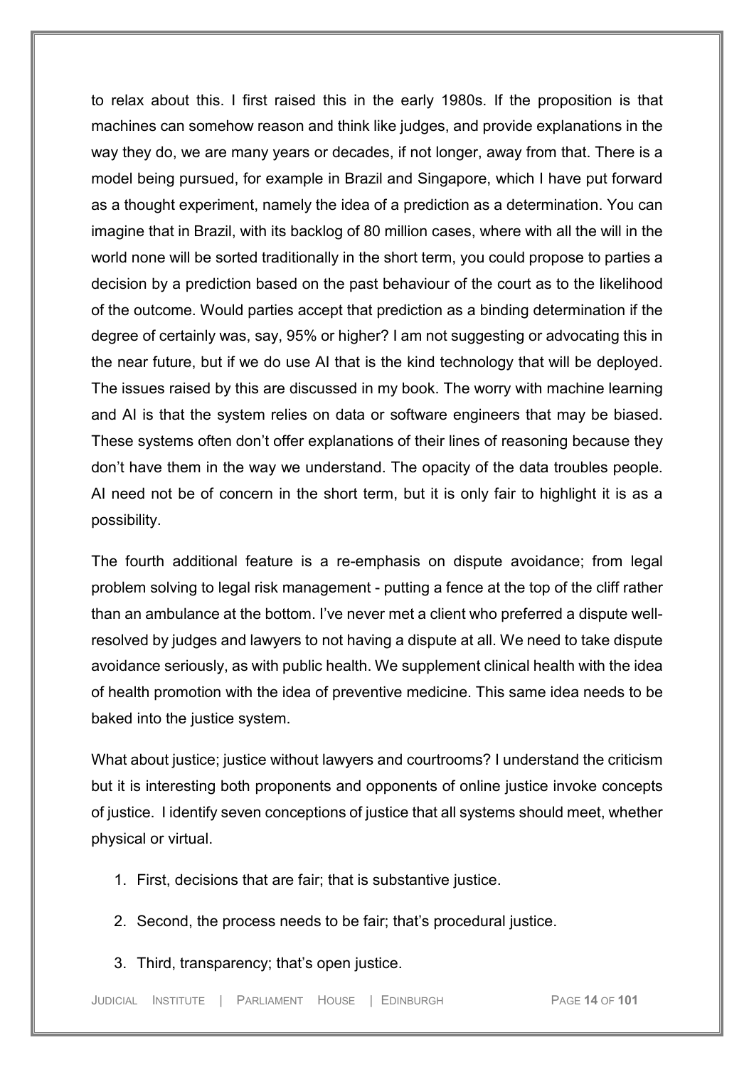to relax about this. I first raised this in the early 1980s. If the proposition is that machines can somehow reason and think like judges, and provide explanations in the way they do, we are many years or decades, if not longer, away from that. There is a model being pursued, for example in Brazil and Singapore, which I have put forward as a thought experiment, namely the idea of a prediction as a determination. You can imagine that in Brazil, with its backlog of 80 million cases, where with all the will in the world none will be sorted traditionally in the short term, you could propose to parties a decision by a prediction based on the past behaviour of the court as to the likelihood of the outcome. Would parties accept that prediction as a binding determination if the degree of certainly was, say, 95% or higher? I am not suggesting or advocating this in the near future, but if we do use AI that is the kind technology that will be deployed. The issues raised by this are discussed in my book. The worry with machine learning and AI is that the system relies on data or software engineers that may be biased. These systems often don't offer explanations of their lines of reasoning because they don't have them in the way we understand. The opacity of the data troubles people. AI need not be of concern in the short term, but it is only fair to highlight it is as a possibility.

The fourth additional feature is a re-emphasis on dispute avoidance; from legal problem solving to legal risk management - putting a fence at the top of the cliff rather than an ambulance at the bottom. I've never met a client who preferred a dispute well-resolved by judges and lawyers to not having a dispute at all. We need to take dispute avoidance seriously, as with public health. We supplement clinical health with the idea of health promotion with the idea of preventive medicine. This same idea needs to be baked into the justice system.

What about justice; justice without lawyers and courtrooms? I understand the criticism but it is interesting both proponents and opponents of online justice invoke concepts of justice. I identify seven conceptions of justice that all systems should meet, whether physical or virtual.

1. First, decisions that are fair; that is substantive justice.
2. Second, the process needs to be fair; that's procedural justice.
3. Third, transparency; that's open justice.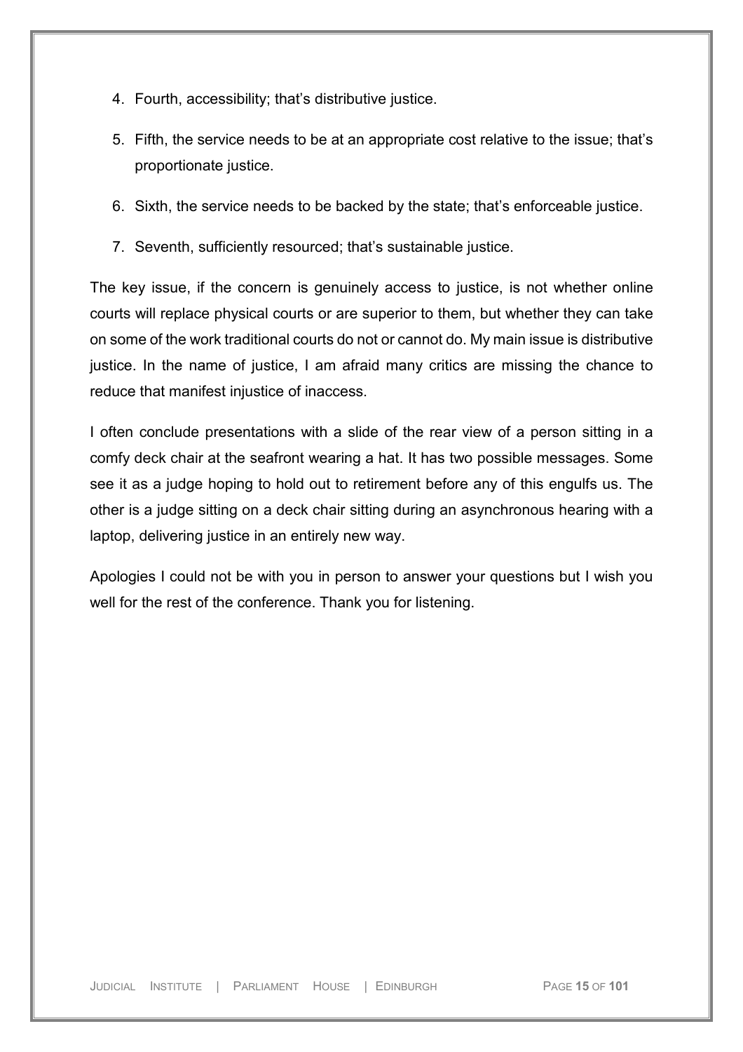4. Fourth, accessibility; that's distributive justice.
5. Fifth, the service needs to be at an appropriate cost relative to the issue; that's proportionate justice.
6. Sixth, the service needs to be backed by the state; that's enforceable justice.
7. Seventh, sufficiently resourced; that's sustainable justice.

The key issue, if the concern is genuinely access to justice, is not whether online courts will replace physical courts or are superior to them, but whether they can take on some of the work traditional courts do not or cannot do. My main issue is distributive justice. In the name of justice, I am afraid many critics are missing the chance to reduce that manifest injustice of inaccess.

I often conclude presentations with a slide of the rear view of a person sitting in a comfy deck chair at the seafront wearing a hat. It has two possible messages. Some see it as a judge hoping to hold out to retirement before any of this engulfs us. The other is a judge sitting on a deck chair sitting during an asynchronous hearing with a laptop, delivering justice in an entirely new way.

Apologies I could not be with you in person to answer your questions but I wish you well for the rest of the conference. Thank you for listening.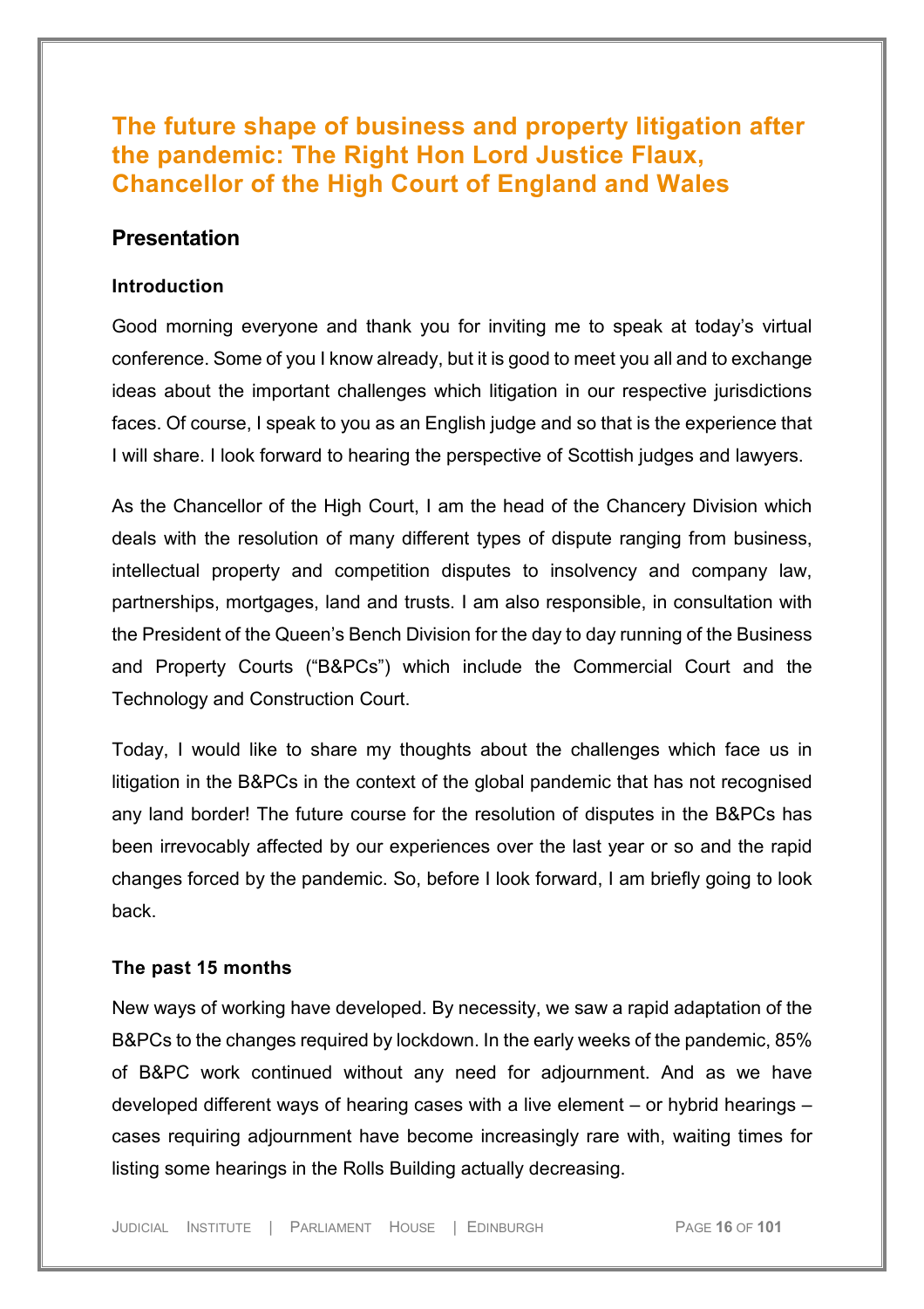## The future shape of business and property litigation after the pandemic: The Right Hon Lord Justice Flaux, Chancellor of the High Court of England and Wales

### Presentation

#### Introduction

Good morning everyone and thank you for inviting me to speak at today's virtual conference. Some of you I know already, but it is good to meet you all and to exchange ideas about the important challenges which litigation in our respective jurisdictions faces. Of course, I speak to you as an English judge and so that is the experience that I will share. I look forward to hearing the perspective of Scottish judges and lawyers.

As the Chancellor of the High Court, I am the head of the Chancery Division which deals with the resolution of many different types of dispute ranging from business, intellectual property and competition disputes to insolvency and company law, partnerships, mortgages, land and trusts. I am also responsible, in consultation with the President of the Queen's Bench Division for the day to day running of the Business and Property Courts ("B&PCs") which include the Commercial Court and the Technology and Construction Court.

Today, I would like to share my thoughts about the challenges which face us in litigation in the B&PCs in the context of the global pandemic that has not recognised any land border! The future course for the resolution of disputes in the B&PCs has been irrevocably affected by our experiences over the last year or so and the rapid changes forced by the pandemic. So, before I look forward, I am briefly going to look back.

#### The past 15 months

New ways of working have developed. By necessity, we saw a rapid adaptation of the B&PCs to the changes required by lockdown. In the early weeks of the pandemic, 85% of B&PC work continued without any need for adjournment. And as we have developed different ways of hearing cases with a live element – or hybrid hearings – cases requiring adjournment have become increasingly rare with, waiting times for listing some hearings in the Rolls Building actually decreasing.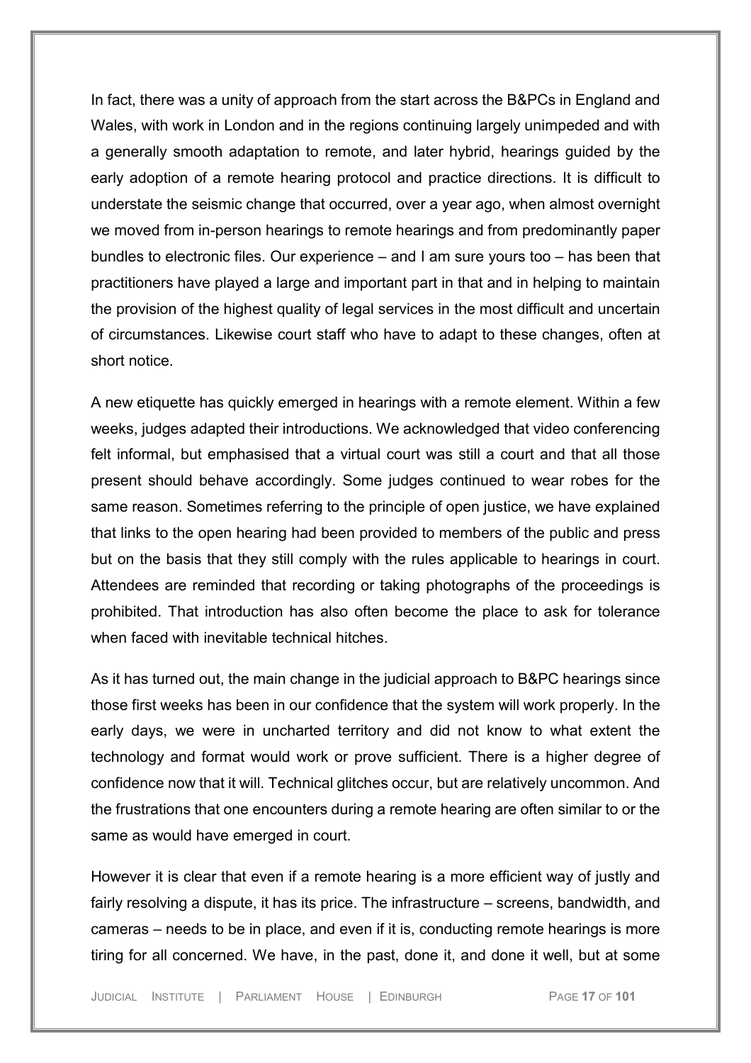In fact, there was a unity of approach from the start across the B&PCs in England and Wales, with work in London and in the regions continuing largely unimpeded and with a generally smooth adaptation to remote, and later hybrid, hearings guided by the early adoption of a remote hearing protocol and practice directions. It is difficult to understate the seismic change that occurred, over a year ago, when almost overnight we moved from in-person hearings to remote hearings and from predominantly paper bundles to electronic files. Our experience – and I am sure yours too – has been that practitioners have played a large and important part in that and in helping to maintain the provision of the highest quality of legal services in the most difficult and uncertain of circumstances. Likewise court staff who have to adapt to these changes, often at short notice.

A new etiquette has quickly emerged in hearings with a remote element. Within a few weeks, judges adapted their introductions. We acknowledged that video conferencing felt informal, but emphasised that a virtual court was still a court and that all those present should behave accordingly. Some judges continued to wear robes for the same reason. Sometimes referring to the principle of open justice, we have explained that links to the open hearing had been provided to members of the public and press but on the basis that they still comply with the rules applicable to hearings in court. Attendees are reminded that recording or taking photographs of the proceedings is prohibited. That introduction has also often become the place to ask for tolerance when faced with inevitable technical hitches.

As it has turned out, the main change in the judicial approach to B&PC hearings since those first weeks has been in our confidence that the system will work properly. In the early days, we were in uncharted territory and did not know to what extent the technology and format would work or prove sufficient. There is a higher degree of confidence now that it will. Technical glitches occur, but are relatively uncommon. And the frustrations that one encounters during a remote hearing are often similar to or the same as would have emerged in court.

However it is clear that even if a remote hearing is a more efficient way of justly and fairly resolving a dispute, it has its price. The infrastructure – screens, bandwidth, and cameras – needs to be in place, and even if it is, conducting remote hearings is more tiring for all concerned. We have, in the past, done it, and done it well, but at some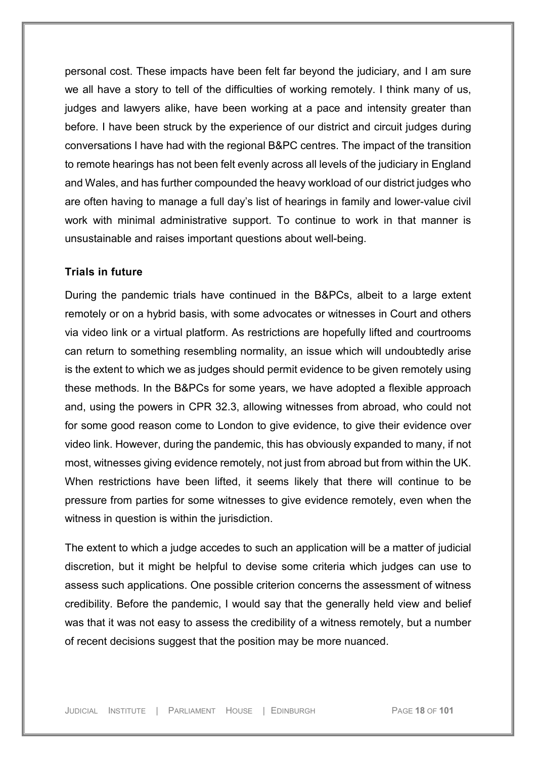personal cost. These impacts have been felt far beyond the judiciary, and I am sure we all have a story to tell of the difficulties of working remotely. I think many of us, judges and lawyers alike, have been working at a pace and intensity greater than before. I have been struck by the experience of our district and circuit judges during conversations I have had with the regional B&PC centres. The impact of the transition to remote hearings has not been felt evenly across all levels of the judiciary in England and Wales, and has further compounded the heavy workload of our district judges who are often having to manage a full day's list of hearings in family and lower-value civil work with minimal administrative support. To continue to work in that manner is unsustainable and raises important questions about well-being.

**Trials in future**

During the pandemic trials have continued in the B&PCs, albeit to a large extent remotely or on a hybrid basis, with some advocates or witnesses in Court and others via video link or a virtual platform. As restrictions are hopefully lifted and courtrooms can return to something resembling normality, an issue which will undoubtedly arise is the extent to which we as judges should permit evidence to be given remotely using these methods. In the B&PCs for some years, we have adopted a flexible approach and, using the powers in CPR 32.3, allowing witnesses from abroad, who could not for some good reason come to London to give evidence, to give their evidence over video link. However, during the pandemic, this has obviously expanded to many, if not most, witnesses giving evidence remotely, not just from abroad but from within the UK. When restrictions have been lifted, it seems likely that there will continue to be pressure from parties for some witnesses to give evidence remotely, even when the witness in question is within the jurisdiction.

The extent to which a judge accedes to such an application will be a matter of judicial discretion, but it might be helpful to devise some criteria which judges can use to assess such applications. One possible criterion concerns the assessment of witness credibility. Before the pandemic, I would say that the generally held view and belief was that it was not easy to assess the credibility of a witness remotely, but a number of recent decisions suggest that the position may be more nuanced.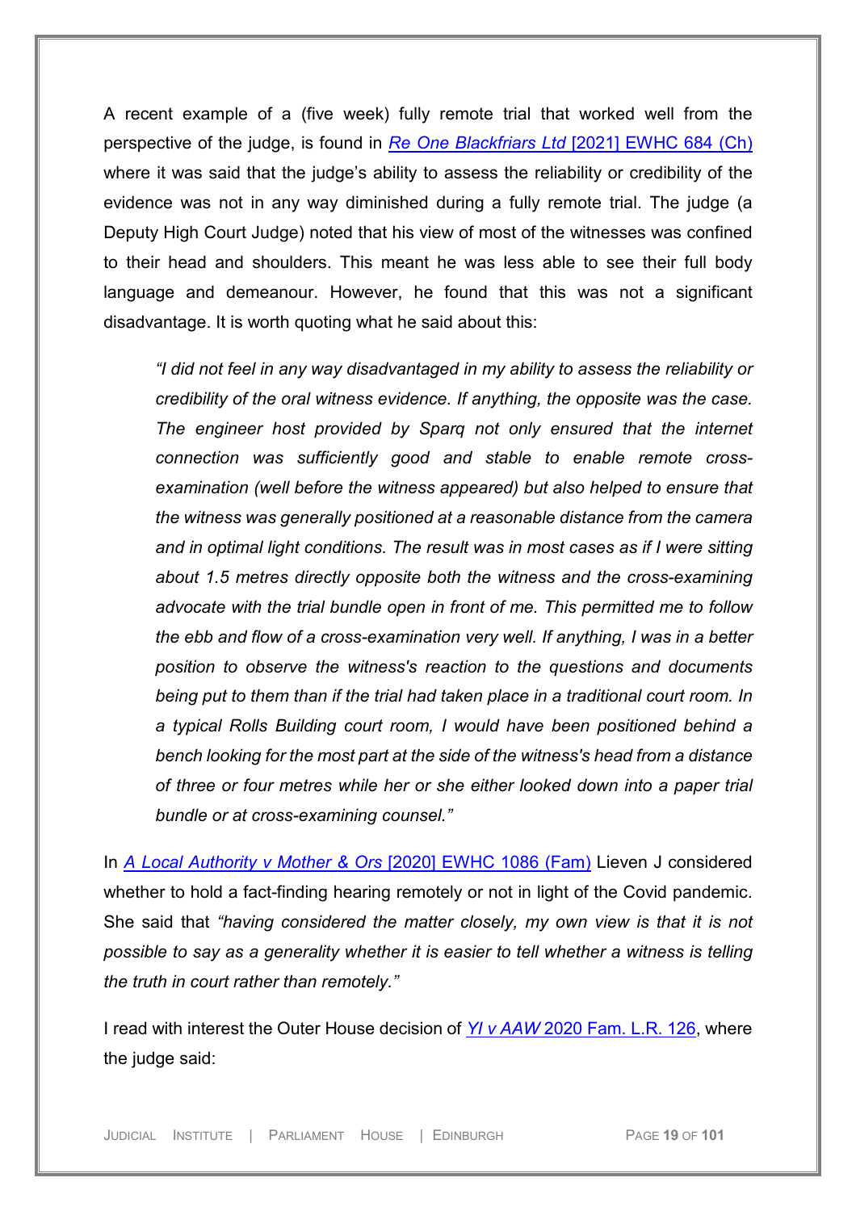A recent example of a (five week) fully remote trial that worked well from the perspective of the judge, is found in [*Re One Blackfriars Ltd* [2021] EWHC 684 (Ch)] where it was said that the judge's ability to assess the reliability or credibility of the evidence was not in any way diminished during a fully remote trial. The judge (a Deputy High Court Judge) noted that his view of most of the witnesses was confined to their head and shoulders. This meant he was less able to see their full body language and demeanour. However, he found that this was not a significant disadvantage. It is worth quoting what he said about this:

> *"I did not feel in any way disadvantaged in my ability to assess the reliability or credibility of the oral witness evidence. If anything, the opposite was the case. The engineer host provided by Sparq not only ensured that the internet connection was sufficiently good and stable to enable remote cross-examination (well before the witness appeared) but also helped to ensure that the witness was generally positioned at a reasonable distance from the camera and in optimal light conditions. The result was in most cases as if I were sitting about 1.5 metres directly opposite both the witness and the cross-examining advocate with the trial bundle open in front of me. This permitted me to follow the ebb and flow of a cross-examination very well. If anything, I was in a better position to observe the witness's reaction to the questions and documents being put to them than if the trial had taken place in a traditional court room. In a typical Rolls Building court room, I would have been positioned behind a bench looking for the most part at the side of the witness's head from a distance of three or four metres while her or she either looked down into a paper trial bundle or at cross-examining counsel."*

In [*A Local Authority v Mother & Ors* [2020] EWHC 1086 (Fam)] Lieven J considered whether to hold a fact-finding hearing remotely or not in light of the Covid pandemic. She said that *"having considered the matter closely, my own view is that it is not possible to say as a generality whether it is easier to tell whether a witness is telling the truth in court rather than remotely."*

I read with interest the Outer House decision of [*YI v AAW* 2020 Fam. L.R. 126], where the judge said: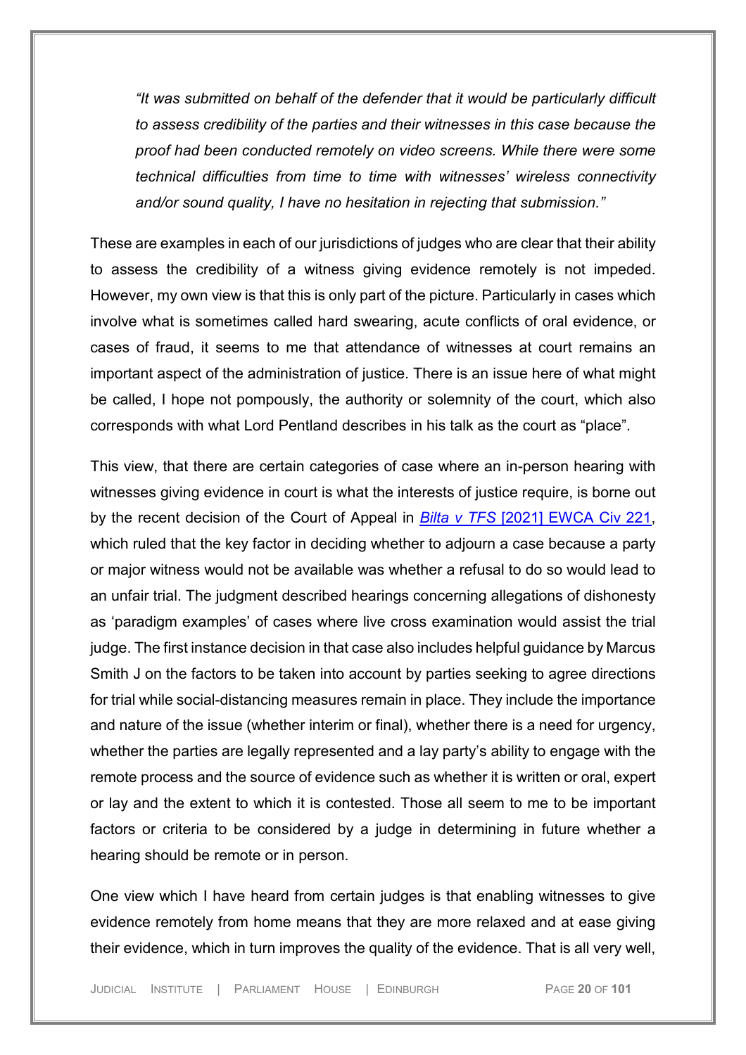> *"It was submitted on behalf of the defender that it would be particularly difficult to assess credibility of the parties and their witnesses in this case because the proof had been conducted remotely on video screens. While there were some technical difficulties from time to time with witnesses' wireless connectivity and/or sound quality, I have no hesitation in rejecting that submission."*

These are examples in each of our jurisdictions of judges who are clear that their ability to assess the credibility of a witness giving evidence remotely is not impeded. However, my own view is that this is only part of the picture. Particularly in cases which involve what is sometimes called hard swearing, acute conflicts of oral evidence, or cases of fraud, it seems to me that attendance of witnesses at court remains an important aspect of the administration of justice. There is an issue here of what might be called, I hope not pompously, the authority or solemnity of the court, which also corresponds with what Lord Pentland describes in his talk as the court as "place".

This view, that there are certain categories of case where an in-person hearing with witnesses giving evidence in court is what the interests of justice require, is borne out by the recent decision of the Court of Appeal in [*Bilta v TFS* [2021] EWCA Civ 221](), which ruled that the key factor in deciding whether to adjourn a case because a party or major witness would not be available was whether a refusal to do so would lead to an unfair trial. The judgment described hearings concerning allegations of dishonesty as 'paradigm examples' of cases where live cross examination would assist the trial judge. The first instance decision in that case also includes helpful guidance by Marcus Smith J on the factors to be taken into account by parties seeking to agree directions for trial while social-distancing measures remain in place. They include the importance and nature of the issue (whether interim or final), whether there is a need for urgency, whether the parties are legally represented and a lay party's ability to engage with the remote process and the source of evidence such as whether it is written or oral, expert or lay and the extent to which it is contested. Those all seem to me to be important factors or criteria to be considered by a judge in determining in future whether a hearing should be remote or in person.

One view which I have heard from certain judges is that enabling witnesses to give evidence remotely from home means that they are more relaxed and at ease giving their evidence, which in turn improves the quality of the evidence. That is all very well,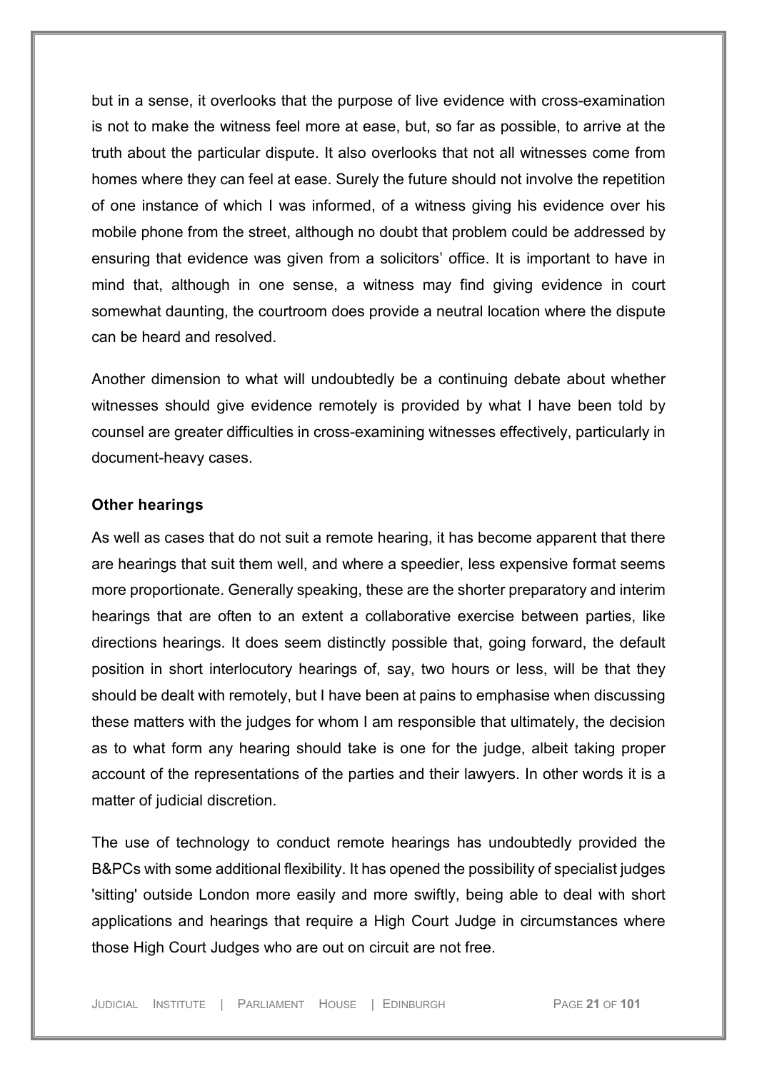but in a sense, it overlooks that the purpose of live evidence with cross-examination is not to make the witness feel more at ease, but, so far as possible, to arrive at the truth about the particular dispute. It also overlooks that not all witnesses come from homes where they can feel at ease. Surely the future should not involve the repetition of one instance of which I was informed, of a witness giving his evidence over his mobile phone from the street, although no doubt that problem could be addressed by ensuring that evidence was given from a solicitors' office. It is important to have in mind that, although in one sense, a witness may find giving evidence in court somewhat daunting, the courtroom does provide a neutral location where the dispute can be heard and resolved.

Another dimension to what will undoubtedly be a continuing debate about whether witnesses should give evidence remotely is provided by what I have been told by counsel are greater difficulties in cross-examining witnesses effectively, particularly in document-heavy cases.

**Other hearings**

As well as cases that do not suit a remote hearing, it has become apparent that there are hearings that suit them well, and where a speedier, less expensive format seems more proportionate. Generally speaking, these are the shorter preparatory and interim hearings that are often to an extent a collaborative exercise between parties, like directions hearings. It does seem distinctly possible that, going forward, the default position in short interlocutory hearings of, say, two hours or less, will be that they should be dealt with remotely, but I have been at pains to emphasise when discussing these matters with the judges for whom I am responsible that ultimately, the decision as to what form any hearing should take is one for the judge, albeit taking proper account of the representations of the parties and their lawyers. In other words it is a matter of judicial discretion.

The use of technology to conduct remote hearings has undoubtedly provided the B&PCs with some additional flexibility. It has opened the possibility of specialist judges 'sitting' outside London more easily and more swiftly, being able to deal with short applications and hearings that require a High Court Judge in circumstances where those High Court Judges who are out on circuit are not free.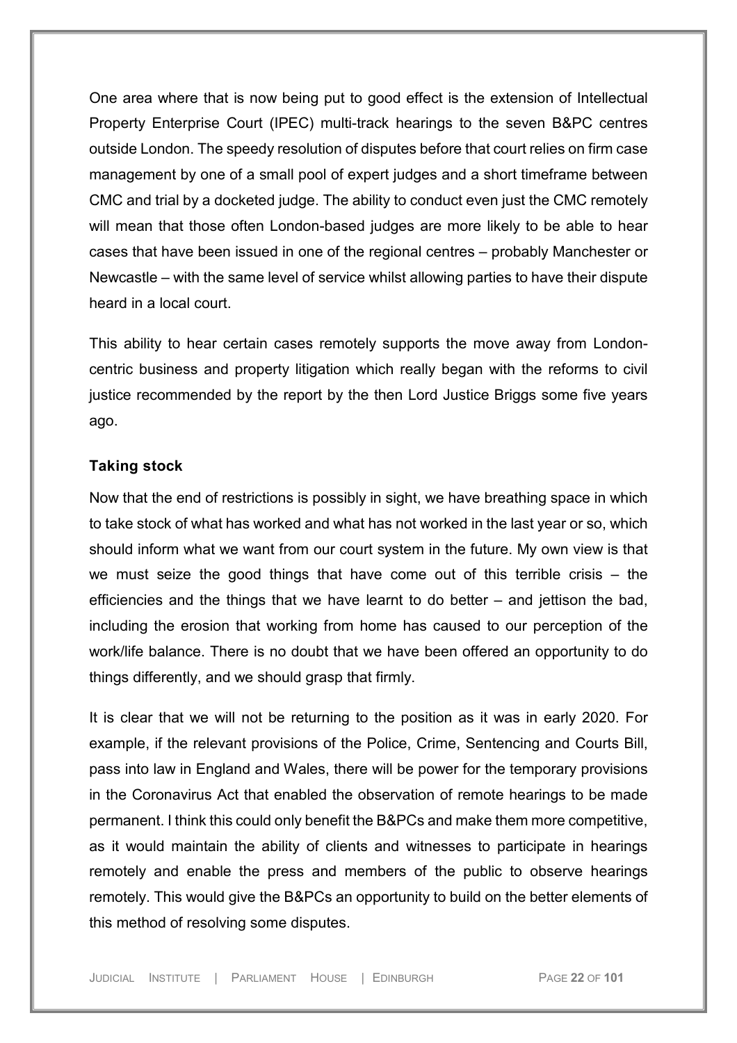One area where that is now being put to good effect is the extension of Intellectual Property Enterprise Court (IPEC) multi-track hearings to the seven B&PC centres outside London. The speedy resolution of disputes before that court relies on firm case management by one of a small pool of expert judges and a short timeframe between CMC and trial by a docketed judge. The ability to conduct even just the CMC remotely will mean that those often London-based judges are more likely to be able to hear cases that have been issued in one of the regional centres – probably Manchester or Newcastle – with the same level of service whilst allowing parties to have their dispute heard in a local court.

This ability to hear certain cases remotely supports the move away from London-centric business and property litigation which really began with the reforms to civil justice recommended by the report by the then Lord Justice Briggs some five years ago.

**Taking stock**

Now that the end of restrictions is possibly in sight, we have breathing space in which to take stock of what has worked and what has not worked in the last year or so, which should inform what we want from our court system in the future. My own view is that we must seize the good things that have come out of this terrible crisis – the efficiencies and the things that we have learnt to do better – and jettison the bad, including the erosion that working from home has caused to our perception of the work/life balance. There is no doubt that we have been offered an opportunity to do things differently, and we should grasp that firmly.

It is clear that we will not be returning to the position as it was in early 2020. For example, if the relevant provisions of the Police, Crime, Sentencing and Courts Bill, pass into law in England and Wales, there will be power for the temporary provisions in the Coronavirus Act that enabled the observation of remote hearings to be made permanent. I think this could only benefit the B&PCs and make them more competitive, as it would maintain the ability of clients and witnesses to participate in hearings remotely and enable the press and members of the public to observe hearings remotely. This would give the B&PCs an opportunity to build on the better elements of this method of resolving some disputes.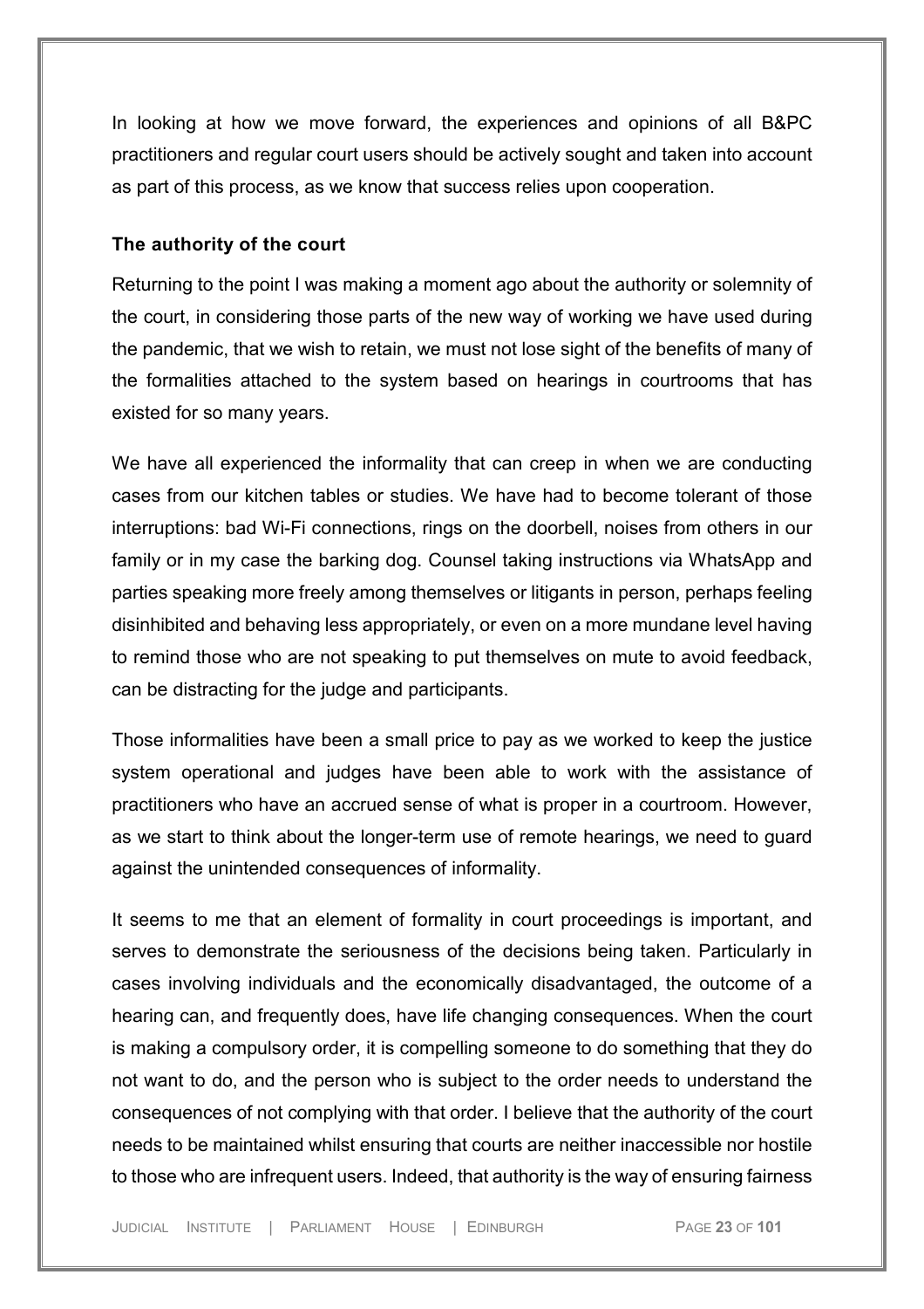In looking at how we move forward, the experiences and opinions of all B&PC practitioners and regular court users should be actively sought and taken into account as part of this process, as we know that success relies upon cooperation.

### The authority of the court

Returning to the point I was making a moment ago about the authority or solemnity of the court, in considering those parts of the new way of working we have used during the pandemic, that we wish to retain, we must not lose sight of the benefits of many of the formalities attached to the system based on hearings in courtrooms that has existed for so many years.

We have all experienced the informality that can creep in when we are conducting cases from our kitchen tables or studies. We have had to become tolerant of those interruptions: bad Wi-Fi connections, rings on the doorbell, noises from others in our family or in my case the barking dog. Counsel taking instructions via WhatsApp and parties speaking more freely among themselves or litigants in person, perhaps feeling disinhibited and behaving less appropriately, or even on a more mundane level having to remind those who are not speaking to put themselves on mute to avoid feedback, can be distracting for the judge and participants.

Those informalities have been a small price to pay as we worked to keep the justice system operational and judges have been able to work with the assistance of practitioners who have an accrued sense of what is proper in a courtroom. However, as we start to think about the longer-term use of remote hearings, we need to guard against the unintended consequences of informality.

It seems to me that an element of formality in court proceedings is important, and serves to demonstrate the seriousness of the decisions being taken. Particularly in cases involving individuals and the economically disadvantaged, the outcome of a hearing can, and frequently does, have life changing consequences. When the court is making a compulsory order, it is compelling someone to do something that they do not want to do, and the person who is subject to the order needs to understand the consequences of not complying with that order. I believe that the authority of the court needs to be maintained whilst ensuring that courts are neither inaccessible nor hostile to those who are infrequent users. Indeed, that authority is the way of ensuring fairness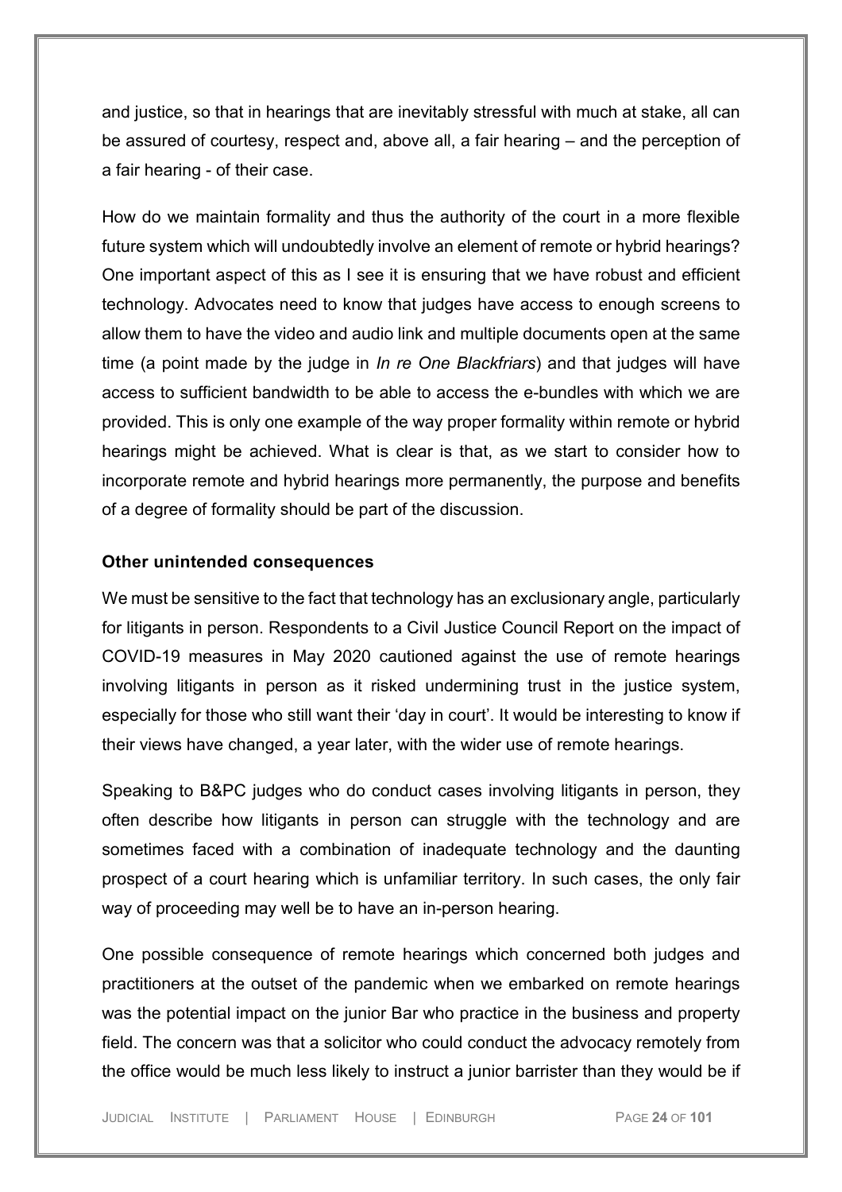and justice, so that in hearings that are inevitably stressful with much at stake, all can be assured of courtesy, respect and, above all, a fair hearing – and the perception of a fair hearing - of their case.

How do we maintain formality and thus the authority of the court in a more flexible future system which will undoubtedly involve an element of remote or hybrid hearings? One important aspect of this as I see it is ensuring that we have robust and efficient technology. Advocates need to know that judges have access to enough screens to allow them to have the video and audio link and multiple documents open at the same time (a point made by the judge in *In re One Blackfriars*) and that judges will have access to sufficient bandwidth to be able to access the e-bundles with which we are provided. This is only one example of the way proper formality within remote or hybrid hearings might be achieved. What is clear is that, as we start to consider how to incorporate remote and hybrid hearings more permanently, the purpose and benefits of a degree of formality should be part of the discussion.

**Other unintended consequences**

We must be sensitive to the fact that technology has an exclusionary angle, particularly for litigants in person. Respondents to a Civil Justice Council Report on the impact of COVID-19 measures in May 2020 cautioned against the use of remote hearings involving litigants in person as it risked undermining trust in the justice system, especially for those who still want their 'day in court'. It would be interesting to know if their views have changed, a year later, with the wider use of remote hearings.

Speaking to B&PC judges who do conduct cases involving litigants in person, they often describe how litigants in person can struggle with the technology and are sometimes faced with a combination of inadequate technology and the daunting prospect of a court hearing which is unfamiliar territory. In such cases, the only fair way of proceeding may well be to have an in-person hearing.

One possible consequence of remote hearings which concerned both judges and practitioners at the outset of the pandemic when we embarked on remote hearings was the potential impact on the junior Bar who practice in the business and property field. The concern was that a solicitor who could conduct the advocacy remotely from the office would be much less likely to instruct a junior barrister than they would be if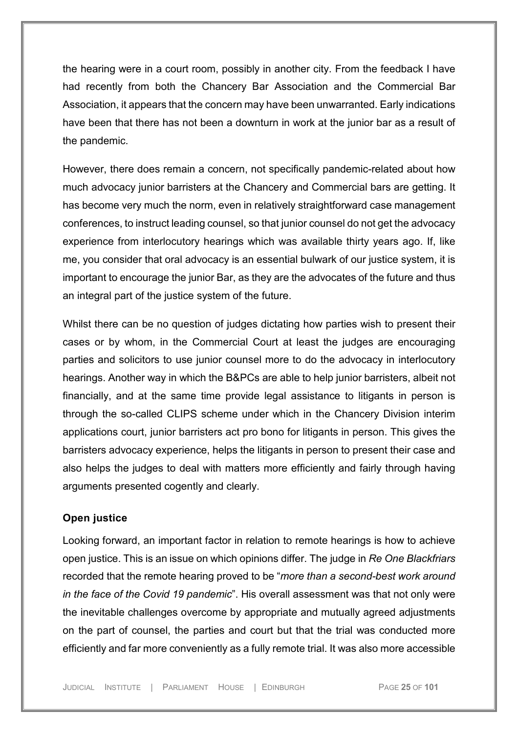the hearing were in a court room, possibly in another city. From the feedback I have had recently from both the Chancery Bar Association and the Commercial Bar Association, it appears that the concern may have been unwarranted. Early indications have been that there has not been a downturn in work at the junior bar as a result of the pandemic.

However, there does remain a concern, not specifically pandemic-related about how much advocacy junior barristers at the Chancery and Commercial bars are getting. It has become very much the norm, even in relatively straightforward case management conferences, to instruct leading counsel, so that junior counsel do not get the advocacy experience from interlocutory hearings which was available thirty years ago. If, like me, you consider that oral advocacy is an essential bulwark of our justice system, it is important to encourage the junior Bar, as they are the advocates of the future and thus an integral part of the justice system of the future.

Whilst there can be no question of judges dictating how parties wish to present their cases or by whom, in the Commercial Court at least the judges are encouraging parties and solicitors to use junior counsel more to do the advocacy in interlocutory hearings. Another way in which the B&PCs are able to help junior barristers, albeit not financially, and at the same time provide legal assistance to litigants in person is through the so-called CLIPS scheme under which in the Chancery Division interim applications court, junior barristers act pro bono for litigants in person. This gives the barristers advocacy experience, helps the litigants in person to present their case and also helps the judges to deal with matters more efficiently and fairly through having arguments presented cogently and clearly.

### Open justice

Looking forward, an important factor in relation to remote hearings is how to achieve open justice. This is an issue on which opinions differ. The judge in *Re One Blackfriars* recorded that the remote hearing proved to be "*more than a second-best work around in the face of the Covid 19 pandemic*". His overall assessment was that not only were the inevitable challenges overcome by appropriate and mutually agreed adjustments on the part of counsel, the parties and court but that the trial was conducted more efficiently and far more conveniently as a fully remote trial. It was also more accessible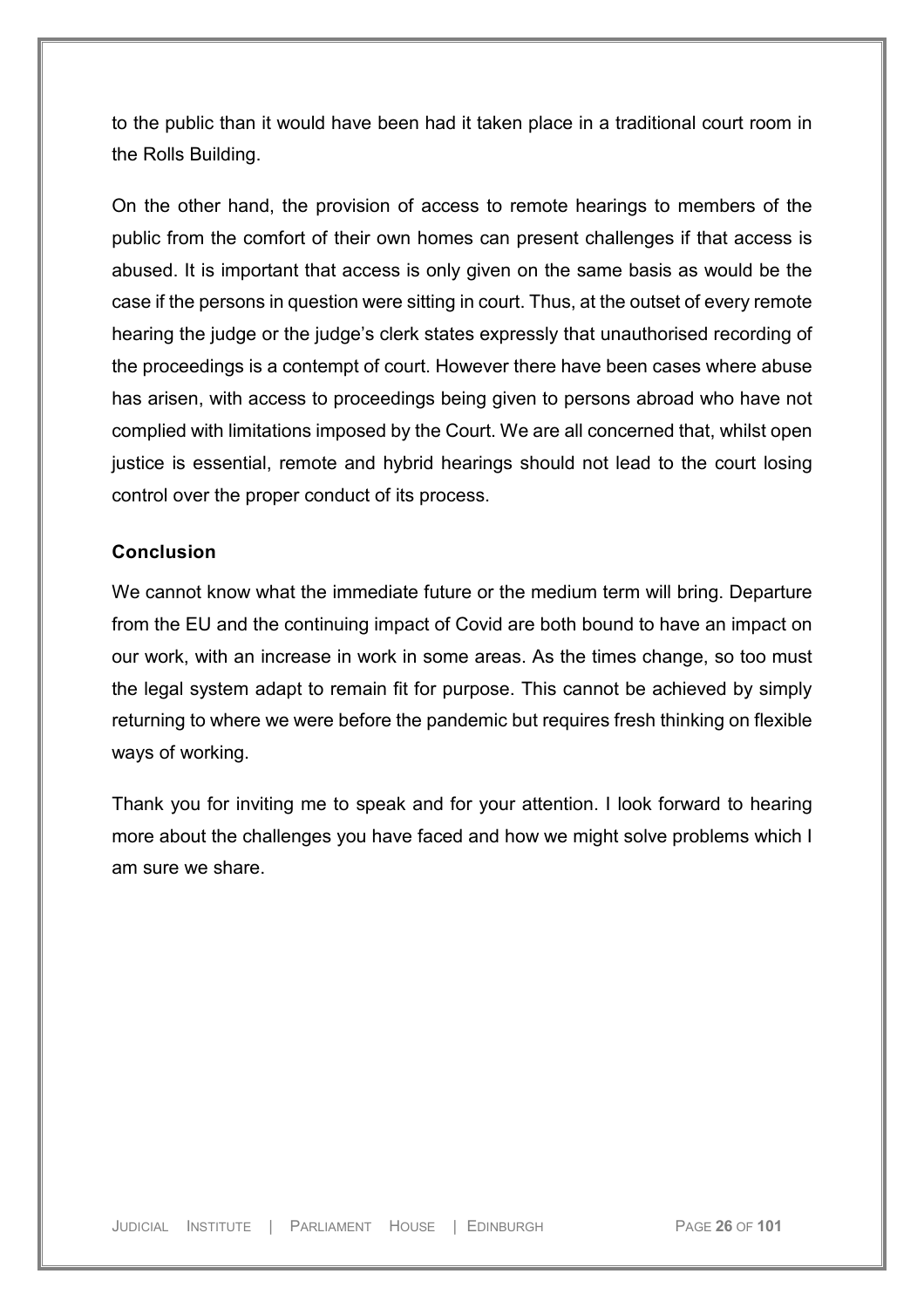to the public than it would have been had it taken place in a traditional court room in the Rolls Building.

On the other hand, the provision of access to remote hearings to members of the public from the comfort of their own homes can present challenges if that access is abused. It is important that access is only given on the same basis as would be the case if the persons in question were sitting in court. Thus, at the outset of every remote hearing the judge or the judge's clerk states expressly that unauthorised recording of the proceedings is a contempt of court. However there have been cases where abuse has arisen, with access to proceedings being given to persons abroad who have not complied with limitations imposed by the Court. We are all concerned that, whilst open justice is essential, remote and hybrid hearings should not lead to the court losing control over the proper conduct of its process.

**Conclusion**

We cannot know what the immediate future or the medium term will bring. Departure from the EU and the continuing impact of Covid are both bound to have an impact on our work, with an increase in work in some areas. As the times change, so too must the legal system adapt to remain fit for purpose. This cannot be achieved by simply returning to where we were before the pandemic but requires fresh thinking on flexible ways of working.

Thank you for inviting me to speak and for your attention. I look forward to hearing more about the challenges you have faced and how we might solve problems which I am sure we share.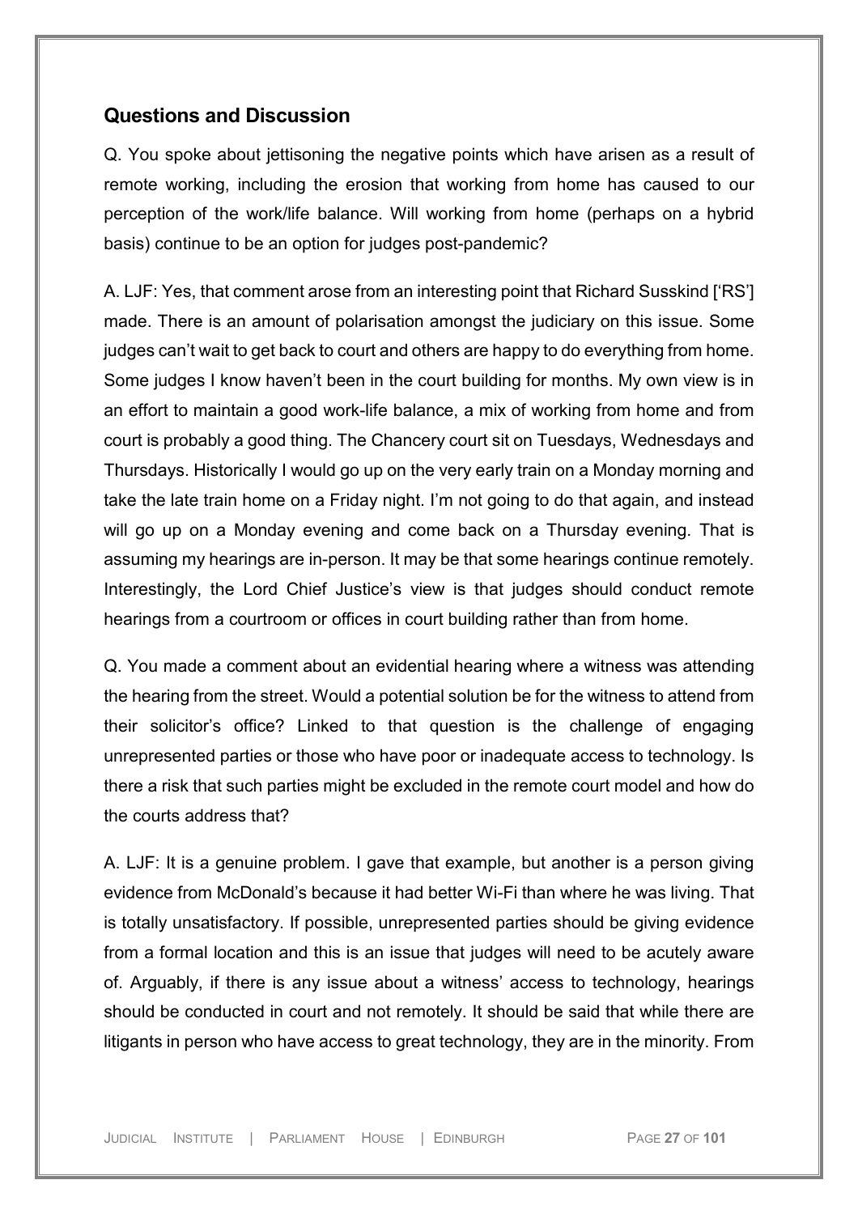## Questions and Discussion

Q. You spoke about jettisoning the negative points which have arisen as a result of remote working, including the erosion that working from home has caused to our perception of the work/life balance. Will working from home (perhaps on a hybrid basis) continue to be an option for judges post-pandemic?

A. LJF: Yes, that comment arose from an interesting point that Richard Susskind ['RS'] made. There is an amount of polarisation amongst the judiciary on this issue. Some judges can't wait to get back to court and others are happy to do everything from home. Some judges I know haven't been in the court building for months. My own view is in an effort to maintain a good work-life balance, a mix of working from home and from court is probably a good thing. The Chancery court sit on Tuesdays, Wednesdays and Thursdays. Historically I would go up on the very early train on a Monday morning and take the late train home on a Friday night. I'm not going to do that again, and instead will go up on a Monday evening and come back on a Thursday evening. That is assuming my hearings are in-person. It may be that some hearings continue remotely. Interestingly, the Lord Chief Justice's view is that judges should conduct remote hearings from a courtroom or offices in court building rather than from home.

Q. You made a comment about an evidential hearing where a witness was attending the hearing from the street. Would a potential solution be for the witness to attend from their solicitor's office? Linked to that question is the challenge of engaging unrepresented parties or those who have poor or inadequate access to technology. Is there a risk that such parties might be excluded in the remote court model and how do the courts address that?

A. LJF: It is a genuine problem. I gave that example, but another is a person giving evidence from McDonald's because it had better Wi-Fi than where he was living. That is totally unsatisfactory. If possible, unrepresented parties should be giving evidence from a formal location and this is an issue that judges will need to be acutely aware of. Arguably, if there is any issue about a witness' access to technology, hearings should be conducted in court and not remotely. It should be said that while there are litigants in person who have access to great technology, they are in the minority. From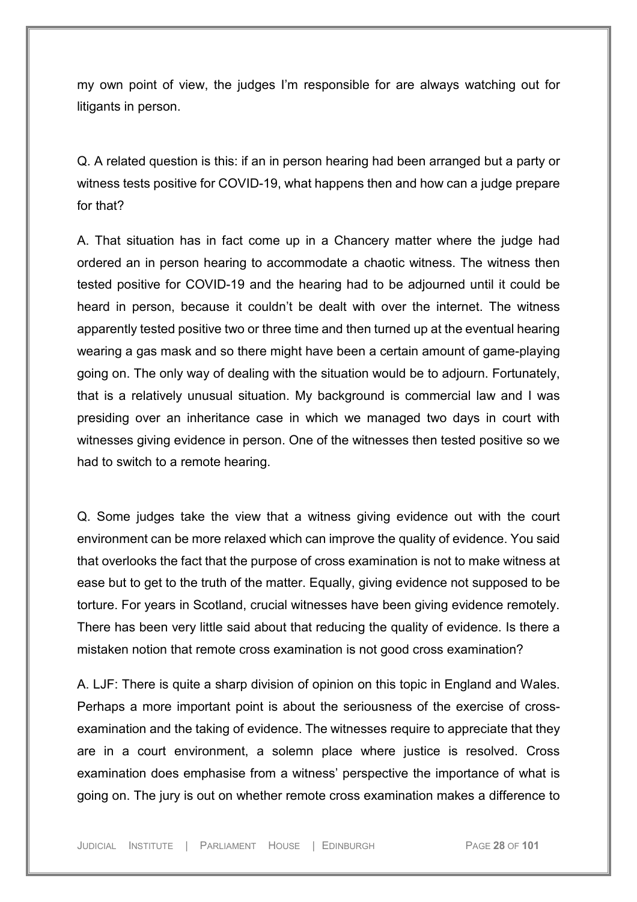my own point of view, the judges I'm responsible for are always watching out for litigants in person.

Q. A related question is this: if an in person hearing had been arranged but a party or witness tests positive for COVID-19, what happens then and how can a judge prepare for that?

A. That situation has in fact come up in a Chancery matter where the judge had ordered an in person hearing to accommodate a chaotic witness. The witness then tested positive for COVID-19 and the hearing had to be adjourned until it could be heard in person, because it couldn't be dealt with over the internet. The witness apparently tested positive two or three time and then turned up at the eventual hearing wearing a gas mask and so there might have been a certain amount of game-playing going on. The only way of dealing with the situation would be to adjourn. Fortunately, that is a relatively unusual situation. My background is commercial law and I was presiding over an inheritance case in which we managed two days in court with witnesses giving evidence in person. One of the witnesses then tested positive so we had to switch to a remote hearing.

Q. Some judges take the view that a witness giving evidence out with the court environment can be more relaxed which can improve the quality of evidence. You said that overlooks the fact that the purpose of cross examination is not to make witness at ease but to get to the truth of the matter. Equally, giving evidence not supposed to be torture. For years in Scotland, crucial witnesses have been giving evidence remotely. There has been very little said about that reducing the quality of evidence. Is there a mistaken notion that remote cross examination is not good cross examination?

A. LJF: There is quite a sharp division of opinion on this topic in England and Wales. Perhaps a more important point is about the seriousness of the exercise of cross-examination and the taking of evidence. The witnesses require to appreciate that they are in a court environment, a solemn place where justice is resolved. Cross examination does emphasise from a witness' perspective the importance of what is going on. The jury is out on whether remote cross examination makes a difference to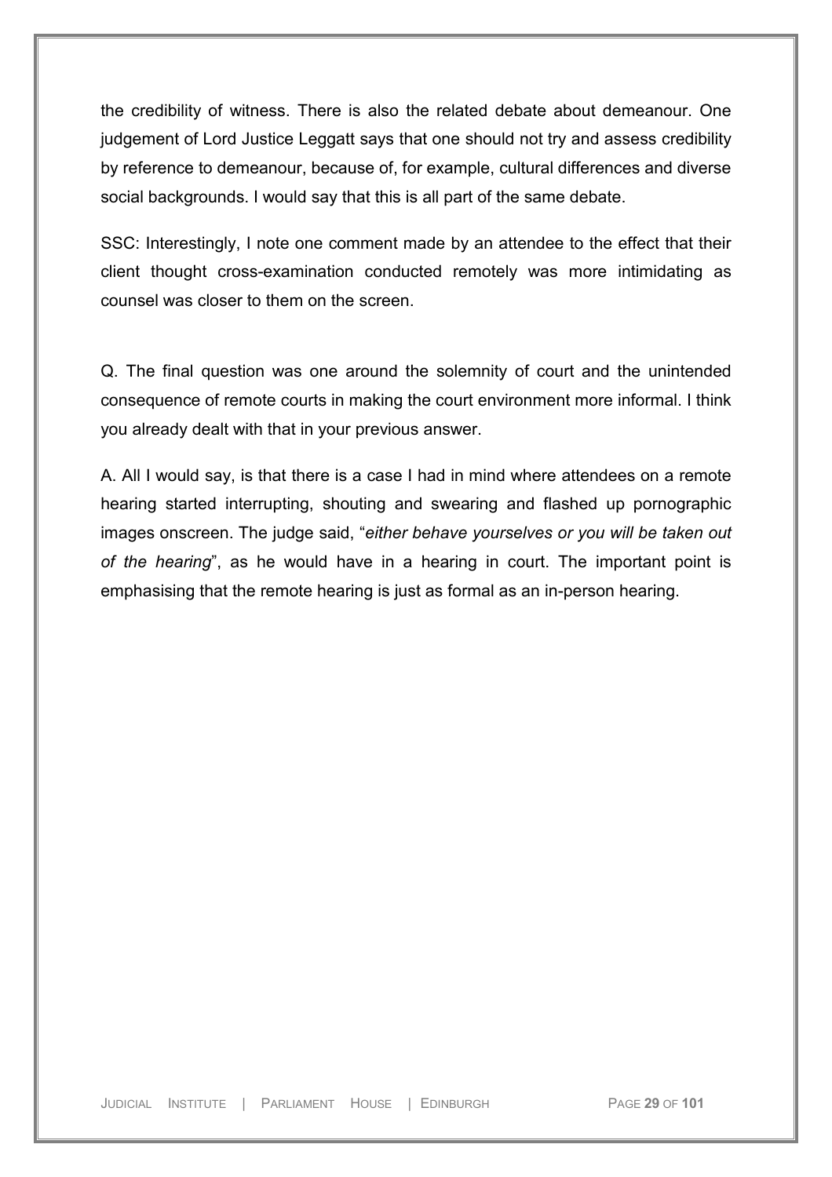the credibility of witness. There is also the related debate about demeanour. One judgement of Lord Justice Leggatt says that one should not try and assess credibility by reference to demeanour, because of, for example, cultural differences and diverse social backgrounds. I would say that this is all part of the same debate.

SSC: Interestingly, I note one comment made by an attendee to the effect that their client thought cross-examination conducted remotely was more intimidating as counsel was closer to them on the screen.

Q. The final question was one around the solemnity of court and the unintended consequence of remote courts in making the court environment more informal. I think you already dealt with that in your previous answer.

A. All I would say, is that there is a case I had in mind where attendees on a remote hearing started interrupting, shouting and swearing and flashed up pornographic images onscreen. The judge said, "*either behave yourselves or you will be taken out of the hearing*", as he would have in a hearing in court. The important point is emphasising that the remote hearing is just as formal as an in-person hearing.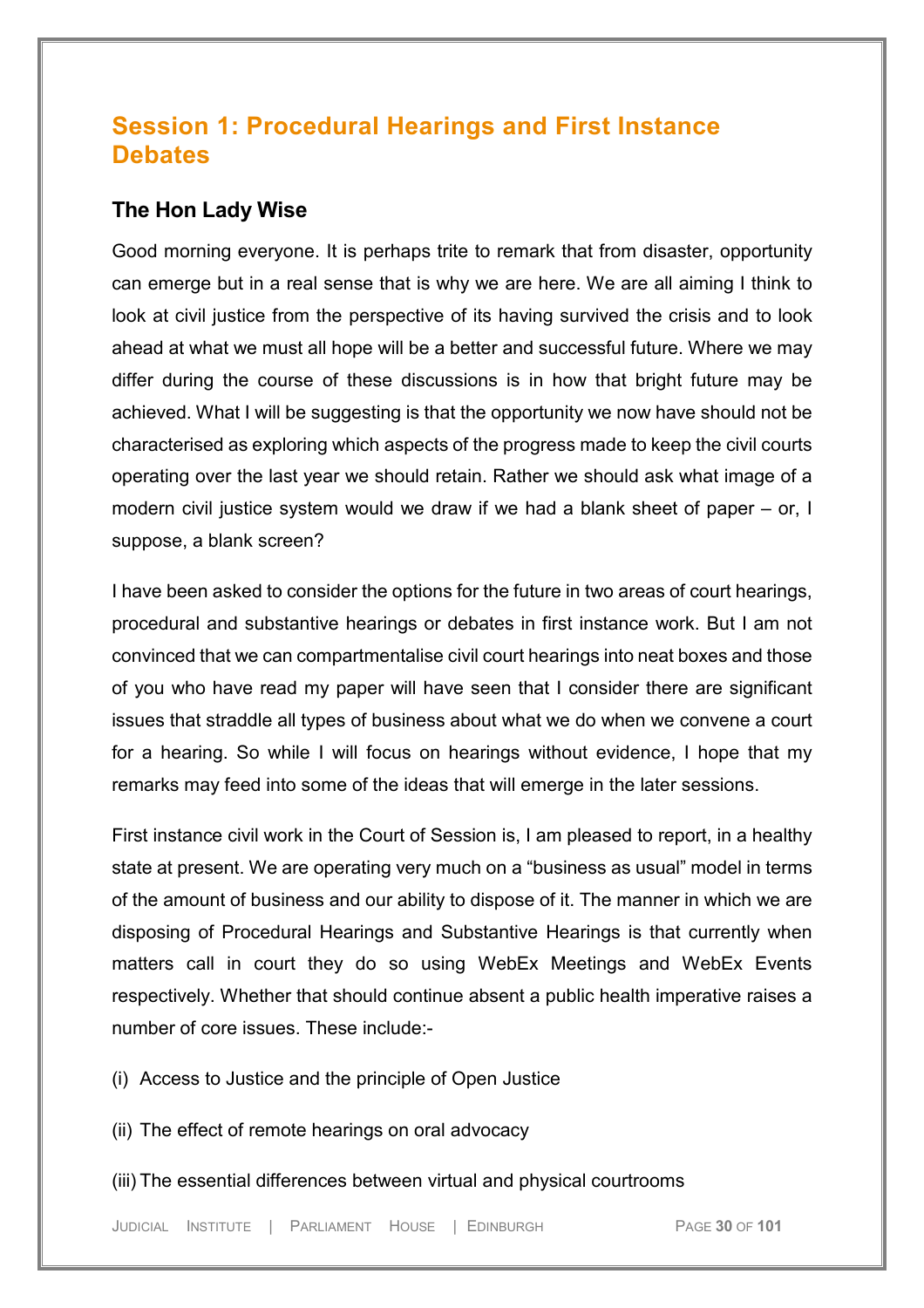## Session 1: Procedural Hearings and First Instance Debates

### The Hon Lady Wise

Good morning everyone. It is perhaps trite to remark that from disaster, opportunity can emerge but in a real sense that is why we are here. We are all aiming I think to look at civil justice from the perspective of its having survived the crisis and to look ahead at what we must all hope will be a better and successful future. Where we may differ during the course of these discussions is in how that bright future may be achieved. What I will be suggesting is that the opportunity we now have should not be characterised as exploring which aspects of the progress made to keep the civil courts operating over the last year we should retain. Rather we should ask what image of a modern civil justice system would we draw if we had a blank sheet of paper – or, I suppose, a blank screen?

I have been asked to consider the options for the future in two areas of court hearings, procedural and substantive hearings or debates in first instance work. But I am not convinced that we can compartmentalise civil court hearings into neat boxes and those of you who have read my paper will have seen that I consider there are significant issues that straddle all types of business about what we do when we convene a court for a hearing. So while I will focus on hearings without evidence, I hope that my remarks may feed into some of the ideas that will emerge in the later sessions.

First instance civil work in the Court of Session is, I am pleased to report, in a healthy state at present. We are operating very much on a "business as usual" model in terms of the amount of business and our ability to dispose of it. The manner in which we are disposing of Procedural Hearings and Substantive Hearings is that currently when matters call in court they do so using WebEx Meetings and WebEx Events respectively. Whether that should continue absent a public health imperative raises a number of core issues. These include:-

(i) Access to Justice and the principle of Open Justice

(ii) The effect of remote hearings on oral advocacy

(iii) The essential differences between virtual and physical courtrooms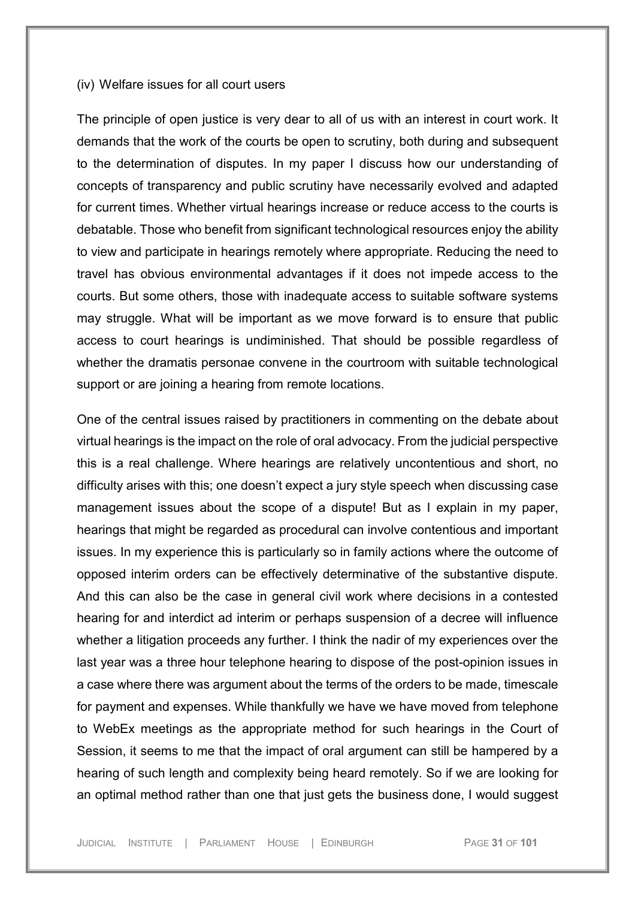(iv) Welfare issues for all court users

The principle of open justice is very dear to all of us with an interest in court work. It demands that the work of the courts be open to scrutiny, both during and subsequent to the determination of disputes. In my paper I discuss how our understanding of concepts of transparency and public scrutiny have necessarily evolved and adapted for current times. Whether virtual hearings increase or reduce access to the courts is debatable. Those who benefit from significant technological resources enjoy the ability to view and participate in hearings remotely where appropriate. Reducing the need to travel has obvious environmental advantages if it does not impede access to the courts. But some others, those with inadequate access to suitable software systems may struggle. What will be important as we move forward is to ensure that public access to court hearings is undiminished. That should be possible regardless of whether the dramatis personae convene in the courtroom with suitable technological support or are joining a hearing from remote locations.

One of the central issues raised by practitioners in commenting on the debate about virtual hearings is the impact on the role of oral advocacy. From the judicial perspective this is a real challenge. Where hearings are relatively uncontentious and short, no difficulty arises with this; one doesn't expect a jury style speech when discussing case management issues about the scope of a dispute! But as I explain in my paper, hearings that might be regarded as procedural can involve contentious and important issues. In my experience this is particularly so in family actions where the outcome of opposed interim orders can be effectively determinative of the substantive dispute. And this can also be the case in general civil work where decisions in a contested hearing for and interdict ad interim or perhaps suspension of a decree will influence whether a litigation proceeds any further. I think the nadir of my experiences over the last year was a three hour telephone hearing to dispose of the post-opinion issues in a case where there was argument about the terms of the orders to be made, timescale for payment and expenses. While thankfully we have we have moved from telephone to WebEx meetings as the appropriate method for such hearings in the Court of Session, it seems to me that the impact of oral argument can still be hampered by a hearing of such length and complexity being heard remotely. So if we are looking for an optimal method rather than one that just gets the business done, I would suggest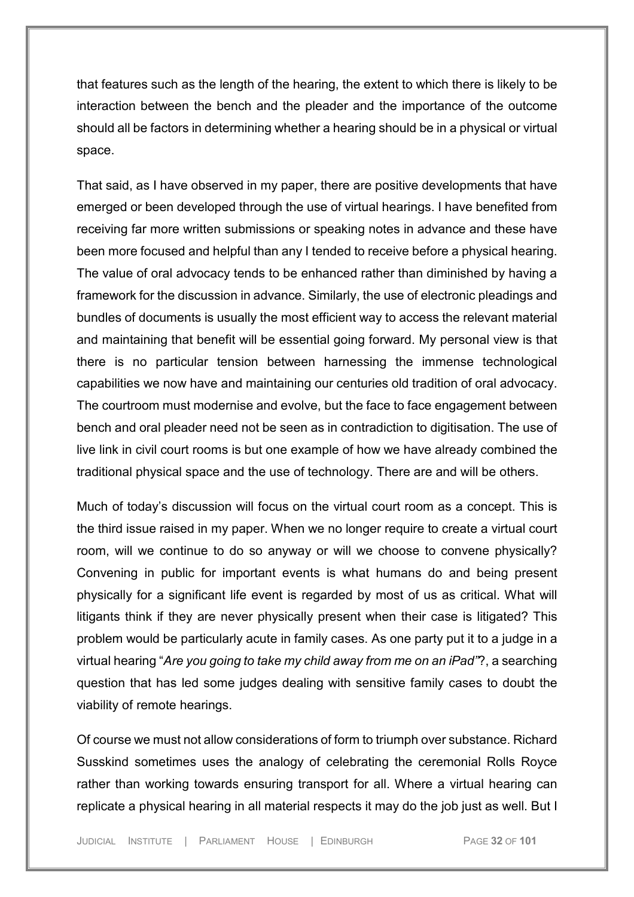that features such as the length of the hearing, the extent to which there is likely to be interaction between the bench and the pleader and the importance of the outcome should all be factors in determining whether a hearing should be in a physical or virtual space.

That said, as I have observed in my paper, there are positive developments that have emerged or been developed through the use of virtual hearings. I have benefited from receiving far more written submissions or speaking notes in advance and these have been more focused and helpful than any I tended to receive before a physical hearing. The value of oral advocacy tends to be enhanced rather than diminished by having a framework for the discussion in advance. Similarly, the use of electronic pleadings and bundles of documents is usually the most efficient way to access the relevant material and maintaining that benefit will be essential going forward. My personal view is that there is no particular tension between harnessing the immense technological capabilities we now have and maintaining our centuries old tradition of oral advocacy. The courtroom must modernise and evolve, but the face to face engagement between bench and oral pleader need not be seen as in contradiction to digitisation. The use of live link in civil court rooms is but one example of how we have already combined the traditional physical space and the use of technology. There are and will be others.

Much of today's discussion will focus on the virtual court room as a concept. This is the third issue raised in my paper. When we no longer require to create a virtual court room, will we continue to do so anyway or will we choose to convene physically? Convening in public for important events is what humans do and being present physically for a significant life event is regarded by most of us as critical. What will litigants think if they are never physically present when their case is litigated? This problem would be particularly acute in family cases. As one party put it to a judge in a virtual hearing "*Are you going to take my child away from me on an iPad"*?, a searching question that has led some judges dealing with sensitive family cases to doubt the viability of remote hearings.

Of course we must not allow considerations of form to triumph over substance. Richard Susskind sometimes uses the analogy of celebrating the ceremonial Rolls Royce rather than working towards ensuring transport for all. Where a virtual hearing can replicate a physical hearing in all material respects it may do the job just as well. But I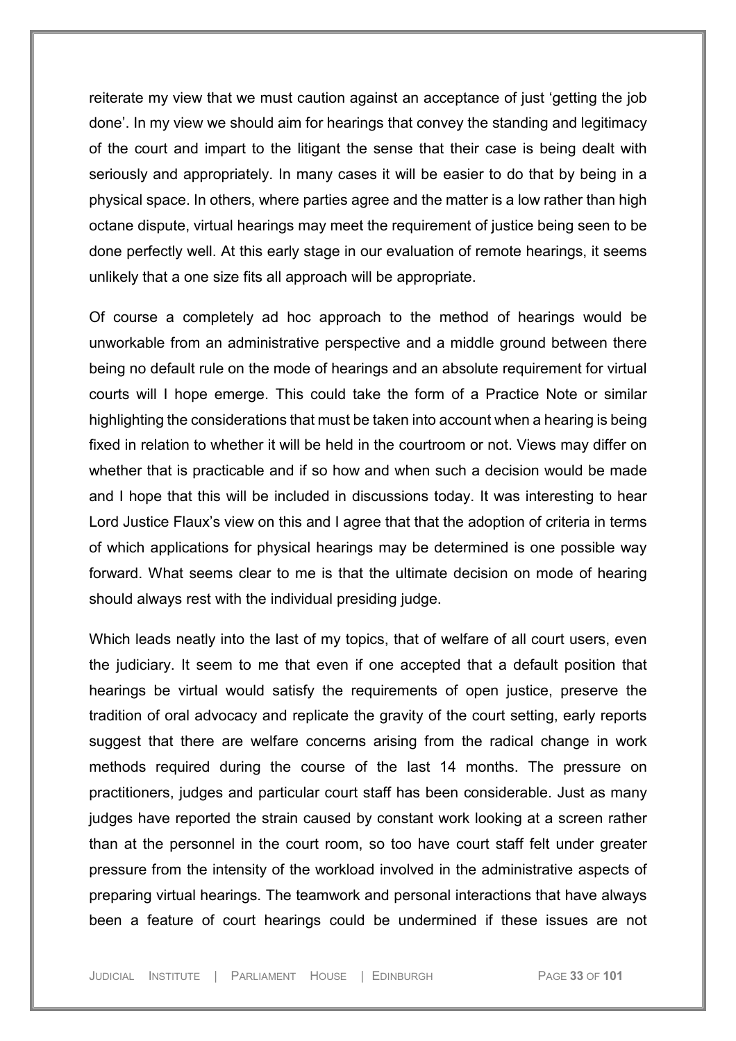reiterate my view that we must caution against an acceptance of just 'getting the job done'. In my view we should aim for hearings that convey the standing and legitimacy of the court and impart to the litigant the sense that their case is being dealt with seriously and appropriately. In many cases it will be easier to do that by being in a physical space. In others, where parties agree and the matter is a low rather than high octane dispute, virtual hearings may meet the requirement of justice being seen to be done perfectly well. At this early stage in our evaluation of remote hearings, it seems unlikely that a one size fits all approach will be appropriate.

Of course a completely ad hoc approach to the method of hearings would be unworkable from an administrative perspective and a middle ground between there being no default rule on the mode of hearings and an absolute requirement for virtual courts will I hope emerge. This could take the form of a Practice Note or similar highlighting the considerations that must be taken into account when a hearing is being fixed in relation to whether it will be held in the courtroom or not. Views may differ on whether that is practicable and if so how and when such a decision would be made and I hope that this will be included in discussions today. It was interesting to hear Lord Justice Flaux's view on this and I agree that that the adoption of criteria in terms of which applications for physical hearings may be determined is one possible way forward. What seems clear to me is that the ultimate decision on mode of hearing should always rest with the individual presiding judge.

Which leads neatly into the last of my topics, that of welfare of all court users, even the judiciary. It seem to me that even if one accepted that a default position that hearings be virtual would satisfy the requirements of open justice, preserve the tradition of oral advocacy and replicate the gravity of the court setting, early reports suggest that there are welfare concerns arising from the radical change in work methods required during the course of the last 14 months. The pressure on practitioners, judges and particular court staff has been considerable. Just as many judges have reported the strain caused by constant work looking at a screen rather than at the personnel in the court room, so too have court staff felt under greater pressure from the intensity of the workload involved in the administrative aspects of preparing virtual hearings. The teamwork and personal interactions that have always been a feature of court hearings could be undermined if these issues are not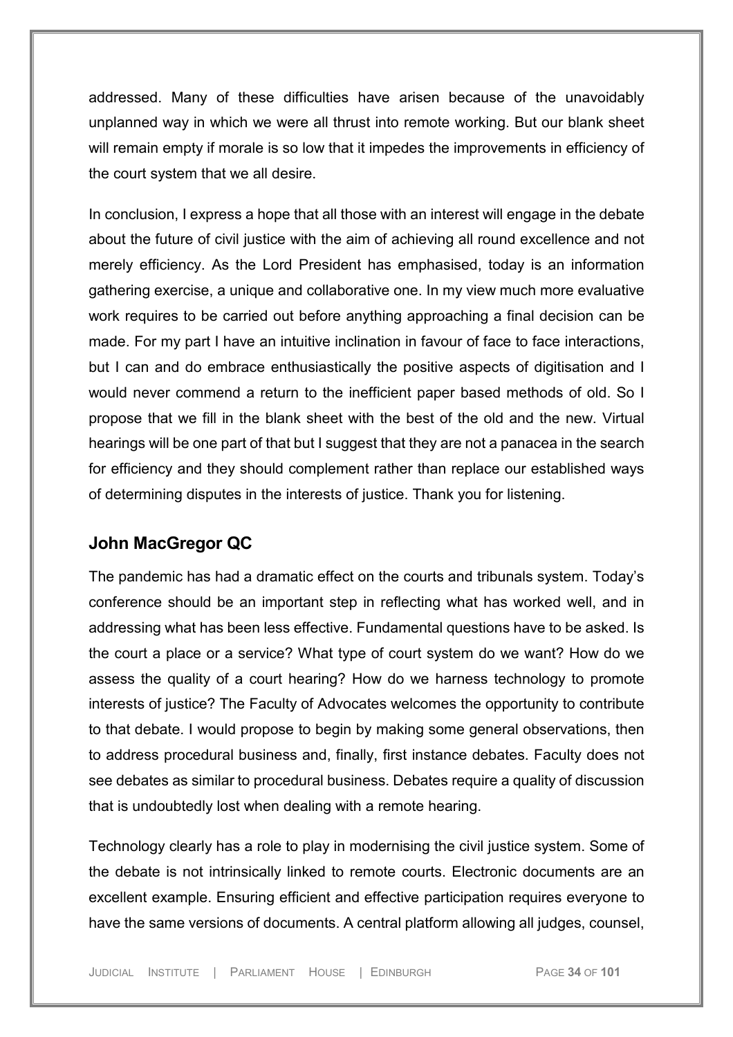addressed. Many of these difficulties have arisen because of the unavoidably unplanned way in which we were all thrust into remote working. But our blank sheet will remain empty if morale is so low that it impedes the improvements in efficiency of the court system that we all desire.

In conclusion, I express a hope that all those with an interest will engage in the debate about the future of civil justice with the aim of achieving all round excellence and not merely efficiency. As the Lord President has emphasised, today is an information gathering exercise, a unique and collaborative one. In my view much more evaluative work requires to be carried out before anything approaching a final decision can be made. For my part I have an intuitive inclination in favour of face to face interactions, but I can and do embrace enthusiastically the positive aspects of digitisation and I would never commend a return to the inefficient paper based methods of old. So I propose that we fill in the blank sheet with the best of the old and the new. Virtual hearings will be one part of that but I suggest that they are not a panacea in the search for efficiency and they should complement rather than replace our established ways of determining disputes in the interests of justice. Thank you for listening.

## John MacGregor QC

The pandemic has had a dramatic effect on the courts and tribunals system. Today's conference should be an important step in reflecting what has worked well, and in addressing what has been less effective. Fundamental questions have to be asked. Is the court a place or a service? What type of court system do we want? How do we assess the quality of a court hearing? How do we harness technology to promote interests of justice? The Faculty of Advocates welcomes the opportunity to contribute to that debate. I would propose to begin by making some general observations, then to address procedural business and, finally, first instance debates. Faculty does not see debates as similar to procedural business. Debates require a quality of discussion that is undoubtedly lost when dealing with a remote hearing.

Technology clearly has a role to play in modernising the civil justice system. Some of the debate is not intrinsically linked to remote courts. Electronic documents are an excellent example. Ensuring efficient and effective participation requires everyone to have the same versions of documents. A central platform allowing all judges, counsel,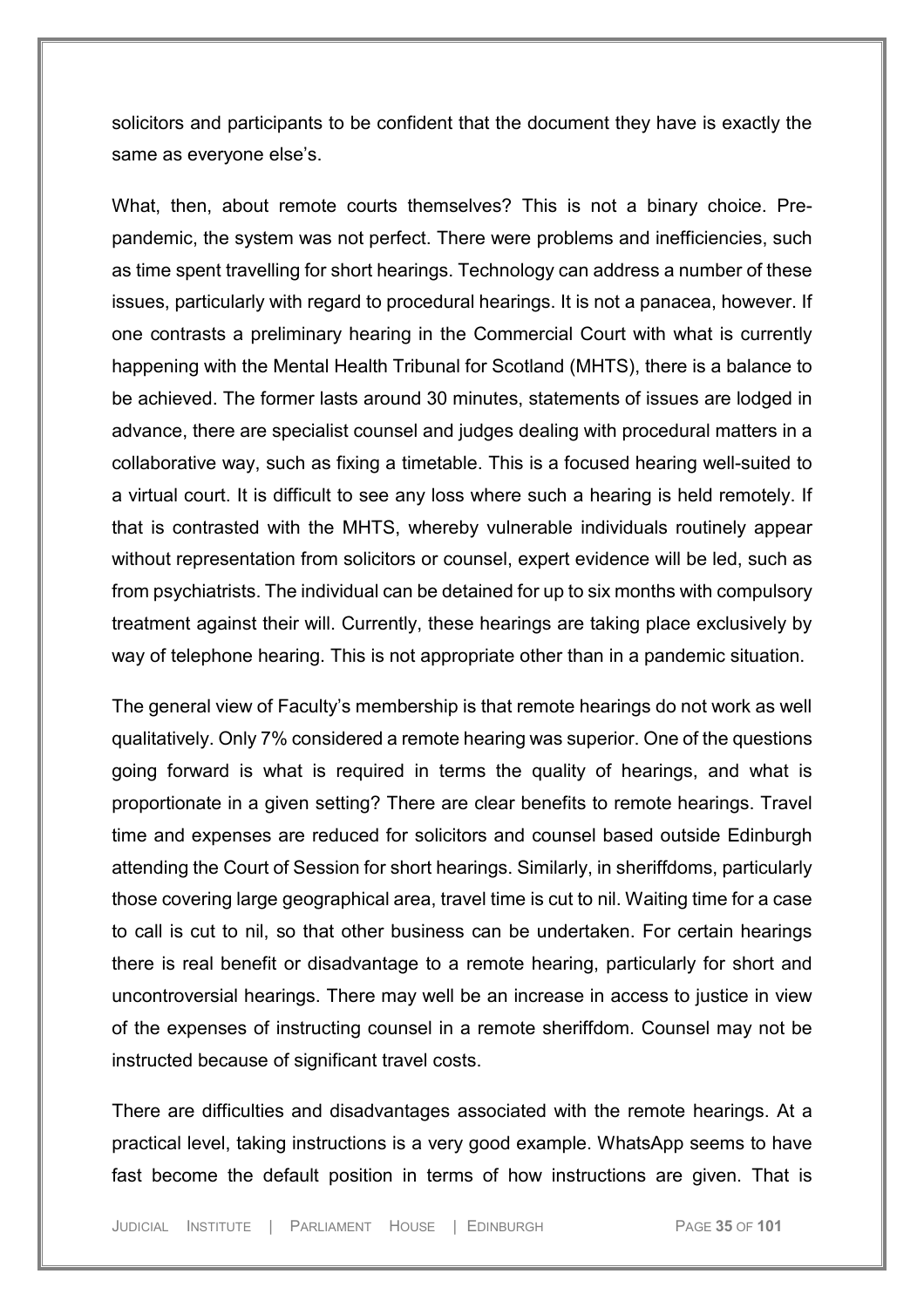solicitors and participants to be confident that the document they have is exactly the same as everyone else's.

What, then, about remote courts themselves? This is not a binary choice. Pre-pandemic, the system was not perfect. There were problems and inefficiencies, such as time spent travelling for short hearings. Technology can address a number of these issues, particularly with regard to procedural hearings. It is not a panacea, however. If one contrasts a preliminary hearing in the Commercial Court with what is currently happening with the Mental Health Tribunal for Scotland (MHTS), there is a balance to be achieved. The former lasts around 30 minutes, statements of issues are lodged in advance, there are specialist counsel and judges dealing with procedural matters in a collaborative way, such as fixing a timetable. This is a focused hearing well-suited to a virtual court. It is difficult to see any loss where such a hearing is held remotely. If that is contrasted with the MHTS, whereby vulnerable individuals routinely appear without representation from solicitors or counsel, expert evidence will be led, such as from psychiatrists. The individual can be detained for up to six months with compulsory treatment against their will. Currently, these hearings are taking place exclusively by way of telephone hearing. This is not appropriate other than in a pandemic situation.

The general view of Faculty's membership is that remote hearings do not work as well qualitatively. Only 7% considered a remote hearing was superior. One of the questions going forward is what is required in terms the quality of hearings, and what is proportionate in a given setting? There are clear benefits to remote hearings. Travel time and expenses are reduced for solicitors and counsel based outside Edinburgh attending the Court of Session for short hearings. Similarly, in sheriffdoms, particularly those covering large geographical area, travel time is cut to nil. Waiting time for a case to call is cut to nil, so that other business can be undertaken. For certain hearings there is real benefit or disadvantage to a remote hearing, particularly for short and uncontroversial hearings. There may well be an increase in access to justice in view of the expenses of instructing counsel in a remote sheriffdom. Counsel may not be instructed because of significant travel costs.

There are difficulties and disadvantages associated with the remote hearings. At a practical level, taking instructions is a very good example. WhatsApp seems to have fast become the default position in terms of how instructions are given. That is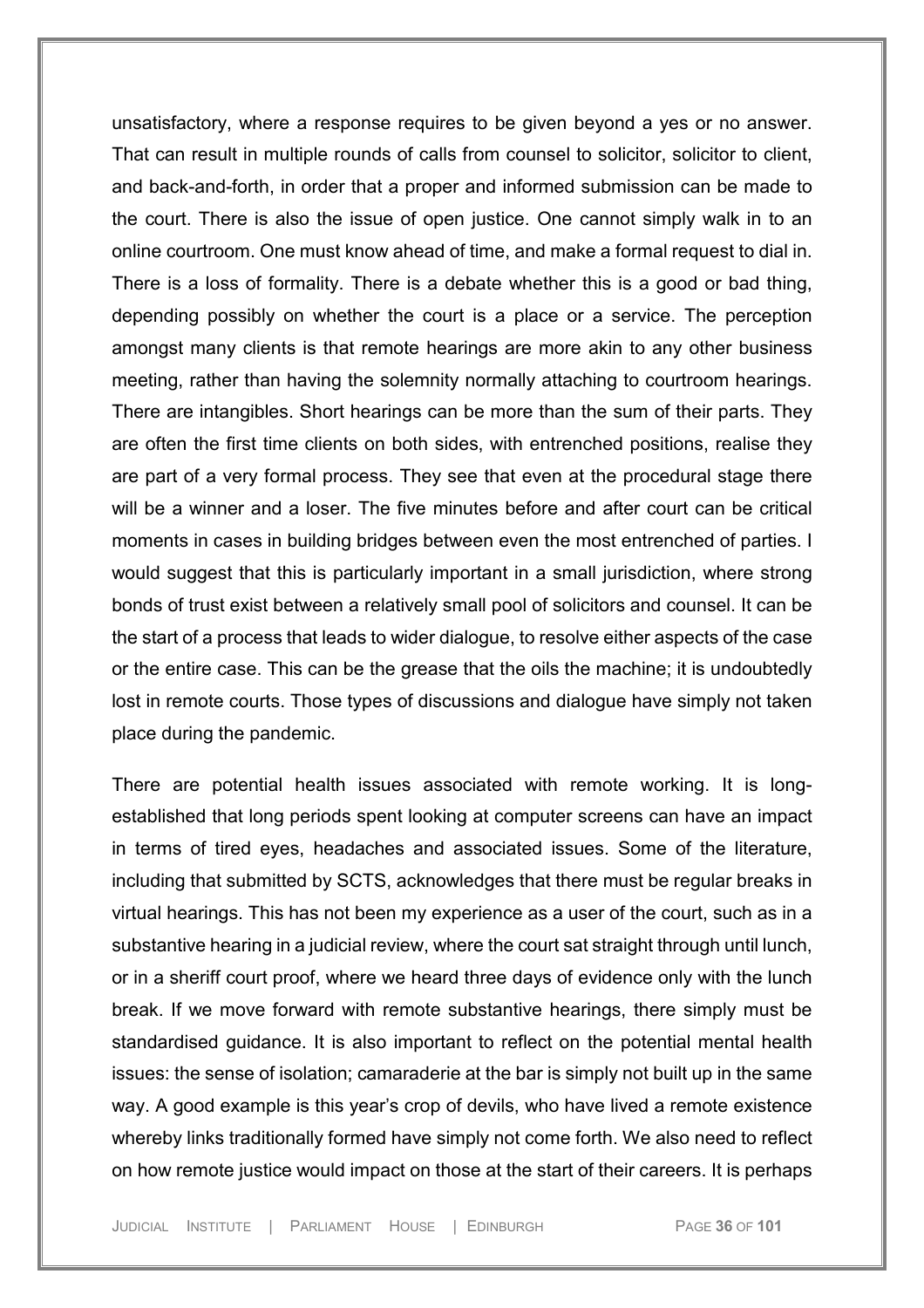unsatisfactory, where a response requires to be given beyond a yes or no answer. That can result in multiple rounds of calls from counsel to solicitor, solicitor to client, and back-and-forth, in order that a proper and informed submission can be made to the court. There is also the issue of open justice. One cannot simply walk in to an online courtroom. One must know ahead of time, and make a formal request to dial in. There is a loss of formality. There is a debate whether this is a good or bad thing, depending possibly on whether the court is a place or a service. The perception amongst many clients is that remote hearings are more akin to any other business meeting, rather than having the solemnity normally attaching to courtroom hearings. There are intangibles. Short hearings can be more than the sum of their parts. They are often the first time clients on both sides, with entrenched positions, realise they are part of a very formal process. They see that even at the procedural stage there will be a winner and a loser. The five minutes before and after court can be critical moments in cases in building bridges between even the most entrenched of parties. I would suggest that this is particularly important in a small jurisdiction, where strong bonds of trust exist between a relatively small pool of solicitors and counsel. It can be the start of a process that leads to wider dialogue, to resolve either aspects of the case or the entire case. This can be the grease that the oils the machine; it is undoubtedly lost in remote courts. Those types of discussions and dialogue have simply not taken place during the pandemic.

There are potential health issues associated with remote working. It is long-established that long periods spent looking at computer screens can have an impact in terms of tired eyes, headaches and associated issues. Some of the literature, including that submitted by SCTS, acknowledges that there must be regular breaks in virtual hearings. This has not been my experience as a user of the court, such as in a substantive hearing in a judicial review, where the court sat straight through until lunch, or in a sheriff court proof, where we heard three days of evidence only with the lunch break. If we move forward with remote substantive hearings, there simply must be standardised guidance. It is also important to reflect on the potential mental health issues: the sense of isolation; camaraderie at the bar is simply not built up in the same way. A good example is this year's crop of devils, who have lived a remote existence whereby links traditionally formed have simply not come forth. We also need to reflect on how remote justice would impact on those at the start of their careers. It is perhaps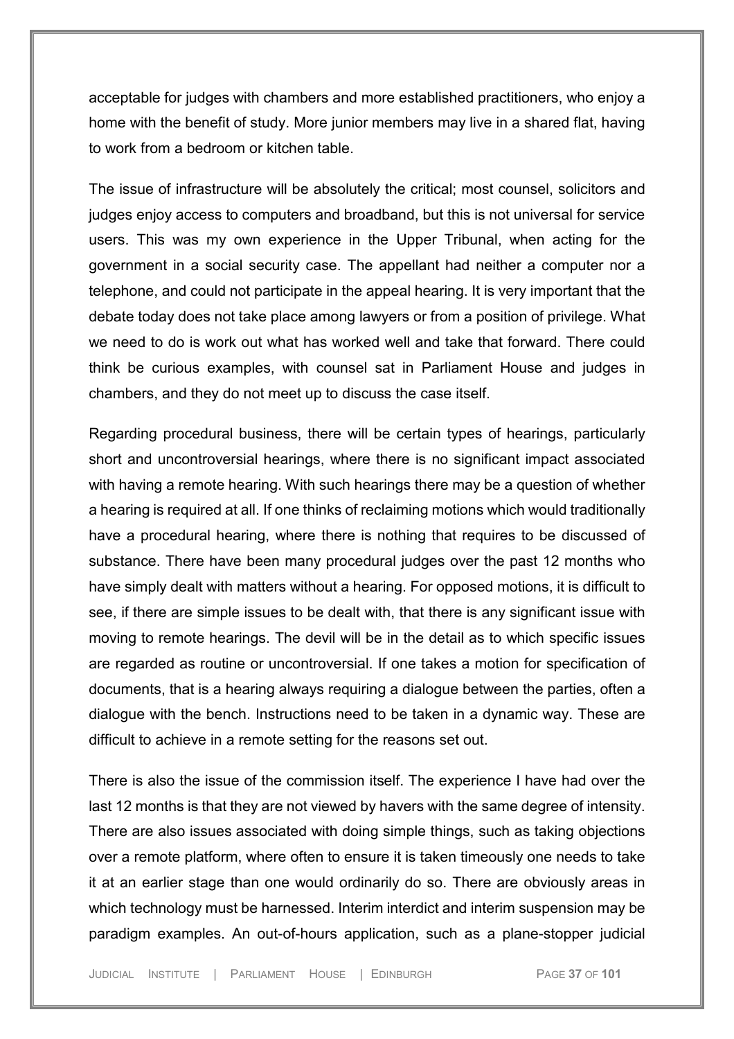acceptable for judges with chambers and more established practitioners, who enjoy a home with the benefit of study. More junior members may live in a shared flat, having to work from a bedroom or kitchen table.

The issue of infrastructure will be absolutely the critical; most counsel, solicitors and judges enjoy access to computers and broadband, but this is not universal for service users. This was my own experience in the Upper Tribunal, when acting for the government in a social security case. The appellant had neither a computer nor a telephone, and could not participate in the appeal hearing. It is very important that the debate today does not take place among lawyers or from a position of privilege. What we need to do is work out what has worked well and take that forward. There could think be curious examples, with counsel sat in Parliament House and judges in chambers, and they do not meet up to discuss the case itself.

Regarding procedural business, there will be certain types of hearings, particularly short and uncontroversial hearings, where there is no significant impact associated with having a remote hearing. With such hearings there may be a question of whether a hearing is required at all. If one thinks of reclaiming motions which would traditionally have a procedural hearing, where there is nothing that requires to be discussed of substance. There have been many procedural judges over the past 12 months who have simply dealt with matters without a hearing. For opposed motions, it is difficult to see, if there are simple issues to be dealt with, that there is any significant issue with moving to remote hearings. The devil will be in the detail as to which specific issues are regarded as routine or uncontroversial. If one takes a motion for specification of documents, that is a hearing always requiring a dialogue between the parties, often a dialogue with the bench. Instructions need to be taken in a dynamic way. These are difficult to achieve in a remote setting for the reasons set out.

There is also the issue of the commission itself. The experience I have had over the last 12 months is that they are not viewed by havers with the same degree of intensity. There are also issues associated with doing simple things, such as taking objections over a remote platform, where often to ensure it is taken timeously one needs to take it at an earlier stage than one would ordinarily do so. There are obviously areas in which technology must be harnessed. Interim interdict and interim suspension may be paradigm examples. An out-of-hours application, such as a plane-stopper judicial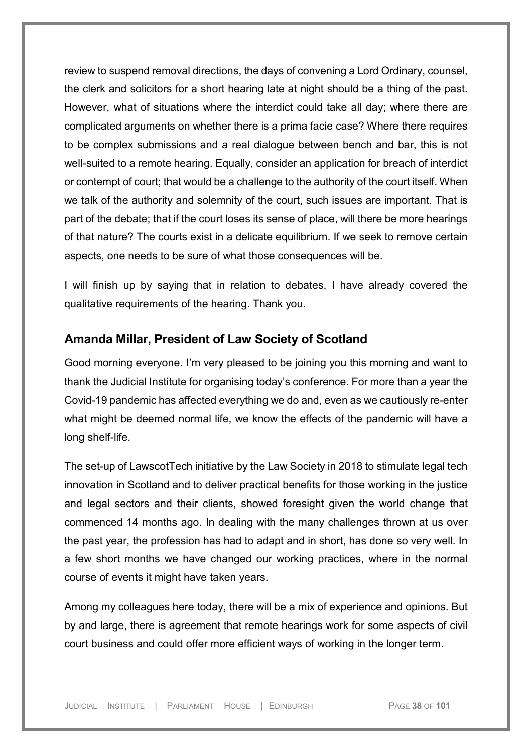review to suspend removal directions, the days of convening a Lord Ordinary, counsel, the clerk and solicitors for a short hearing late at night should be a thing of the past. However, what of situations where the interdict could take all day; where there are complicated arguments on whether there is a prima facie case? Where there requires to be complex submissions and a real dialogue between bench and bar, this is not well-suited to a remote hearing. Equally, consider an application for breach of interdict or contempt of court; that would be a challenge to the authority of the court itself. When we talk of the authority and solemnity of the court, such issues are important. That is part of the debate; that if the court loses its sense of place, will there be more hearings of that nature? The courts exist in a delicate equilibrium. If we seek to remove certain aspects, one needs to be sure of what those consequences will be.

I will finish up by saying that in relation to debates, I have already covered the qualitative requirements of the hearing. Thank you.

## Amanda Millar, President of Law Society of Scotland

Good morning everyone. I'm very pleased to be joining you this morning and want to thank the Judicial Institute for organising today's conference. For more than a year the Covid-19 pandemic has affected everything we do and, even as we cautiously re-enter what might be deemed normal life, we know the effects of the pandemic will have a long shelf-life.

The set-up of LawscotTech initiative by the Law Society in 2018 to stimulate legal tech innovation in Scotland and to deliver practical benefits for those working in the justice and legal sectors and their clients, showed foresight given the world change that commenced 14 months ago. In dealing with the many challenges thrown at us over the past year, the profession has had to adapt and in short, has done so very well. In a few short months we have changed our working practices, where in the normal course of events it might have taken years.

Among my colleagues here today, there will be a mix of experience and opinions. But by and large, there is agreement that remote hearings work for some aspects of civil court business and could offer more efficient ways of working in the longer term.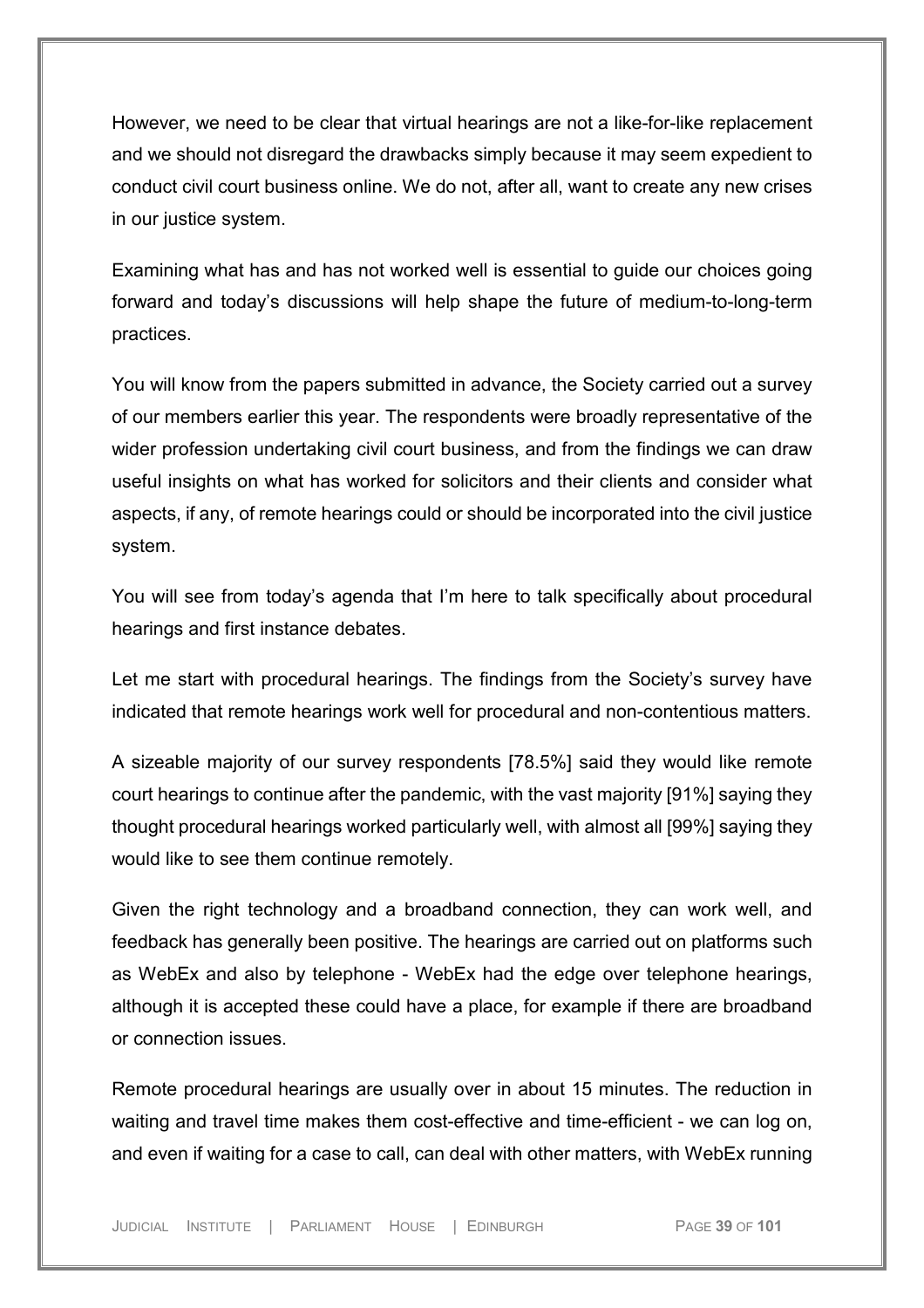However, we need to be clear that virtual hearings are not a like-for-like replacement and we should not disregard the drawbacks simply because it may seem expedient to conduct civil court business online. We do not, after all, want to create any new crises in our justice system.

Examining what has and has not worked well is essential to guide our choices going forward and today's discussions will help shape the future of medium-to-long-term practices.

You will know from the papers submitted in advance, the Society carried out a survey of our members earlier this year. The respondents were broadly representative of the wider profession undertaking civil court business, and from the findings we can draw useful insights on what has worked for solicitors and their clients and consider what aspects, if any, of remote hearings could or should be incorporated into the civil justice system.

You will see from today's agenda that I'm here to talk specifically about procedural hearings and first instance debates.

Let me start with procedural hearings. The findings from the Society's survey have indicated that remote hearings work well for procedural and non-contentious matters.

A sizeable majority of our survey respondents [78.5%] said they would like remote court hearings to continue after the pandemic, with the vast majority [91%] saying they thought procedural hearings worked particularly well, with almost all [99%] saying they would like to see them continue remotely.

Given the right technology and a broadband connection, they can work well, and feedback has generally been positive. The hearings are carried out on platforms such as WebEx and also by telephone - WebEx had the edge over telephone hearings, although it is accepted these could have a place, for example if there are broadband or connection issues.

Remote procedural hearings are usually over in about 15 minutes. The reduction in waiting and travel time makes them cost-effective and time-efficient - we can log on, and even if waiting for a case to call, can deal with other matters, with WebEx running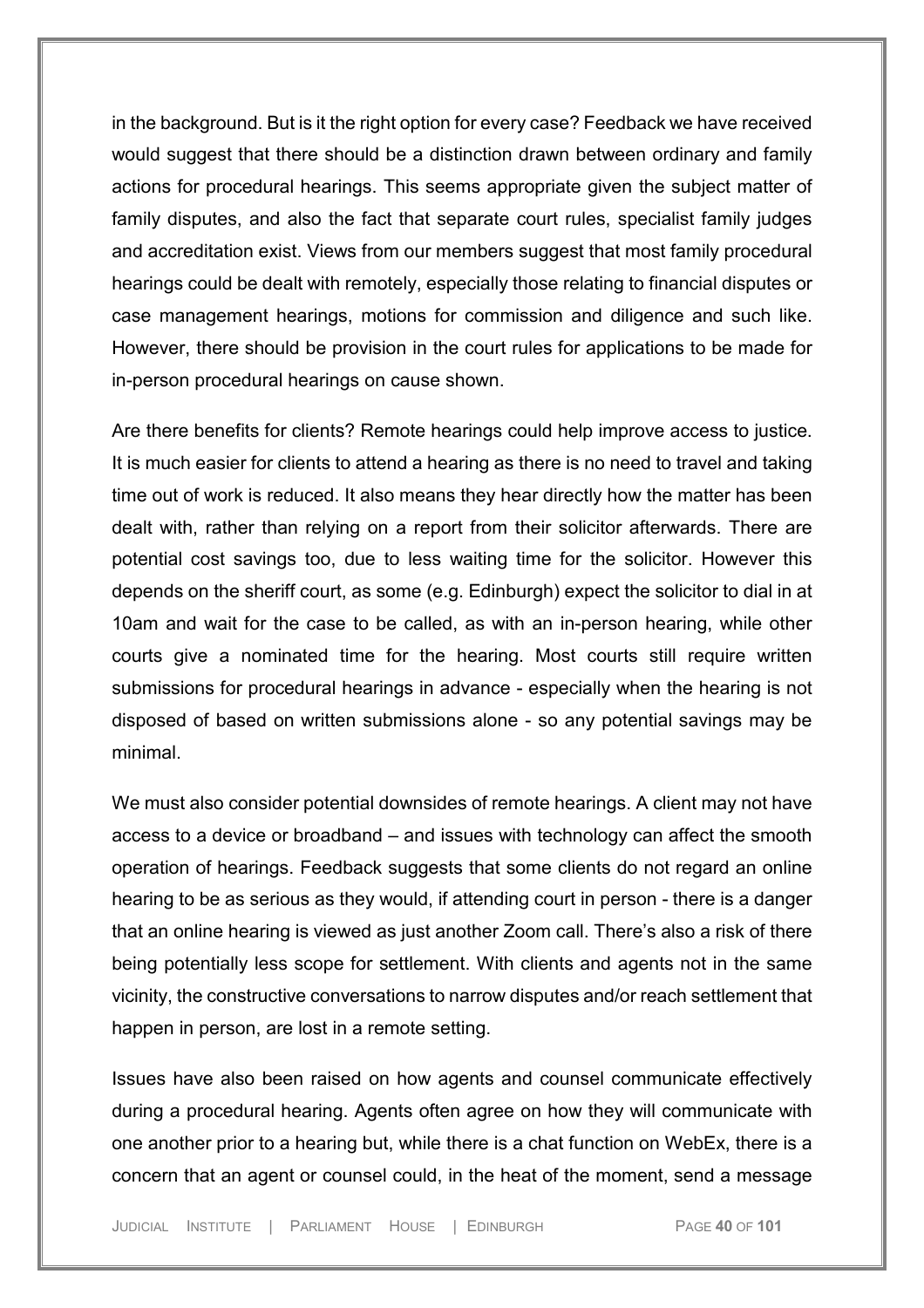in the background. But is it the right option for every case? Feedback we have received would suggest that there should be a distinction drawn between ordinary and family actions for procedural hearings. This seems appropriate given the subject matter of family disputes, and also the fact that separate court rules, specialist family judges and accreditation exist. Views from our members suggest that most family procedural hearings could be dealt with remotely, especially those relating to financial disputes or case management hearings, motions for commission and diligence and such like. However, there should be provision in the court rules for applications to be made for in-person procedural hearings on cause shown.

Are there benefits for clients? Remote hearings could help improve access to justice. It is much easier for clients to attend a hearing as there is no need to travel and taking time out of work is reduced. It also means they hear directly how the matter has been dealt with, rather than relying on a report from their solicitor afterwards. There are potential cost savings too, due to less waiting time for the solicitor. However this depends on the sheriff court, as some (e.g. Edinburgh) expect the solicitor to dial in at 10am and wait for the case to be called, as with an in-person hearing, while other courts give a nominated time for the hearing. Most courts still require written submissions for procedural hearings in advance - especially when the hearing is not disposed of based on written submissions alone - so any potential savings may be minimal.

We must also consider potential downsides of remote hearings. A client may not have access to a device or broadband – and issues with technology can affect the smooth operation of hearings. Feedback suggests that some clients do not regard an online hearing to be as serious as they would, if attending court in person - there is a danger that an online hearing is viewed as just another Zoom call. There's also a risk of there being potentially less scope for settlement. With clients and agents not in the same vicinity, the constructive conversations to narrow disputes and/or reach settlement that happen in person, are lost in a remote setting.

Issues have also been raised on how agents and counsel communicate effectively during a procedural hearing. Agents often agree on how they will communicate with one another prior to a hearing but, while there is a chat function on WebEx, there is a concern that an agent or counsel could, in the heat of the moment, send a message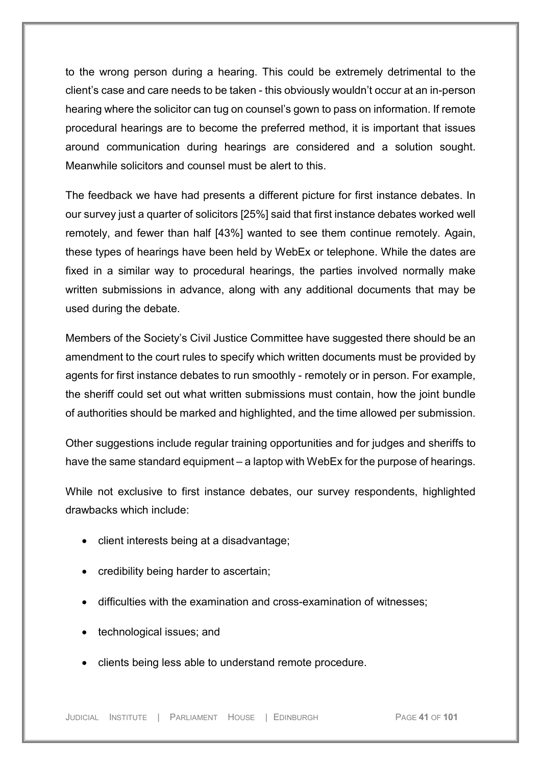to the wrong person during a hearing. This could be extremely detrimental to the client's case and care needs to be taken - this obviously wouldn't occur at an in-person hearing where the solicitor can tug on counsel's gown to pass on information. If remote procedural hearings are to become the preferred method, it is important that issues around communication during hearings are considered and a solution sought. Meanwhile solicitors and counsel must be alert to this.

The feedback we have had presents a different picture for first instance debates. In our survey just a quarter of solicitors [25%] said that first instance debates worked well remotely, and fewer than half [43%] wanted to see them continue remotely. Again, these types of hearings have been held by WebEx or telephone. While the dates are fixed in a similar way to procedural hearings, the parties involved normally make written submissions in advance, along with any additional documents that may be used during the debate.

Members of the Society's Civil Justice Committee have suggested there should be an amendment to the court rules to specify which written documents must be provided by agents for first instance debates to run smoothly - remotely or in person. For example, the sheriff could set out what written submissions must contain, how the joint bundle of authorities should be marked and highlighted, and the time allowed per submission.

Other suggestions include regular training opportunities and for judges and sheriffs to have the same standard equipment – a laptop with WebEx for the purpose of hearings.

While not exclusive to first instance debates, our survey respondents, highlighted drawbacks which include:

- client interests being at a disadvantage;
- credibility being harder to ascertain;
- difficulties with the examination and cross-examination of witnesses;
- technological issues; and
- clients being less able to understand remote procedure.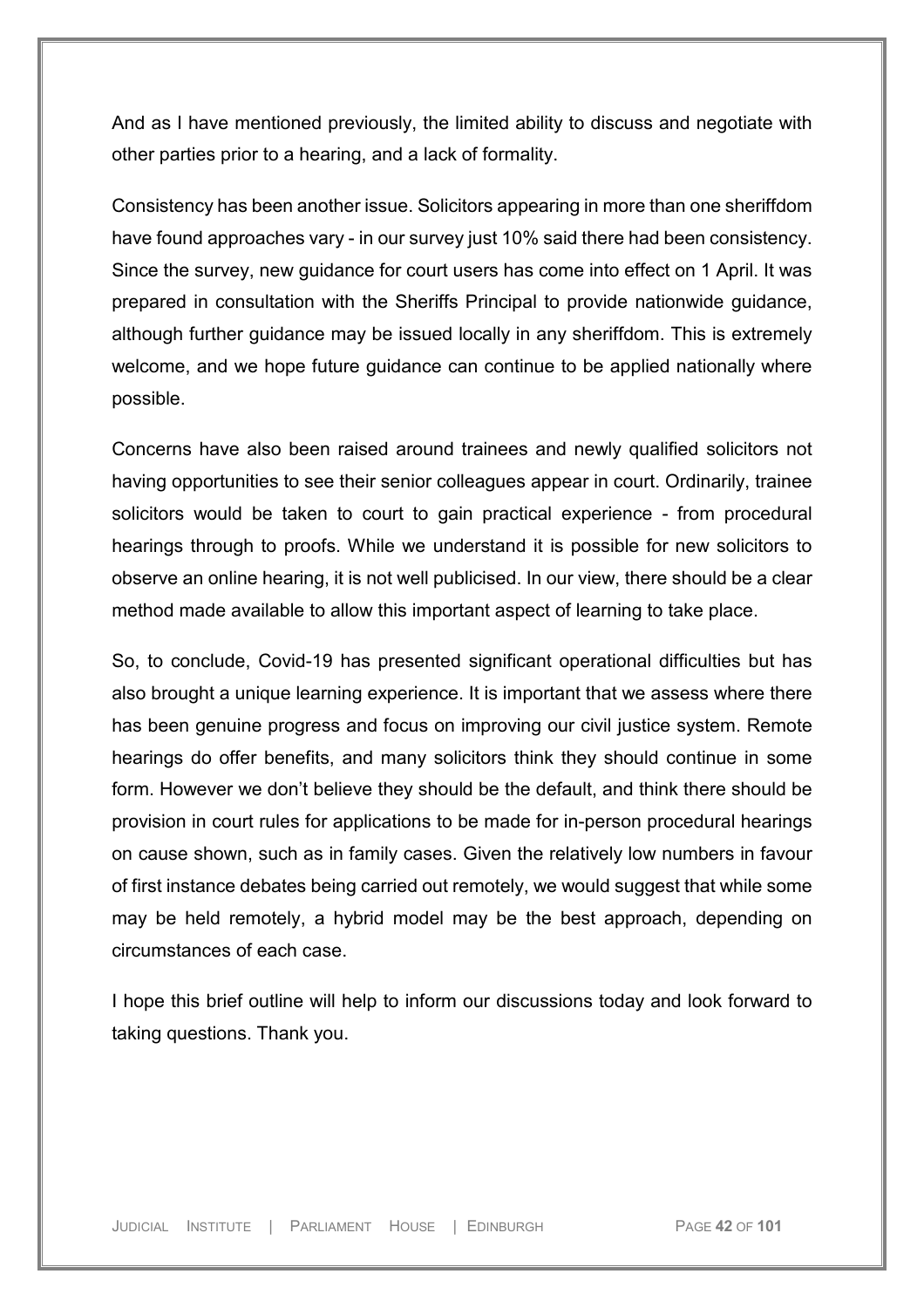And as I have mentioned previously, the limited ability to discuss and negotiate with other parties prior to a hearing, and a lack of formality.

Consistency has been another issue. Solicitors appearing in more than one sheriffdom have found approaches vary - in our survey just 10% said there had been consistency. Since the survey, new guidance for court users has come into effect on 1 April. It was prepared in consultation with the Sheriffs Principal to provide nationwide guidance, although further guidance may be issued locally in any sheriffdom. This is extremely welcome, and we hope future guidance can continue to be applied nationally where possible.

Concerns have also been raised around trainees and newly qualified solicitors not having opportunities to see their senior colleagues appear in court. Ordinarily, trainee solicitors would be taken to court to gain practical experience - from procedural hearings through to proofs. While we understand it is possible for new solicitors to observe an online hearing, it is not well publicised. In our view, there should be a clear method made available to allow this important aspect of learning to take place.

So, to conclude, Covid-19 has presented significant operational difficulties but has also brought a unique learning experience. It is important that we assess where there has been genuine progress and focus on improving our civil justice system. Remote hearings do offer benefits, and many solicitors think they should continue in some form. However we don't believe they should be the default, and think there should be provision in court rules for applications to be made for in-person procedural hearings on cause shown, such as in family cases. Given the relatively low numbers in favour of first instance debates being carried out remotely, we would suggest that while some may be held remotely, a hybrid model may be the best approach, depending on circumstances of each case.

I hope this brief outline will help to inform our discussions today and look forward to taking questions. Thank you.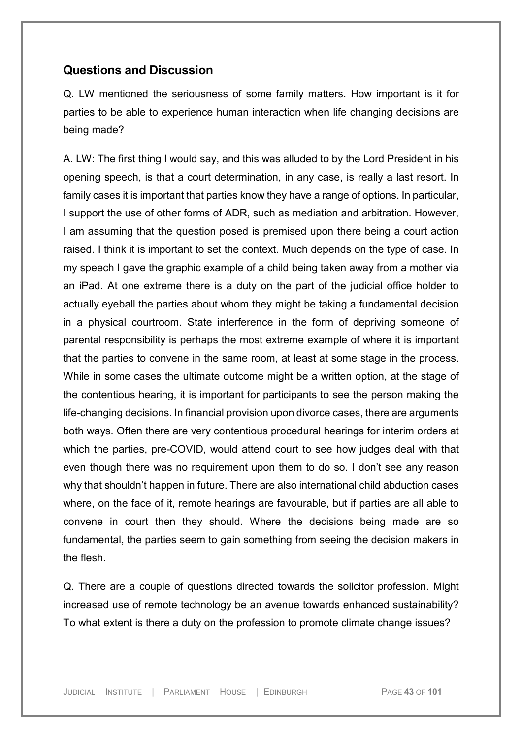## Questions and Discussion

Q. LW mentioned the seriousness of some family matters. How important is it for parties to be able to experience human interaction when life changing decisions are being made?

A. LW: The first thing I would say, and this was alluded to by the Lord President in his opening speech, is that a court determination, in any case, is really a last resort. In family cases it is important that parties know they have a range of options. In particular, I support the use of other forms of ADR, such as mediation and arbitration. However, I am assuming that the question posed is premised upon there being a court action raised. I think it is important to set the context. Much depends on the type of case. In my speech I gave the graphic example of a child being taken away from a mother via an iPad. At one extreme there is a duty on the part of the judicial office holder to actually eyeball the parties about whom they might be taking a fundamental decision in a physical courtroom. State interference in the form of depriving someone of parental responsibility is perhaps the most extreme example of where it is important that the parties to convene in the same room, at least at some stage in the process. While in some cases the ultimate outcome might be a written option, at the stage of the contentious hearing, it is important for participants to see the person making the life-changing decisions. In financial provision upon divorce cases, there are arguments both ways. Often there are very contentious procedural hearings for interim orders at which the parties, pre-COVID, would attend court to see how judges deal with that even though there was no requirement upon them to do so. I don't see any reason why that shouldn't happen in future. There are also international child abduction cases where, on the face of it, remote hearings are favourable, but if parties are all able to convene in court then they should. Where the decisions being made are so fundamental, the parties seem to gain something from seeing the decision makers in the flesh.

Q. There are a couple of questions directed towards the solicitor profession. Might increased use of remote technology be an avenue towards enhanced sustainability? To what extent is there a duty on the profession to promote climate change issues?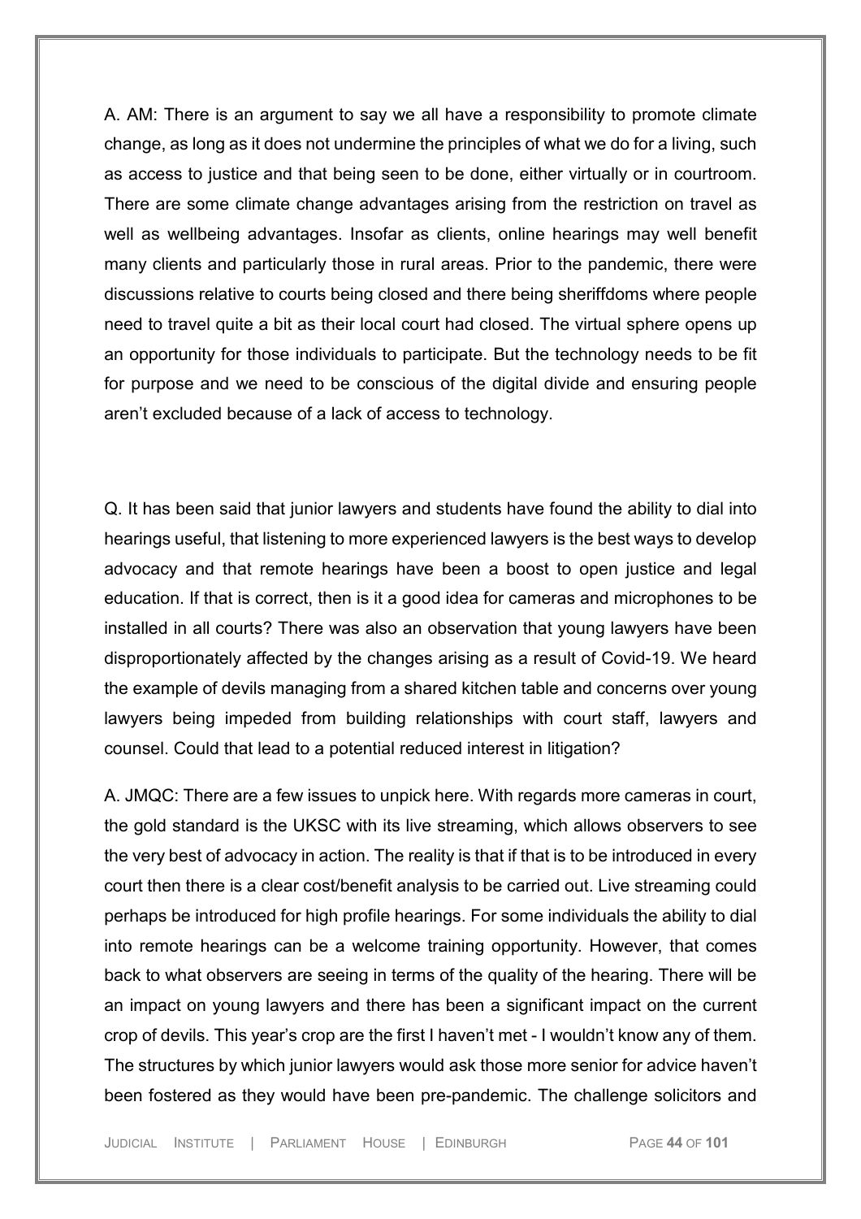A. AM: There is an argument to say we all have a responsibility to promote climate change, as long as it does not undermine the principles of what we do for a living, such as access to justice and that being seen to be done, either virtually or in courtroom. There are some climate change advantages arising from the restriction on travel as well as wellbeing advantages. Insofar as clients, online hearings may well benefit many clients and particularly those in rural areas. Prior to the pandemic, there were discussions relative to courts being closed and there being sheriffdoms where people need to travel quite a bit as their local court had closed. The virtual sphere opens up an opportunity for those individuals to participate. But the technology needs to be fit for purpose and we need to be conscious of the digital divide and ensuring people aren't excluded because of a lack of access to technology.

Q. It has been said that junior lawyers and students have found the ability to dial into hearings useful, that listening to more experienced lawyers is the best ways to develop advocacy and that remote hearings have been a boost to open justice and legal education. If that is correct, then is it a good idea for cameras and microphones to be installed in all courts? There was also an observation that young lawyers have been disproportionately affected by the changes arising as a result of Covid-19. We heard the example of devils managing from a shared kitchen table and concerns over young lawyers being impeded from building relationships with court staff, lawyers and counsel. Could that lead to a potential reduced interest in litigation?

A. JMQC: There are a few issues to unpick here. With regards more cameras in court, the gold standard is the UKSC with its live streaming, which allows observers to see the very best of advocacy in action. The reality is that if that is to be introduced in every court then there is a clear cost/benefit analysis to be carried out. Live streaming could perhaps be introduced for high profile hearings. For some individuals the ability to dial into remote hearings can be a welcome training opportunity. However, that comes back to what observers are seeing in terms of the quality of the hearing. There will be an impact on young lawyers and there has been a significant impact on the current crop of devils. This year's crop are the first I haven't met - I wouldn't know any of them. The structures by which junior lawyers would ask those more senior for advice haven't been fostered as they would have been pre-pandemic. The challenge solicitors and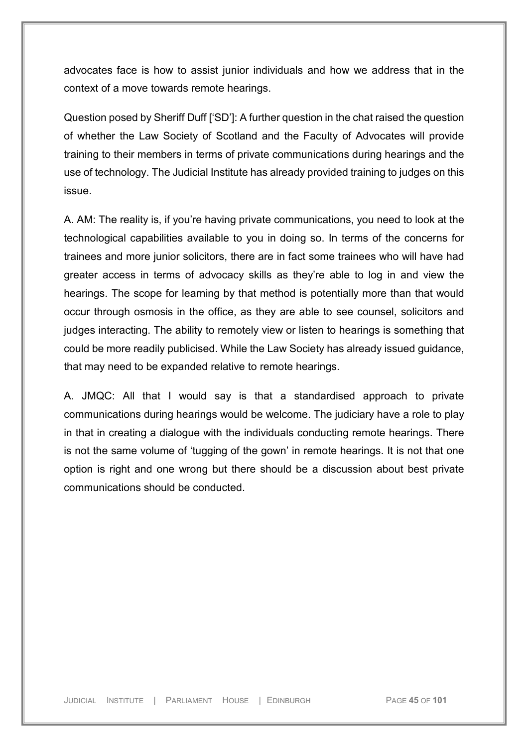advocates face is how to assist junior individuals and how we address that in the context of a move towards remote hearings.

Question posed by Sheriff Duff ['SD']: A further question in the chat raised the question of whether the Law Society of Scotland and the Faculty of Advocates will provide training to their members in terms of private communications during hearings and the use of technology. The Judicial Institute has already provided training to judges on this issue.

A. AM: The reality is, if you're having private communications, you need to look at the technological capabilities available to you in doing so. In terms of the concerns for trainees and more junior solicitors, there are in fact some trainees who will have had greater access in terms of advocacy skills as they're able to log in and view the hearings. The scope for learning by that method is potentially more than that would occur through osmosis in the office, as they are able to see counsel, solicitors and judges interacting. The ability to remotely view or listen to hearings is something that could be more readily publicised. While the Law Society has already issued guidance, that may need to be expanded relative to remote hearings.

A. JMQC: All that I would say is that a standardised approach to private communications during hearings would be welcome. The judiciary have a role to play in that in creating a dialogue with the individuals conducting remote hearings. There is not the same volume of 'tugging of the gown' in remote hearings. It is not that one option is right and one wrong but there should be a discussion about best private communications should be conducted.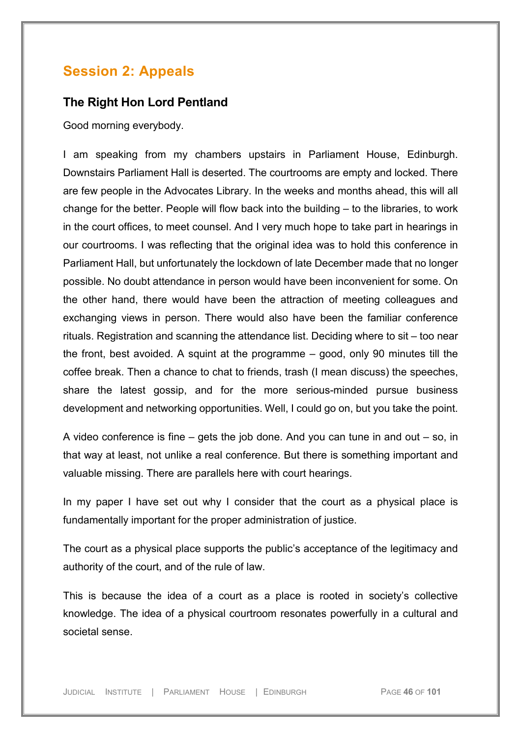## Session 2: Appeals

### The Right Hon Lord Pentland

Good morning everybody.

I am speaking from my chambers upstairs in Parliament House, Edinburgh. Downstairs Parliament Hall is deserted. The courtrooms are empty and locked. There are few people in the Advocates Library. In the weeks and months ahead, this will all change for the better. People will flow back into the building – to the libraries, to work in the court offices, to meet counsel. And I very much hope to take part in hearings in our courtrooms. I was reflecting that the original idea was to hold this conference in Parliament Hall, but unfortunately the lockdown of late December made that no longer possible. No doubt attendance in person would have been inconvenient for some. On the other hand, there would have been the attraction of meeting colleagues and exchanging views in person. There would also have been the familiar conference rituals. Registration and scanning the attendance list. Deciding where to sit – too near the front, best avoided. A squint at the programme – good, only 90 minutes till the coffee break. Then a chance to chat to friends, trash (I mean discuss) the speeches, share the latest gossip, and for the more serious-minded pursue business development and networking opportunities. Well, I could go on, but you take the point.

A video conference is fine – gets the job done. And you can tune in and out – so, in that way at least, not unlike a real conference. But there is something important and valuable missing. There are parallels here with court hearings.

In my paper I have set out why I consider that the court as a physical place is fundamentally important for the proper administration of justice.

The court as a physical place supports the public's acceptance of the legitimacy and authority of the court, and of the rule of law.

This is because the idea of a court as a place is rooted in society's collective knowledge. The idea of a physical courtroom resonates powerfully in a cultural and societal sense.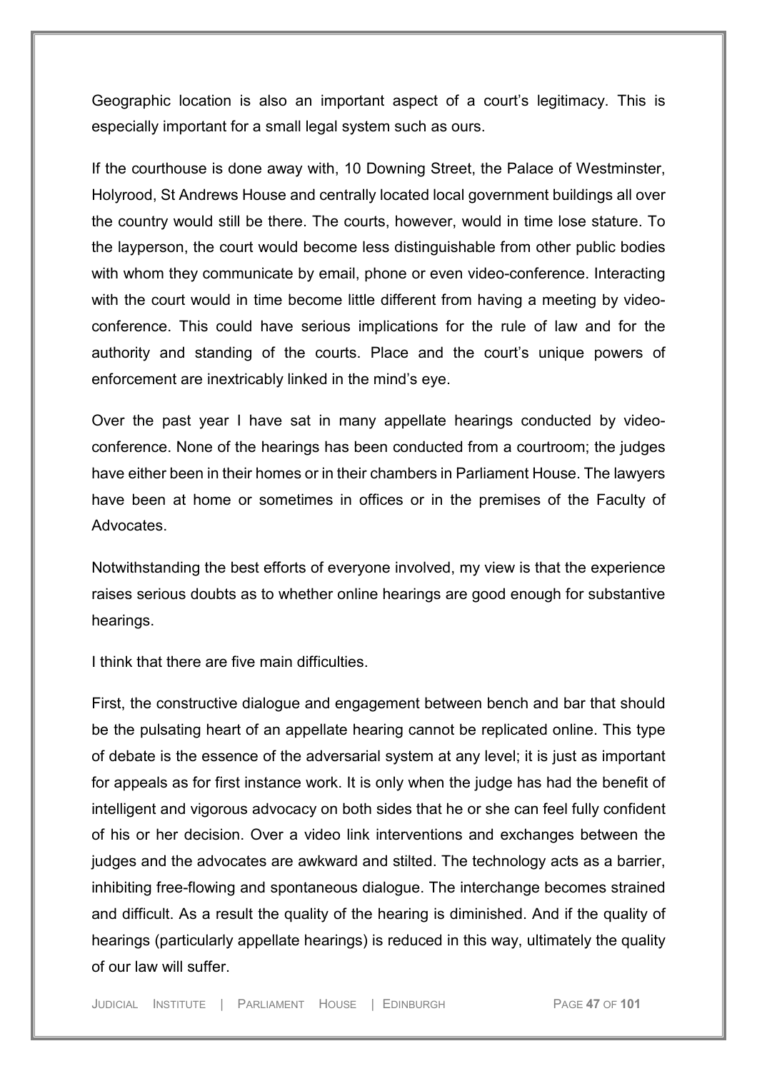Geographic location is also an important aspect of a court's legitimacy. This is especially important for a small legal system such as ours.

If the courthouse is done away with, 10 Downing Street, the Palace of Westminster, Holyrood, St Andrews House and centrally located local government buildings all over the country would still be there. The courts, however, would in time lose stature. To the layperson, the court would become less distinguishable from other public bodies with whom they communicate by email, phone or even video-conference. Interacting with the court would in time become little different from having a meeting by video-conference. This could have serious implications for the rule of law and for the authority and standing of the courts. Place and the court's unique powers of enforcement are inextricably linked in the mind's eye.

Over the past year I have sat in many appellate hearings conducted by video-conference. None of the hearings has been conducted from a courtroom; the judges have either been in their homes or in their chambers in Parliament House. The lawyers have been at home or sometimes in offices or in the premises of the Faculty of Advocates.

Notwithstanding the best efforts of everyone involved, my view is that the experience raises serious doubts as to whether online hearings are good enough for substantive hearings.

I think that there are five main difficulties.

First, the constructive dialogue and engagement between bench and bar that should be the pulsating heart of an appellate hearing cannot be replicated online. This type of debate is the essence of the adversarial system at any level; it is just as important for appeals as for first instance work. It is only when the judge has had the benefit of intelligent and vigorous advocacy on both sides that he or she can feel fully confident of his or her decision. Over a video link interventions and exchanges between the judges and the advocates are awkward and stilted. The technology acts as a barrier, inhibiting free-flowing and spontaneous dialogue. The interchange becomes strained and difficult. As a result the quality of the hearing is diminished. And if the quality of hearings (particularly appellate hearings) is reduced in this way, ultimately the quality of our law will suffer.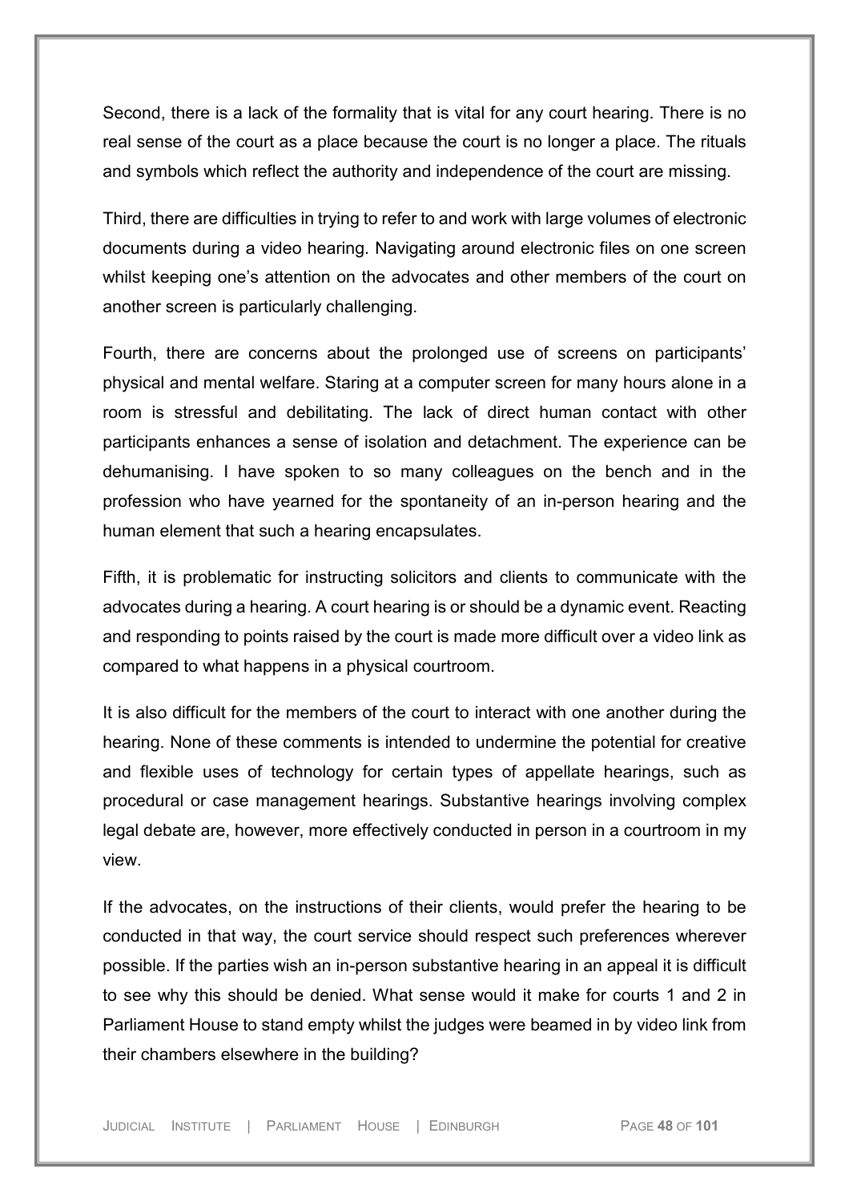Second, there is a lack of the formality that is vital for any court hearing. There is no real sense of the court as a place because the court is no longer a place. The rituals and symbols which reflect the authority and independence of the court are missing.

Third, there are difficulties in trying to refer to and work with large volumes of electronic documents during a video hearing. Navigating around electronic files on one screen whilst keeping one's attention on the advocates and other members of the court on another screen is particularly challenging.

Fourth, there are concerns about the prolonged use of screens on participants' physical and mental welfare. Staring at a computer screen for many hours alone in a room is stressful and debilitating. The lack of direct human contact with other participants enhances a sense of isolation and detachment. The experience can be dehumanising. I have spoken to so many colleagues on the bench and in the profession who have yearned for the spontaneity of an in-person hearing and the human element that such a hearing encapsulates.

Fifth, it is problematic for instructing solicitors and clients to communicate with the advocates during a hearing. A court hearing is or should be a dynamic event. Reacting and responding to points raised by the court is made more difficult over a video link as compared to what happens in a physical courtroom.

It is also difficult for the members of the court to interact with one another during the hearing. None of these comments is intended to undermine the potential for creative and flexible uses of technology for certain types of appellate hearings, such as procedural or case management hearings. Substantive hearings involving complex legal debate are, however, more effectively conducted in person in a courtroom in my view.

If the advocates, on the instructions of their clients, would prefer the hearing to be conducted in that way, the court service should respect such preferences wherever possible. If the parties wish an in-person substantive hearing in an appeal it is difficult to see why this should be denied. What sense would it make for courts 1 and 2 in Parliament House to stand empty whilst the judges were beamed in by video link from their chambers elsewhere in the building?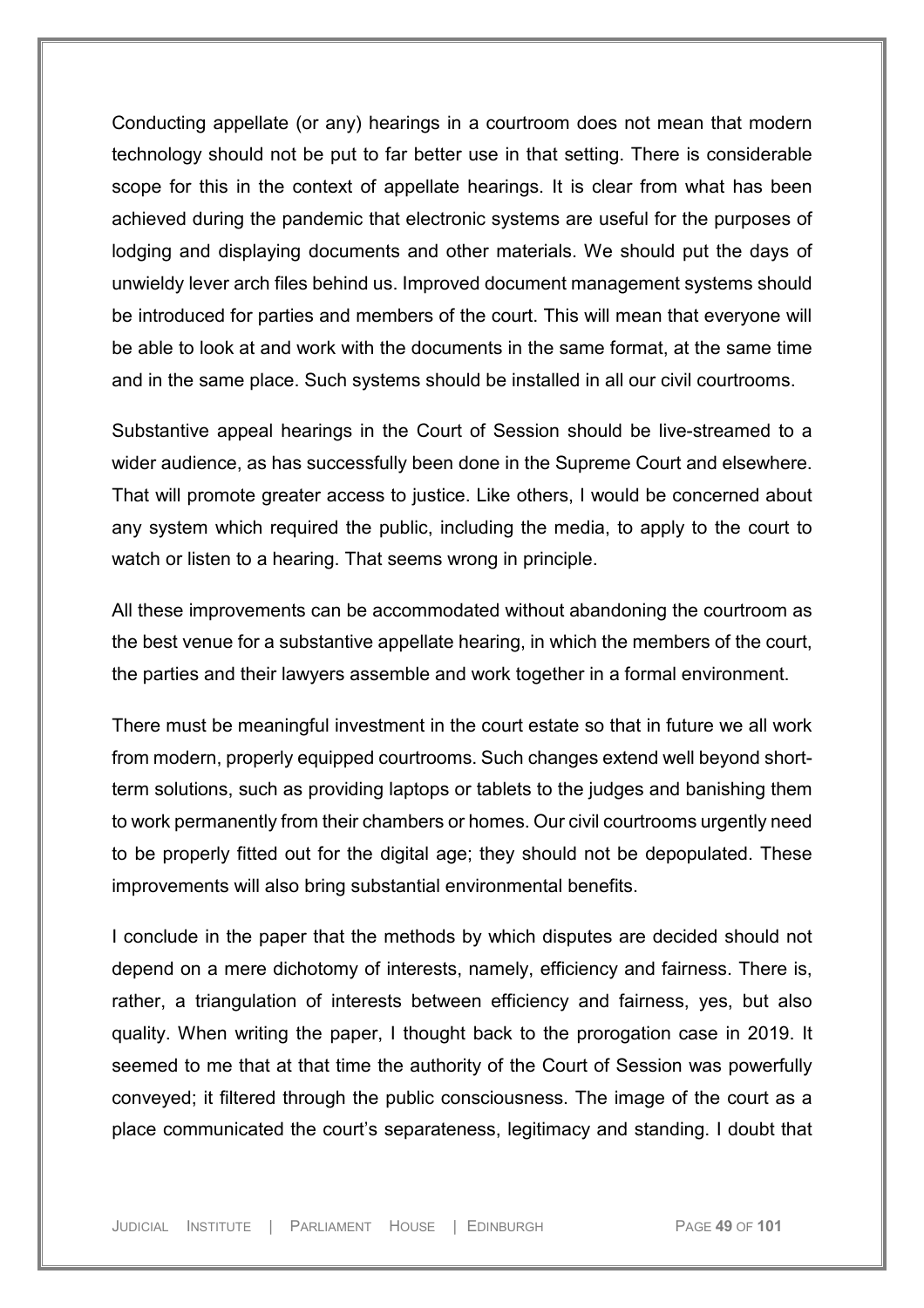Conducting appellate (or any) hearings in a courtroom does not mean that modern technology should not be put to far better use in that setting. There is considerable scope for this in the context of appellate hearings. It is clear from what has been achieved during the pandemic that electronic systems are useful for the purposes of lodging and displaying documents and other materials. We should put the days of unwieldy lever arch files behind us. Improved document management systems should be introduced for parties and members of the court. This will mean that everyone will be able to look at and work with the documents in the same format, at the same time and in the same place. Such systems should be installed in all our civil courtrooms.

Substantive appeal hearings in the Court of Session should be live-streamed to a wider audience, as has successfully been done in the Supreme Court and elsewhere. That will promote greater access to justice. Like others, I would be concerned about any system which required the public, including the media, to apply to the court to watch or listen to a hearing. That seems wrong in principle.

All these improvements can be accommodated without abandoning the courtroom as the best venue for a substantive appellate hearing, in which the members of the court, the parties and their lawyers assemble and work together in a formal environment.

There must be meaningful investment in the court estate so that in future we all work from modern, properly equipped courtrooms. Such changes extend well beyond short-term solutions, such as providing laptops or tablets to the judges and banishing them to work permanently from their chambers or homes. Our civil courtrooms urgently need to be properly fitted out for the digital age; they should not be depopulated. These improvements will also bring substantial environmental benefits.

I conclude in the paper that the methods by which disputes are decided should not depend on a mere dichotomy of interests, namely, efficiency and fairness. There is, rather, a triangulation of interests between efficiency and fairness, yes, but also quality. When writing the paper, I thought back to the prorogation case in 2019. It seemed to me that at that time the authority of the Court of Session was powerfully conveyed; it filtered through the public consciousness. The image of the court as a place communicated the court's separateness, legitimacy and standing. I doubt that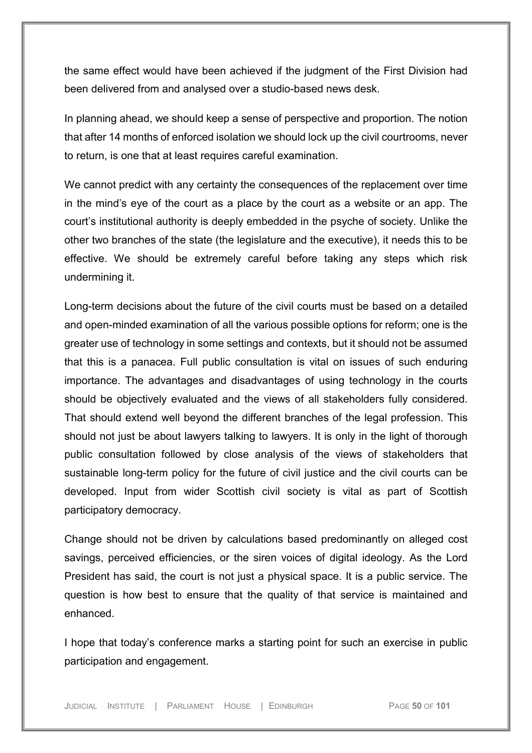the same effect would have been achieved if the judgment of the First Division had been delivered from and analysed over a studio-based news desk.

In planning ahead, we should keep a sense of perspective and proportion. The notion that after 14 months of enforced isolation we should lock up the civil courtrooms, never to return, is one that at least requires careful examination.

We cannot predict with any certainty the consequences of the replacement over time in the mind's eye of the court as a place by the court as a website or an app. The court's institutional authority is deeply embedded in the psyche of society. Unlike the other two branches of the state (the legislature and the executive), it needs this to be effective. We should be extremely careful before taking any steps which risk undermining it.

Long-term decisions about the future of the civil courts must be based on a detailed and open-minded examination of all the various possible options for reform; one is the greater use of technology in some settings and contexts, but it should not be assumed that this is a panacea. Full public consultation is vital on issues of such enduring importance. The advantages and disadvantages of using technology in the courts should be objectively evaluated and the views of all stakeholders fully considered. That should extend well beyond the different branches of the legal profession. This should not just be about lawyers talking to lawyers. It is only in the light of thorough public consultation followed by close analysis of the views of stakeholders that sustainable long-term policy for the future of civil justice and the civil courts can be developed. Input from wider Scottish civil society is vital as part of Scottish participatory democracy.

Change should not be driven by calculations based predominantly on alleged cost savings, perceived efficiencies, or the siren voices of digital ideology. As the Lord President has said, the court is not just a physical space. It is a public service. The question is how best to ensure that the quality of that service is maintained and enhanced.

I hope that today's conference marks a starting point for such an exercise in public participation and engagement.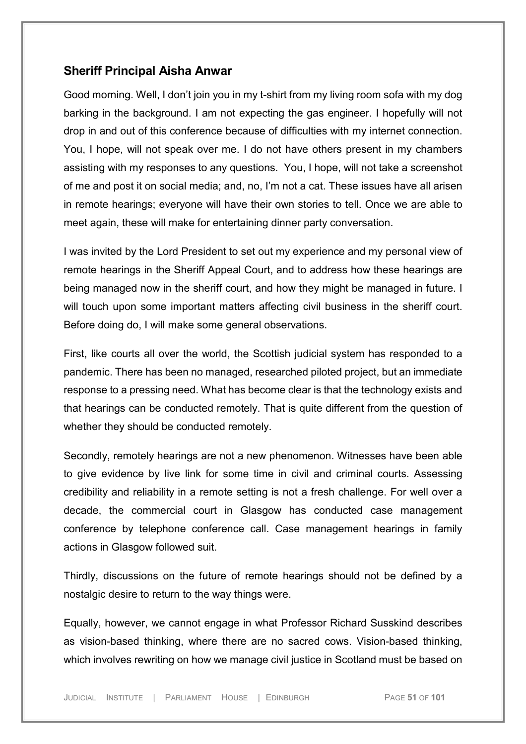## Sheriff Principal Aisha Anwar

Good morning. Well, I don't join you in my t-shirt from my living room sofa with my dog barking in the background. I am not expecting the gas engineer. I hopefully will not drop in and out of this conference because of difficulties with my internet connection. You, I hope, will not speak over me. I do not have others present in my chambers assisting with my responses to any questions. You, I hope, will not take a screenshot of me and post it on social media; and, no, I'm not a cat. These issues have all arisen in remote hearings; everyone will have their own stories to tell. Once we are able to meet again, these will make for entertaining dinner party conversation.

I was invited by the Lord President to set out my experience and my personal view of remote hearings in the Sheriff Appeal Court, and to address how these hearings are being managed now in the sheriff court, and how they might be managed in future. I will touch upon some important matters affecting civil business in the sheriff court. Before doing do, I will make some general observations.

First, like courts all over the world, the Scottish judicial system has responded to a pandemic. There has been no managed, researched piloted project, but an immediate response to a pressing need. What has become clear is that the technology exists and that hearings can be conducted remotely. That is quite different from the question of whether they should be conducted remotely.

Secondly, remotely hearings are not a new phenomenon. Witnesses have been able to give evidence by live link for some time in civil and criminal courts. Assessing credibility and reliability in a remote setting is not a fresh challenge. For well over a decade, the commercial court in Glasgow has conducted case management conference by telephone conference call. Case management hearings in family actions in Glasgow followed suit.

Thirdly, discussions on the future of remote hearings should not be defined by a nostalgic desire to return to the way things were.

Equally, however, we cannot engage in what Professor Richard Susskind describes as vision-based thinking, where there are no sacred cows. Vision-based thinking, which involves rewriting on how we manage civil justice in Scotland must be based on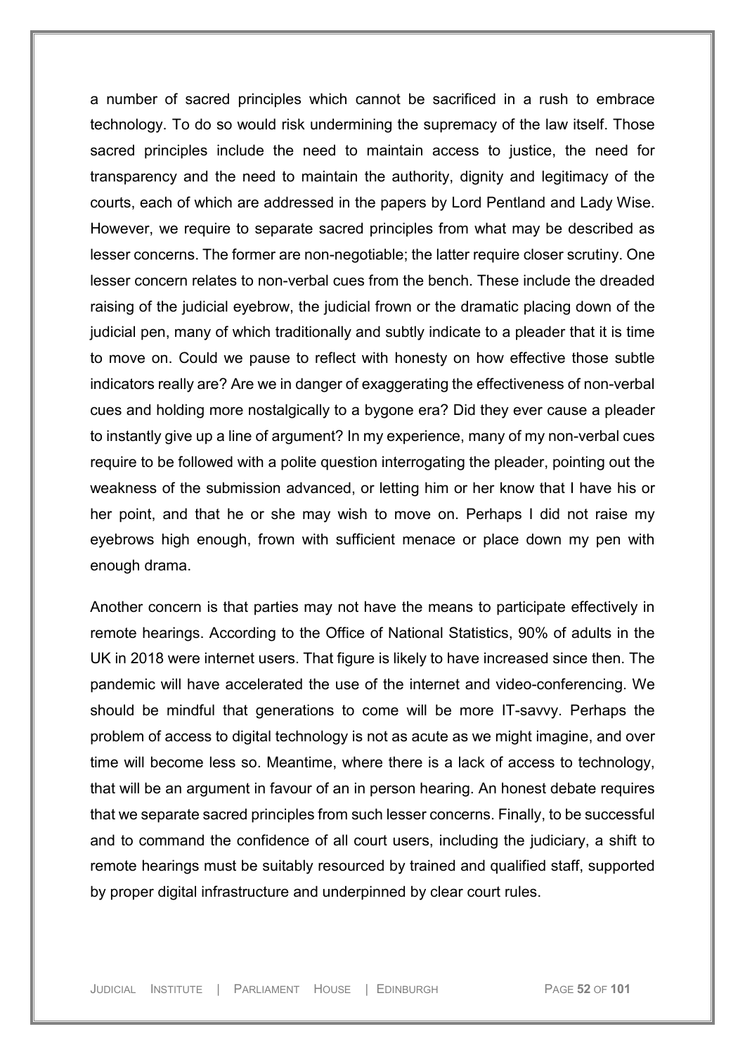a number of sacred principles which cannot be sacrificed in a rush to embrace technology. To do so would risk undermining the supremacy of the law itself. Those sacred principles include the need to maintain access to justice, the need for transparency and the need to maintain the authority, dignity and legitimacy of the courts, each of which are addressed in the papers by Lord Pentland and Lady Wise. However, we require to separate sacred principles from what may be described as lesser concerns. The former are non-negotiable; the latter require closer scrutiny. One lesser concern relates to non-verbal cues from the bench. These include the dreaded raising of the judicial eyebrow, the judicial frown or the dramatic placing down of the judicial pen, many of which traditionally and subtly indicate to a pleader that it is time to move on. Could we pause to reflect with honesty on how effective those subtle indicators really are? Are we in danger of exaggerating the effectiveness of non-verbal cues and holding more nostalgically to a bygone era? Did they ever cause a pleader to instantly give up a line of argument? In my experience, many of my non-verbal cues require to be followed with a polite question interrogating the pleader, pointing out the weakness of the submission advanced, or letting him or her know that I have his or her point, and that he or she may wish to move on. Perhaps I did not raise my eyebrows high enough, frown with sufficient menace or place down my pen with enough drama.

Another concern is that parties may not have the means to participate effectively in remote hearings. According to the Office of National Statistics, 90% of adults in the UK in 2018 were internet users. That figure is likely to have increased since then. The pandemic will have accelerated the use of the internet and video-conferencing. We should be mindful that generations to come will be more IT-savvy. Perhaps the problem of access to digital technology is not as acute as we might imagine, and over time will become less so. Meantime, where there is a lack of access to technology, that will be an argument in favour of an in person hearing. An honest debate requires that we separate sacred principles from such lesser concerns. Finally, to be successful and to command the confidence of all court users, including the judiciary, a shift to remote hearings must be suitably resourced by trained and qualified staff, supported by proper digital infrastructure and underpinned by clear court rules.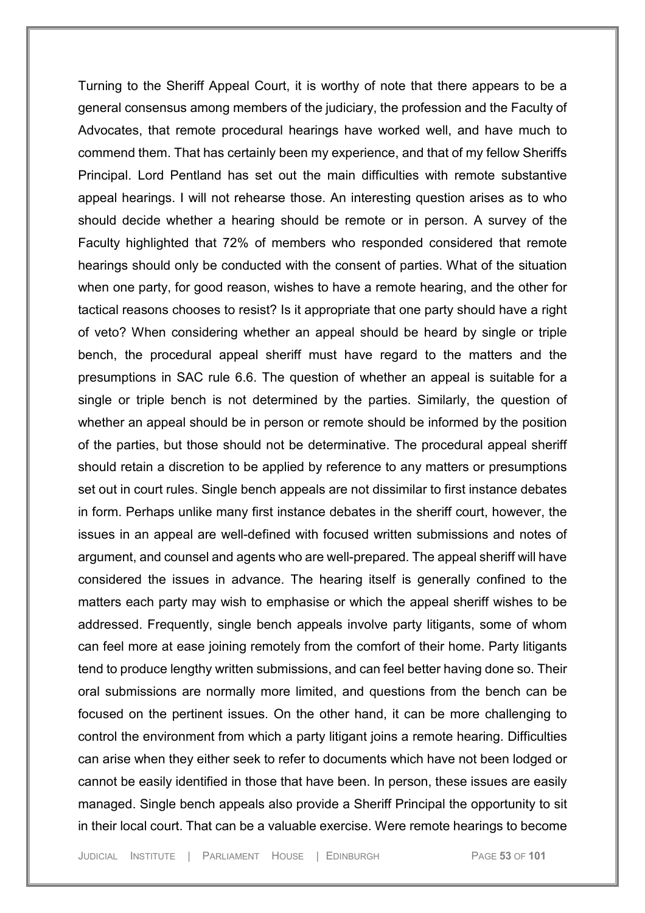Turning to the Sheriff Appeal Court, it is worthy of note that there appears to be a general consensus among members of the judiciary, the profession and the Faculty of Advocates, that remote procedural hearings have worked well, and have much to commend them. That has certainly been my experience, and that of my fellow Sheriffs Principal. Lord Pentland has set out the main difficulties with remote substantive appeal hearings. I will not rehearse those. An interesting question arises as to who should decide whether a hearing should be remote or in person. A survey of the Faculty highlighted that 72% of members who responded considered that remote hearings should only be conducted with the consent of parties. What of the situation when one party, for good reason, wishes to have a remote hearing, and the other for tactical reasons chooses to resist? Is it appropriate that one party should have a right of veto? When considering whether an appeal should be heard by single or triple bench, the procedural appeal sheriff must have regard to the matters and the presumptions in SAC rule 6.6. The question of whether an appeal is suitable for a single or triple bench is not determined by the parties. Similarly, the question of whether an appeal should be in person or remote should be informed by the position of the parties, but those should not be determinative. The procedural appeal sheriff should retain a discretion to be applied by reference to any matters or presumptions set out in court rules. Single bench appeals are not dissimilar to first instance debates in form. Perhaps unlike many first instance debates in the sheriff court, however, the issues in an appeal are well-defined with focused written submissions and notes of argument, and counsel and agents who are well-prepared. The appeal sheriff will have considered the issues in advance. The hearing itself is generally confined to the matters each party may wish to emphasise or which the appeal sheriff wishes to be addressed. Frequently, single bench appeals involve party litigants, some of whom can feel more at ease joining remotely from the comfort of their home. Party litigants tend to produce lengthy written submissions, and can feel better having done so. Their oral submissions are normally more limited, and questions from the bench can be focused on the pertinent issues. On the other hand, it can be more challenging to control the environment from which a party litigant joins a remote hearing. Difficulties can arise when they either seek to refer to documents which have not been lodged or cannot be easily identified in those that have been. In person, these issues are easily managed. Single bench appeals also provide a Sheriff Principal the opportunity to sit in their local court. That can be a valuable exercise. Were remote hearings to become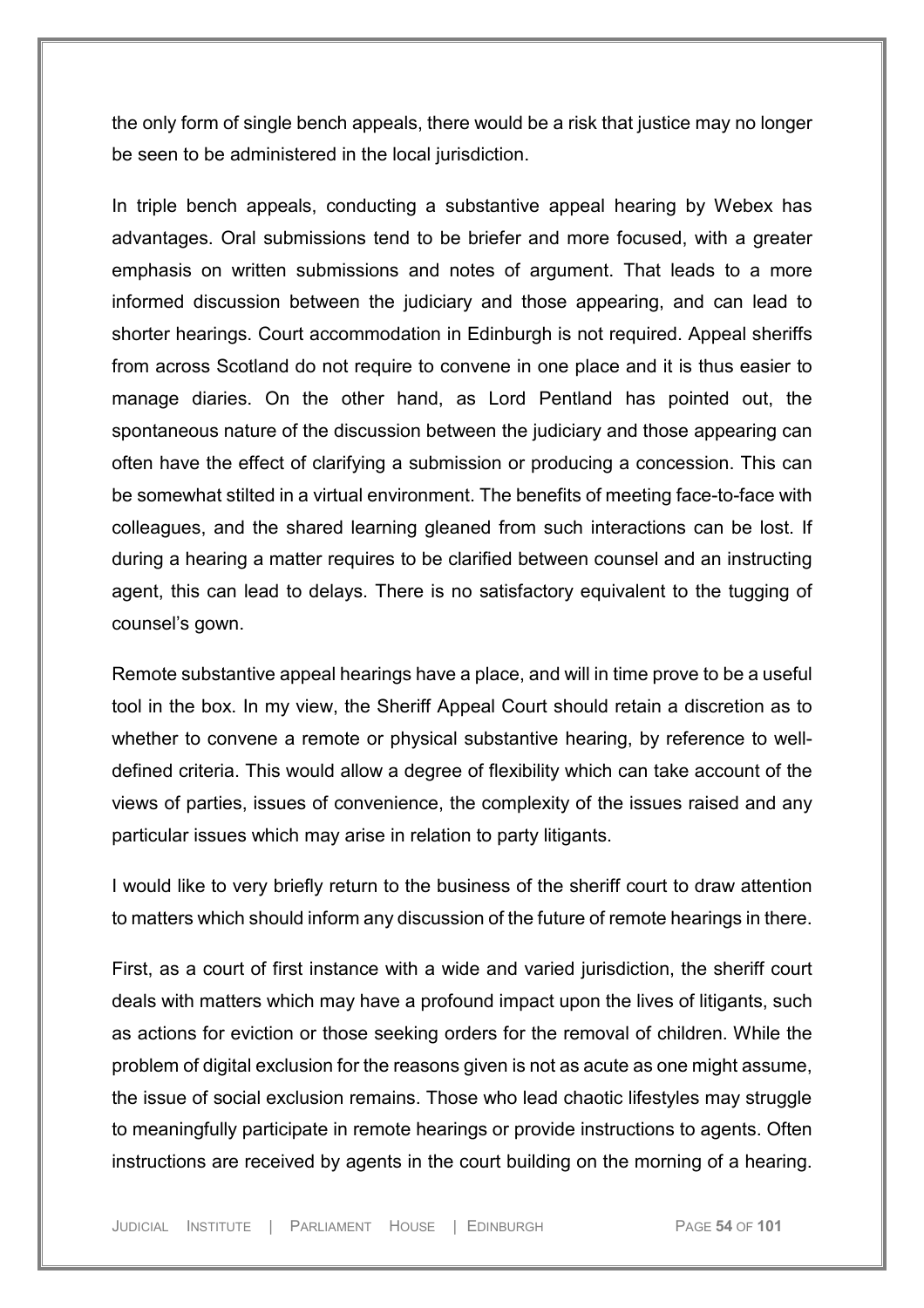the only form of single bench appeals, there would be a risk that justice may no longer be seen to be administered in the local jurisdiction.

In triple bench appeals, conducting a substantive appeal hearing by Webex has advantages. Oral submissions tend to be briefer and more focused, with a greater emphasis on written submissions and notes of argument. That leads to a more informed discussion between the judiciary and those appearing, and can lead to shorter hearings. Court accommodation in Edinburgh is not required. Appeal sheriffs from across Scotland do not require to convene in one place and it is thus easier to manage diaries. On the other hand, as Lord Pentland has pointed out, the spontaneous nature of the discussion between the judiciary and those appearing can often have the effect of clarifying a submission or producing a concession. This can be somewhat stilted in a virtual environment. The benefits of meeting face-to-face with colleagues, and the shared learning gleaned from such interactions can be lost. If during a hearing a matter requires to be clarified between counsel and an instructing agent, this can lead to delays. There is no satisfactory equivalent to the tugging of counsel's gown.

Remote substantive appeal hearings have a place, and will in time prove to be a useful tool in the box. In my view, the Sheriff Appeal Court should retain a discretion as to whether to convene a remote or physical substantive hearing, by reference to well-defined criteria. This would allow a degree of flexibility which can take account of the views of parties, issues of convenience, the complexity of the issues raised and any particular issues which may arise in relation to party litigants.

I would like to very briefly return to the business of the sheriff court to draw attention to matters which should inform any discussion of the future of remote hearings in there.

First, as a court of first instance with a wide and varied jurisdiction, the sheriff court deals with matters which may have a profound impact upon the lives of litigants, such as actions for eviction or those seeking orders for the removal of children. While the problem of digital exclusion for the reasons given is not as acute as one might assume, the issue of social exclusion remains. Those who lead chaotic lifestyles may struggle to meaningfully participate in remote hearings or provide instructions to agents. Often instructions are received by agents in the court building on the morning of a hearing.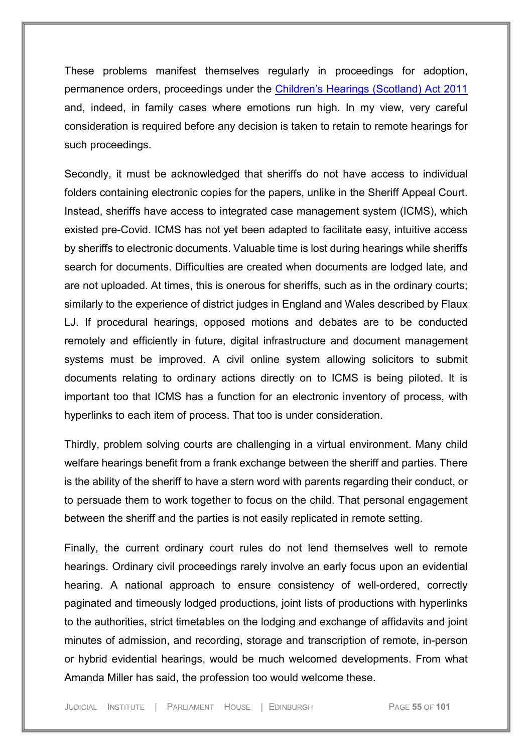These problems manifest themselves regularly in proceedings for adoption, permanence orders, proceedings under the [Children's Hearings (Scotland) Act 2011] and, indeed, in family cases where emotions run high. In my view, very careful consideration is required before any decision is taken to retain to remote hearings for such proceedings.

Secondly, it must be acknowledged that sheriffs do not have access to individual folders containing electronic copies for the papers, unlike in the Sheriff Appeal Court. Instead, sheriffs have access to integrated case management system (ICMS), which existed pre-Covid. ICMS has not yet been adapted to facilitate easy, intuitive access by sheriffs to electronic documents. Valuable time is lost during hearings while sheriffs search for documents. Difficulties are created when documents are lodged late, and are not uploaded. At times, this is onerous for sheriffs, such as in the ordinary courts; similarly to the experience of district judges in England and Wales described by Flaux LJ. If procedural hearings, opposed motions and debates are to be conducted remotely and efficiently in future, digital infrastructure and document management systems must be improved. A civil online system allowing solicitors to submit documents relating to ordinary actions directly on to ICMS is being piloted. It is important too that ICMS has a function for an electronic inventory of process, with hyperlinks to each item of process. That too is under consideration.

Thirdly, problem solving courts are challenging in a virtual environment. Many child welfare hearings benefit from a frank exchange between the sheriff and parties. There is the ability of the sheriff to have a stern word with parents regarding their conduct, or to persuade them to work together to focus on the child. That personal engagement between the sheriff and the parties is not easily replicated in remote setting.

Finally, the current ordinary court rules do not lend themselves well to remote hearings. Ordinary civil proceedings rarely involve an early focus upon an evidential hearing. A national approach to ensure consistency of well-ordered, correctly paginated and timeously lodged productions, joint lists of productions with hyperlinks to the authorities, strict timetables on the lodging and exchange of affidavits and joint minutes of admission, and recording, storage and transcription of remote, in-person or hybrid evidential hearings, would be much welcomed developments. From what Amanda Miller has said, the profession too would welcome these.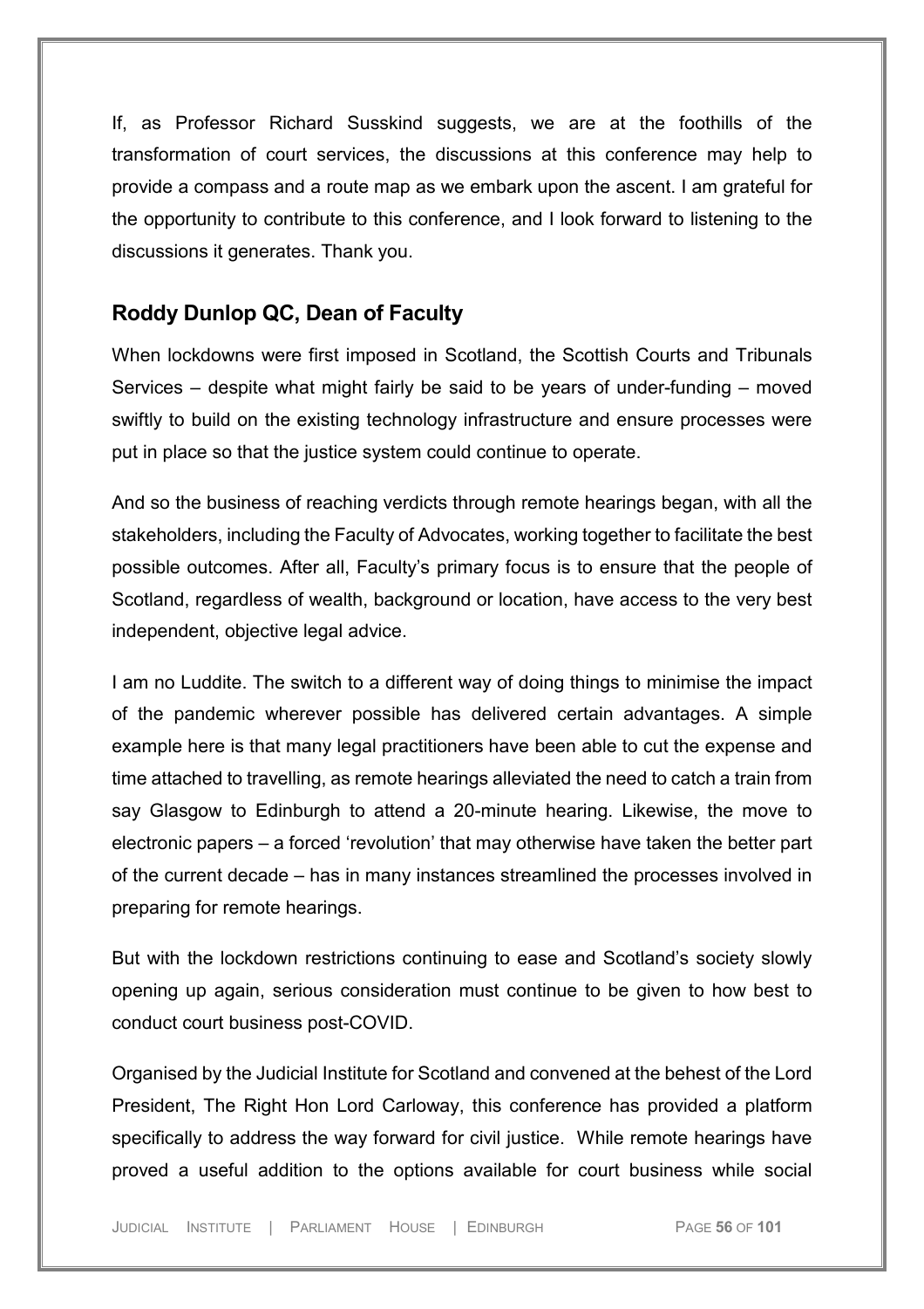If, as Professor Richard Susskind suggests, we are at the foothills of the transformation of court services, the discussions at this conference may help to provide a compass and a route map as we embark upon the ascent. I am grateful for the opportunity to contribute to this conference, and I look forward to listening to the discussions it generates. Thank you.

## Roddy Dunlop QC, Dean of Faculty

When lockdowns were first imposed in Scotland, the Scottish Courts and Tribunals Services – despite what might fairly be said to be years of under-funding – moved swiftly to build on the existing technology infrastructure and ensure processes were put in place so that the justice system could continue to operate.

And so the business of reaching verdicts through remote hearings began, with all the stakeholders, including the Faculty of Advocates, working together to facilitate the best possible outcomes. After all, Faculty's primary focus is to ensure that the people of Scotland, regardless of wealth, background or location, have access to the very best independent, objective legal advice.

I am no Luddite. The switch to a different way of doing things to minimise the impact of the pandemic wherever possible has delivered certain advantages. A simple example here is that many legal practitioners have been able to cut the expense and time attached to travelling, as remote hearings alleviated the need to catch a train from say Glasgow to Edinburgh to attend a 20-minute hearing. Likewise, the move to electronic papers – a forced 'revolution' that may otherwise have taken the better part of the current decade – has in many instances streamlined the processes involved in preparing for remote hearings.

But with the lockdown restrictions continuing to ease and Scotland's society slowly opening up again, serious consideration must continue to be given to how best to conduct court business post-COVID.

Organised by the Judicial Institute for Scotland and convened at the behest of the Lord President, The Right Hon Lord Carloway, this conference has provided a platform specifically to address the way forward for civil justice. While remote hearings have proved a useful addition to the options available for court business while social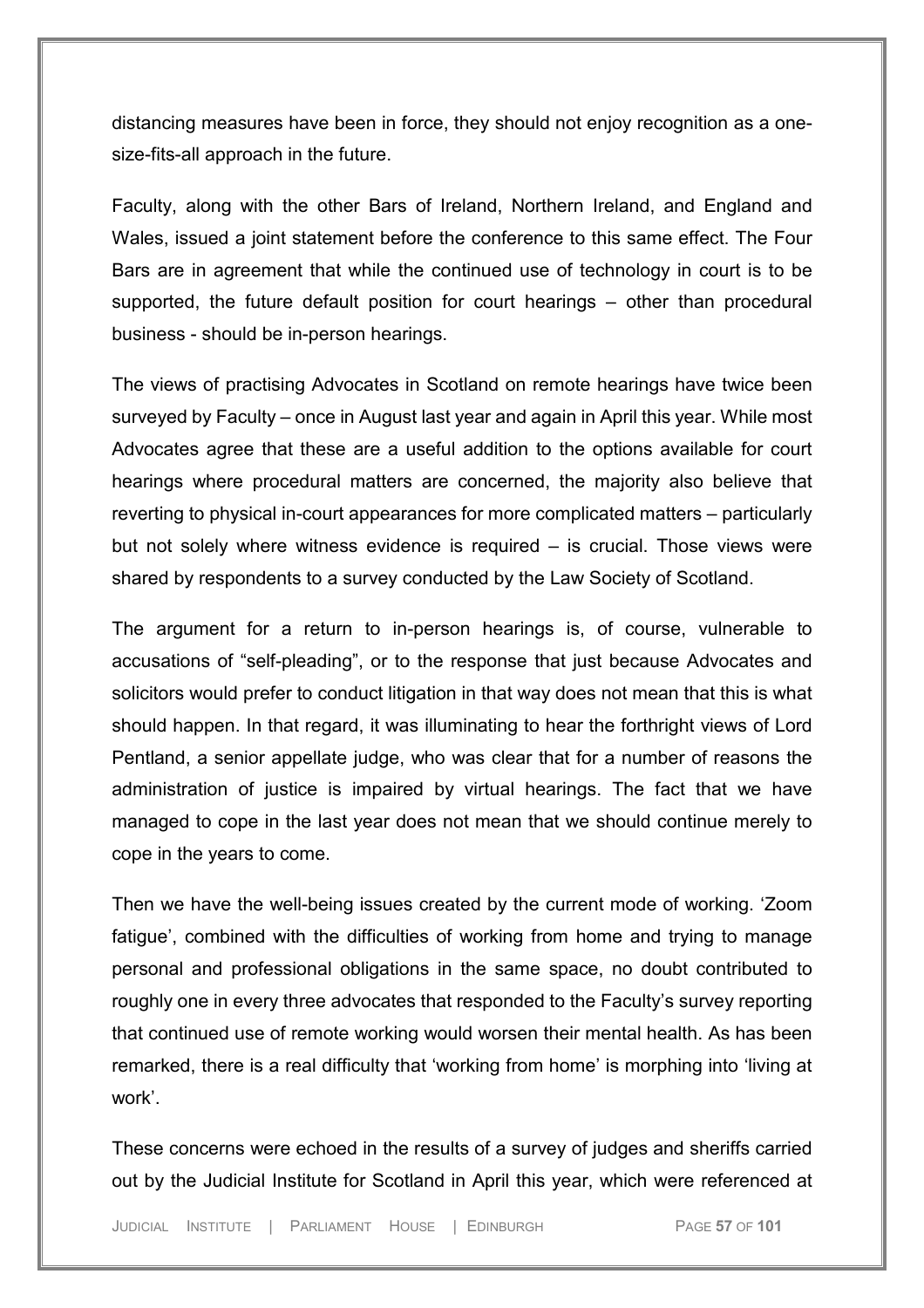distancing measures have been in force, they should not enjoy recognition as a one-size-fits-all approach in the future.

Faculty, along with the other Bars of Ireland, Northern Ireland, and England and Wales, issued a joint statement before the conference to this same effect. The Four Bars are in agreement that while the continued use of technology in court is to be supported, the future default position for court hearings – other than procedural business - should be in-person hearings.

The views of practising Advocates in Scotland on remote hearings have twice been surveyed by Faculty – once in August last year and again in April this year. While most Advocates agree that these are a useful addition to the options available for court hearings where procedural matters are concerned, the majority also believe that reverting to physical in-court appearances for more complicated matters – particularly but not solely where witness evidence is required – is crucial. Those views were shared by respondents to a survey conducted by the Law Society of Scotland.

The argument for a return to in-person hearings is, of course, vulnerable to accusations of "self-pleading", or to the response that just because Advocates and solicitors would prefer to conduct litigation in that way does not mean that this is what should happen. In that regard, it was illuminating to hear the forthright views of Lord Pentland, a senior appellate judge, who was clear that for a number of reasons the administration of justice is impaired by virtual hearings. The fact that we have managed to cope in the last year does not mean that we should continue merely to cope in the years to come.

Then we have the well-being issues created by the current mode of working. 'Zoom fatigue', combined with the difficulties of working from home and trying to manage personal and professional obligations in the same space, no doubt contributed to roughly one in every three advocates that responded to the Faculty's survey reporting that continued use of remote working would worsen their mental health. As has been remarked, there is a real difficulty that 'working from home' is morphing into 'living at work'.

These concerns were echoed in the results of a survey of judges and sheriffs carried out by the Judicial Institute for Scotland in April this year, which were referenced at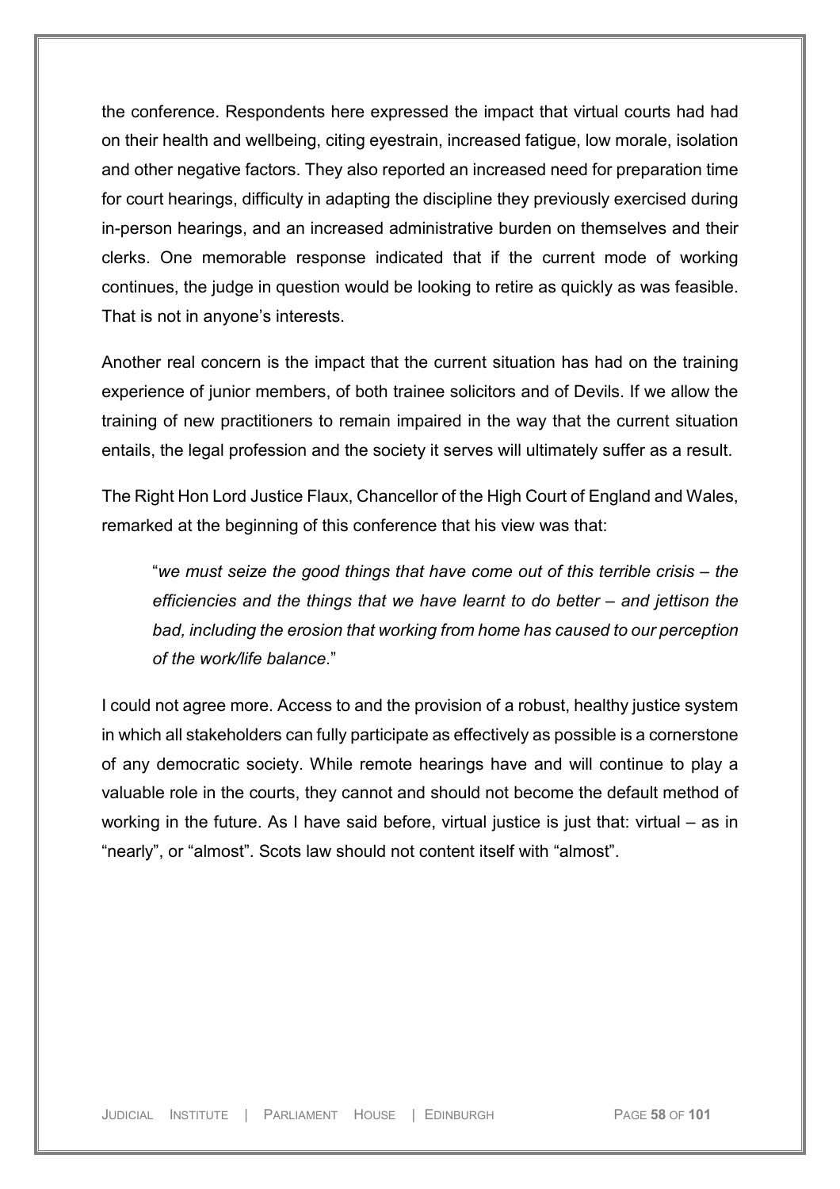the conference. Respondents here expressed the impact that virtual courts had had on their health and wellbeing, citing eyestrain, increased fatigue, low morale, isolation and other negative factors. They also reported an increased need for preparation time for court hearings, difficulty in adapting the discipline they previously exercised during in-person hearings, and an increased administrative burden on themselves and their clerks. One memorable response indicated that if the current mode of working continues, the judge in question would be looking to retire as quickly as was feasible. That is not in anyone's interests.

Another real concern is the impact that the current situation has had on the training experience of junior members, of both trainee solicitors and of Devils. If we allow the training of new practitioners to remain impaired in the way that the current situation entails, the legal profession and the society it serves will ultimately suffer as a result.

The Right Hon Lord Justice Flaux, Chancellor of the High Court of England and Wales, remarked at the beginning of this conference that his view was that:

> "*we must seize the good things that have come out of this terrible crisis – the efficiencies and the things that we have learnt to do better – and jettison the bad, including the erosion that working from home has caused to our perception of the work/life balance*."

I could not agree more. Access to and the provision of a robust, healthy justice system in which all stakeholders can fully participate as effectively as possible is a cornerstone of any democratic society. While remote hearings have and will continue to play a valuable role in the courts, they cannot and should not become the default method of working in the future. As I have said before, virtual justice is just that: virtual – as in "nearly", or "almost". Scots law should not content itself with "almost".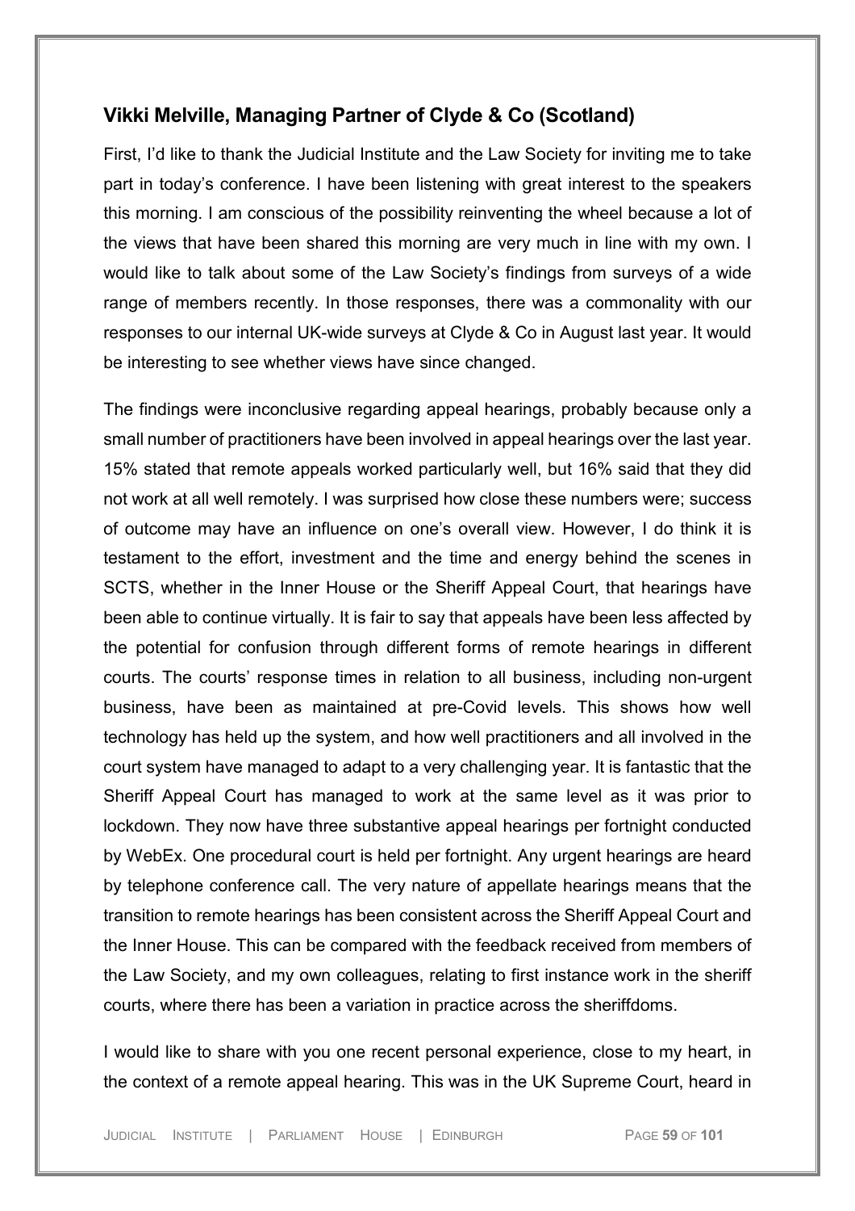## Vikki Melville, Managing Partner of Clyde & Co (Scotland)

First, I'd like to thank the Judicial Institute and the Law Society for inviting me to take part in today's conference. I have been listening with great interest to the speakers this morning. I am conscious of the possibility reinventing the wheel because a lot of the views that have been shared this morning are very much in line with my own. I would like to talk about some of the Law Society's findings from surveys of a wide range of members recently. In those responses, there was a commonality with our responses to our internal UK-wide surveys at Clyde & Co in August last year. It would be interesting to see whether views have since changed.

The findings were inconclusive regarding appeal hearings, probably because only a small number of practitioners have been involved in appeal hearings over the last year. 15% stated that remote appeals worked particularly well, but 16% said that they did not work at all well remotely. I was surprised how close these numbers were; success of outcome may have an influence on one's overall view. However, I do think it is testament to the effort, investment and the time and energy behind the scenes in SCTS, whether in the Inner House or the Sheriff Appeal Court, that hearings have been able to continue virtually. It is fair to say that appeals have been less affected by the potential for confusion through different forms of remote hearings in different courts. The courts' response times in relation to all business, including non-urgent business, have been as maintained at pre-Covid levels. This shows how well technology has held up the system, and how well practitioners and all involved in the court system have managed to adapt to a very challenging year. It is fantastic that the Sheriff Appeal Court has managed to work at the same level as it was prior to lockdown. They now have three substantive appeal hearings per fortnight conducted by WebEx. One procedural court is held per fortnight. Any urgent hearings are heard by telephone conference call. The very nature of appellate hearings means that the transition to remote hearings has been consistent across the Sheriff Appeal Court and the Inner House. This can be compared with the feedback received from members of the Law Society, and my own colleagues, relating to first instance work in the sheriff courts, where there has been a variation in practice across the sheriffdoms.

I would like to share with you one recent personal experience, close to my heart, in the context of a remote appeal hearing. This was in the UK Supreme Court, heard in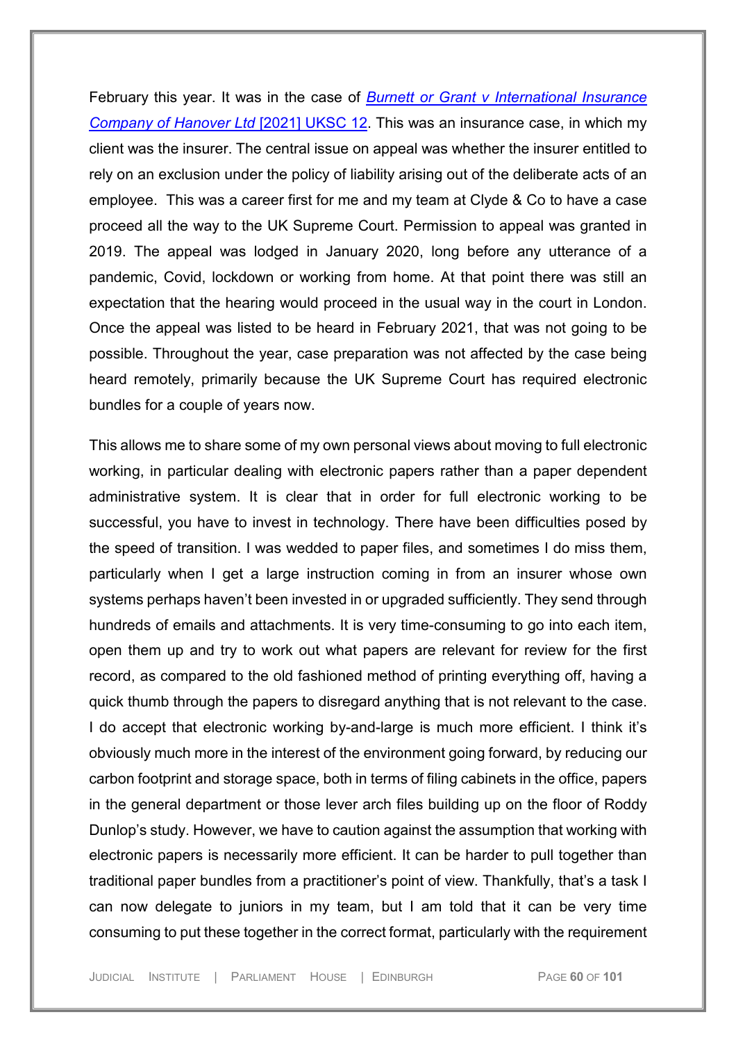February this year. It was in the case of [*Burnett or Grant v International Insurance Company of Hanover Ltd* [2021] UKSC 12](). This was an insurance case, in which my client was the insurer. The central issue on appeal was whether the insurer entitled to rely on an exclusion under the policy of liability arising out of the deliberate acts of an employee. This was a career first for me and my team at Clyde & Co to have a case proceed all the way to the UK Supreme Court. Permission to appeal was granted in 2019. The appeal was lodged in January 2020, long before any utterance of a pandemic, Covid, lockdown or working from home. At that point there was still an expectation that the hearing would proceed in the usual way in the court in London. Once the appeal was listed to be heard in February 2021, that was not going to be possible. Throughout the year, case preparation was not affected by the case being heard remotely, primarily because the UK Supreme Court has required electronic bundles for a couple of years now.

This allows me to share some of my own personal views about moving to full electronic working, in particular dealing with electronic papers rather than a paper dependent administrative system. It is clear that in order for full electronic working to be successful, you have to invest in technology. There have been difficulties posed by the speed of transition. I was wedded to paper files, and sometimes I do miss them, particularly when I get a large instruction coming in from an insurer whose own systems perhaps haven't been invested in or upgraded sufficiently. They send through hundreds of emails and attachments. It is very time-consuming to go into each item, open them up and try to work out what papers are relevant for review for the first record, as compared to the old fashioned method of printing everything off, having a quick thumb through the papers to disregard anything that is not relevant to the case. I do accept that electronic working by-and-large is much more efficient. I think it's obviously much more in the interest of the environment going forward, by reducing our carbon footprint and storage space, both in terms of filing cabinets in the office, papers in the general department or those lever arch files building up on the floor of Roddy Dunlop's study. However, we have to caution against the assumption that working with electronic papers is necessarily more efficient. It can be harder to pull together than traditional paper bundles from a practitioner's point of view. Thankfully, that's a task I can now delegate to juniors in my team, but I am told that it can be very time consuming to put these together in the correct format, particularly with the requirement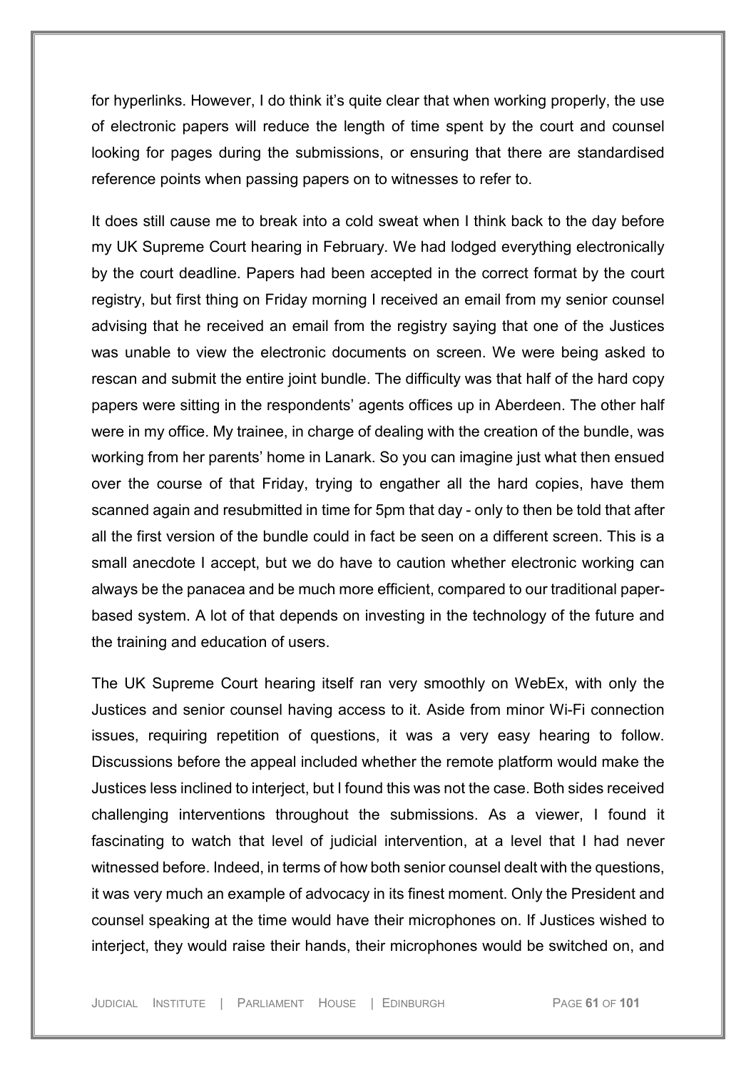for hyperlinks. However, I do think it's quite clear that when working properly, the use of electronic papers will reduce the length of time spent by the court and counsel looking for pages during the submissions, or ensuring that there are standardised reference points when passing papers on to witnesses to refer to.

It does still cause me to break into a cold sweat when I think back to the day before my UK Supreme Court hearing in February. We had lodged everything electronically by the court deadline. Papers had been accepted in the correct format by the court registry, but first thing on Friday morning I received an email from my senior counsel advising that he received an email from the registry saying that one of the Justices was unable to view the electronic documents on screen. We were being asked to rescan and submit the entire joint bundle. The difficulty was that half of the hard copy papers were sitting in the respondents' agents offices up in Aberdeen. The other half were in my office. My trainee, in charge of dealing with the creation of the bundle, was working from her parents' home in Lanark. So you can imagine just what then ensued over the course of that Friday, trying to engather all the hard copies, have them scanned again and resubmitted in time for 5pm that day - only to then be told that after all the first version of the bundle could in fact be seen on a different screen. This is a small anecdote I accept, but we do have to caution whether electronic working can always be the panacea and be much more efficient, compared to our traditional paper-based system. A lot of that depends on investing in the technology of the future and the training and education of users.

The UK Supreme Court hearing itself ran very smoothly on WebEx, with only the Justices and senior counsel having access to it. Aside from minor Wi-Fi connection issues, requiring repetition of questions, it was a very easy hearing to follow. Discussions before the appeal included whether the remote platform would make the Justices less inclined to interject, but I found this was not the case. Both sides received challenging interventions throughout the submissions. As a viewer, I found it fascinating to watch that level of judicial intervention, at a level that I had never witnessed before. Indeed, in terms of how both senior counsel dealt with the questions, it was very much an example of advocacy in its finest moment. Only the President and counsel speaking at the time would have their microphones on. If Justices wished to interject, they would raise their hands, their microphones would be switched on, and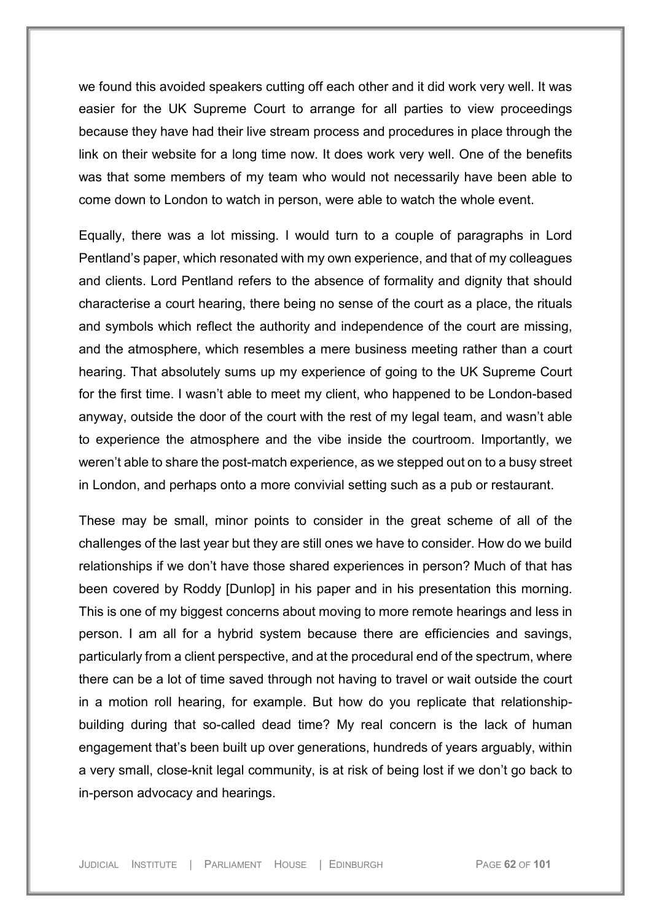we found this avoided speakers cutting off each other and it did work very well. It was easier for the UK Supreme Court to arrange for all parties to view proceedings because they have had their live stream process and procedures in place through the link on their website for a long time now. It does work very well. One of the benefits was that some members of my team who would not necessarily have been able to come down to London to watch in person, were able to watch the whole event.

Equally, there was a lot missing. I would turn to a couple of paragraphs in Lord Pentland's paper, which resonated with my own experience, and that of my colleagues and clients. Lord Pentland refers to the absence of formality and dignity that should characterise a court hearing, there being no sense of the court as a place, the rituals and symbols which reflect the authority and independence of the court are missing, and the atmosphere, which resembles a mere business meeting rather than a court hearing. That absolutely sums up my experience of going to the UK Supreme Court for the first time. I wasn't able to meet my client, who happened to be London-based anyway, outside the door of the court with the rest of my legal team, and wasn't able to experience the atmosphere and the vibe inside the courtroom. Importantly, we weren't able to share the post-match experience, as we stepped out on to a busy street in London, and perhaps onto a more convivial setting such as a pub or restaurant.

These may be small, minor points to consider in the great scheme of all of the challenges of the last year but they are still ones we have to consider. How do we build relationships if we don't have those shared experiences in person? Much of that has been covered by Roddy [Dunlop] in his paper and in his presentation this morning. This is one of my biggest concerns about moving to more remote hearings and less in person. I am all for a hybrid system because there are efficiencies and savings, particularly from a client perspective, and at the procedural end of the spectrum, where there can be a lot of time saved through not having to travel or wait outside the court in a motion roll hearing, for example. But how do you replicate that relationship-building during that so-called dead time? My real concern is the lack of human engagement that's been built up over generations, hundreds of years arguably, within a very small, close-knit legal community, is at risk of being lost if we don't go back to in-person advocacy and hearings.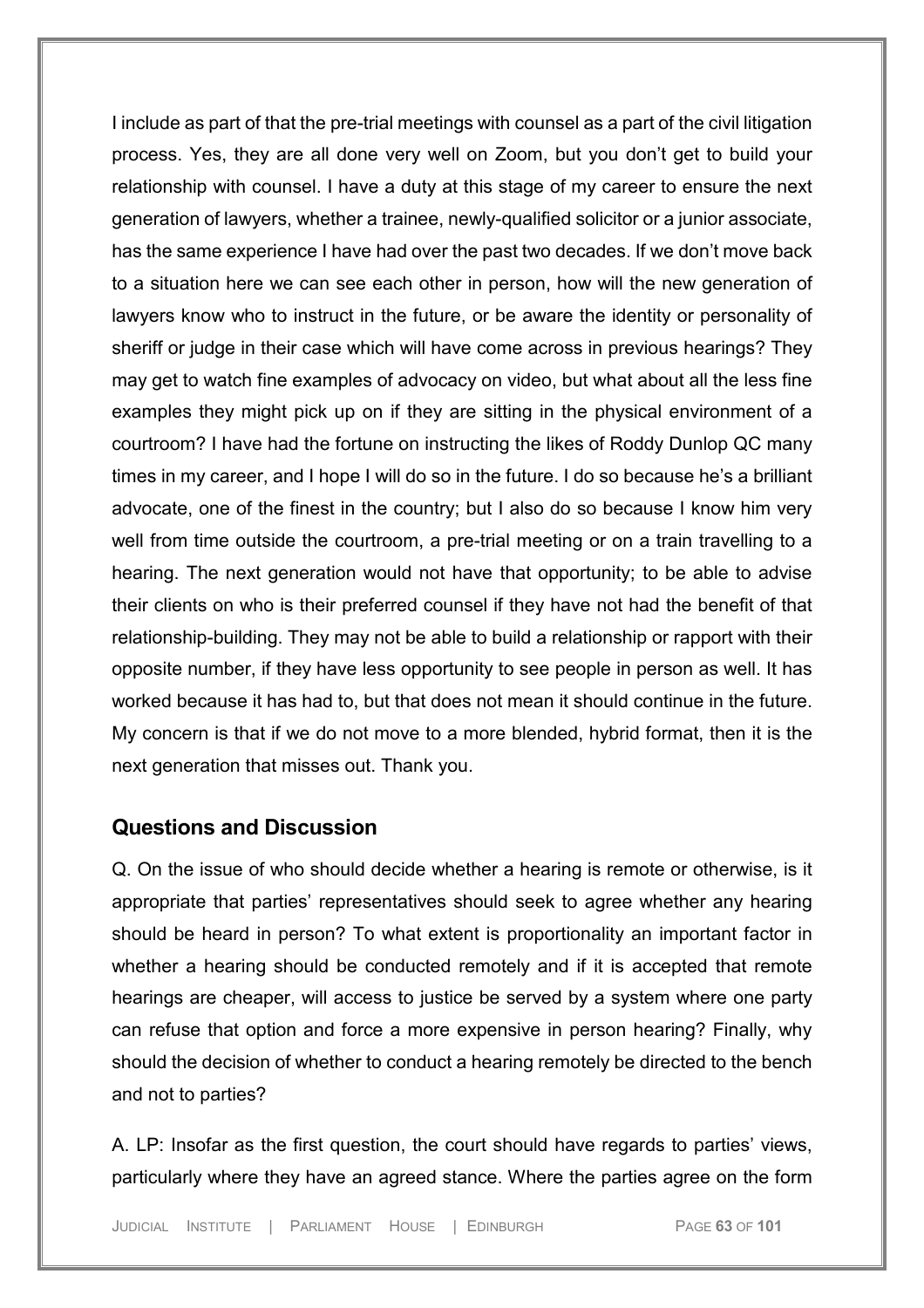I include as part of that the pre-trial meetings with counsel as a part of the civil litigation process. Yes, they are all done very well on Zoom, but you don't get to build your relationship with counsel. I have a duty at this stage of my career to ensure the next generation of lawyers, whether a trainee, newly-qualified solicitor or a junior associate, has the same experience I have had over the past two decades. If we don't move back to a situation here we can see each other in person, how will the new generation of lawyers know who to instruct in the future, or be aware the identity or personality of sheriff or judge in their case which will have come across in previous hearings? They may get to watch fine examples of advocacy on video, but what about all the less fine examples they might pick up on if they are sitting in the physical environment of a courtroom? I have had the fortune on instructing the likes of Roddy Dunlop QC many times in my career, and I hope I will do so in the future. I do so because he's a brilliant advocate, one of the finest in the country; but I also do so because I know him very well from time outside the courtroom, a pre-trial meeting or on a train travelling to a hearing. The next generation would not have that opportunity; to be able to advise their clients on who is their preferred counsel if they have not had the benefit of that relationship-building. They may not be able to build a relationship or rapport with their opposite number, if they have less opportunity to see people in person as well. It has worked because it has had to, but that does not mean it should continue in the future. My concern is that if we do not move to a more blended, hybrid format, then it is the next generation that misses out. Thank you.

## Questions and Discussion

Q. On the issue of who should decide whether a hearing is remote or otherwise, is it appropriate that parties' representatives should seek to agree whether any hearing should be heard in person? To what extent is proportionality an important factor in whether a hearing should be conducted remotely and if it is accepted that remote hearings are cheaper, will access to justice be served by a system where one party can refuse that option and force a more expensive in person hearing? Finally, why should the decision of whether to conduct a hearing remotely be directed to the bench and not to parties?

A. LP: Insofar as the first question, the court should have regards to parties' views, particularly where they have an agreed stance. Where the parties agree on the form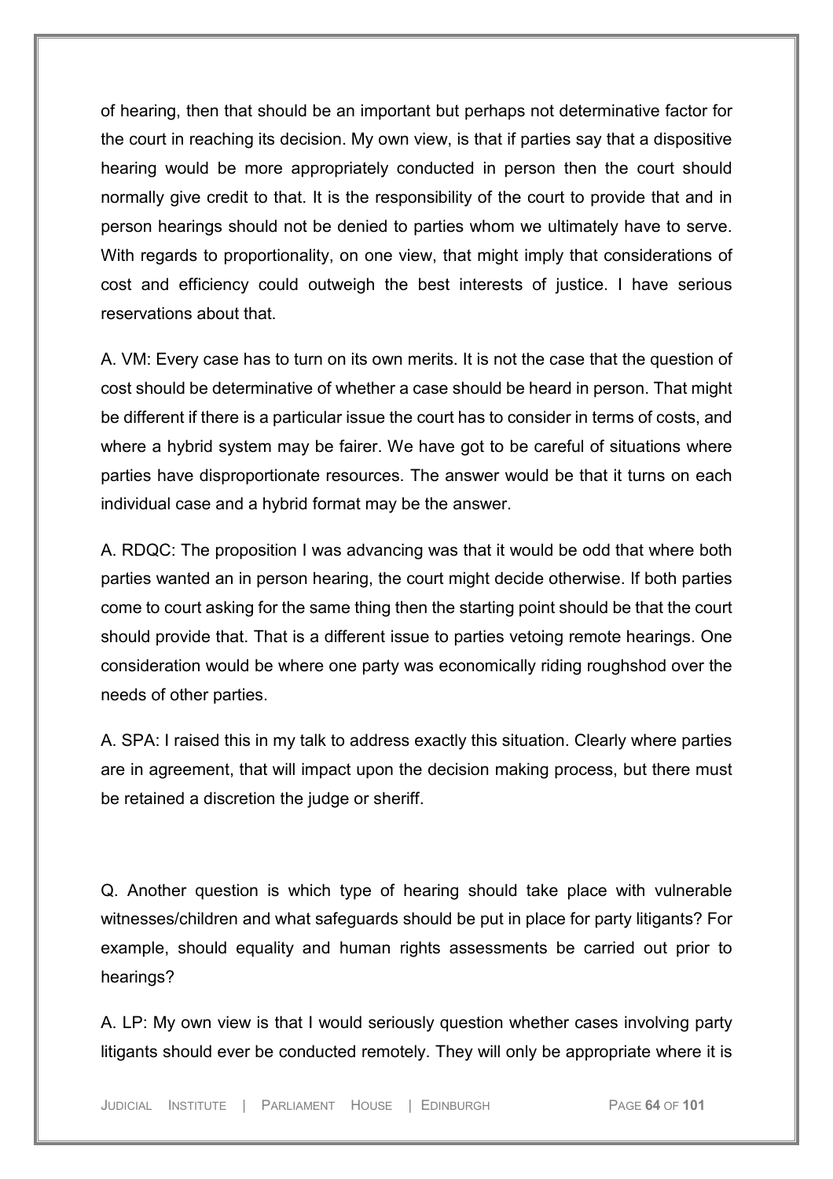of hearing, then that should be an important but perhaps not determinative factor for the court in reaching its decision. My own view, is that if parties say that a dispositive hearing would be more appropriately conducted in person then the court should normally give credit to that. It is the responsibility of the court to provide that and in person hearings should not be denied to parties whom we ultimately have to serve. With regards to proportionality, on one view, that might imply that considerations of cost and efficiency could outweigh the best interests of justice. I have serious reservations about that.

A. VM: Every case has to turn on its own merits. It is not the case that the question of cost should be determinative of whether a case should be heard in person. That might be different if there is a particular issue the court has to consider in terms of costs, and where a hybrid system may be fairer. We have got to be careful of situations where parties have disproportionate resources. The answer would be that it turns on each individual case and a hybrid format may be the answer.

A. RDQC: The proposition I was advancing was that it would be odd that where both parties wanted an in person hearing, the court might decide otherwise. If both parties come to court asking for the same thing then the starting point should be that the court should provide that. That is a different issue to parties vetoing remote hearings. One consideration would be where one party was economically riding roughshod over the needs of other parties.

A. SPA: I raised this in my talk to address exactly this situation. Clearly where parties are in agreement, that will impact upon the decision making process, but there must be retained a discretion the judge or sheriff.

Q. Another question is which type of hearing should take place with vulnerable witnesses/children and what safeguards should be put in place for party litigants? For example, should equality and human rights assessments be carried out prior to hearings?

A. LP: My own view is that I would seriously question whether cases involving party litigants should ever be conducted remotely. They will only be appropriate where it is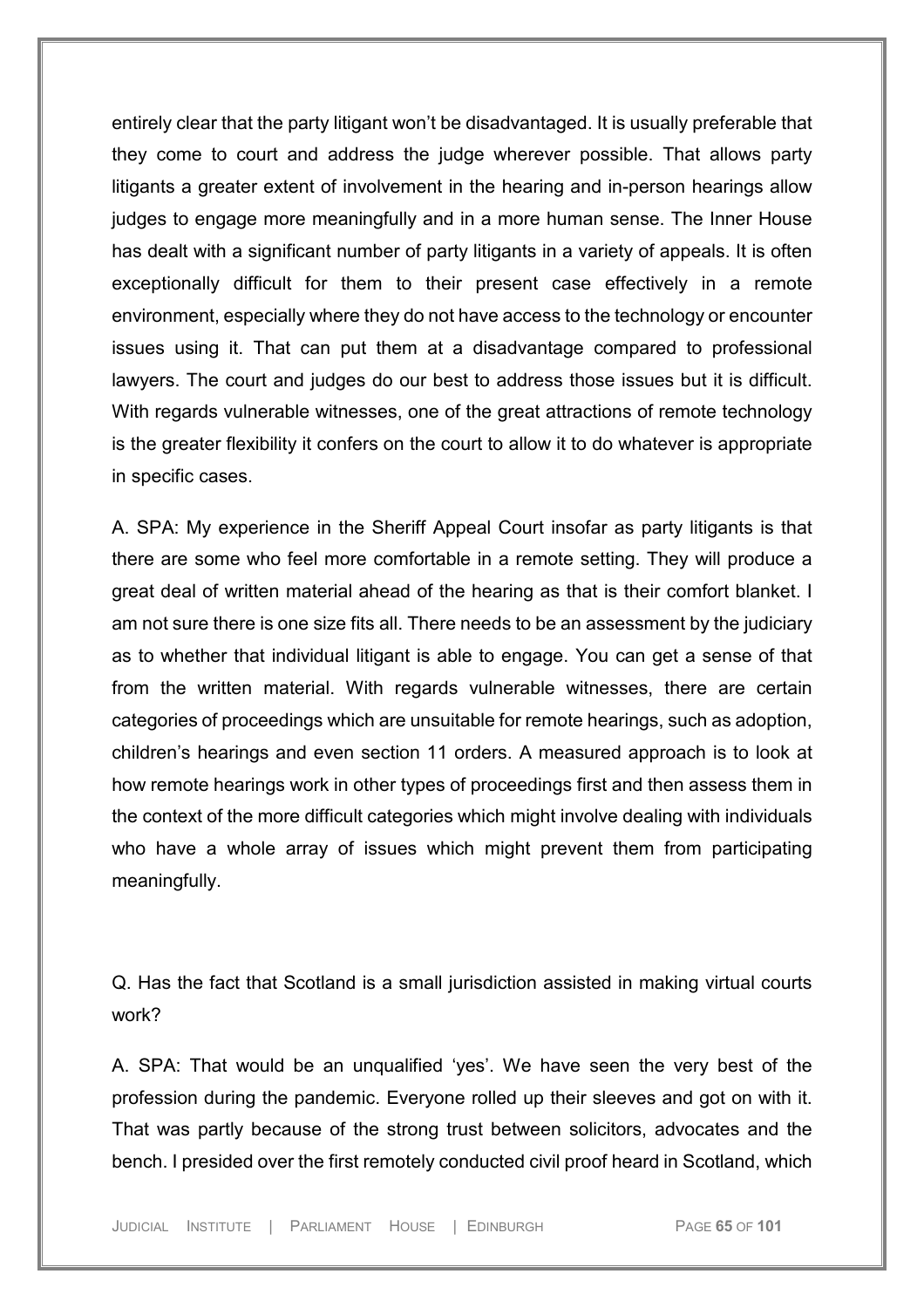entirely clear that the party litigant won't be disadvantaged. It is usually preferable that they come to court and address the judge wherever possible. That allows party litigants a greater extent of involvement in the hearing and in-person hearings allow judges to engage more meaningfully and in a more human sense. The Inner House has dealt with a significant number of party litigants in a variety of appeals. It is often exceptionally difficult for them to their present case effectively in a remote environment, especially where they do not have access to the technology or encounter issues using it. That can put them at a disadvantage compared to professional lawyers. The court and judges do our best to address those issues but it is difficult. With regards vulnerable witnesses, one of the great attractions of remote technology is the greater flexibility it confers on the court to allow it to do whatever is appropriate in specific cases.

A. SPA: My experience in the Sheriff Appeal Court insofar as party litigants is that there are some who feel more comfortable in a remote setting. They will produce a great deal of written material ahead of the hearing as that is their comfort blanket. I am not sure there is one size fits all. There needs to be an assessment by the judiciary as to whether that individual litigant is able to engage. You can get a sense of that from the written material. With regards vulnerable witnesses, there are certain categories of proceedings which are unsuitable for remote hearings, such as adoption, children's hearings and even section 11 orders. A measured approach is to look at how remote hearings work in other types of proceedings first and then assess them in the context of the more difficult categories which might involve dealing with individuals who have a whole array of issues which might prevent them from participating meaningfully.

Q. Has the fact that Scotland is a small jurisdiction assisted in making virtual courts work?

A. SPA: That would be an unqualified 'yes'. We have seen the very best of the profession during the pandemic. Everyone rolled up their sleeves and got on with it. That was partly because of the strong trust between solicitors, advocates and the bench. I presided over the first remotely conducted civil proof heard in Scotland, which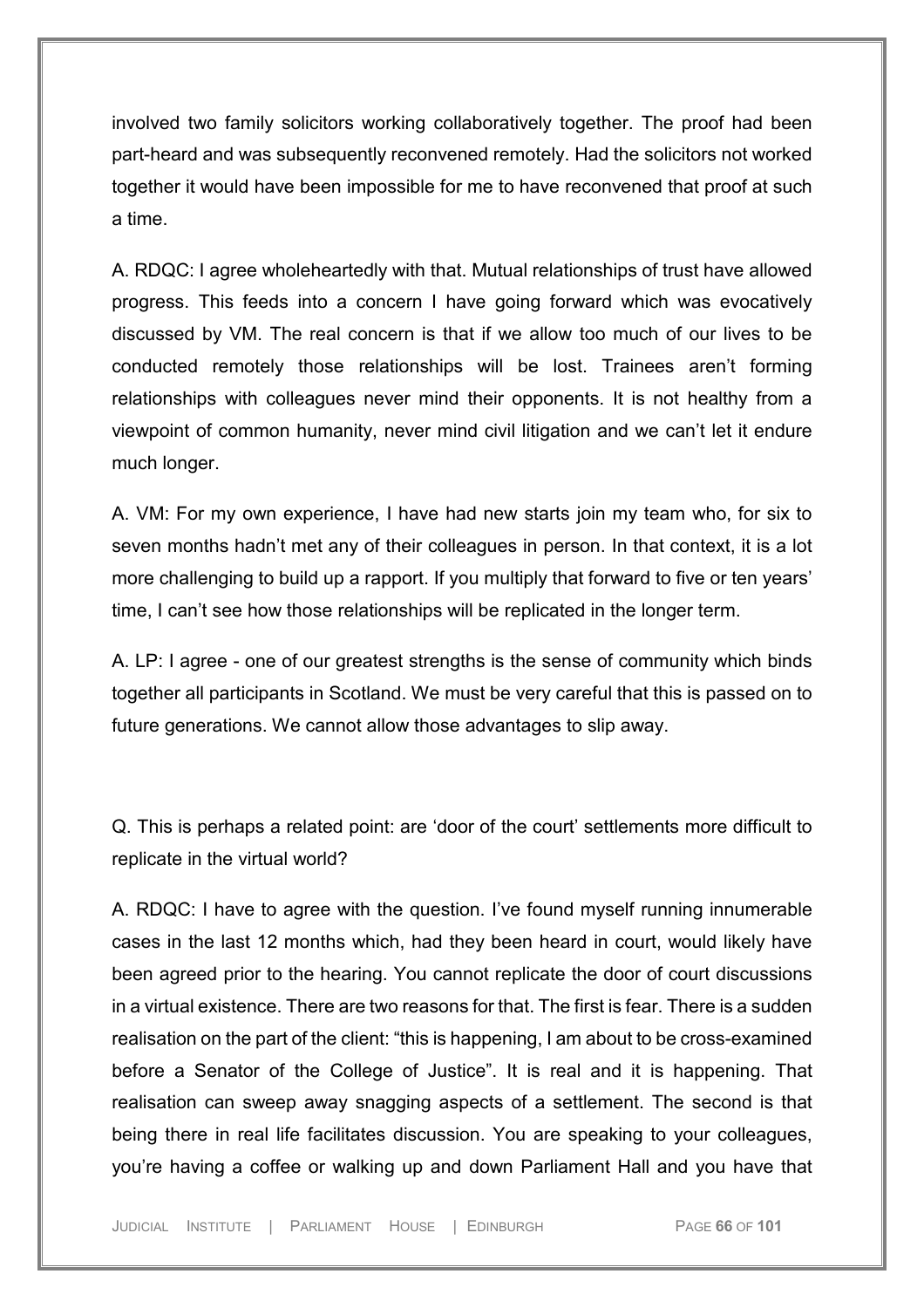involved two family solicitors working collaboratively together. The proof had been part-heard and was subsequently reconvened remotely. Had the solicitors not worked together it would have been impossible for me to have reconvened that proof at such a time.

A. RDQC: I agree wholeheartedly with that. Mutual relationships of trust have allowed progress. This feeds into a concern I have going forward which was evocatively discussed by VM. The real concern is that if we allow too much of our lives to be conducted remotely those relationships will be lost. Trainees aren't forming relationships with colleagues never mind their opponents. It is not healthy from a viewpoint of common humanity, never mind civil litigation and we can't let it endure much longer.

A. VM: For my own experience, I have had new starts join my team who, for six to seven months hadn't met any of their colleagues in person. In that context, it is a lot more challenging to build up a rapport. If you multiply that forward to five or ten years' time, I can't see how those relationships will be replicated in the longer term.

A. LP: I agree - one of our greatest strengths is the sense of community which binds together all participants in Scotland. We must be very careful that this is passed on to future generations. We cannot allow those advantages to slip away.

Q. This is perhaps a related point: are 'door of the court' settlements more difficult to replicate in the virtual world?

A. RDQC: I have to agree with the question. I've found myself running innumerable cases in the last 12 months which, had they been heard in court, would likely have been agreed prior to the hearing. You cannot replicate the door of court discussions in a virtual existence. There are two reasons for that. The first is fear. There is a sudden realisation on the part of the client: "this is happening, I am about to be cross-examined before a Senator of the College of Justice". It is real and it is happening. That realisation can sweep away snagging aspects of a settlement. The second is that being there in real life facilitates discussion. You are speaking to your colleagues, you're having a coffee or walking up and down Parliament Hall and you have that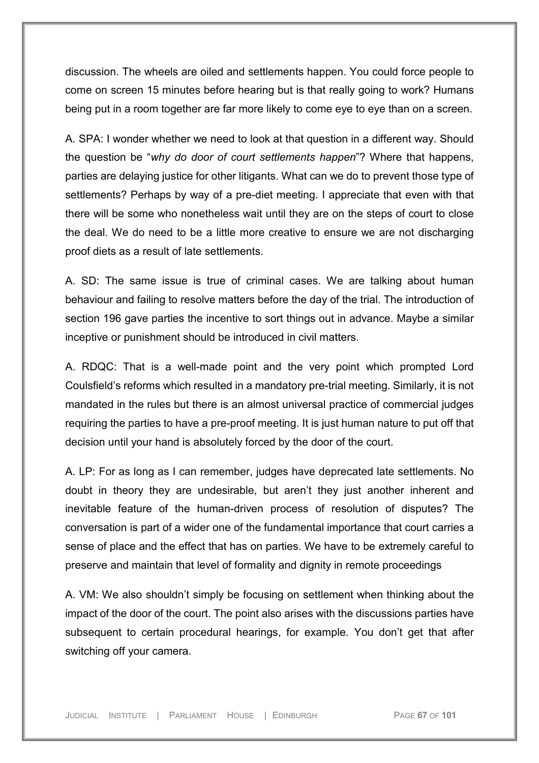discussion. The wheels are oiled and settlements happen. You could force people to come on screen 15 minutes before hearing but is that really going to work? Humans being put in a room together are far more likely to come eye to eye than on a screen.

A. SPA: I wonder whether we need to look at that question in a different way. Should the question be "*why do door of court settlements happen*"? Where that happens, parties are delaying justice for other litigants. What can we do to prevent those type of settlements? Perhaps by way of a pre-diet meeting. I appreciate that even with that there will be some who nonetheless wait until they are on the steps of court to close the deal. We do need to be a little more creative to ensure we are not discharging proof diets as a result of late settlements.

A. SD: The same issue is true of criminal cases. We are talking about human behaviour and failing to resolve matters before the day of the trial. The introduction of section 196 gave parties the incentive to sort things out in advance. Maybe a similar inceptive or punishment should be introduced in civil matters.

A. RDQC: That is a well-made point and the very point which prompted Lord Coulsfield's reforms which resulted in a mandatory pre-trial meeting. Similarly, it is not mandated in the rules but there is an almost universal practice of commercial judges requiring the parties to have a pre-proof meeting. It is just human nature to put off that decision until your hand is absolutely forced by the door of the court.

A. LP: For as long as I can remember, judges have deprecated late settlements. No doubt in theory they are undesirable, but aren't they just another inherent and inevitable feature of the human-driven process of resolution of disputes? The conversation is part of a wider one of the fundamental importance that court carries a sense of place and the effect that has on parties. We have to be extremely careful to preserve and maintain that level of formality and dignity in remote proceedings

A. VM: We also shouldn't simply be focusing on settlement when thinking about the impact of the door of the court. The point also arises with the discussions parties have subsequent to certain procedural hearings, for example. You don't get that after switching off your camera.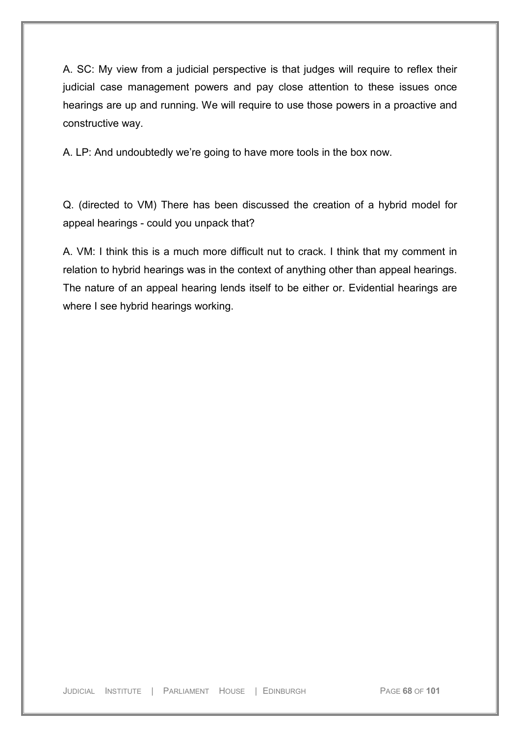A. SC: My view from a judicial perspective is that judges will require to reflex their judicial case management powers and pay close attention to these issues once hearings are up and running. We will require to use those powers in a proactive and constructive way.

A. LP: And undoubtedly we're going to have more tools in the box now.

Q. (directed to VM) There has been discussed the creation of a hybrid model for appeal hearings - could you unpack that?

A. VM: I think this is a much more difficult nut to crack. I think that my comment in relation to hybrid hearings was in the context of anything other than appeal hearings. The nature of an appeal hearing lends itself to be either or. Evidential hearings are where I see hybrid hearings working.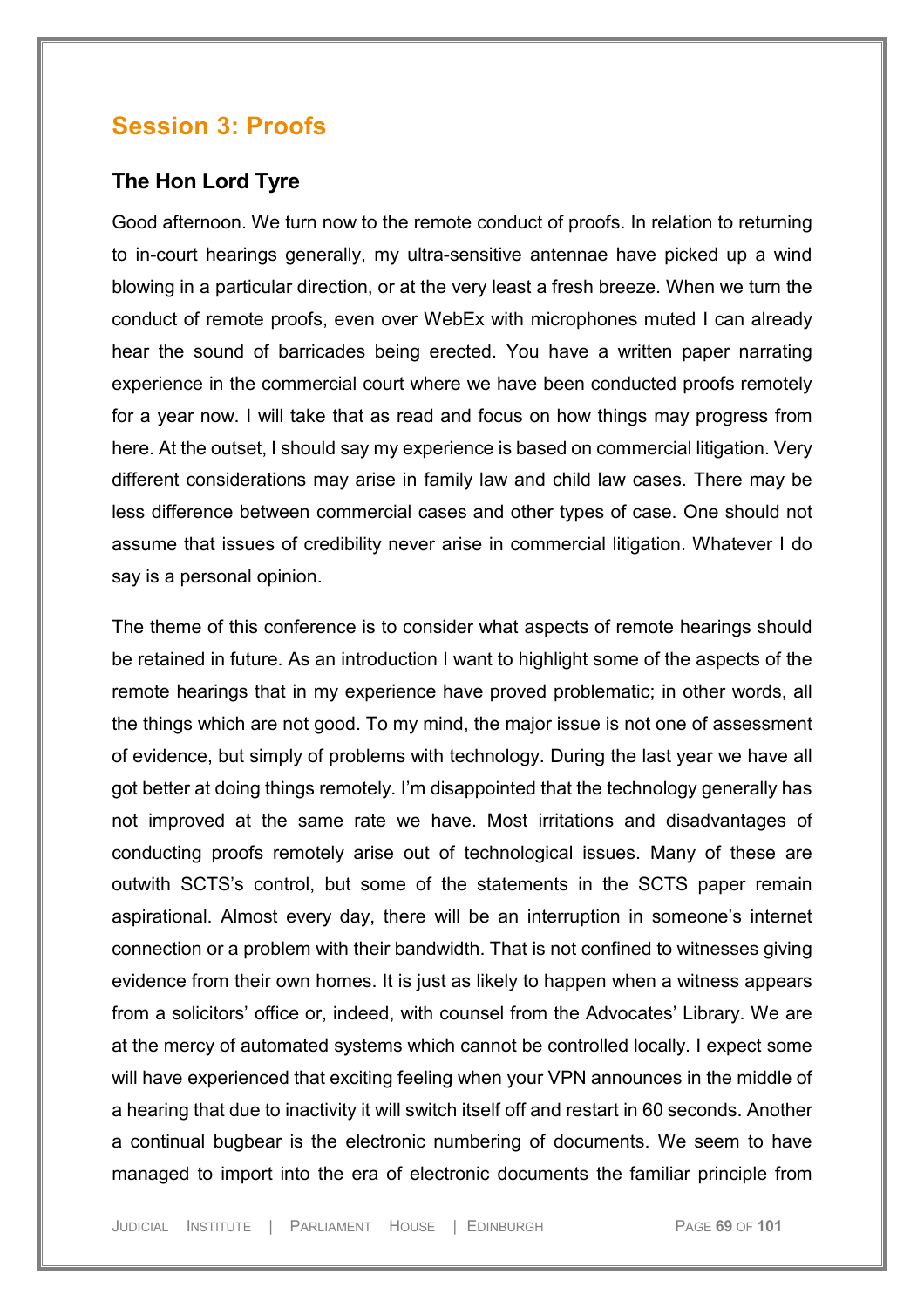## Session 3: Proofs

### The Hon Lord Tyre

Good afternoon. We turn now to the remote conduct of proofs. In relation to returning to in-court hearings generally, my ultra-sensitive antennae have picked up a wind blowing in a particular direction, or at the very least a fresh breeze. When we turn the conduct of remote proofs, even over WebEx with microphones muted I can already hear the sound of barricades being erected. You have a written paper narrating experience in the commercial court where we have been conducted proofs remotely for a year now. I will take that as read and focus on how things may progress from here. At the outset, I should say my experience is based on commercial litigation. Very different considerations may arise in family law and child law cases. There may be less difference between commercial cases and other types of case. One should not assume that issues of credibility never arise in commercial litigation. Whatever I do say is a personal opinion.

The theme of this conference is to consider what aspects of remote hearings should be retained in future. As an introduction I want to highlight some of the aspects of the remote hearings that in my experience have proved problematic; in other words, all the things which are not good. To my mind, the major issue is not one of assessment of evidence, but simply of problems with technology. During the last year we have all got better at doing things remotely. I'm disappointed that the technology generally has not improved at the same rate we have. Most irritations and disadvantages of conducting proofs remotely arise out of technological issues. Many of these are outwith SCTS's control, but some of the statements in the SCTS paper remain aspirational. Almost every day, there will be an interruption in someone's internet connection or a problem with their bandwidth. That is not confined to witnesses giving evidence from their own homes. It is just as likely to happen when a witness appears from a solicitors' office or, indeed, with counsel from the Advocates' Library. We are at the mercy of automated systems which cannot be controlled locally. I expect some will have experienced that exciting feeling when your VPN announces in the middle of a hearing that due to inactivity it will switch itself off and restart in 60 seconds. Another a continual bugbear is the electronic numbering of documents. We seem to have managed to import into the era of electronic documents the familiar principle from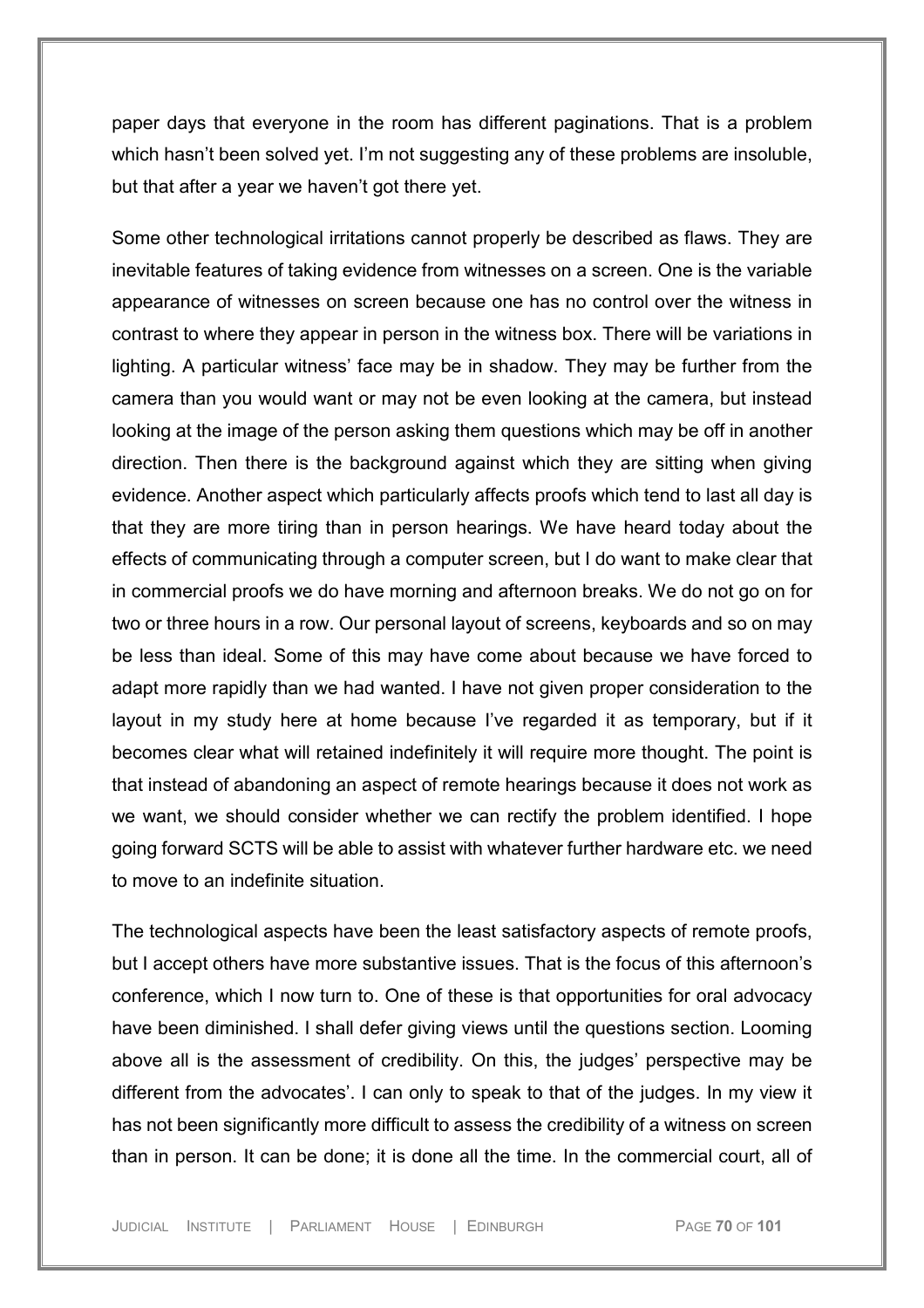paper days that everyone in the room has different paginations. That is a problem which hasn't been solved yet. I'm not suggesting any of these problems are insoluble, but that after a year we haven't got there yet.

Some other technological irritations cannot properly be described as flaws. They are inevitable features of taking evidence from witnesses on a screen. One is the variable appearance of witnesses on screen because one has no control over the witness in contrast to where they appear in person in the witness box. There will be variations in lighting. A particular witness' face may be in shadow. They may be further from the camera than you would want or may not be even looking at the camera, but instead looking at the image of the person asking them questions which may be off in another direction. Then there is the background against which they are sitting when giving evidence. Another aspect which particularly affects proofs which tend to last all day is that they are more tiring than in person hearings. We have heard today about the effects of communicating through a computer screen, but I do want to make clear that in commercial proofs we do have morning and afternoon breaks. We do not go on for two or three hours in a row. Our personal layout of screens, keyboards and so on may be less than ideal. Some of this may have come about because we have forced to adapt more rapidly than we had wanted. I have not given proper consideration to the layout in my study here at home because I've regarded it as temporary, but if it becomes clear what will retained indefinitely it will require more thought. The point is that instead of abandoning an aspect of remote hearings because it does not work as we want, we should consider whether we can rectify the problem identified. I hope going forward SCTS will be able to assist with whatever further hardware etc. we need to move to an indefinite situation.

The technological aspects have been the least satisfactory aspects of remote proofs, but I accept others have more substantive issues. That is the focus of this afternoon's conference, which I now turn to. One of these is that opportunities for oral advocacy have been diminished. I shall defer giving views until the questions section. Looming above all is the assessment of credibility. On this, the judges' perspective may be different from the advocates'. I can only to speak to that of the judges. In my view it has not been significantly more difficult to assess the credibility of a witness on screen than in person. It can be done; it is done all the time. In the commercial court, all of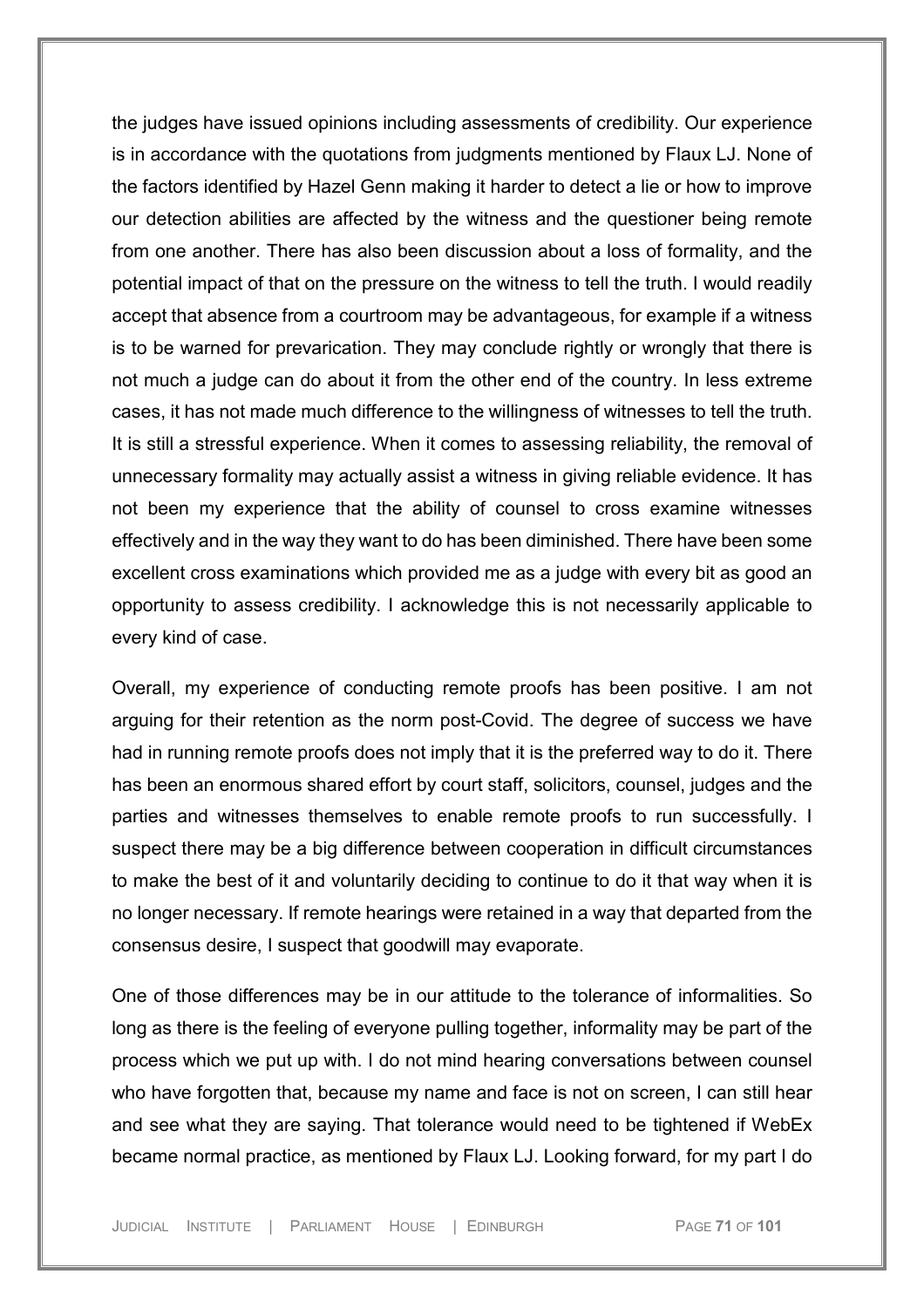the judges have issued opinions including assessments of credibility. Our experience is in accordance with the quotations from judgments mentioned by Flaux LJ. None of the factors identified by Hazel Genn making it harder to detect a lie or how to improve our detection abilities are affected by the witness and the questioner being remote from one another. There has also been discussion about a loss of formality, and the potential impact of that on the pressure on the witness to tell the truth. I would readily accept that absence from a courtroom may be advantageous, for example if a witness is to be warned for prevarication. They may conclude rightly or wrongly that there is not much a judge can do about it from the other end of the country. In less extreme cases, it has not made much difference to the willingness of witnesses to tell the truth. It is still a stressful experience. When it comes to assessing reliability, the removal of unnecessary formality may actually assist a witness in giving reliable evidence. It has not been my experience that the ability of counsel to cross examine witnesses effectively and in the way they want to do has been diminished. There have been some excellent cross examinations which provided me as a judge with every bit as good an opportunity to assess credibility. I acknowledge this is not necessarily applicable to every kind of case.

Overall, my experience of conducting remote proofs has been positive. I am not arguing for their retention as the norm post-Covid. The degree of success we have had in running remote proofs does not imply that it is the preferred way to do it. There has been an enormous shared effort by court staff, solicitors, counsel, judges and the parties and witnesses themselves to enable remote proofs to run successfully. I suspect there may be a big difference between cooperation in difficult circumstances to make the best of it and voluntarily deciding to continue to do it that way when it is no longer necessary. If remote hearings were retained in a way that departed from the consensus desire, I suspect that goodwill may evaporate.

One of those differences may be in our attitude to the tolerance of informalities. So long as there is the feeling of everyone pulling together, informality may be part of the process which we put up with. I do not mind hearing conversations between counsel who have forgotten that, because my name and face is not on screen, I can still hear and see what they are saying. That tolerance would need to be tightened if WebEx became normal practice, as mentioned by Flaux LJ. Looking forward, for my part I do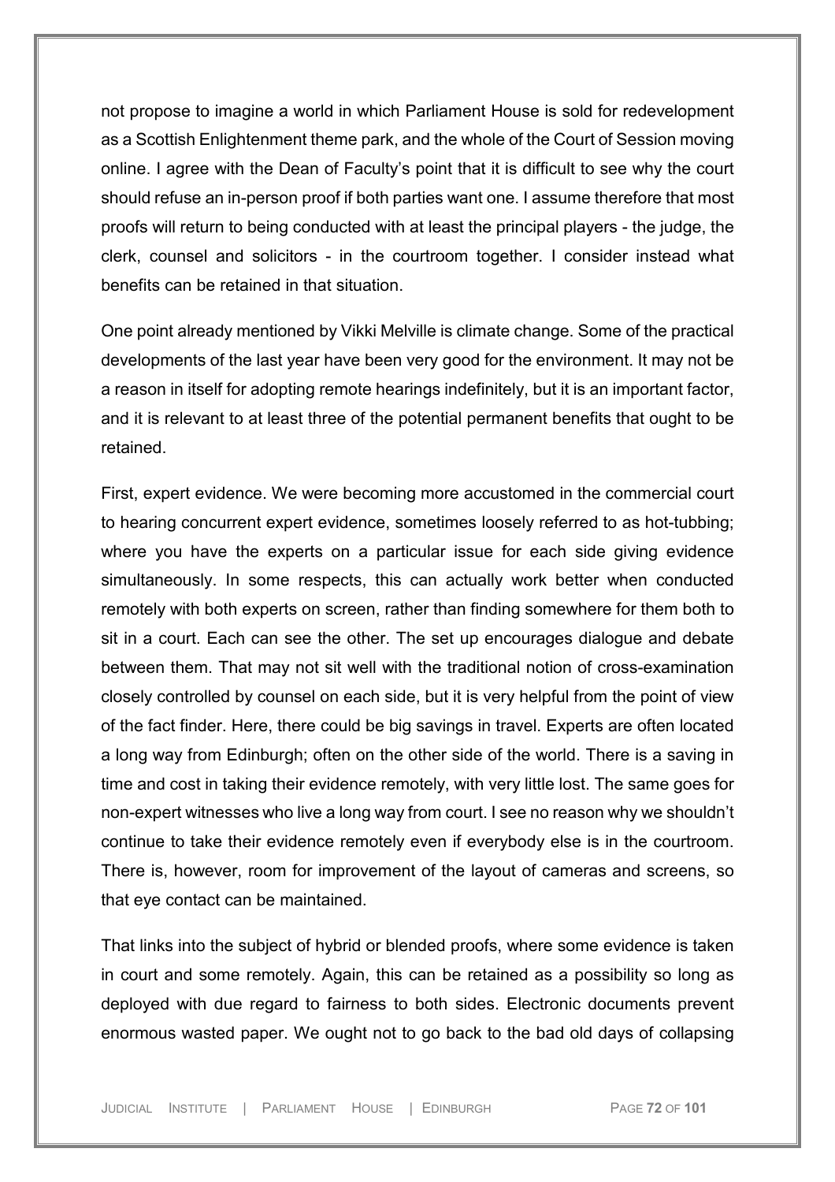not propose to imagine a world in which Parliament House is sold for redevelopment as a Scottish Enlightenment theme park, and the whole of the Court of Session moving online. I agree with the Dean of Faculty's point that it is difficult to see why the court should refuse an in-person proof if both parties want one. I assume therefore that most proofs will return to being conducted with at least the principal players - the judge, the clerk, counsel and solicitors - in the courtroom together. I consider instead what benefits can be retained in that situation.

One point already mentioned by Vikki Melville is climate change. Some of the practical developments of the last year have been very good for the environment. It may not be a reason in itself for adopting remote hearings indefinitely, but it is an important factor, and it is relevant to at least three of the potential permanent benefits that ought to be retained.

First, expert evidence. We were becoming more accustomed in the commercial court to hearing concurrent expert evidence, sometimes loosely referred to as hot-tubbing; where you have the experts on a particular issue for each side giving evidence simultaneously. In some respects, this can actually work better when conducted remotely with both experts on screen, rather than finding somewhere for them both to sit in a court. Each can see the other. The set up encourages dialogue and debate between them. That may not sit well with the traditional notion of cross-examination closely controlled by counsel on each side, but it is very helpful from the point of view of the fact finder. Here, there could be big savings in travel. Experts are often located a long way from Edinburgh; often on the other side of the world. There is a saving in time and cost in taking their evidence remotely, with very little lost. The same goes for non-expert witnesses who live a long way from court. I see no reason why we shouldn't continue to take their evidence remotely even if everybody else is in the courtroom. There is, however, room for improvement of the layout of cameras and screens, so that eye contact can be maintained.

That links into the subject of hybrid or blended proofs, where some evidence is taken in court and some remotely. Again, this can be retained as a possibility so long as deployed with due regard to fairness to both sides. Electronic documents prevent enormous wasted paper. We ought not to go back to the bad old days of collapsing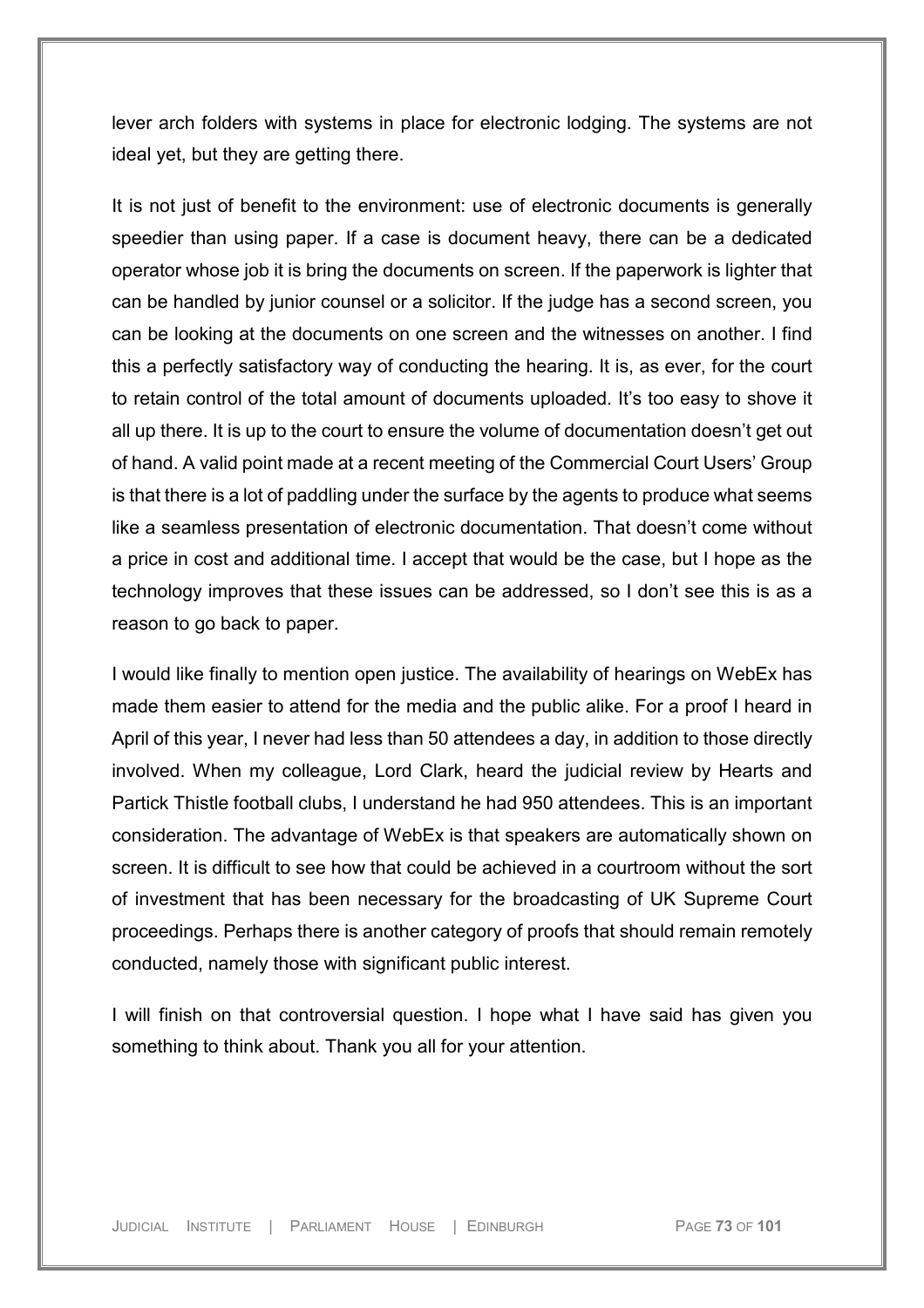lever arch folders with systems in place for electronic lodging. The systems are not ideal yet, but they are getting there.

It is not just of benefit to the environment: use of electronic documents is generally speedier than using paper. If a case is document heavy, there can be a dedicated operator whose job it is bring the documents on screen. If the paperwork is lighter that can be handled by junior counsel or a solicitor. If the judge has a second screen, you can be looking at the documents on one screen and the witnesses on another. I find this a perfectly satisfactory way of conducting the hearing. It is, as ever, for the court to retain control of the total amount of documents uploaded. It's too easy to shove it all up there. It is up to the court to ensure the volume of documentation doesn't get out of hand. A valid point made at a recent meeting of the Commercial Court Users' Group is that there is a lot of paddling under the surface by the agents to produce what seems like a seamless presentation of electronic documentation. That doesn't come without a price in cost and additional time. I accept that would be the case, but I hope as the technology improves that these issues can be addressed, so I don't see this is as a reason to go back to paper.

I would like finally to mention open justice. The availability of hearings on WebEx has made them easier to attend for the media and the public alike. For a proof I heard in April of this year, I never had less than 50 attendees a day, in addition to those directly involved. When my colleague, Lord Clark, heard the judicial review by Hearts and Partick Thistle football clubs, I understand he had 950 attendees. This is an important consideration. The advantage of WebEx is that speakers are automatically shown on screen. It is difficult to see how that could be achieved in a courtroom without the sort of investment that has been necessary for the broadcasting of UK Supreme Court proceedings. Perhaps there is another category of proofs that should remain remotely conducted, namely those with significant public interest.

I will finish on that controversial question. I hope what I have said has given you something to think about. Thank you all for your attention.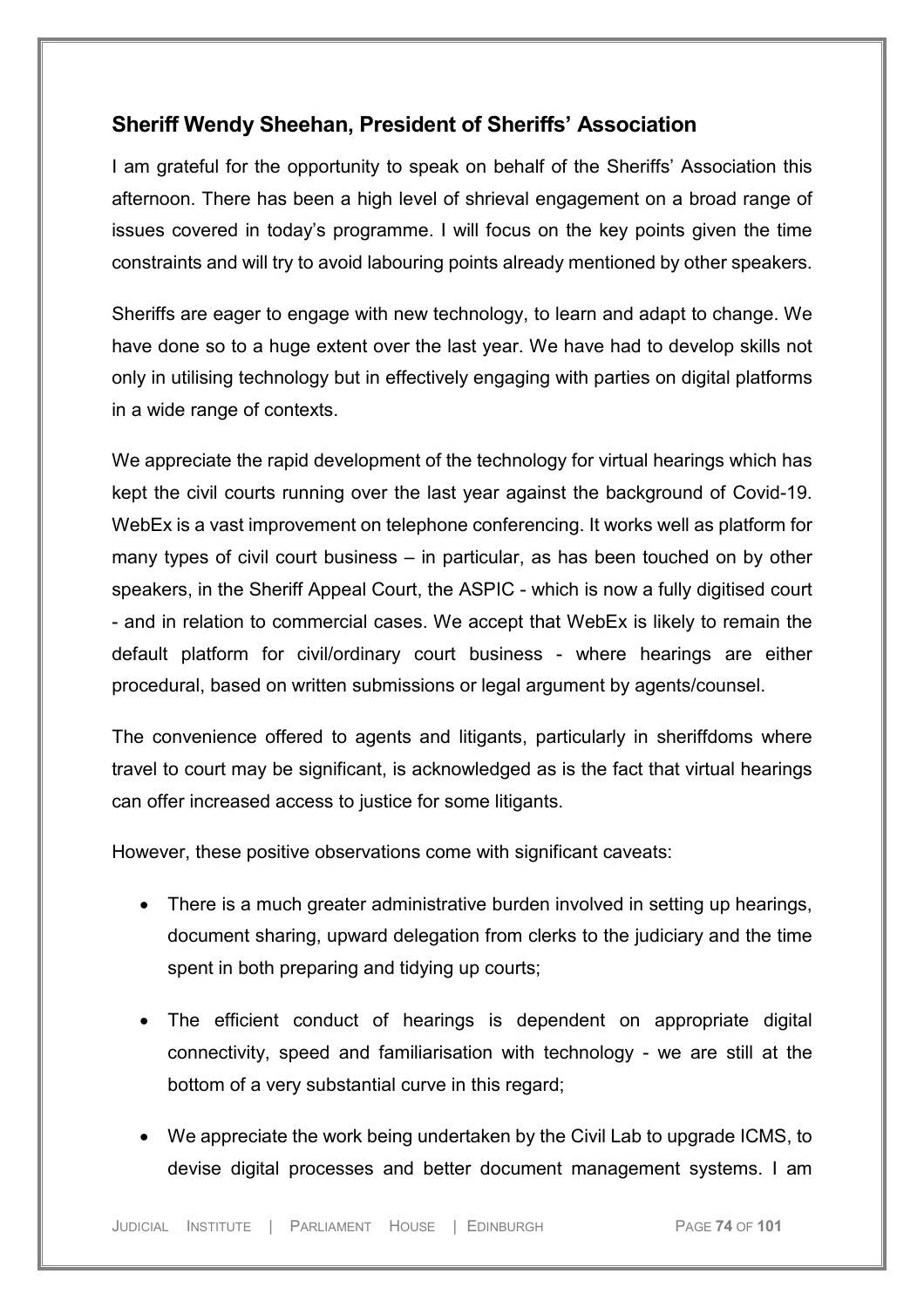## Sheriff Wendy Sheehan, President of Sheriffs' Association

I am grateful for the opportunity to speak on behalf of the Sheriffs' Association this afternoon. There has been a high level of shrieval engagement on a broad range of issues covered in today's programme. I will focus on the key points given the time constraints and will try to avoid labouring points already mentioned by other speakers.

Sheriffs are eager to engage with new technology, to learn and adapt to change. We have done so to a huge extent over the last year. We have had to develop skills not only in utilising technology but in effectively engaging with parties on digital platforms in a wide range of contexts.

We appreciate the rapid development of the technology for virtual hearings which has kept the civil courts running over the last year against the background of Covid-19. WebEx is a vast improvement on telephone conferencing. It works well as platform for many types of civil court business – in particular, as has been touched on by other speakers, in the Sheriff Appeal Court, the ASPIC - which is now a fully digitised court - and in relation to commercial cases. We accept that WebEx is likely to remain the default platform for civil/ordinary court business - where hearings are either procedural, based on written submissions or legal argument by agents/counsel.

The convenience offered to agents and litigants, particularly in sheriffdoms where travel to court may be significant, is acknowledged as is the fact that virtual hearings can offer increased access to justice for some litigants.

However, these positive observations come with significant caveats:

- There is a much greater administrative burden involved in setting up hearings, document sharing, upward delegation from clerks to the judiciary and the time spent in both preparing and tidying up courts;
- The efficient conduct of hearings is dependent on appropriate digital connectivity, speed and familiarisation with technology - we are still at the bottom of a very substantial curve in this regard;
- We appreciate the work being undertaken by the Civil Lab to upgrade ICMS, to devise digital processes and better document management systems. I am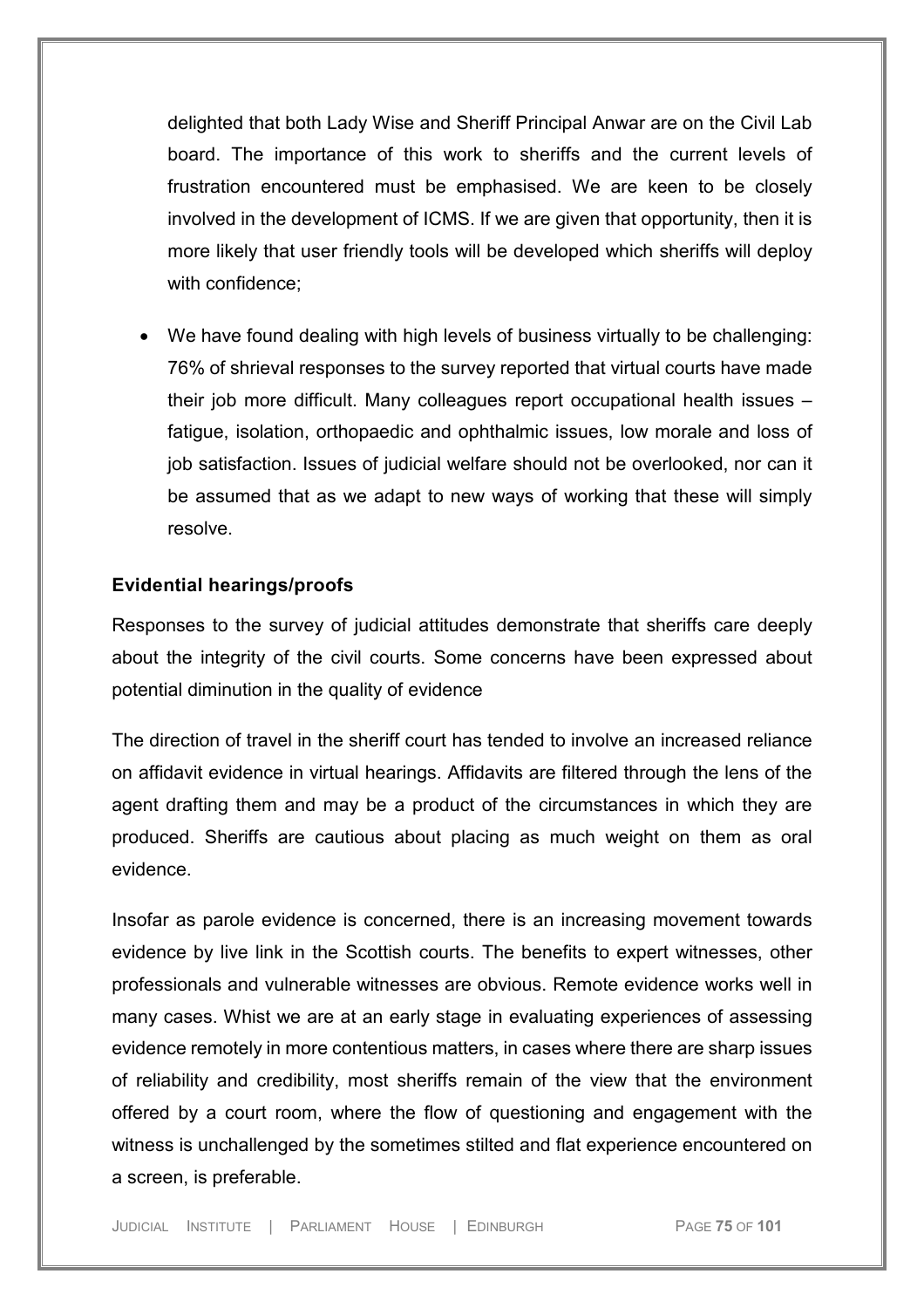delighted that both Lady Wise and Sheriff Principal Anwar are on the Civil Lab board. The importance of this work to sheriffs and the current levels of frustration encountered must be emphasised. We are keen to be closely involved in the development of ICMS. If we are given that opportunity, then it is more likely that user friendly tools will be developed which sheriffs will deploy with confidence;

- We have found dealing with high levels of business virtually to be challenging: 76% of shrieval responses to the survey reported that virtual courts have made their job more difficult. Many colleagues report occupational health issues – fatigue, isolation, orthopaedic and ophthalmic issues, low morale and loss of job satisfaction. Issues of judicial welfare should not be overlooked, nor can it be assumed that as we adapt to new ways of working that these will simply resolve.

**Evidential hearings/proofs**

Responses to the survey of judicial attitudes demonstrate that sheriffs care deeply about the integrity of the civil courts. Some concerns have been expressed about potential diminution in the quality of evidence

The direction of travel in the sheriff court has tended to involve an increased reliance on affidavit evidence in virtual hearings. Affidavits are filtered through the lens of the agent drafting them and may be a product of the circumstances in which they are produced. Sheriffs are cautious about placing as much weight on them as oral evidence.

Insofar as parole evidence is concerned, there is an increasing movement towards evidence by live link in the Scottish courts. The benefits to expert witnesses, other professionals and vulnerable witnesses are obvious. Remote evidence works well in many cases. Whist we are at an early stage in evaluating experiences of assessing evidence remotely in more contentious matters, in cases where there are sharp issues of reliability and credibility, most sheriffs remain of the view that the environment offered by a court room, where the flow of questioning and engagement with the witness is unchallenged by the sometimes stilted and flat experience encountered on a screen, is preferable.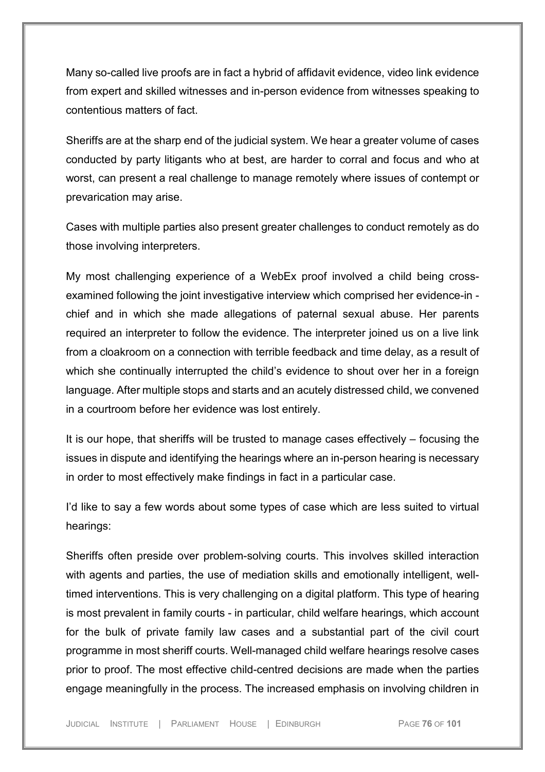Many so-called live proofs are in fact a hybrid of affidavit evidence, video link evidence from expert and skilled witnesses and in-person evidence from witnesses speaking to contentious matters of fact.

Sheriffs are at the sharp end of the judicial system. We hear a greater volume of cases conducted by party litigants who at best, are harder to corral and focus and who at worst, can present a real challenge to manage remotely where issues of contempt or prevarication may arise.

Cases with multiple parties also present greater challenges to conduct remotely as do those involving interpreters.

My most challenging experience of a WebEx proof involved a child being cross-examined following the joint investigative interview which comprised her evidence-in - chief and in which she made allegations of paternal sexual abuse. Her parents required an interpreter to follow the evidence. The interpreter joined us on a live link from a cloakroom on a connection with terrible feedback and time delay, as a result of which she continually interrupted the child's evidence to shout over her in a foreign language. After multiple stops and starts and an acutely distressed child, we convened in a courtroom before her evidence was lost entirely.

It is our hope, that sheriffs will be trusted to manage cases effectively – focusing the issues in dispute and identifying the hearings where an in-person hearing is necessary in order to most effectively make findings in fact in a particular case.

I'd like to say a few words about some types of case which are less suited to virtual hearings:

Sheriffs often preside over problem-solving courts. This involves skilled interaction with agents and parties, the use of mediation skills and emotionally intelligent, well-timed interventions. This is very challenging on a digital platform. This type of hearing is most prevalent in family courts - in particular, child welfare hearings, which account for the bulk of private family law cases and a substantial part of the civil court programme in most sheriff courts. Well-managed child welfare hearings resolve cases prior to proof. The most effective child-centred decisions are made when the parties engage meaningfully in the process. The increased emphasis on involving children in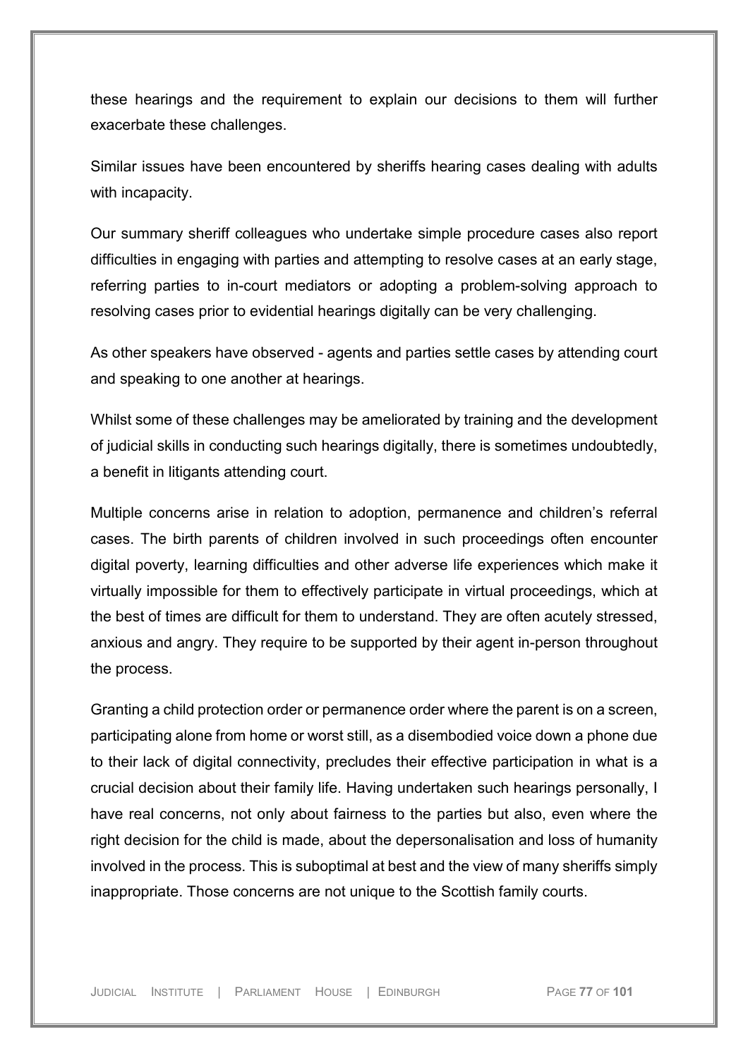these hearings and the requirement to explain our decisions to them will further exacerbate these challenges.

Similar issues have been encountered by sheriffs hearing cases dealing with adults with incapacity.

Our summary sheriff colleagues who undertake simple procedure cases also report difficulties in engaging with parties and attempting to resolve cases at an early stage, referring parties to in-court mediators or adopting a problem-solving approach to resolving cases prior to evidential hearings digitally can be very challenging.

As other speakers have observed - agents and parties settle cases by attending court and speaking to one another at hearings.

Whilst some of these challenges may be ameliorated by training and the development of judicial skills in conducting such hearings digitally, there is sometimes undoubtedly, a benefit in litigants attending court.

Multiple concerns arise in relation to adoption, permanence and children's referral cases. The birth parents of children involved in such proceedings often encounter digital poverty, learning difficulties and other adverse life experiences which make it virtually impossible for them to effectively participate in virtual proceedings, which at the best of times are difficult for them to understand. They are often acutely stressed, anxious and angry. They require to be supported by their agent in-person throughout the process.

Granting a child protection order or permanence order where the parent is on a screen, participating alone from home or worst still, as a disembodied voice down a phone due to their lack of digital connectivity, precludes their effective participation in what is a crucial decision about their family life. Having undertaken such hearings personally, I have real concerns, not only about fairness to the parties but also, even where the right decision for the child is made, about the depersonalisation and loss of humanity involved in the process. This is suboptimal at best and the view of many sheriffs simply inappropriate. Those concerns are not unique to the Scottish family courts.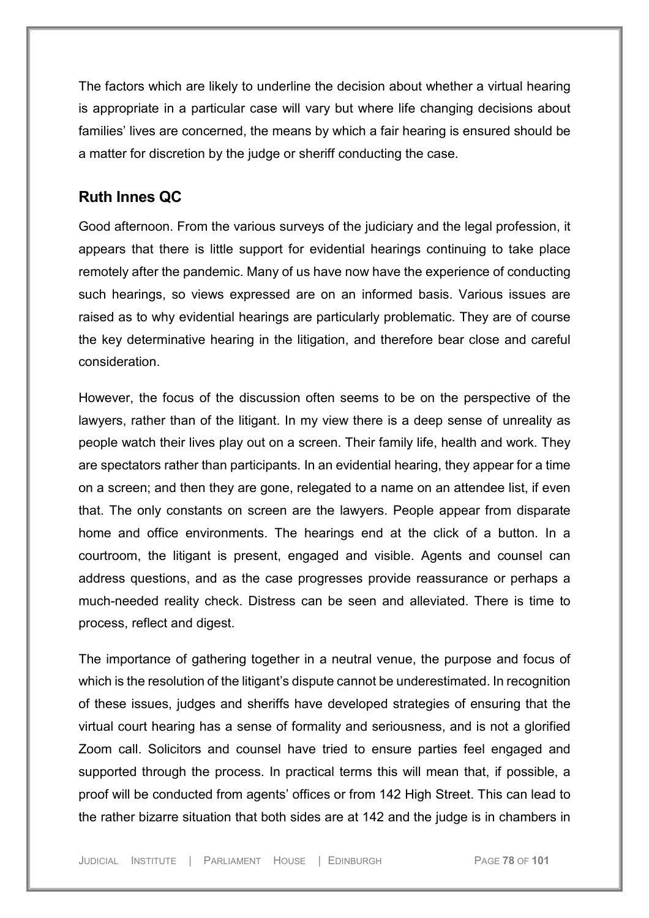The factors which are likely to underline the decision about whether a virtual hearing is appropriate in a particular case will vary but where life changing decisions about families' lives are concerned, the means by which a fair hearing is ensured should be a matter for discretion by the judge or sheriff conducting the case.

## Ruth Innes QC

Good afternoon. From the various surveys of the judiciary and the legal profession, it appears that there is little support for evidential hearings continuing to take place remotely after the pandemic. Many of us have now have the experience of conducting such hearings, so views expressed are on an informed basis. Various issues are raised as to why evidential hearings are particularly problematic. They are of course the key determinative hearing in the litigation, and therefore bear close and careful consideration.

However, the focus of the discussion often seems to be on the perspective of the lawyers, rather than of the litigant. In my view there is a deep sense of unreality as people watch their lives play out on a screen. Their family life, health and work. They are spectators rather than participants. In an evidential hearing, they appear for a time on a screen; and then they are gone, relegated to a name on an attendee list, if even that. The only constants on screen are the lawyers. People appear from disparate home and office environments. The hearings end at the click of a button. In a courtroom, the litigant is present, engaged and visible. Agents and counsel can address questions, and as the case progresses provide reassurance or perhaps a much-needed reality check. Distress can be seen and alleviated. There is time to process, reflect and digest.

The importance of gathering together in a neutral venue, the purpose and focus of which is the resolution of the litigant's dispute cannot be underestimated. In recognition of these issues, judges and sheriffs have developed strategies of ensuring that the virtual court hearing has a sense of formality and seriousness, and is not a glorified Zoom call. Solicitors and counsel have tried to ensure parties feel engaged and supported through the process. In practical terms this will mean that, if possible, a proof will be conducted from agents' offices or from 142 High Street. This can lead to the rather bizarre situation that both sides are at 142 and the judge is in chambers in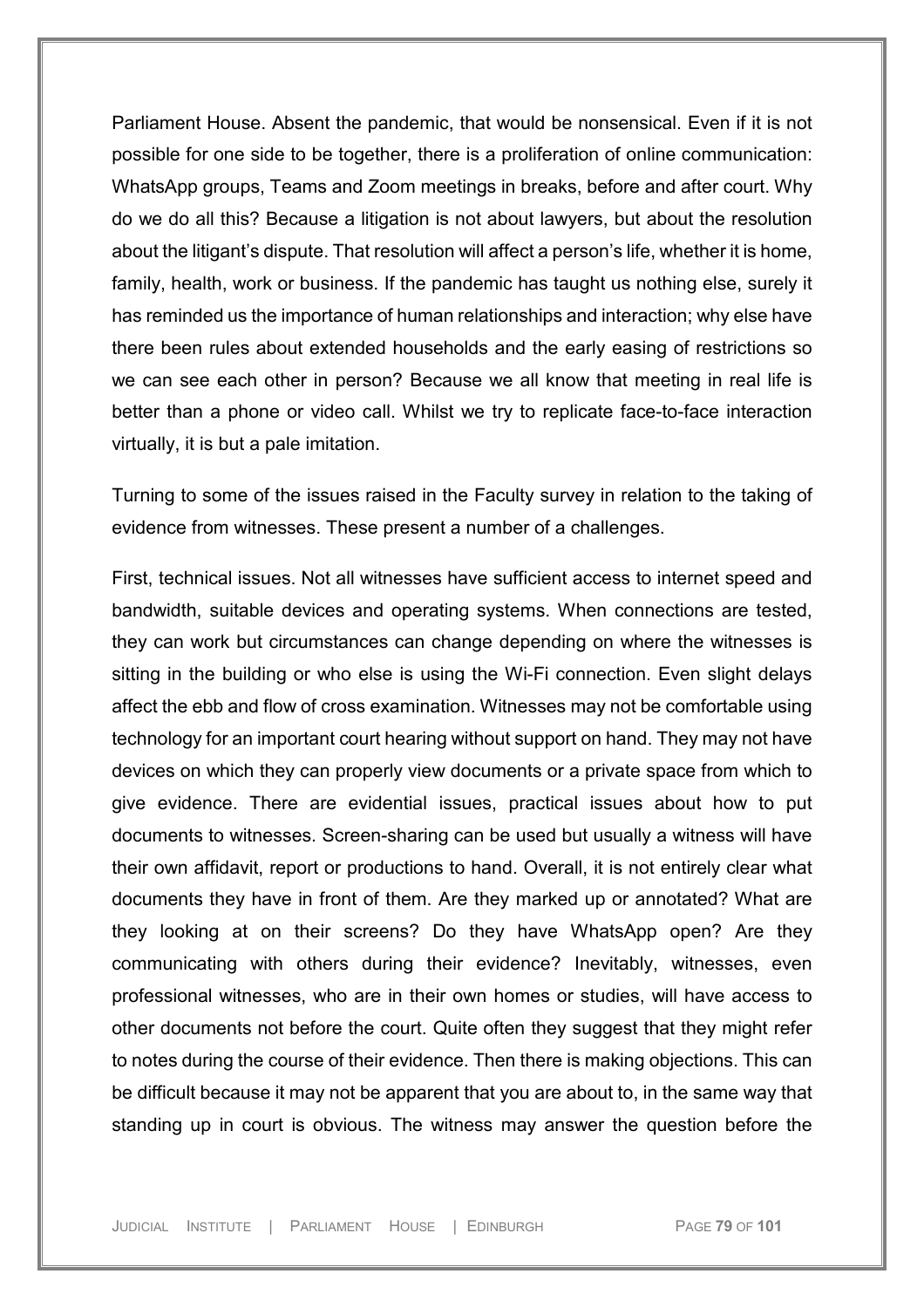Parliament House. Absent the pandemic, that would be nonsensical. Even if it is not possible for one side to be together, there is a proliferation of online communication: WhatsApp groups, Teams and Zoom meetings in breaks, before and after court. Why do we do all this? Because a litigation is not about lawyers, but about the resolution about the litigant's dispute. That resolution will affect a person's life, whether it is home, family, health, work or business. If the pandemic has taught us nothing else, surely it has reminded us the importance of human relationships and interaction; why else have there been rules about extended households and the early easing of restrictions so we can see each other in person? Because we all know that meeting in real life is better than a phone or video call. Whilst we try to replicate face-to-face interaction virtually, it is but a pale imitation.

Turning to some of the issues raised in the Faculty survey in relation to the taking of evidence from witnesses. These present a number of a challenges.

First, technical issues. Not all witnesses have sufficient access to internet speed and bandwidth, suitable devices and operating systems. When connections are tested, they can work but circumstances can change depending on where the witnesses is sitting in the building or who else is using the Wi-Fi connection. Even slight delays affect the ebb and flow of cross examination. Witnesses may not be comfortable using technology for an important court hearing without support on hand. They may not have devices on which they can properly view documents or a private space from which to give evidence. There are evidential issues, practical issues about how to put documents to witnesses. Screen-sharing can be used but usually a witness will have their own affidavit, report or productions to hand. Overall, it is not entirely clear what documents they have in front of them. Are they marked up or annotated? What are they looking at on their screens? Do they have WhatsApp open? Are they communicating with others during their evidence? Inevitably, witnesses, even professional witnesses, who are in their own homes or studies, will have access to other documents not before the court. Quite often they suggest that they might refer to notes during the course of their evidence. Then there is making objections. This can be difficult because it may not be apparent that you are about to, in the same way that standing up in court is obvious. The witness may answer the question before the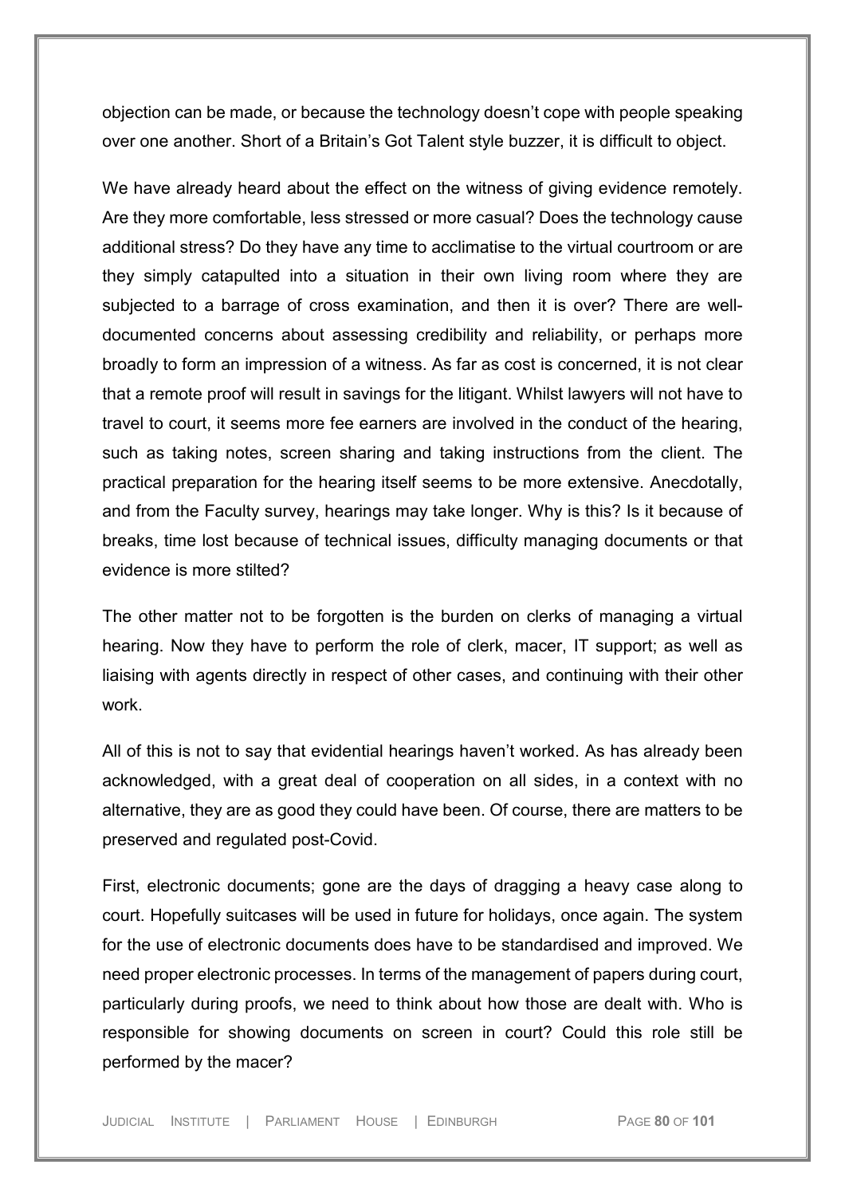objection can be made, or because the technology doesn't cope with people speaking over one another. Short of a Britain's Got Talent style buzzer, it is difficult to object.

We have already heard about the effect on the witness of giving evidence remotely. Are they more comfortable, less stressed or more casual? Does the technology cause additional stress? Do they have any time to acclimatise to the virtual courtroom or are they simply catapulted into a situation in their own living room where they are subjected to a barrage of cross examination, and then it is over? There are well-documented concerns about assessing credibility and reliability, or perhaps more broadly to form an impression of a witness. As far as cost is concerned, it is not clear that a remote proof will result in savings for the litigant. Whilst lawyers will not have to travel to court, it seems more fee earners are involved in the conduct of the hearing, such as taking notes, screen sharing and taking instructions from the client. The practical preparation for the hearing itself seems to be more extensive. Anecdotally, and from the Faculty survey, hearings may take longer. Why is this? Is it because of breaks, time lost because of technical issues, difficulty managing documents or that evidence is more stilted?

The other matter not to be forgotten is the burden on clerks of managing a virtual hearing. Now they have to perform the role of clerk, macer, IT support; as well as liaising with agents directly in respect of other cases, and continuing with their other work.

All of this is not to say that evidential hearings haven't worked. As has already been acknowledged, with a great deal of cooperation on all sides, in a context with no alternative, they are as good they could have been. Of course, there are matters to be preserved and regulated post-Covid.

First, electronic documents; gone are the days of dragging a heavy case along to court. Hopefully suitcases will be used in future for holidays, once again. The system for the use of electronic documents does have to be standardised and improved. We need proper electronic processes. In terms of the management of papers during court, particularly during proofs, we need to think about how those are dealt with. Who is responsible for showing documents on screen in court? Could this role still be performed by the macer?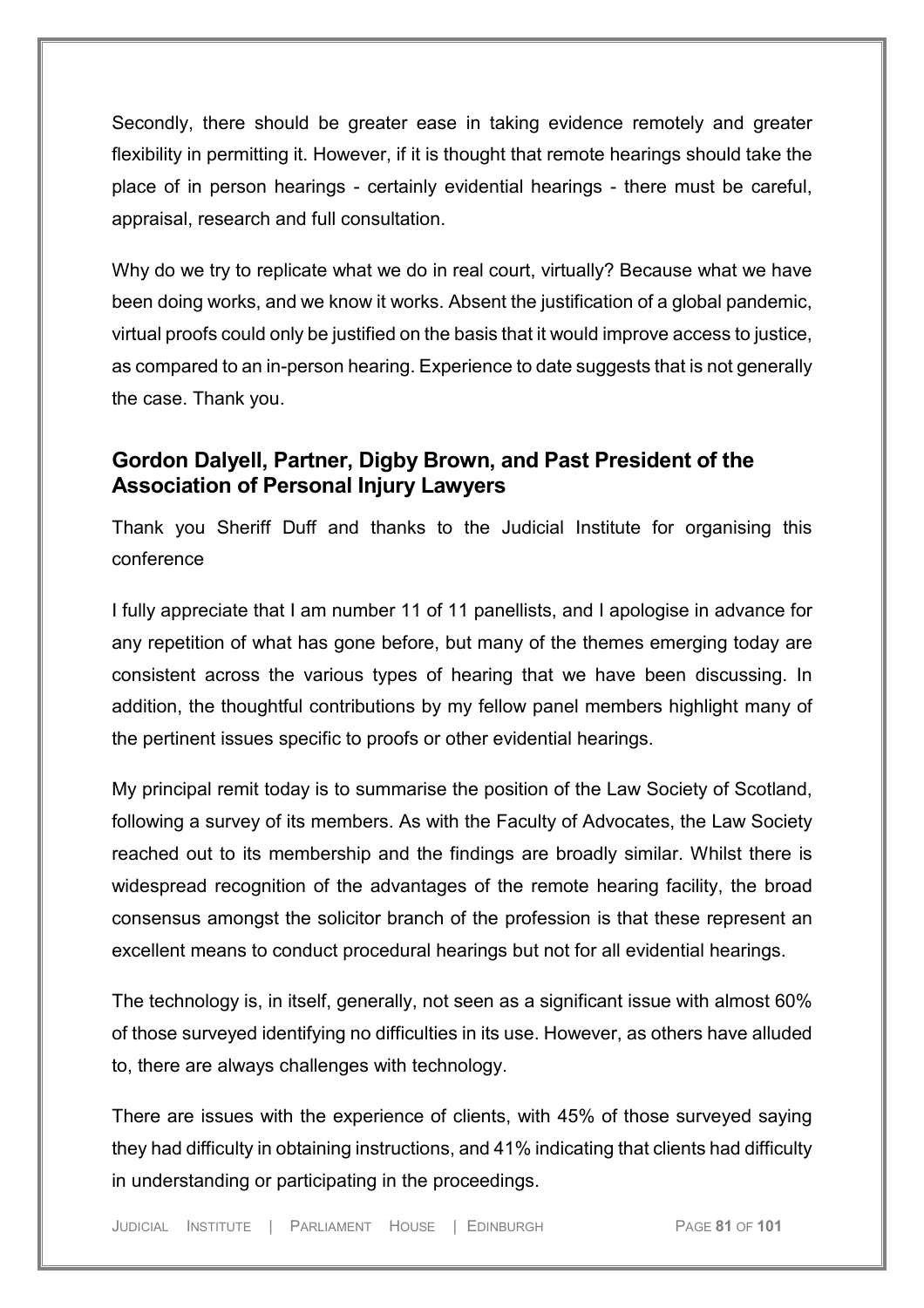Secondly, there should be greater ease in taking evidence remotely and greater flexibility in permitting it. However, if it is thought that remote hearings should take the place of in person hearings - certainly evidential hearings - there must be careful, appraisal, research and full consultation.

Why do we try to replicate what we do in real court, virtually? Because what we have been doing works, and we know it works. Absent the justification of a global pandemic, virtual proofs could only be justified on the basis that it would improve access to justice, as compared to an in-person hearing. Experience to date suggests that is not generally the case. Thank you.

## Gordon Dalyell, Partner, Digby Brown, and Past President of the Association of Personal Injury Lawyers

Thank you Sheriff Duff and thanks to the Judicial Institute for organising this conference

I fully appreciate that I am number 11 of 11 panellists, and I apologise in advance for any repetition of what has gone before, but many of the themes emerging today are consistent across the various types of hearing that we have been discussing. In addition, the thoughtful contributions by my fellow panel members highlight many of the pertinent issues specific to proofs or other evidential hearings.

My principal remit today is to summarise the position of the Law Society of Scotland, following a survey of its members. As with the Faculty of Advocates, the Law Society reached out to its membership and the findings are broadly similar. Whilst there is widespread recognition of the advantages of the remote hearing facility, the broad consensus amongst the solicitor branch of the profession is that these represent an excellent means to conduct procedural hearings but not for all evidential hearings.

The technology is, in itself, generally, not seen as a significant issue with almost 60% of those surveyed identifying no difficulties in its use. However, as others have alluded to, there are always challenges with technology.

There are issues with the experience of clients, with 45% of those surveyed saying they had difficulty in obtaining instructions, and 41% indicating that clients had difficulty in understanding or participating in the proceedings.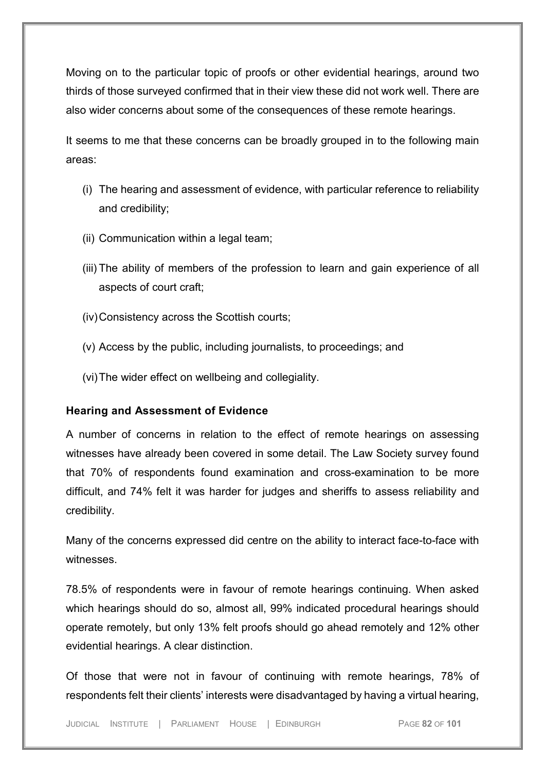Moving on to the particular topic of proofs or other evidential hearings, around two thirds of those surveyed confirmed that in their view these did not work well. There are also wider concerns about some of the consequences of these remote hearings.

It seems to me that these concerns can be broadly grouped in to the following main areas:

(i) The hearing and assessment of evidence, with particular reference to reliability and credibility;

(ii) Communication within a legal team;

(iii) The ability of members of the profession to learn and gain experience of all aspects of court craft;

(iv) Consistency across the Scottish courts;

(v) Access by the public, including journalists, to proceedings; and

(vi) The wider effect on wellbeing and collegiality.

**Hearing and Assessment of Evidence**

A number of concerns in relation to the effect of remote hearings on assessing witnesses have already been covered in some detail. The Law Society survey found that 70% of respondents found examination and cross-examination to be more difficult, and 74% felt it was harder for judges and sheriffs to assess reliability and credibility.

Many of the concerns expressed did centre on the ability to interact face-to-face with witnesses.

78.5% of respondents were in favour of remote hearings continuing. When asked which hearings should do so, almost all, 99% indicated procedural hearings should operate remotely, but only 13% felt proofs should go ahead remotely and 12% other evidential hearings. A clear distinction.

Of those that were not in favour of continuing with remote hearings, 78% of respondents felt their clients' interests were disadvantaged by having a virtual hearing,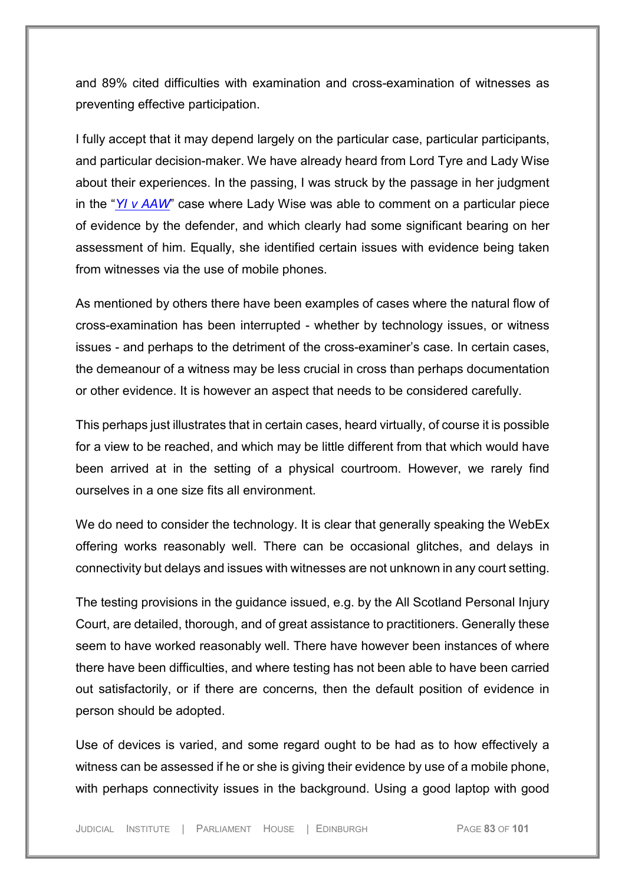and 89% cited difficulties with examination and cross-examination of witnesses as preventing effective participation.

I fully accept that it may depend largely on the particular case, particular participants, and particular decision-maker. We have already heard from Lord Tyre and Lady Wise about their experiences. In the passing, I was struck by the passage in her judgment in the "*YI v AAW*" case where Lady Wise was able to comment on a particular piece of evidence by the defender, and which clearly had some significant bearing on her assessment of him. Equally, she identified certain issues with evidence being taken from witnesses via the use of mobile phones.

As mentioned by others there have been examples of cases where the natural flow of cross-examination has been interrupted - whether by technology issues, or witness issues - and perhaps to the detriment of the cross-examiner's case. In certain cases, the demeanour of a witness may be less crucial in cross than perhaps documentation or other evidence. It is however an aspect that needs to be considered carefully.

This perhaps just illustrates that in certain cases, heard virtually, of course it is possible for a view to be reached, and which may be little different from that which would have been arrived at in the setting of a physical courtroom. However, we rarely find ourselves in a one size fits all environment.

We do need to consider the technology. It is clear that generally speaking the WebEx offering works reasonably well. There can be occasional glitches, and delays in connectivity but delays and issues with witnesses are not unknown in any court setting.

The testing provisions in the guidance issued, e.g. by the All Scotland Personal Injury Court, are detailed, thorough, and of great assistance to practitioners. Generally these seem to have worked reasonably well. There have however been instances of where there have been difficulties, and where testing has not been able to have been carried out satisfactorily, or if there are concerns, then the default position of evidence in person should be adopted.

Use of devices is varied, and some regard ought to be had as to how effectively a witness can be assessed if he or she is giving their evidence by use of a mobile phone, with perhaps connectivity issues in the background. Using a good laptop with good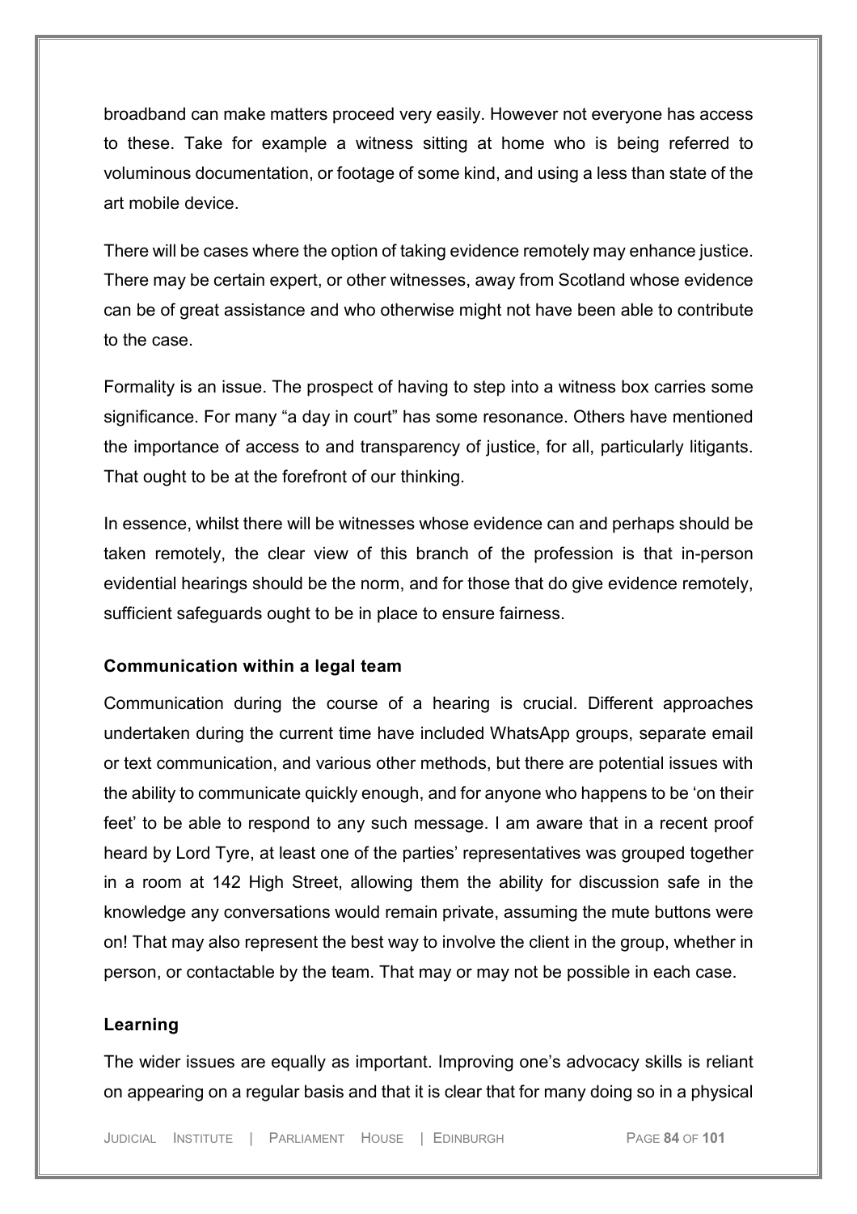broadband can make matters proceed very easily. However not everyone has access to these. Take for example a witness sitting at home who is being referred to voluminous documentation, or footage of some kind, and using a less than state of the art mobile device.

There will be cases where the option of taking evidence remotely may enhance justice. There may be certain expert, or other witnesses, away from Scotland whose evidence can be of great assistance and who otherwise might not have been able to contribute to the case.

Formality is an issue. The prospect of having to step into a witness box carries some significance. For many "a day in court" has some resonance. Others have mentioned the importance of access to and transparency of justice, for all, particularly litigants. That ought to be at the forefront of our thinking.

In essence, whilst there will be witnesses whose evidence can and perhaps should be taken remotely, the clear view of this branch of the profession is that in-person evidential hearings should be the norm, and for those that do give evidence remotely, sufficient safeguards ought to be in place to ensure fairness.

**Communication within a legal team**

Communication during the course of a hearing is crucial. Different approaches undertaken during the current time have included WhatsApp groups, separate email or text communication, and various other methods, but there are potential issues with the ability to communicate quickly enough, and for anyone who happens to be 'on their feet' to be able to respond to any such message. I am aware that in a recent proof heard by Lord Tyre, at least one of the parties' representatives was grouped together in a room at 142 High Street, allowing them the ability for discussion safe in the knowledge any conversations would remain private, assuming the mute buttons were on! That may also represent the best way to involve the client in the group, whether in person, or contactable by the team. That may or may not be possible in each case.

**Learning**

The wider issues are equally as important. Improving one's advocacy skills is reliant on appearing on a regular basis and that it is clear that for many doing so in a physical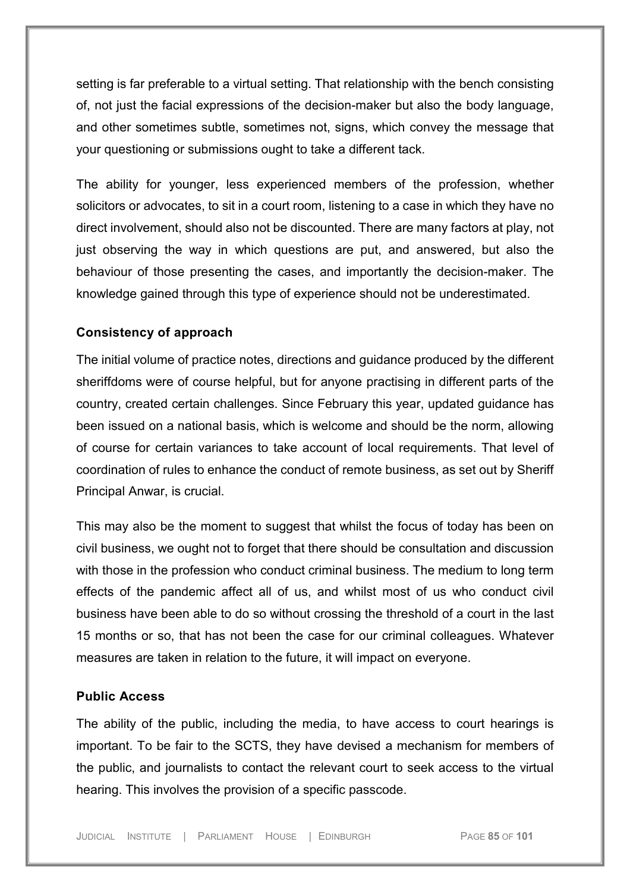setting is far preferable to a virtual setting. That relationship with the bench consisting of, not just the facial expressions of the decision-maker but also the body language, and other sometimes subtle, sometimes not, signs, which convey the message that your questioning or submissions ought to take a different tack.

The ability for younger, less experienced members of the profession, whether solicitors or advocates, to sit in a court room, listening to a case in which they have no direct involvement, should also not be discounted. There are many factors at play, not just observing the way in which questions are put, and answered, but also the behaviour of those presenting the cases, and importantly the decision-maker. The knowledge gained through this type of experience should not be underestimated.

**Consistency of approach**

The initial volume of practice notes, directions and guidance produced by the different sheriffdoms were of course helpful, but for anyone practising in different parts of the country, created certain challenges. Since February this year, updated guidance has been issued on a national basis, which is welcome and should be the norm, allowing of course for certain variances to take account of local requirements. That level of coordination of rules to enhance the conduct of remote business, as set out by Sheriff Principal Anwar, is crucial.

This may also be the moment to suggest that whilst the focus of today has been on civil business, we ought not to forget that there should be consultation and discussion with those in the profession who conduct criminal business. The medium to long term effects of the pandemic affect all of us, and whilst most of us who conduct civil business have been able to do so without crossing the threshold of a court in the last 15 months or so, that has not been the case for our criminal colleagues. Whatever measures are taken in relation to the future, it will impact on everyone.

**Public Access**

The ability of the public, including the media, to have access to court hearings is important. To be fair to the SCTS, they have devised a mechanism for members of the public, and journalists to contact the relevant court to seek access to the virtual hearing. This involves the provision of a specific passcode.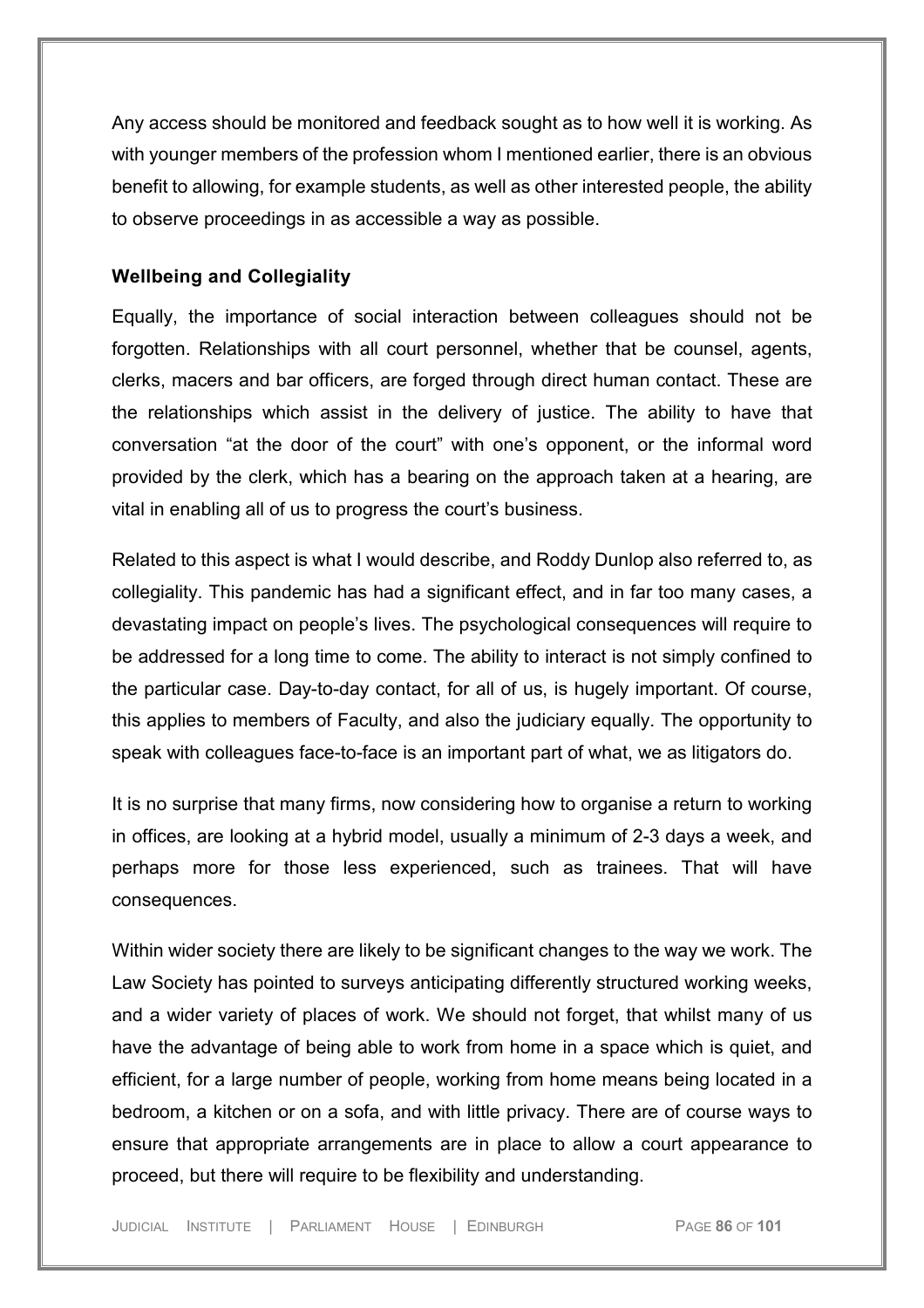Any access should be monitored and feedback sought as to how well it is working. As with younger members of the profession whom I mentioned earlier, there is an obvious benefit to allowing, for example students, as well as other interested people, the ability to observe proceedings in as accessible a way as possible.

**Wellbeing and Collegiality**

Equally, the importance of social interaction between colleagues should not be forgotten. Relationships with all court personnel, whether that be counsel, agents, clerks, macers and bar officers, are forged through direct human contact. These are the relationships which assist in the delivery of justice. The ability to have that conversation "at the door of the court" with one's opponent, or the informal word provided by the clerk, which has a bearing on the approach taken at a hearing, are vital in enabling all of us to progress the court's business.

Related to this aspect is what I would describe, and Roddy Dunlop also referred to, as collegiality. This pandemic has had a significant effect, and in far too many cases, a devastating impact on people's lives. The psychological consequences will require to be addressed for a long time to come. The ability to interact is not simply confined to the particular case. Day-to-day contact, for all of us, is hugely important. Of course, this applies to members of Faculty, and also the judiciary equally. The opportunity to speak with colleagues face-to-face is an important part of what, we as litigators do.

It is no surprise that many firms, now considering how to organise a return to working in offices, are looking at a hybrid model, usually a minimum of 2-3 days a week, and perhaps more for those less experienced, such as trainees. That will have consequences.

Within wider society there are likely to be significant changes to the way we work. The Law Society has pointed to surveys anticipating differently structured working weeks, and a wider variety of places of work. We should not forget, that whilst many of us have the advantage of being able to work from home in a space which is quiet, and efficient, for a large number of people, working from home means being located in a bedroom, a kitchen or on a sofa, and with little privacy. There are of course ways to ensure that appropriate arrangements are in place to allow a court appearance to proceed, but there will require to be flexibility and understanding.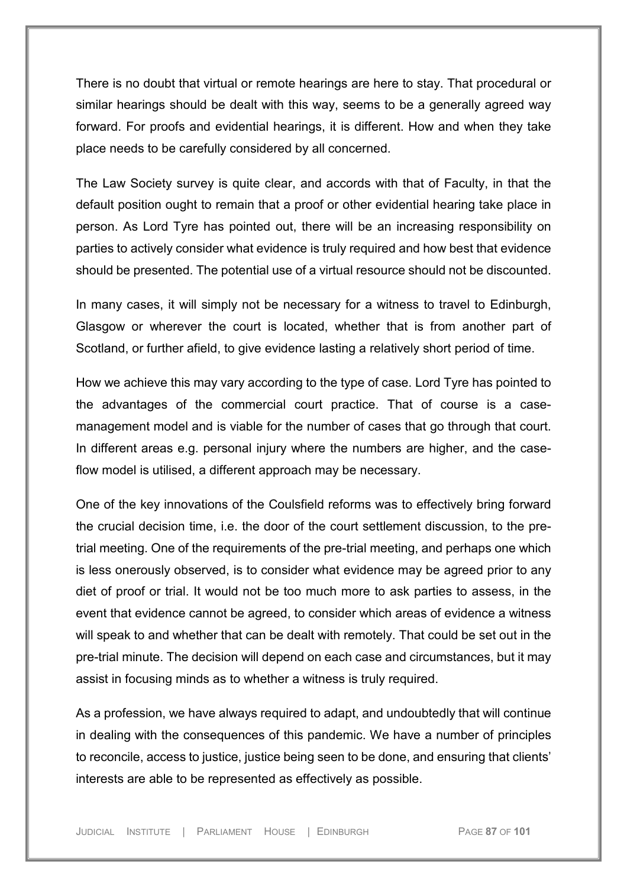There is no doubt that virtual or remote hearings are here to stay. That procedural or similar hearings should be dealt with this way, seems to be a generally agreed way forward. For proofs and evidential hearings, it is different. How and when they take place needs to be carefully considered by all concerned.

The Law Society survey is quite clear, and accords with that of Faculty, in that the default position ought to remain that a proof or other evidential hearing take place in person. As Lord Tyre has pointed out, there will be an increasing responsibility on parties to actively consider what evidence is truly required and how best that evidence should be presented. The potential use of a virtual resource should not be discounted.

In many cases, it will simply not be necessary for a witness to travel to Edinburgh, Glasgow or wherever the court is located, whether that is from another part of Scotland, or further afield, to give evidence lasting a relatively short period of time.

How we achieve this may vary according to the type of case. Lord Tyre has pointed to the advantages of the commercial court practice. That of course is a case-management model and is viable for the number of cases that go through that court. In different areas e.g. personal injury where the numbers are higher, and the case-flow model is utilised, a different approach may be necessary.

One of the key innovations of the Coulsfield reforms was to effectively bring forward the crucial decision time, i.e. the door of the court settlement discussion, to the pre-trial meeting. One of the requirements of the pre-trial meeting, and perhaps one which is less onerously observed, is to consider what evidence may be agreed prior to any diet of proof or trial. It would not be too much more to ask parties to assess, in the event that evidence cannot be agreed, to consider which areas of evidence a witness will speak to and whether that can be dealt with remotely. That could be set out in the pre-trial minute. The decision will depend on each case and circumstances, but it may assist in focusing minds as to whether a witness is truly required.

As a profession, we have always required to adapt, and undoubtedly that will continue in dealing with the consequences of this pandemic. We have a number of principles to reconcile, access to justice, justice being seen to be done, and ensuring that clients' interests are able to be represented as effectively as possible.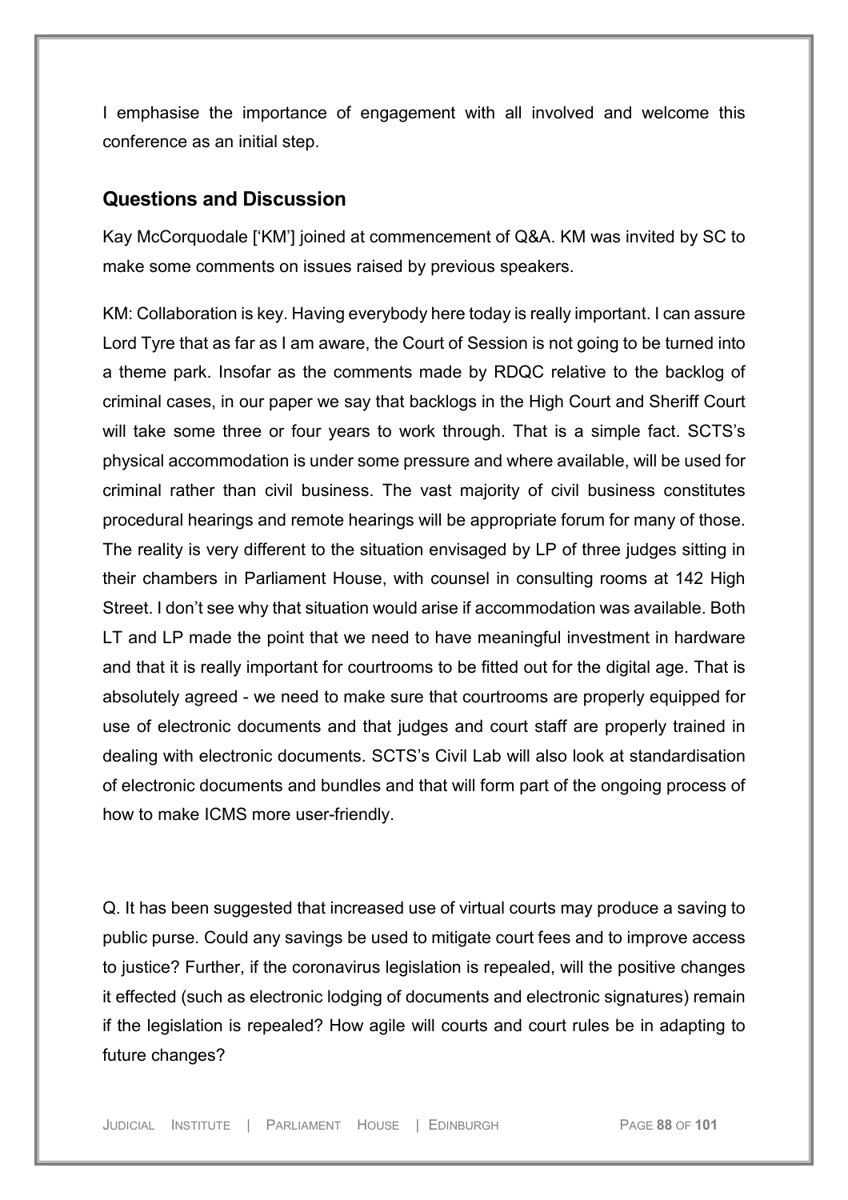I emphasise the importance of engagement with all involved and welcome this conference as an initial step.

## Questions and Discussion

Kay McCorquodale ['KM'] joined at commencement of Q&A. KM was invited by SC to make some comments on issues raised by previous speakers.

KM: Collaboration is key. Having everybody here today is really important. I can assure Lord Tyre that as far as I am aware, the Court of Session is not going to be turned into a theme park. Insofar as the comments made by RDQC relative to the backlog of criminal cases, in our paper we say that backlogs in the High Court and Sheriff Court will take some three or four years to work through. That is a simple fact. SCTS's physical accommodation is under some pressure and where available, will be used for criminal rather than civil business. The vast majority of civil business constitutes procedural hearings and remote hearings will be appropriate forum for many of those. The reality is very different to the situation envisaged by LP of three judges sitting in their chambers in Parliament House, with counsel in consulting rooms at 142 High Street. I don't see why that situation would arise if accommodation was available. Both LT and LP made the point that we need to have meaningful investment in hardware and that it is really important for courtrooms to be fitted out for the digital age. That is absolutely agreed - we need to make sure that courtrooms are properly equipped for use of electronic documents and that judges and court staff are properly trained in dealing with electronic documents. SCTS's Civil Lab will also look at standardisation of electronic documents and bundles and that will form part of the ongoing process of how to make ICMS more user-friendly.

Q. It has been suggested that increased use of virtual courts may produce a saving to public purse. Could any savings be used to mitigate court fees and to improve access to justice? Further, if the coronavirus legislation is repealed, will the positive changes it effected (such as electronic lodging of documents and electronic signatures) remain if the legislation is repealed? How agile will courts and court rules be in adapting to future changes?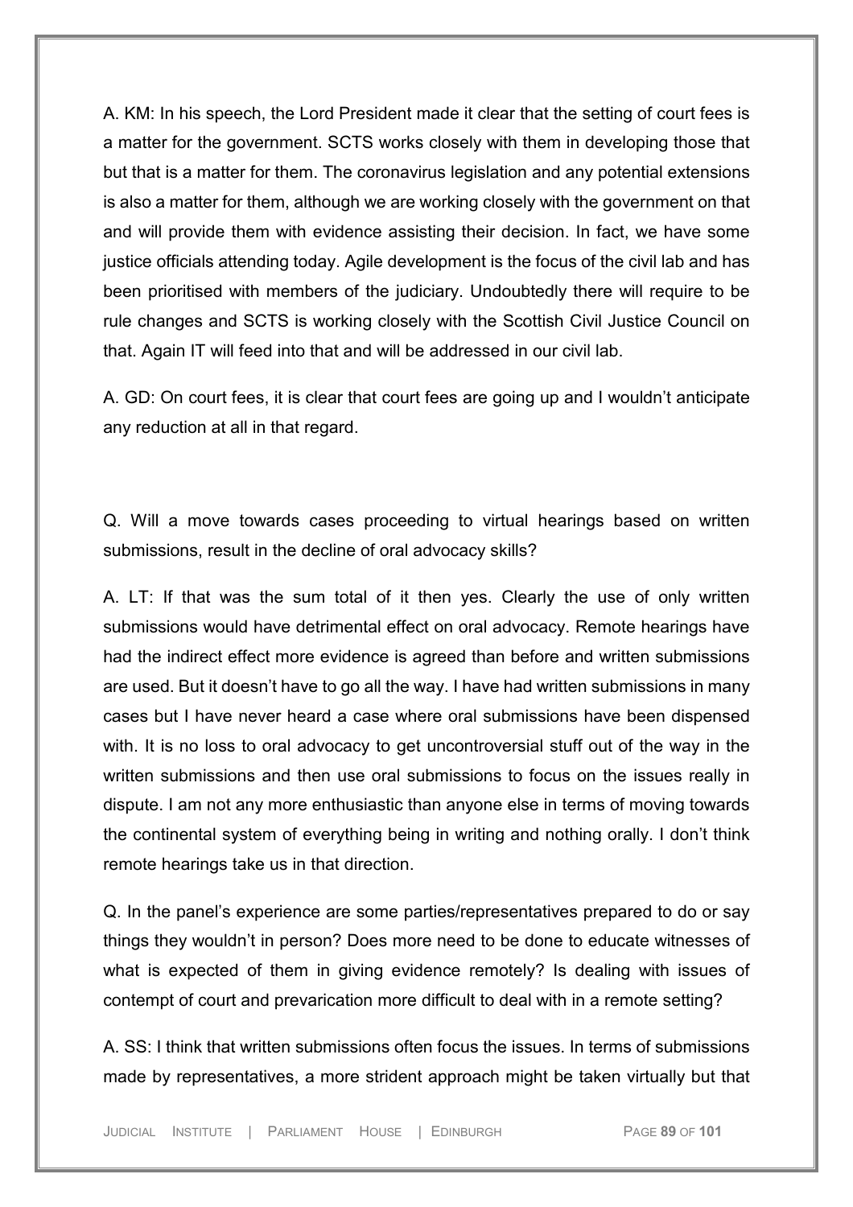A. KM: In his speech, the Lord President made it clear that the setting of court fees is a matter for the government. SCTS works closely with them in developing those that but that is a matter for them. The coronavirus legislation and any potential extensions is also a matter for them, although we are working closely with the government on that and will provide them with evidence assisting their decision. In fact, we have some justice officials attending today. Agile development is the focus of the civil lab and has been prioritised with members of the judiciary. Undoubtedly there will require to be rule changes and SCTS is working closely with the Scottish Civil Justice Council on that. Again IT will feed into that and will be addressed in our civil lab.

A. GD: On court fees, it is clear that court fees are going up and I wouldn't anticipate any reduction at all in that regard.

Q. Will a move towards cases proceeding to virtual hearings based on written submissions, result in the decline of oral advocacy skills?

A. LT: If that was the sum total of it then yes. Clearly the use of only written submissions would have detrimental effect on oral advocacy. Remote hearings have had the indirect effect more evidence is agreed than before and written submissions are used. But it doesn't have to go all the way. I have had written submissions in many cases but I have never heard a case where oral submissions have been dispensed with. It is no loss to oral advocacy to get uncontroversial stuff out of the way in the written submissions and then use oral submissions to focus on the issues really in dispute. I am not any more enthusiastic than anyone else in terms of moving towards the continental system of everything being in writing and nothing orally. I don't think remote hearings take us in that direction.

Q. In the panel's experience are some parties/representatives prepared to do or say things they wouldn't in person? Does more need to be done to educate witnesses of what is expected of them in giving evidence remotely? Is dealing with issues of contempt of court and prevarication more difficult to deal with in a remote setting?

A. SS: I think that written submissions often focus the issues. In terms of submissions made by representatives, a more strident approach might be taken virtually but that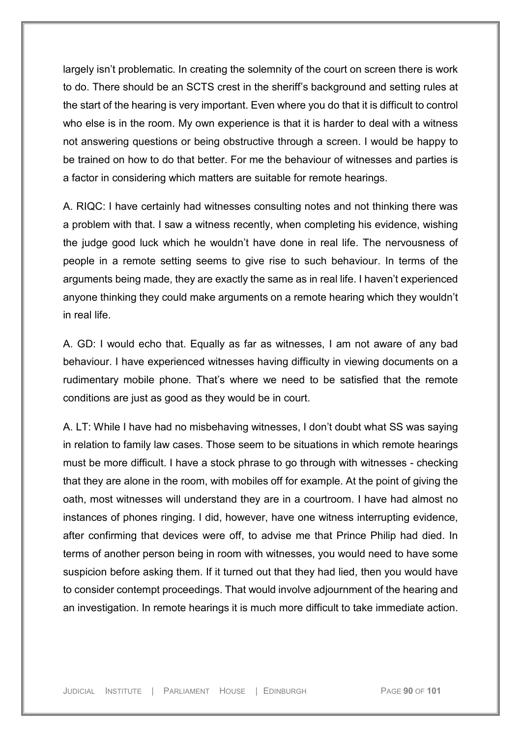largely isn't problematic. In creating the solemnity of the court on screen there is work to do. There should be an SCTS crest in the sheriff's background and setting rules at the start of the hearing is very important. Even where you do that it is difficult to control who else is in the room. My own experience is that it is harder to deal with a witness not answering questions or being obstructive through a screen. I would be happy to be trained on how to do that better. For me the behaviour of witnesses and parties is a factor in considering which matters are suitable for remote hearings.

A. RIQC: I have certainly had witnesses consulting notes and not thinking there was a problem with that. I saw a witness recently, when completing his evidence, wishing the judge good luck which he wouldn't have done in real life. The nervousness of people in a remote setting seems to give rise to such behaviour. In terms of the arguments being made, they are exactly the same as in real life. I haven't experienced anyone thinking they could make arguments on a remote hearing which they wouldn't in real life.

A. GD: I would echo that. Equally as far as witnesses, I am not aware of any bad behaviour. I have experienced witnesses having difficulty in viewing documents on a rudimentary mobile phone. That's where we need to be satisfied that the remote conditions are just as good as they would be in court.

A. LT: While I have had no misbehaving witnesses, I don't doubt what SS was saying in relation to family law cases. Those seem to be situations in which remote hearings must be more difficult. I have a stock phrase to go through with witnesses - checking that they are alone in the room, with mobiles off for example. At the point of giving the oath, most witnesses will understand they are in a courtroom. I have had almost no instances of phones ringing. I did, however, have one witness interrupting evidence, after confirming that devices were off, to advise me that Prince Philip had died. In terms of another person being in room with witnesses, you would need to have some suspicion before asking them. If it turned out that they had lied, then you would have to consider contempt proceedings. That would involve adjournment of the hearing and an investigation. In remote hearings it is much more difficult to take immediate action.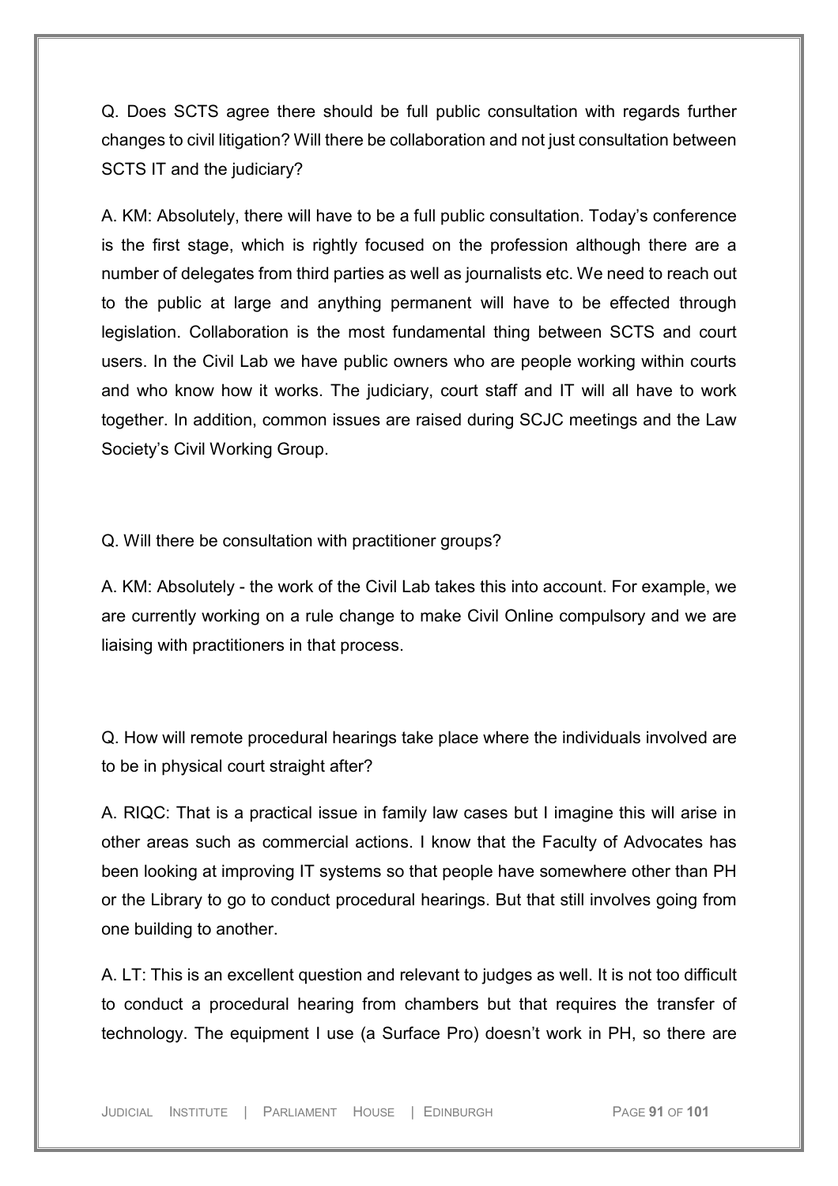Q. Does SCTS agree there should be full public consultation with regards further changes to civil litigation? Will there be collaboration and not just consultation between SCTS IT and the judiciary?

A. KM: Absolutely, there will have to be a full public consultation. Today's conference is the first stage, which is rightly focused on the profession although there are a number of delegates from third parties as well as journalists etc. We need to reach out to the public at large and anything permanent will have to be effected through legislation. Collaboration is the most fundamental thing between SCTS and court users. In the Civil Lab we have public owners who are people working within courts and who know how it works. The judiciary, court staff and IT will all have to work together. In addition, common issues are raised during SCJC meetings and the Law Society's Civil Working Group.

Q. Will there be consultation with practitioner groups?

A. KM: Absolutely - the work of the Civil Lab takes this into account. For example, we are currently working on a rule change to make Civil Online compulsory and we are liaising with practitioners in that process.

Q. How will remote procedural hearings take place where the individuals involved are to be in physical court straight after?

A. RIQC: That is a practical issue in family law cases but I imagine this will arise in other areas such as commercial actions. I know that the Faculty of Advocates has been looking at improving IT systems so that people have somewhere other than PH or the Library to go to conduct procedural hearings. But that still involves going from one building to another.

A. LT: This is an excellent question and relevant to judges as well. It is not too difficult to conduct a procedural hearing from chambers but that requires the transfer of technology. The equipment I use (a Surface Pro) doesn't work in PH, so there are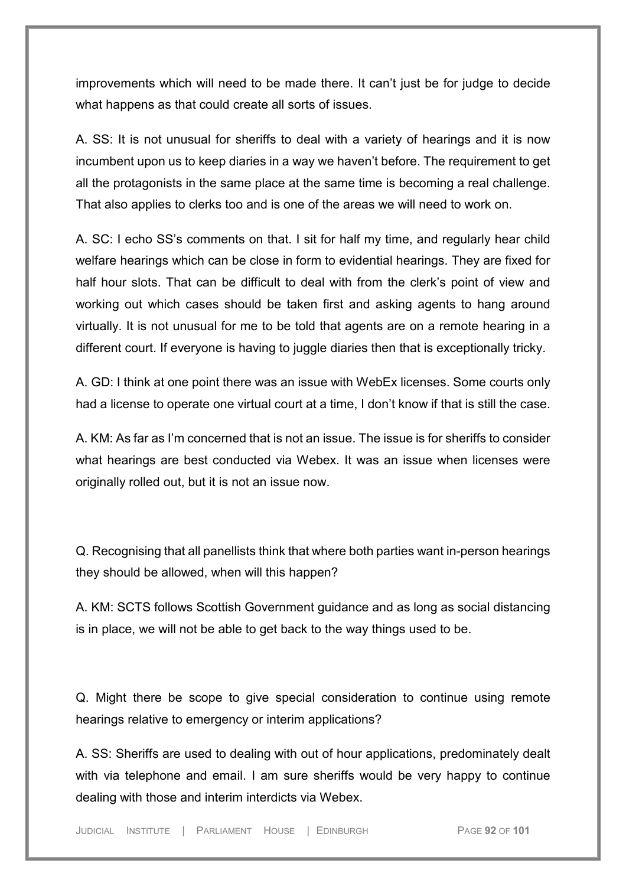improvements which will need to be made there. It can't just be for judge to decide what happens as that could create all sorts of issues.

A. SS: It is not unusual for sheriffs to deal with a variety of hearings and it is now incumbent upon us to keep diaries in a way we haven't before. The requirement to get all the protagonists in the same place at the same time is becoming a real challenge. That also applies to clerks too and is one of the areas we will need to work on.

A. SC: I echo SS's comments on that. I sit for half my time, and regularly hear child welfare hearings which can be close in form to evidential hearings. They are fixed for half hour slots. That can be difficult to deal with from the clerk's point of view and working out which cases should be taken first and asking agents to hang around virtually. It is not unusual for me to be told that agents are on a remote hearing in a different court. If everyone is having to juggle diaries then that is exceptionally tricky.

A. GD: I think at one point there was an issue with WebEx licenses. Some courts only had a license to operate one virtual court at a time, I don't know if that is still the case.

A. KM: As far as I'm concerned that is not an issue. The issue is for sheriffs to consider what hearings are best conducted via Webex. It was an issue when licenses were originally rolled out, but it is not an issue now.

Q. Recognising that all panellists think that where both parties want in-person hearings they should be allowed, when will this happen?

A. KM: SCTS follows Scottish Government guidance and as long as social distancing is in place, we will not be able to get back to the way things used to be.

Q. Might there be scope to give special consideration to continue using remote hearings relative to emergency or interim applications?

A. SS: Sheriffs are used to dealing with out of hour applications, predominately dealt with via telephone and email. I am sure sheriffs would be very happy to continue dealing with those and interim interdicts via Webex.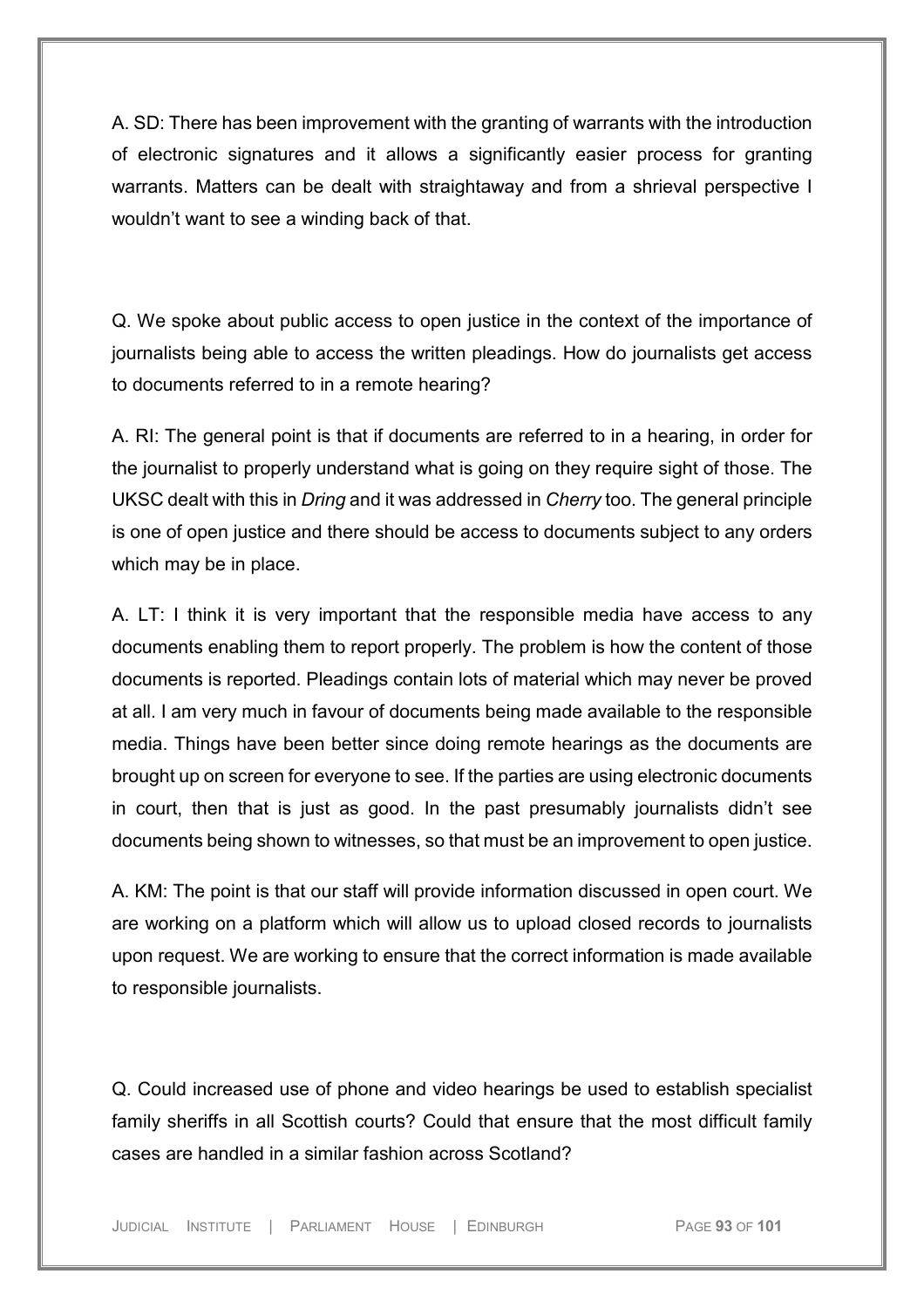A. SD: There has been improvement with the granting of warrants with the introduction of electronic signatures and it allows a significantly easier process for granting warrants. Matters can be dealt with straightaway and from a shrieval perspective I wouldn't want to see a winding back of that.

Q. We spoke about public access to open justice in the context of the importance of journalists being able to access the written pleadings. How do journalists get access to documents referred to in a remote hearing?

A. RI: The general point is that if documents are referred to in a hearing, in order for the journalist to properly understand what is going on they require sight of those. The UKSC dealt with this in *Dring* and it was addressed in *Cherry* too. The general principle is one of open justice and there should be access to documents subject to any orders which may be in place.

A. LT: I think it is very important that the responsible media have access to any documents enabling them to report properly. The problem is how the content of those documents is reported. Pleadings contain lots of material which may never be proved at all. I am very much in favour of documents being made available to the responsible media. Things have been better since doing remote hearings as the documents are brought up on screen for everyone to see. If the parties are using electronic documents in court, then that is just as good. In the past presumably journalists didn't see documents being shown to witnesses, so that must be an improvement to open justice.

A. KM: The point is that our staff will provide information discussed in open court. We are working on a platform which will allow us to upload closed records to journalists upon request. We are working to ensure that the correct information is made available to responsible journalists.

Q. Could increased use of phone and video hearings be used to establish specialist family sheriffs in all Scottish courts? Could that ensure that the most difficult family cases are handled in a similar fashion across Scotland?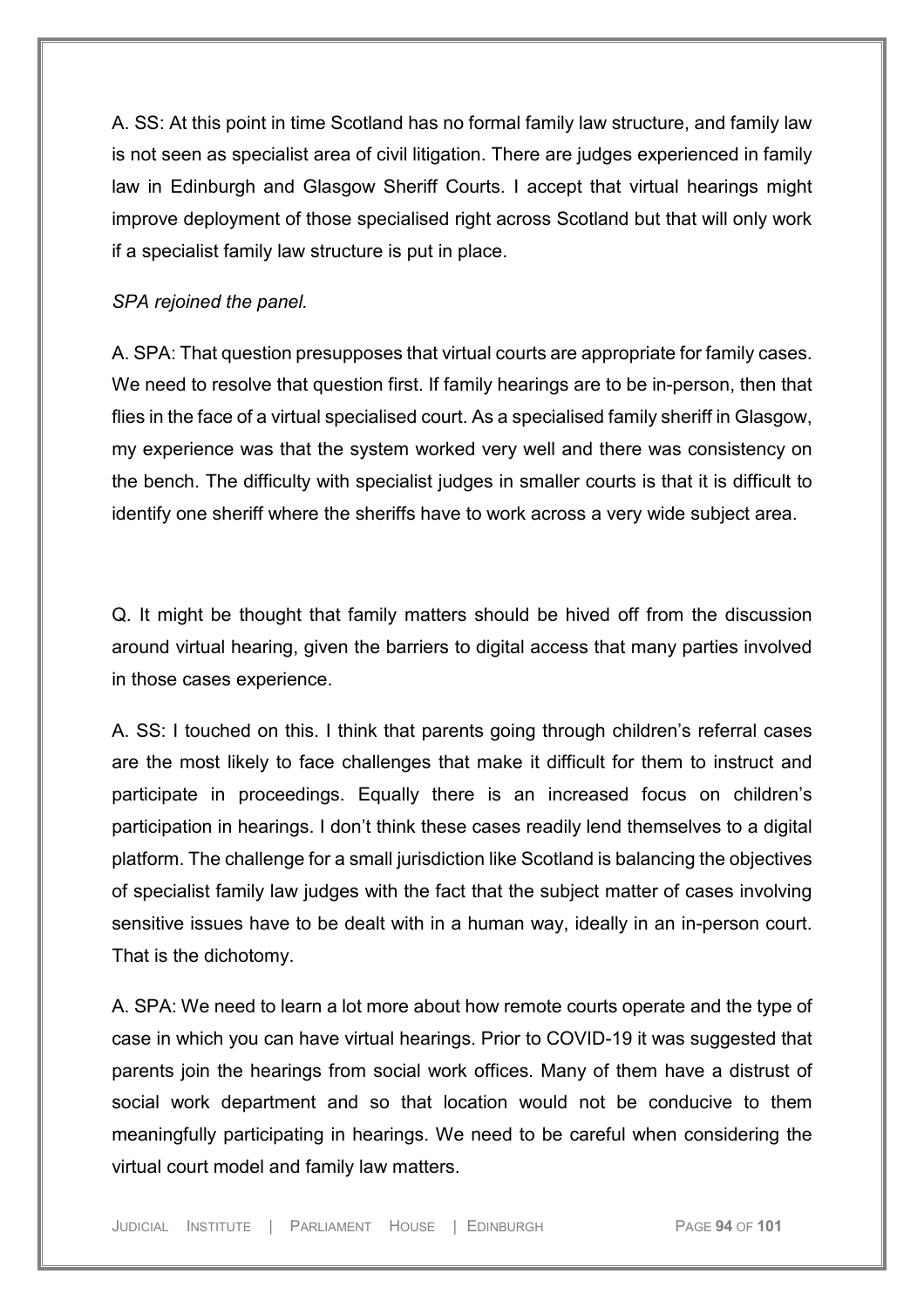A. SS: At this point in time Scotland has no formal family law structure, and family law is not seen as specialist area of civil litigation. There are judges experienced in family law in Edinburgh and Glasgow Sheriff Courts. I accept that virtual hearings might improve deployment of those specialised right across Scotland but that will only work if a specialist family law structure is put in place.

*SPA rejoined the panel.*

A. SPA: That question presupposes that virtual courts are appropriate for family cases. We need to resolve that question first. If family hearings are to be in-person, then that flies in the face of a virtual specialised court. As a specialised family sheriff in Glasgow, my experience was that the system worked very well and there was consistency on the bench. The difficulty with specialist judges in smaller courts is that it is difficult to identify one sheriff where the sheriffs have to work across a very wide subject area.

Q. It might be thought that family matters should be hived off from the discussion around virtual hearing, given the barriers to digital access that many parties involved in those cases experience.

A. SS: I touched on this. I think that parents going through children's referral cases are the most likely to face challenges that make it difficult for them to instruct and participate in proceedings. Equally there is an increased focus on children's participation in hearings. I don't think these cases readily lend themselves to a digital platform. The challenge for a small jurisdiction like Scotland is balancing the objectives of specialist family law judges with the fact that the subject matter of cases involving sensitive issues have to be dealt with in a human way, ideally in an in-person court. That is the dichotomy.

A. SPA: We need to learn a lot more about how remote courts operate and the type of case in which you can have virtual hearings. Prior to COVID-19 it was suggested that parents join the hearings from social work offices. Many of them have a distrust of social work department and so that location would not be conducive to them meaningfully participating in hearings. We need to be careful when considering the virtual court model and family law matters.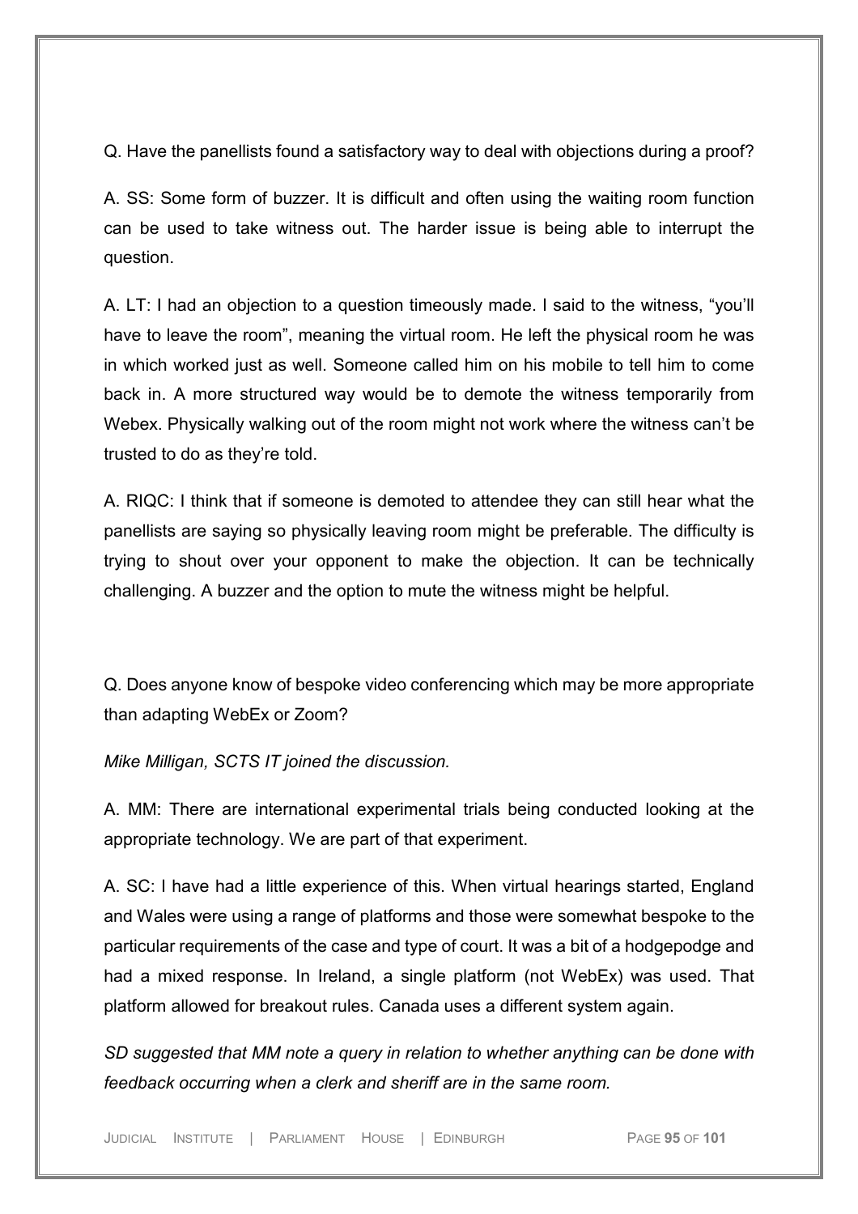Q. Have the panellists found a satisfactory way to deal with objections during a proof?

A. SS: Some form of buzzer. It is difficult and often using the waiting room function can be used to take witness out. The harder issue is being able to interrupt the question.

A. LT: I had an objection to a question timeously made. I said to the witness, "you'll have to leave the room", meaning the virtual room. He left the physical room he was in which worked just as well. Someone called him on his mobile to tell him to come back in. A more structured way would be to demote the witness temporarily from Webex. Physically walking out of the room might not work where the witness can't be trusted to do as they're told.

A. RIQC: I think that if someone is demoted to attendee they can still hear what the panellists are saying so physically leaving room might be preferable. The difficulty is trying to shout over your opponent to make the objection. It can be technically challenging. A buzzer and the option to mute the witness might be helpful.

Q. Does anyone know of bespoke video conferencing which may be more appropriate than adapting WebEx or Zoom?

*Mike Milligan, SCTS IT joined the discussion.*

A. MM: There are international experimental trials being conducted looking at the appropriate technology. We are part of that experiment.

A. SC: I have had a little experience of this. When virtual hearings started, England and Wales were using a range of platforms and those were somewhat bespoke to the particular requirements of the case and type of court. It was a bit of a hodgepodge and had a mixed response. In Ireland, a single platform (not WebEx) was used. That platform allowed for breakout rules. Canada uses a different system again.

*SD suggested that MM note a query in relation to whether anything can be done with feedback occurring when a clerk and sheriff are in the same room.*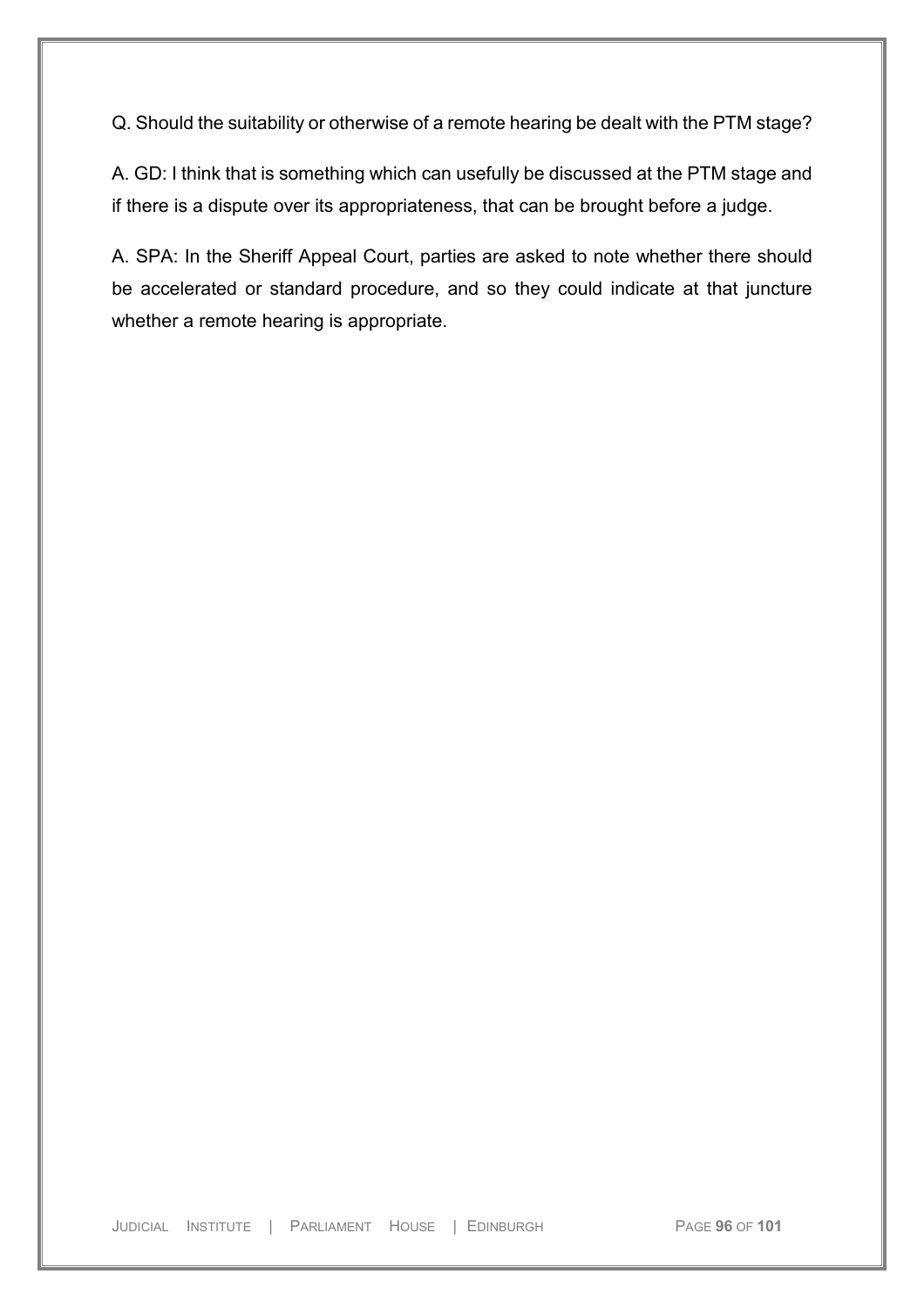Q. Should the suitability or otherwise of a remote hearing be dealt with the PTM stage?

A. GD: I think that is something which can usefully be discussed at the PTM stage and if there is a dispute over its appropriateness, that can be brought before a judge.

A. SPA: In the Sheriff Appeal Court, parties are asked to note whether there should be accelerated or standard procedure, and so they could indicate at that juncture whether a remote hearing is appropriate.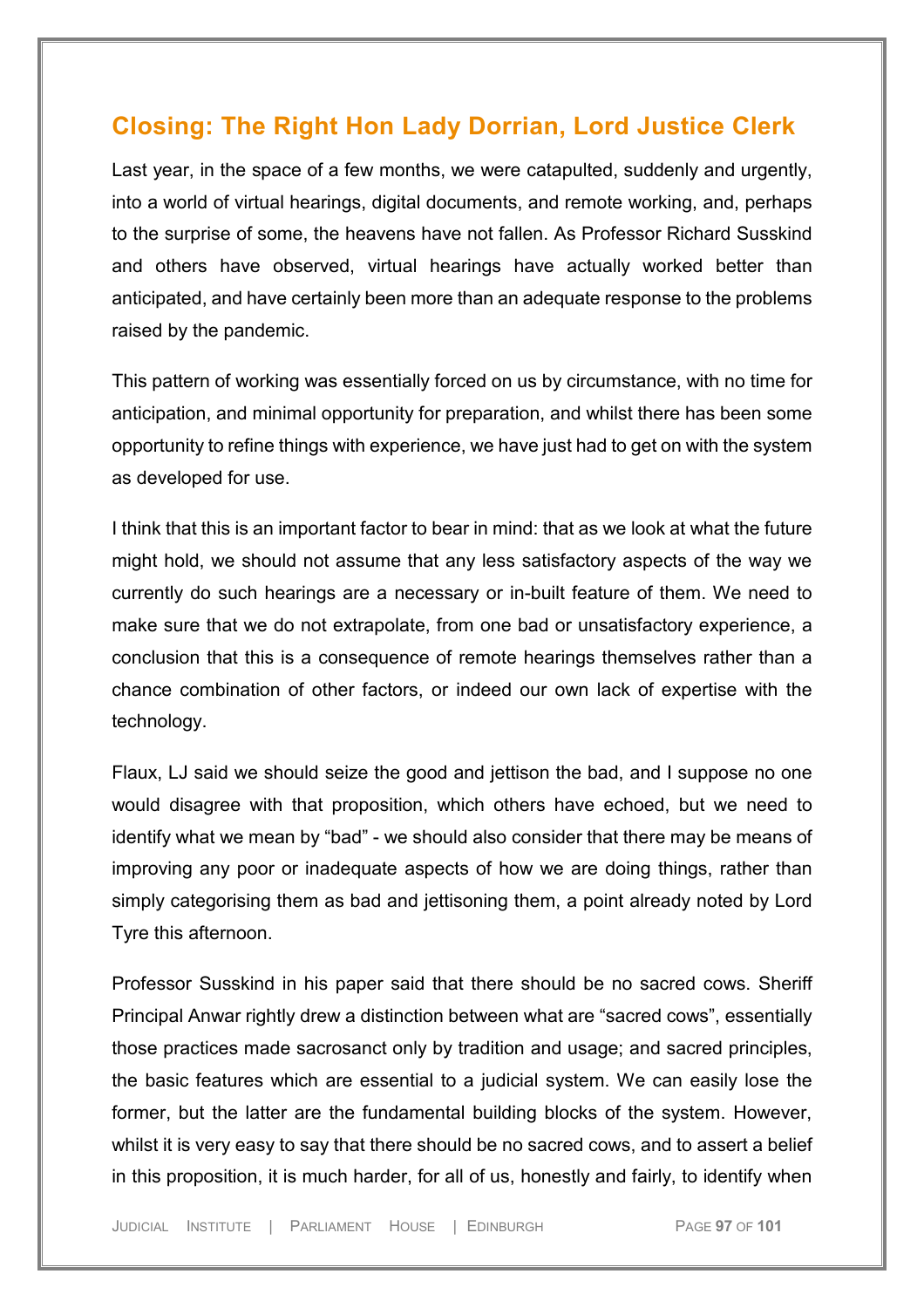## Closing: The Right Hon Lady Dorrian, Lord Justice Clerk

Last year, in the space of a few months, we were catapulted, suddenly and urgently, into a world of virtual hearings, digital documents, and remote working, and, perhaps to the surprise of some, the heavens have not fallen. As Professor Richard Susskind and others have observed, virtual hearings have actually worked better than anticipated, and have certainly been more than an adequate response to the problems raised by the pandemic.

This pattern of working was essentially forced on us by circumstance, with no time for anticipation, and minimal opportunity for preparation, and whilst there has been some opportunity to refine things with experience, we have just had to get on with the system as developed for use.

I think that this is an important factor to bear in mind: that as we look at what the future might hold, we should not assume that any less satisfactory aspects of the way we currently do such hearings are a necessary or in-built feature of them. We need to make sure that we do not extrapolate, from one bad or unsatisfactory experience, a conclusion that this is a consequence of remote hearings themselves rather than a chance combination of other factors, or indeed our own lack of expertise with the technology.

Flaux, LJ said we should seize the good and jettison the bad, and I suppose no one would disagree with that proposition, which others have echoed, but we need to identify what we mean by "bad" - we should also consider that there may be means of improving any poor or inadequate aspects of how we are doing things, rather than simply categorising them as bad and jettisoning them, a point already noted by Lord Tyre this afternoon.

Professor Susskind in his paper said that there should be no sacred cows. Sheriff Principal Anwar rightly drew a distinction between what are "sacred cows", essentially those practices made sacrosanct only by tradition and usage; and sacred principles, the basic features which are essential to a judicial system. We can easily lose the former, but the latter are the fundamental building blocks of the system. However, whilst it is very easy to say that there should be no sacred cows, and to assert a belief in this proposition, it is much harder, for all of us, honestly and fairly, to identify when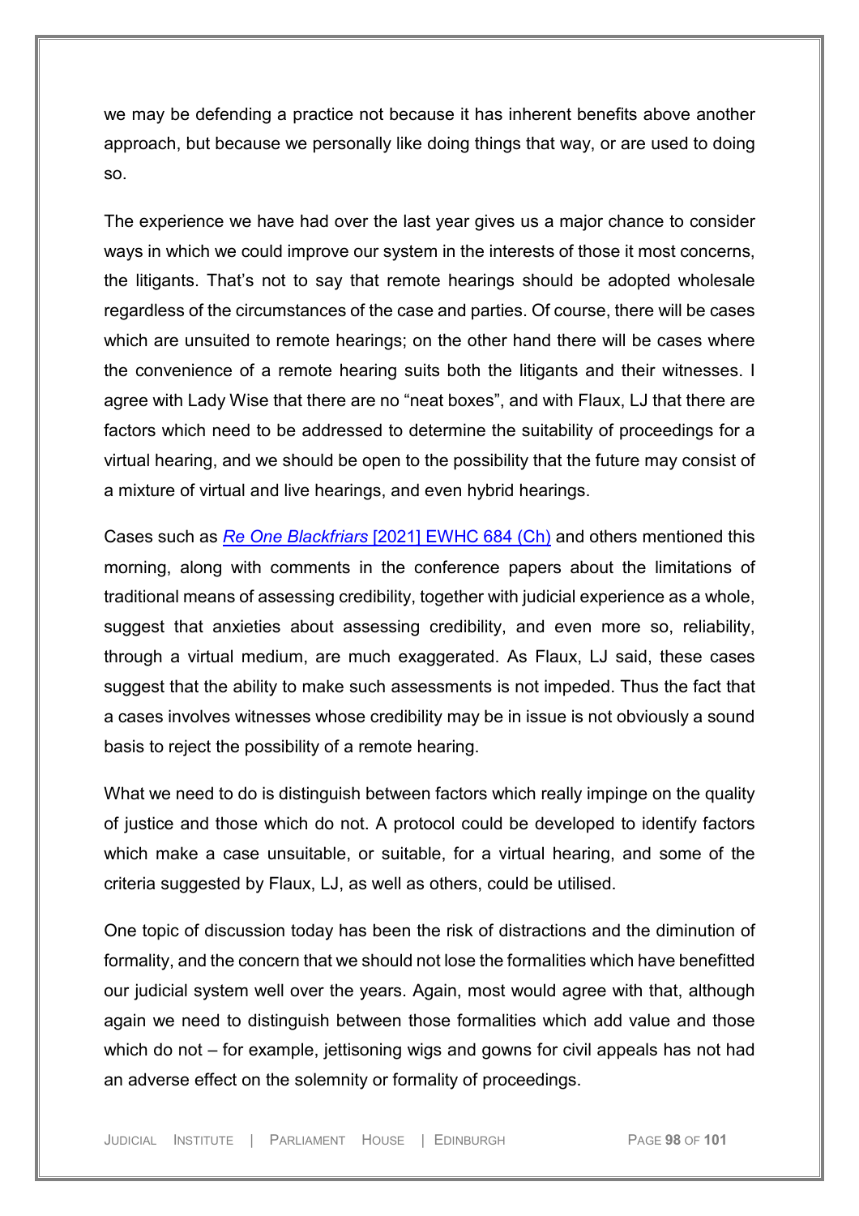we may be defending a practice not because it has inherent benefits above another approach, but because we personally like doing things that way, or are used to doing so.

The experience we have had over the last year gives us a major chance to consider ways in which we could improve our system in the interests of those it most concerns, the litigants. That's not to say that remote hearings should be adopted wholesale regardless of the circumstances of the case and parties. Of course, there will be cases which are unsuited to remote hearings; on the other hand there will be cases where the convenience of a remote hearing suits both the litigants and their witnesses. I agree with Lady Wise that there are no "neat boxes", and with Flaux, LJ that there are factors which need to be addressed to determine the suitability of proceedings for a virtual hearing, and we should be open to the possibility that the future may consist of a mixture of virtual and live hearings, and even hybrid hearings.

Cases such as [*Re One Blackfriars* [2021] EWHC 684 (Ch)] and others mentioned this morning, along with comments in the conference papers about the limitations of traditional means of assessing credibility, together with judicial experience as a whole, suggest that anxieties about assessing credibility, and even more so, reliability, through a virtual medium, are much exaggerated. As Flaux, LJ said, these cases suggest that the ability to make such assessments is not impeded. Thus the fact that a cases involves witnesses whose credibility may be in issue is not obviously a sound basis to reject the possibility of a remote hearing.

What we need to do is distinguish between factors which really impinge on the quality of justice and those which do not. A protocol could be developed to identify factors which make a case unsuitable, or suitable, for a virtual hearing, and some of the criteria suggested by Flaux, LJ, as well as others, could be utilised.

One topic of discussion today has been the risk of distractions and the diminution of formality, and the concern that we should not lose the formalities which have benefitted our judicial system well over the years. Again, most would agree with that, although again we need to distinguish between those formalities which add value and those which do not – for example, jettisoning wigs and gowns for civil appeals has not had an adverse effect on the solemnity or formality of proceedings.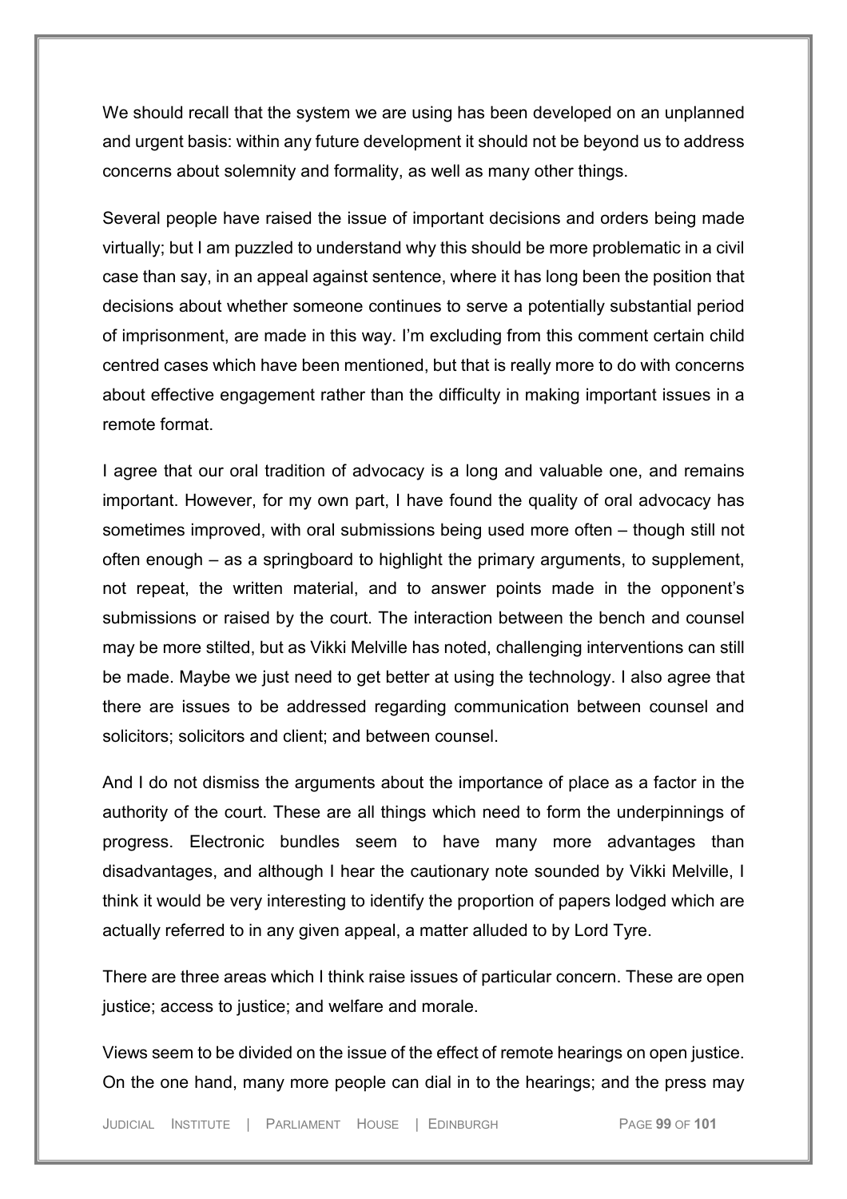We should recall that the system we are using has been developed on an unplanned and urgent basis: within any future development it should not be beyond us to address concerns about solemnity and formality, as well as many other things.

Several people have raised the issue of important decisions and orders being made virtually; but I am puzzled to understand why this should be more problematic in a civil case than say, in an appeal against sentence, where it has long been the position that decisions about whether someone continues to serve a potentially substantial period of imprisonment, are made in this way. I'm excluding from this comment certain child centred cases which have been mentioned, but that is really more to do with concerns about effective engagement rather than the difficulty in making important issues in a remote format.

I agree that our oral tradition of advocacy is a long and valuable one, and remains important. However, for my own part, I have found the quality of oral advocacy has sometimes improved, with oral submissions being used more often – though still not often enough – as a springboard to highlight the primary arguments, to supplement, not repeat, the written material, and to answer points made in the opponent's submissions or raised by the court. The interaction between the bench and counsel may be more stilted, but as Vikki Melville has noted, challenging interventions can still be made. Maybe we just need to get better at using the technology. I also agree that there are issues to be addressed regarding communication between counsel and solicitors; solicitors and client; and between counsel.

And I do not dismiss the arguments about the importance of place as a factor in the authority of the court. These are all things which need to form the underpinnings of progress. Electronic bundles seem to have many more advantages than disadvantages, and although I hear the cautionary note sounded by Vikki Melville, I think it would be very interesting to identify the proportion of papers lodged which are actually referred to in any given appeal, a matter alluded to by Lord Tyre.

There are three areas which I think raise issues of particular concern. These are open justice; access to justice; and welfare and morale.

Views seem to be divided on the issue of the effect of remote hearings on open justice. On the one hand, many more people can dial in to the hearings; and the press may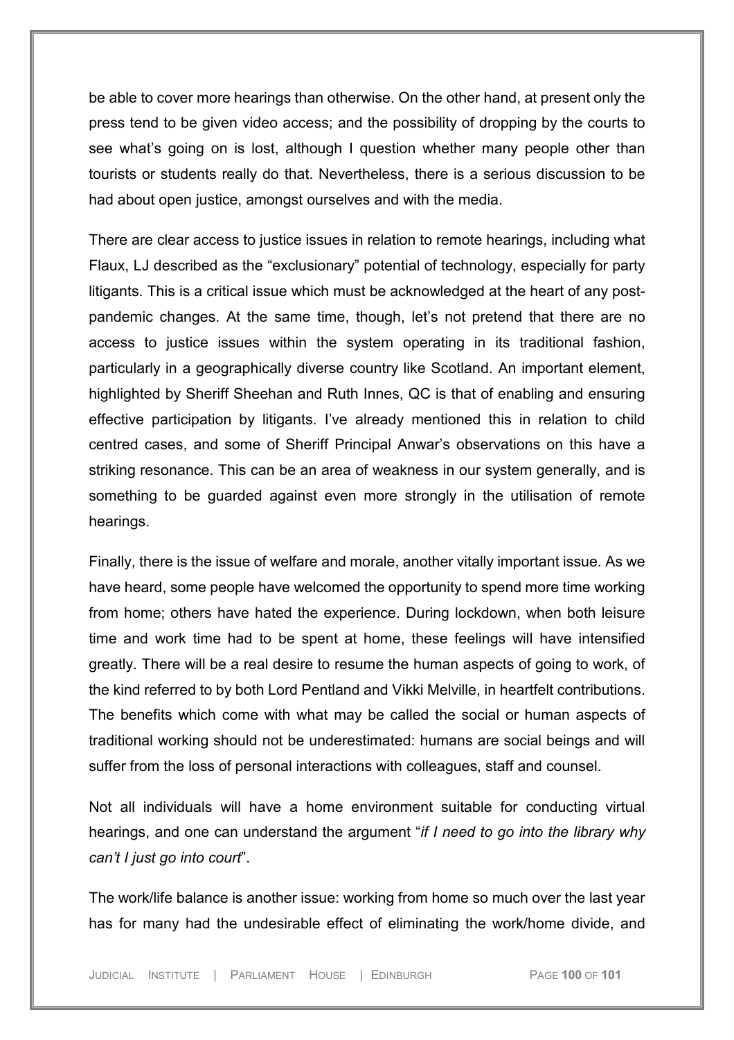be able to cover more hearings than otherwise. On the other hand, at present only the press tend to be given video access; and the possibility of dropping by the courts to see what's going on is lost, although I question whether many people other than tourists or students really do that. Nevertheless, there is a serious discussion to be had about open justice, amongst ourselves and with the media.

There are clear access to justice issues in relation to remote hearings, including what Flaux, LJ described as the "exclusionary" potential of technology, especially for party litigants. This is a critical issue which must be acknowledged at the heart of any post-pandemic changes. At the same time, though, let's not pretend that there are no access to justice issues within the system operating in its traditional fashion, particularly in a geographically diverse country like Scotland. An important element, highlighted by Sheriff Sheehan and Ruth Innes, QC is that of enabling and ensuring effective participation by litigants. I've already mentioned this in relation to child centred cases, and some of Sheriff Principal Anwar's observations on this have a striking resonance. This can be an area of weakness in our system generally, and is something to be guarded against even more strongly in the utilisation of remote hearings.

Finally, there is the issue of welfare and morale, another vitally important issue. As we have heard, some people have welcomed the opportunity to spend more time working from home; others have hated the experience. During lockdown, when both leisure time and work time had to be spent at home, these feelings will have intensified greatly. There will be a real desire to resume the human aspects of going to work, of the kind referred to by both Lord Pentland and Vikki Melville, in heartfelt contributions. The benefits which come with what may be called the social or human aspects of traditional working should not be underestimated: humans are social beings and will suffer from the loss of personal interactions with colleagues, staff and counsel.

Not all individuals will have a home environment suitable for conducting virtual hearings, and one can understand the argument "*if I need to go into the library why can't I just go into court*".

The work/life balance is another issue: working from home so much over the last year has for many had the undesirable effect of eliminating the work/home divide, and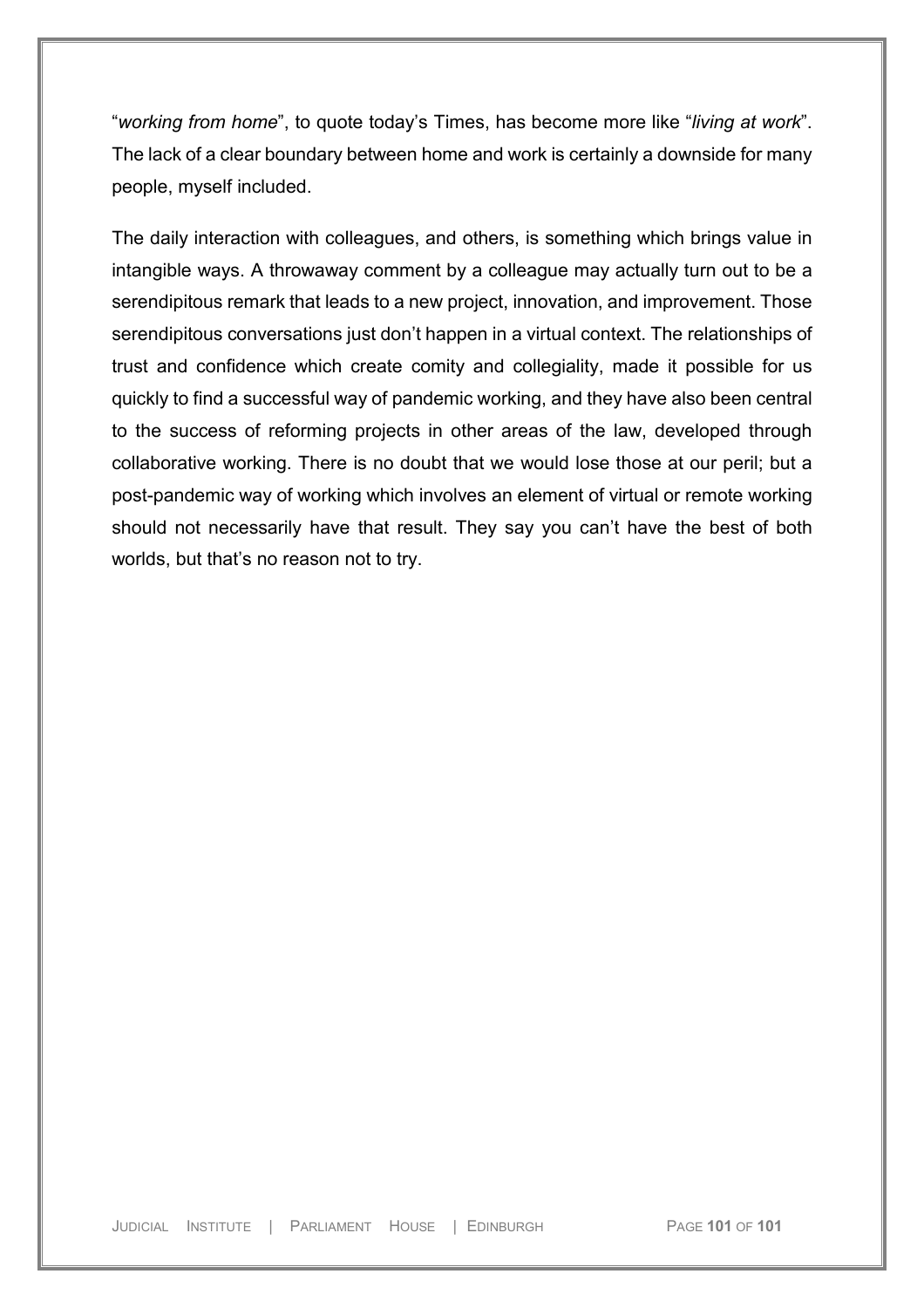"*working from home*", to quote today's Times, has become more like "*living at work*". The lack of a clear boundary between home and work is certainly a downside for many people, myself included.

The daily interaction with colleagues, and others, is something which brings value in intangible ways. A throwaway comment by a colleague may actually turn out to be a serendipitous remark that leads to a new project, innovation, and improvement. Those serendipitous conversations just don't happen in a virtual context. The relationships of trust and confidence which create comity and collegiality, made it possible for us quickly to find a successful way of pandemic working, and they have also been central to the success of reforming projects in other areas of the law, developed through collaborative working. There is no doubt that we would lose those at our peril; but a post-pandemic way of working which involves an element of virtual or remote working should not necessarily have that result. They say you can't have the best of both worlds, but that's no reason not to try.